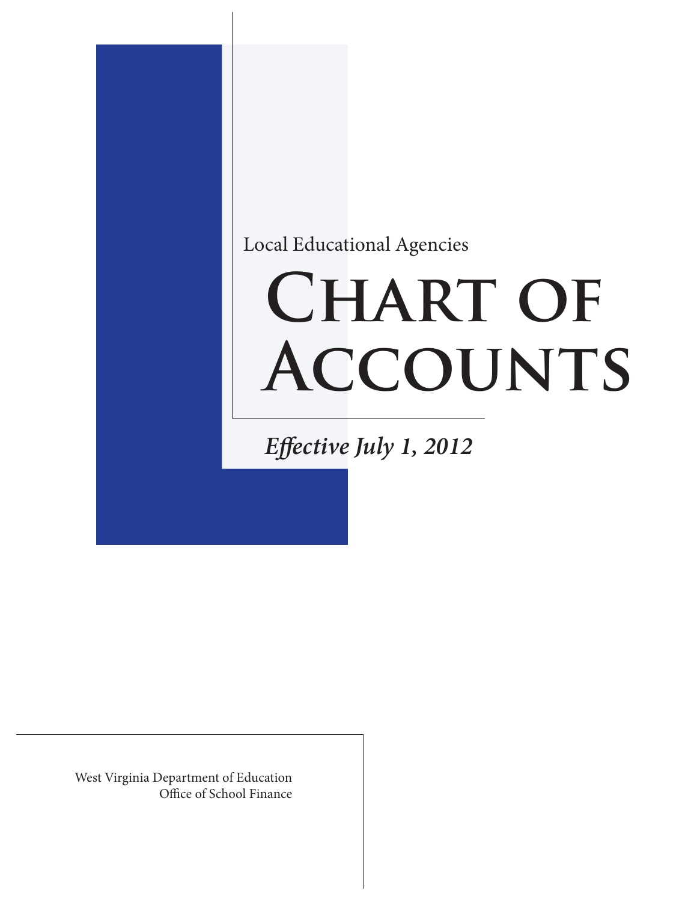Local Educational Agencies

# Chart of Accounts

***Effective July 1, 2012***

West Virginia Department of Education
Office of School Finance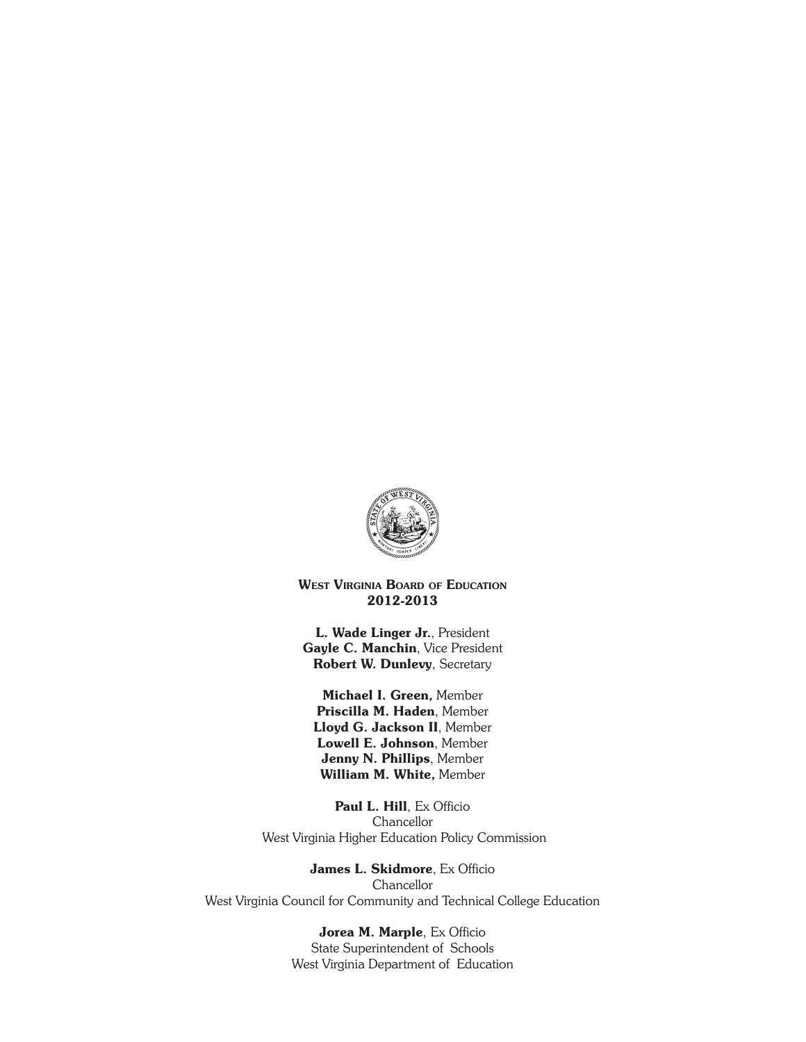**West Virginia Board of Education**
**2012-2013**

**L. Wade Linger Jr.**, President
**Gayle C. Manchin**, Vice President
**Robert W. Dunlevy**, Secretary

**Michael I. Green,** Member
**Priscilla M. Haden**, Member
**Lloyd G. Jackson II**, Member
**Lowell E. Johnson**, Member
**Jenny N. Phillips**, Member
**William M. White,** Member

**Paul L. Hill**, Ex Officio
Chancellor
West Virginia Higher Education Policy Commission

**James L. Skidmore**, Ex Officio
Chancellor
West Virginia Council for Community and Technical College Education

**Jorea M. Marple**, Ex Officio
State Superintendent of Schools
West Virginia Department of Education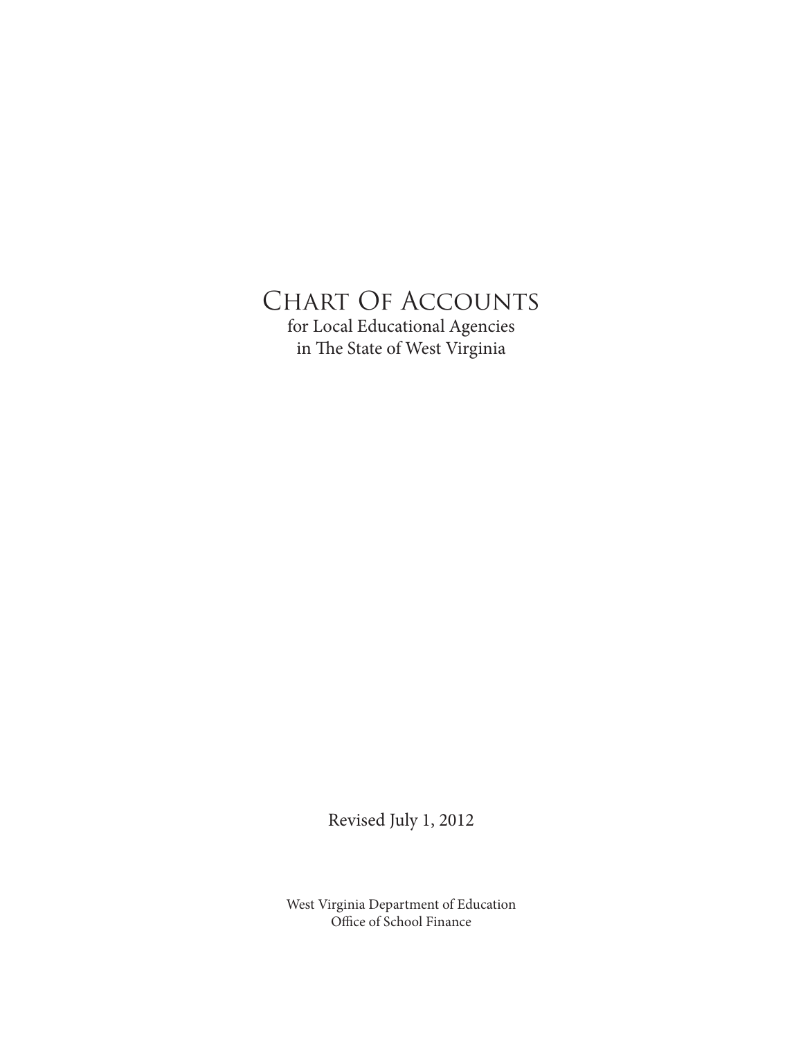# Chart Of Accounts

for Local Educational Agencies
in The State of West Virginia

Revised July 1, 2012

West Virginia Department of Education
Office of School Finance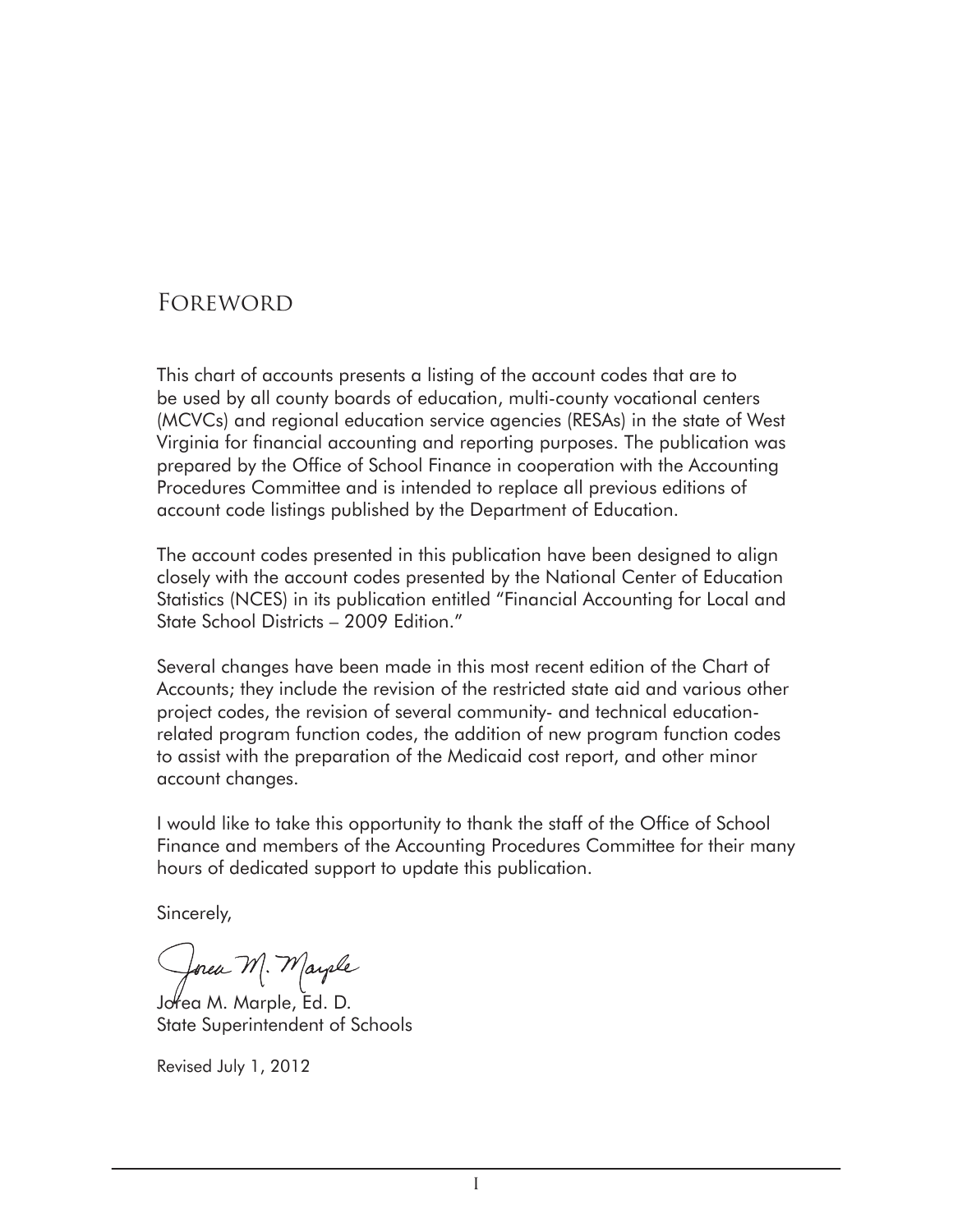# Foreword

This chart of accounts presents a listing of the account codes that are to be used by all county boards of education, multi-county vocational centers (MCVCs) and regional education service agencies (RESAs) in the state of West Virginia for financial accounting and reporting purposes. The publication was prepared by the Office of School Finance in cooperation with the Accounting Procedures Committee and is intended to replace all previous editions of account code listings published by the Department of Education.

The account codes presented in this publication have been designed to align closely with the account codes presented by the National Center of Education Statistics (NCES) in its publication entitled "Financial Accounting for Local and State School Districts – 2009 Edition."

Several changes have been made in this most recent edition of the Chart of Accounts; they include the revision of the restricted state aid and various other project codes, the revision of several community- and technical education-related program function codes, the addition of new program function codes to assist with the preparation of the Medicaid cost report, and other minor account changes.

I would like to take this opportunity to thank the staff of the Office of School Finance and members of the Accounting Procedures Committee for their many hours of dedicated support to update this publication.

Sincerely,

Jorea M. Marple, Ed. D.
State Superintendent of Schools

Revised July 1, 2012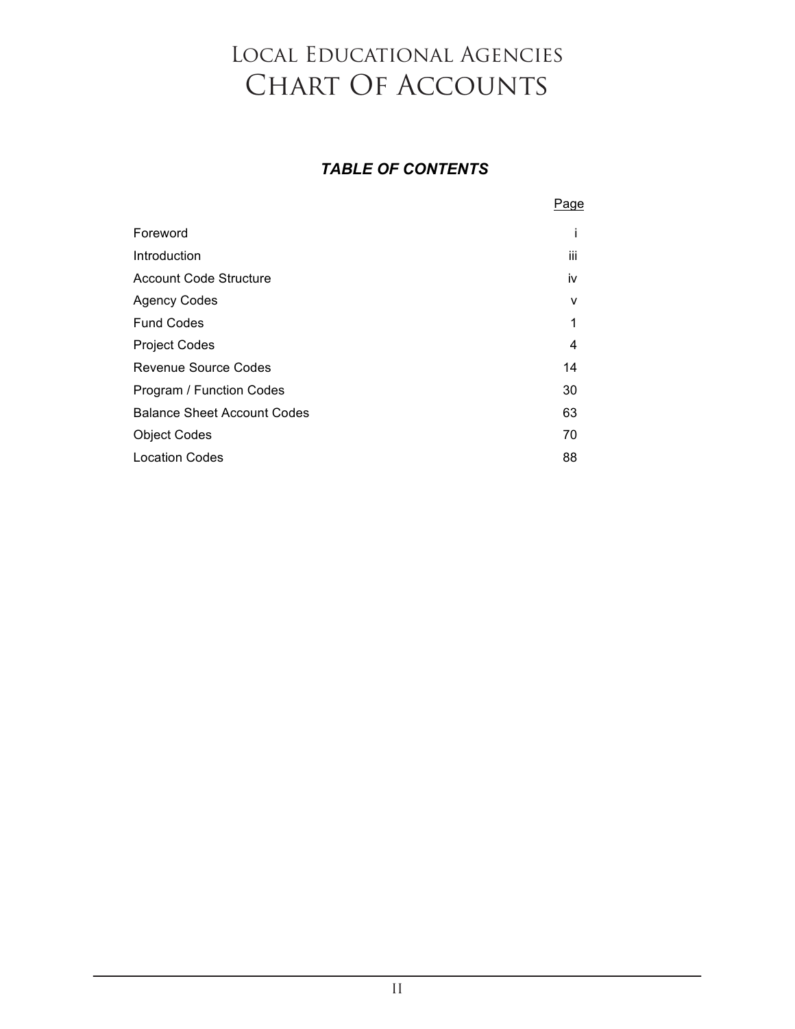# Local Educational Agencies
# Chart Of Accounts

## *TABLE OF CONTENTS*

| | Page |
|---|---|
| Foreword | i |
| Introduction | iii |
| Account Code Structure | iv |
| Agency Codes | v |
| Fund Codes | 1 |
| Project Codes | 4 |
| Revenue Source Codes | 14 |
| Program / Function Codes | 30 |
| Balance Sheet Account Codes | 63 |
| Object Codes | 70 |
| Location Codes | 88 |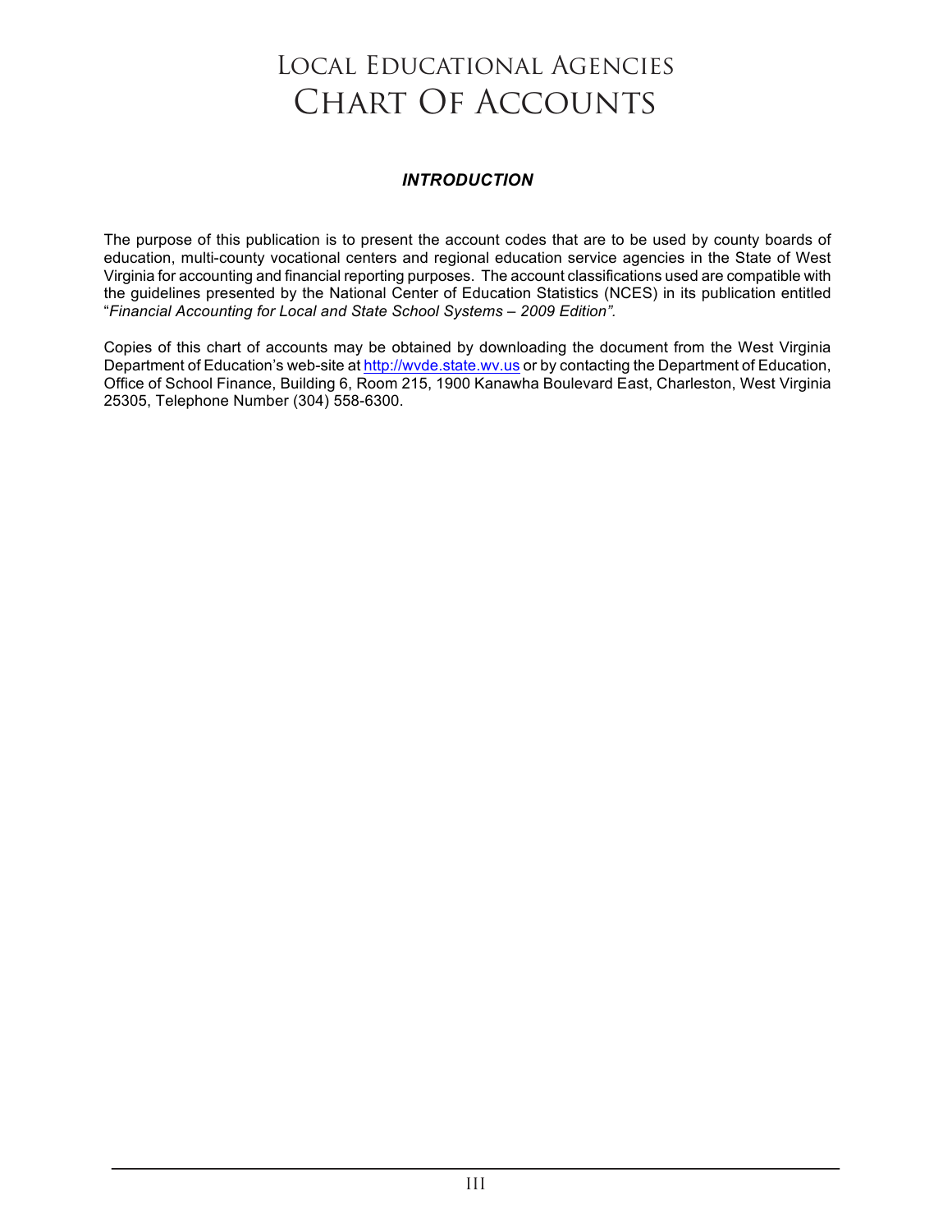# Local Educational Agencies
# Chart Of Accounts

### *INTRODUCTION*

The purpose of this publication is to present the account codes that are to be used by county boards of education, multi-county vocational centers and regional education service agencies in the State of West Virginia for accounting and financial reporting purposes. The account classifications used are compatible with the guidelines presented by the National Center of Education Statistics (NCES) in its publication entitled "*Financial Accounting for Local and State School Systems – 2009 Edition".*

Copies of this chart of accounts may be obtained by downloading the document from the West Virginia Department of Education's web-site at http://wvde.state.wv.us or by contacting the Department of Education, Office of School Finance, Building 6, Room 215, 1900 Kanawha Boulevard East, Charleston, West Virginia 25305, Telephone Number (304) 558-6300.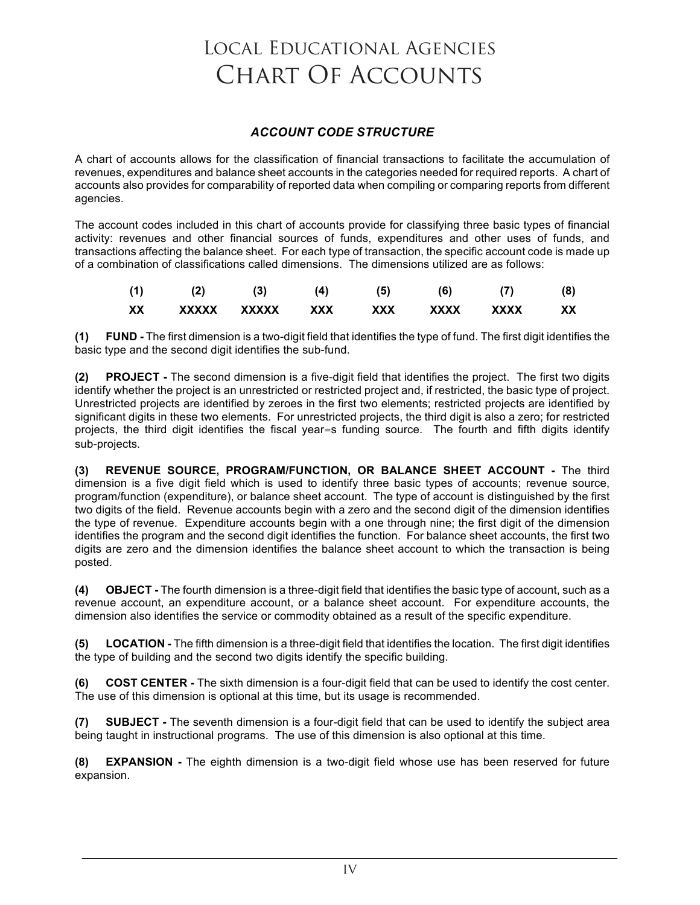# Local Educational Agencies
# Chart Of Accounts

### *ACCOUNT CODE STRUCTURE*

A chart of accounts allows for the classification of financial transactions to facilitate the accumulation of revenues, expenditures and balance sheet accounts in the categories needed for required reports. A chart of accounts also provides for comparability of reported data when compiling or comparing reports from different agencies.

The account codes included in this chart of accounts provide for classifying three basic types of financial activity: revenues and other financial sources of funds, expenditures and other uses of funds, and transactions affecting the balance sheet. For each type of transaction, the specific account code is made up of a combination of classifications called dimensions. The dimensions utilized are as follows:

| (1) | (2) | (3) | (4) | (5) | (6) | (7) | (8) |
|---|---|---|---|---|---|---|---|
| XX | XXXXX | XXXXX | XXX | XXX | XXXX | XXXX | XX |

**(1) FUND -** The first dimension is a two-digit field that identifies the type of fund. The first digit identifies the basic type and the second digit identifies the sub-fund.

**(2) PROJECT -** The second dimension is a five-digit field that identifies the project. The first two digits identify whether the project is an unrestricted or restricted project and, if restricted, the basic type of project. Unrestricted projects are identified by zeroes in the first two elements; restricted projects are identified by significant digits in these two elements. For unrestricted projects, the third digit is also a zero; for restricted projects, the third digit identifies the fiscal year=s funding source. The fourth and fifth digits identify sub-projects.

**(3) REVENUE SOURCE, PROGRAM/FUNCTION, OR BALANCE SHEET ACCOUNT -** The third dimension is a five digit field which is used to identify three basic types of accounts; revenue source, program/function (expenditure), or balance sheet account. The type of account is distinguished by the first two digits of the field. Revenue accounts begin with a zero and the second digit of the dimension identifies the type of revenue. Expenditure accounts begin with a one through nine; the first digit of the dimension identifies the program and the second digit identifies the function. For balance sheet accounts, the first two digits are zero and the dimension identifies the balance sheet account to which the transaction is being posted.

**(4) OBJECT -** The fourth dimension is a three-digit field that identifies the basic type of account, such as a revenue account, an expenditure account, or a balance sheet account. For expenditure accounts, the dimension also identifies the service or commodity obtained as a result of the specific expenditure.

**(5) LOCATION -** The fifth dimension is a three-digit field that identifies the location. The first digit identifies the type of building and the second two digits identify the specific building.

**(6) COST CENTER -** The sixth dimension is a four-digit field that can be used to identify the cost center. The use of this dimension is optional at this time, but its usage is recommended.

**(7) SUBJECT -** The seventh dimension is a four-digit field that can be used to identify the subject area being taught in instructional programs. The use of this dimension is also optional at this time.

**(8) EXPANSION -** The eighth dimension is a two-digit field whose use has been reserved for future expansion.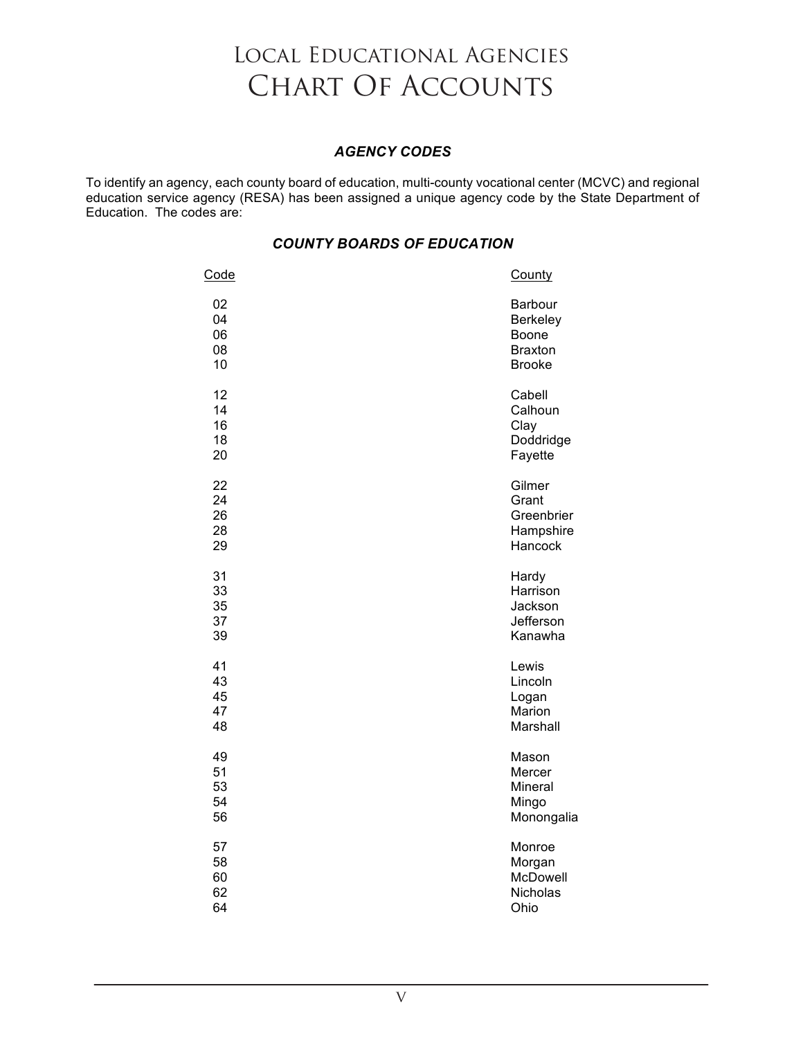# Local Educational Agencies
# Chart Of Accounts

### *AGENCY CODES*

To identify an agency, each county board of education, multi-county vocational center (MCVC) and regional education service agency (RESA) has been assigned a unique agency code by the State Department of Education. The codes are:

### *COUNTY BOARDS OF EDUCATION*

| Code | County |
|---|---|
| 02 | Barbour |
| 04 | Berkeley |
| 06 | Boone |
| 08 | Braxton |
| 10 | Brooke |
| 12 | Cabell |
| 14 | Calhoun |
| 16 | Clay |
| 18 | Doddridge |
| 20 | Fayette |
| 22 | Gilmer |
| 24 | Grant |
| 26 | Greenbrier |
| 28 | Hampshire |
| 29 | Hancock |
| 31 | Hardy |
| 33 | Harrison |
| 35 | Jackson |
| 37 | Jefferson |
| 39 | Kanawha |
| 41 | Lewis |
| 43 | Lincoln |
| 45 | Logan |
| 47 | Marion |
| 48 | Marshall |
| 49 | Mason |
| 51 | Mercer |
| 53 | Mineral |
| 54 | Mingo |
| 56 | Monongalia |
| 57 | Monroe |
| 58 | Morgan |
| 60 | McDowell |
| 62 | Nicholas |
| 64 | Ohio |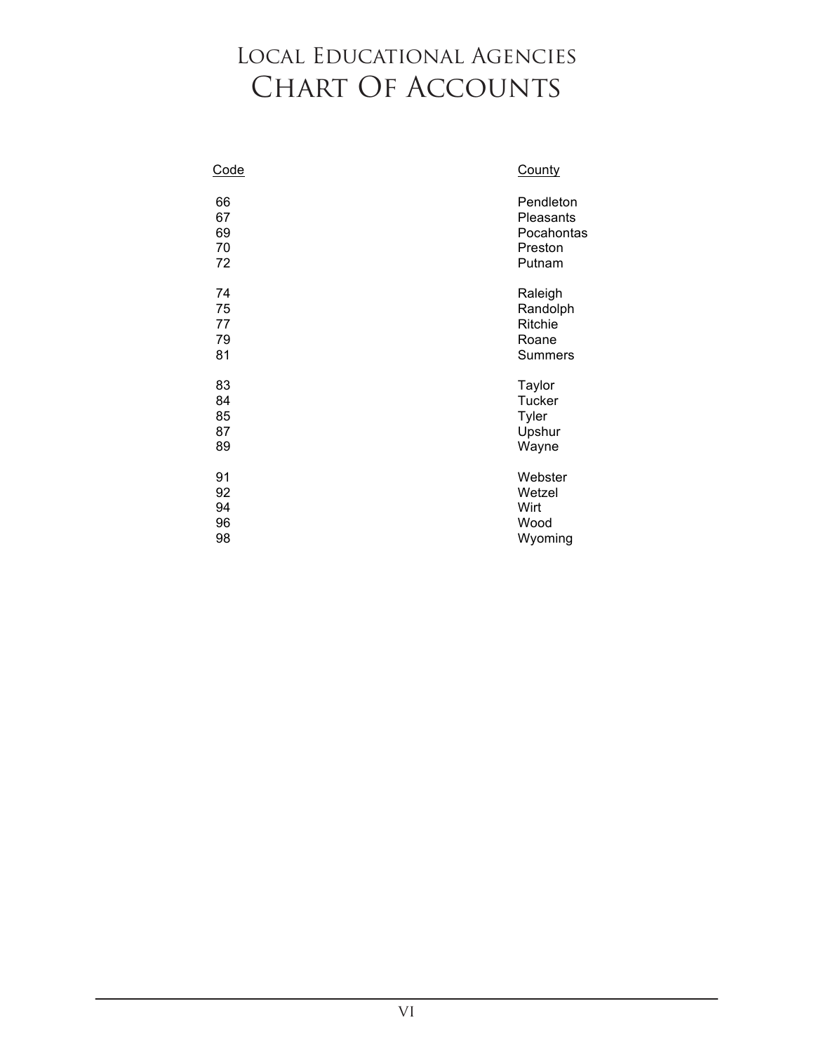# Local Educational Agencies
# Chart Of Accounts

| Code | County |
|---|---|
| 66 | Pendleton |
| 67 | Pleasants |
| 69 | Pocahontas |
| 70 | Preston |
| 72 | Putnam |
| 74 | Raleigh |
| 75 | Randolph |
| 77 | Ritchie |
| 79 | Roane |
| 81 | Summers |
| 83 | Taylor |
| 84 | Tucker |
| 85 | Tyler |
| 87 | Upshur |
| 89 | Wayne |
| 91 | Webster |
| 92 | Wetzel |
| 94 | Wirt |
| 96 | Wood |
| 98 | Wyoming |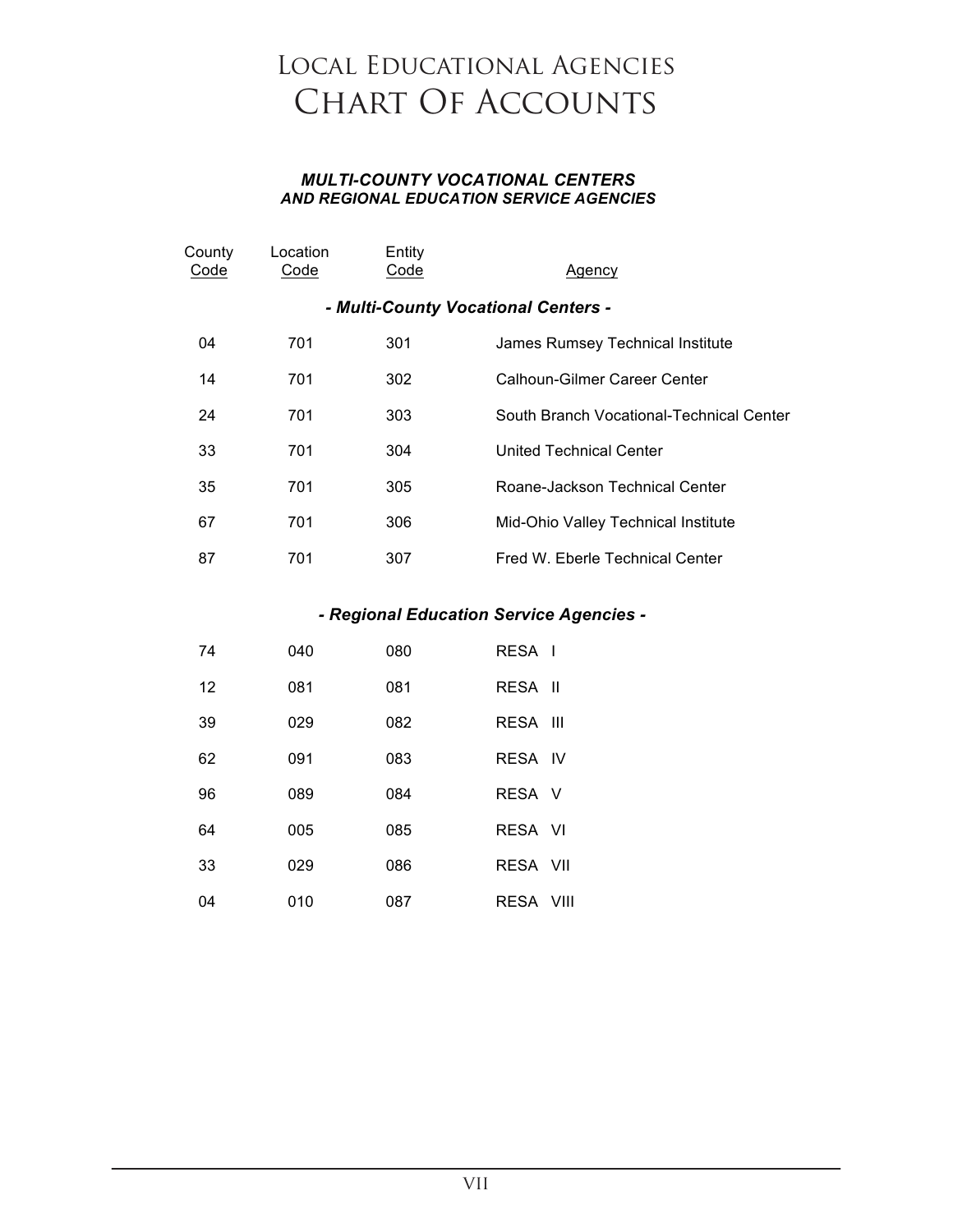# Local Educational Agencies
# Chart Of Accounts

### *MULTI-COUNTY VOCATIONAL CENTERS AND REGIONAL EDUCATION SERVICE AGENCIES*

| County Code | Location Code | Entity Code | Agency |
|---|---|---|---|
| | | | ***- Multi-County Vocational Centers -*** |
| 04 | 701 | 301 | James Rumsey Technical Institute |
| 14 | 701 | 302 | Calhoun-Gilmer Career Center |
| 24 | 701 | 303 | South Branch Vocational-Technical Center |
| 33 | 701 | 304 | United Technical Center |
| 35 | 701 | 305 | Roane-Jackson Technical Center |
| 67 | 701 | 306 | Mid-Ohio Valley Technical Institute |
| 87 | 701 | 307 | Fred W. Eberle Technical Center |
| | | | ***- Regional Education Service Agencies -*** |
| 74 | 040 | 080 | RESA I |
| 12 | 081 | 081 | RESA II |
| 39 | 029 | 082 | RESA III |
| 62 | 091 | 083 | RESA IV |
| 96 | 089 | 084 | RESA V |
| 64 | 005 | 085 | RESA VI |
| 33 | 029 | 086 | RESA VII |
| 04 | 010 | 087 | RESA VIII |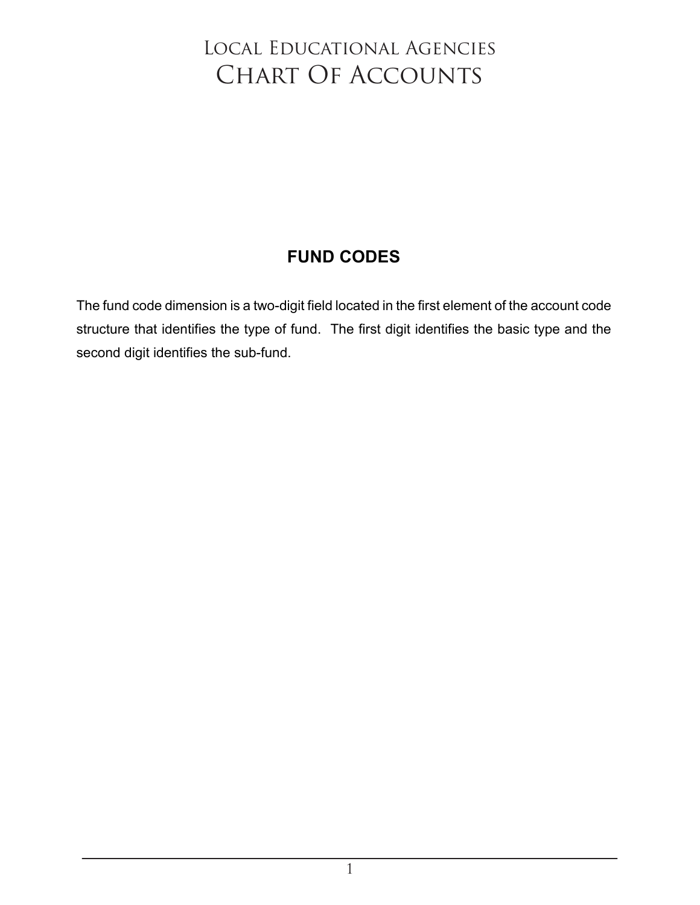## FUND CODES

The fund code dimension is a two-digit field located in the first element of the account code structure that identifies the type of fund. The first digit identifies the basic type and the second digit identifies the sub-fund.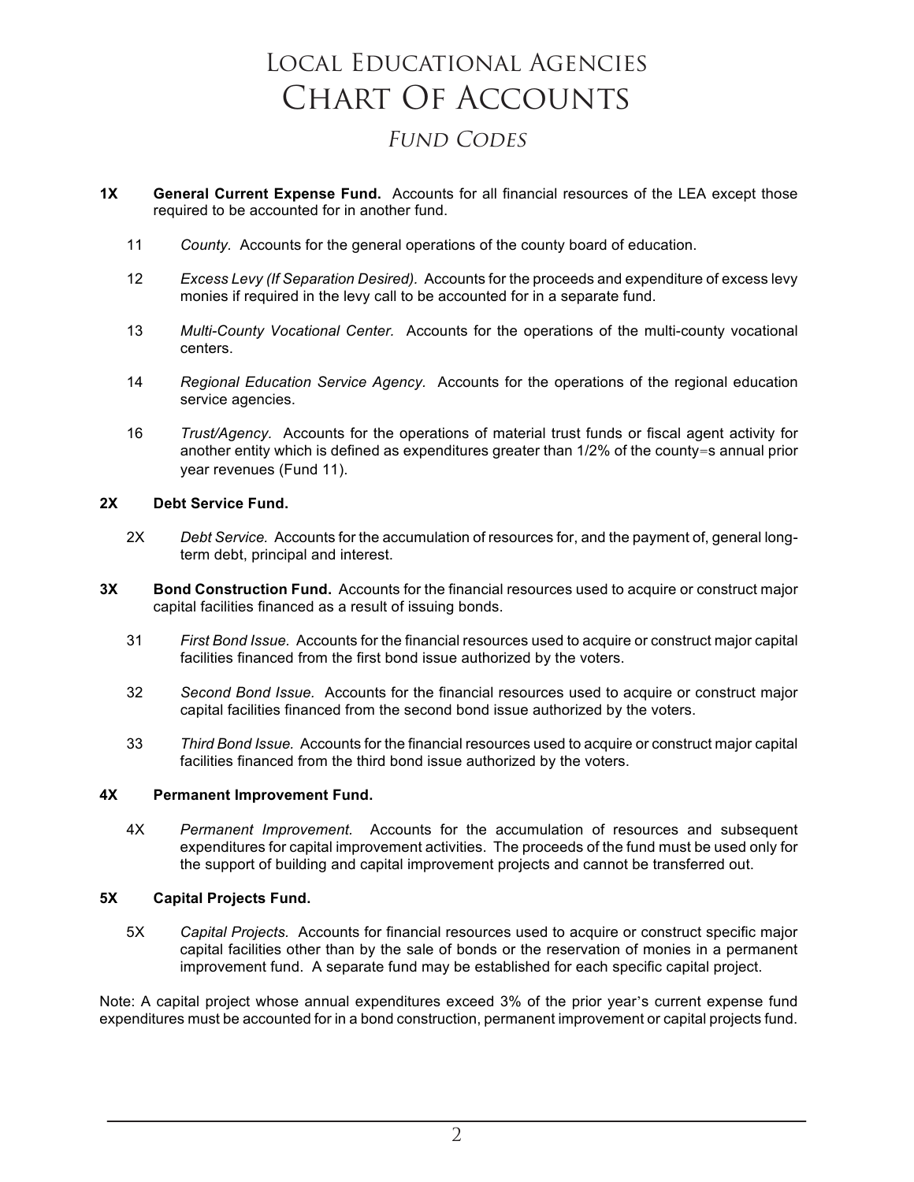# Local Educational Agencies
# Chart Of Accounts
## *Fund Codes*

**1X General Current Expense Fund.** Accounts for all financial resources of the LEA except those required to be accounted for in another fund.

- 11 *County.* Accounts for the general operations of the county board of education.
- 12 *Excess Levy (If Separation Desired).* Accounts for the proceeds and expenditure of excess levy monies if required in the levy call to be accounted for in a separate fund.
- 13 *Multi-County Vocational Center.* Accounts for the operations of the multi-county vocational centers.
- 14 *Regional Education Service Agency.* Accounts for the operations of the regional education service agencies.
- 16 *Trust/Agency.* Accounts for the operations of material trust funds or fiscal agent activity for another entity which is defined as expenditures greater than 1/2% of the county=s annual prior year revenues (Fund 11).

**2X Debt Service Fund.**

- 2X *Debt Service.* Accounts for the accumulation of resources for, and the payment of, general long-term debt, principal and interest.

**3X Bond Construction Fund.** Accounts for the financial resources used to acquire or construct major capital facilities financed as a result of issuing bonds.

- 31 *First Bond Issue.* Accounts for the financial resources used to acquire or construct major capital facilities financed from the first bond issue authorized by the voters.
- 32 *Second Bond Issue.* Accounts for the financial resources used to acquire or construct major capital facilities financed from the second bond issue authorized by the voters.
- 33 *Third Bond Issue.* Accounts for the financial resources used to acquire or construct major capital facilities financed from the third bond issue authorized by the voters.

**4X Permanent Improvement Fund.**

- 4X *Permanent Improvement.* Accounts for the accumulation of resources and subsequent expenditures for capital improvement activities. The proceeds of the fund must be used only for the support of building and capital improvement projects and cannot be transferred out.

**5X Capital Projects Fund.**

- 5X *Capital Projects.* Accounts for financial resources used to acquire or construct specific major capital facilities other than by the sale of bonds or the reservation of monies in a permanent improvement fund. A separate fund may be established for each specific capital project.

Note: A capital project whose annual expenditures exceed 3% of the prior year's current expense fund expenditures must be accounted for in a bond construction, permanent improvement or capital projects fund.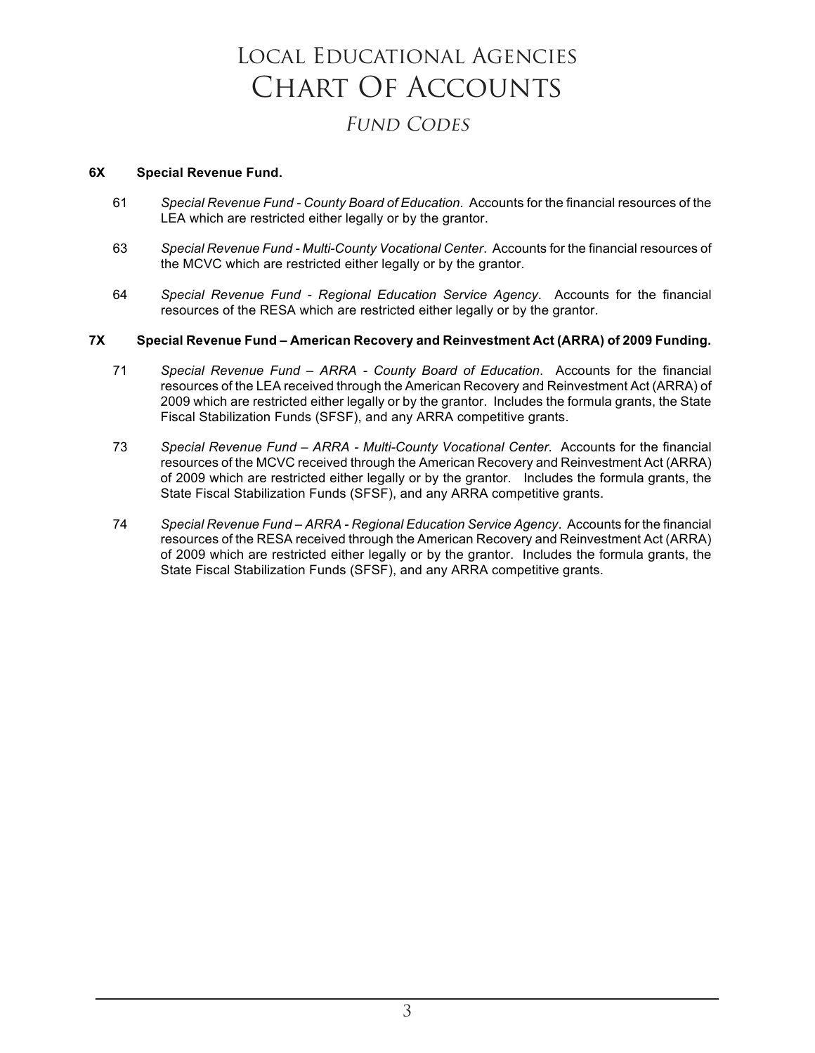# Local Educational Agencies
# Chart Of Accounts
## *Fund Codes*

**6X Special Revenue Fund.**

61 *Special Revenue Fund - County Board of Education*. Accounts for the financial resources of the LEA which are restricted either legally or by the grantor.

63 *Special Revenue Fund - Multi-County Vocational Center*. Accounts for the financial resources of the MCVC which are restricted either legally or by the grantor.

64 *Special Revenue Fund - Regional Education Service Agency*. Accounts for the financial resources of the RESA which are restricted either legally or by the grantor.

**7X Special Revenue Fund – American Recovery and Reinvestment Act (ARRA) of 2009 Funding.**

71 *Special Revenue Fund – ARRA - County Board of Education*. Accounts for the financial resources of the LEA received through the American Recovery and Reinvestment Act (ARRA) of 2009 which are restricted either legally or by the grantor. Includes the formula grants, the State Fiscal Stabilization Funds (SFSF), and any ARRA competitive grants.

73 *Special Revenue Fund – ARRA - Multi-County Vocational Center*. Accounts for the financial resources of the MCVC received through the American Recovery and Reinvestment Act (ARRA) of 2009 which are restricted either legally or by the grantor. Includes the formula grants, the State Fiscal Stabilization Funds (SFSF), and any ARRA competitive grants.

74 *Special Revenue Fund – ARRA - Regional Education Service Agency*. Accounts for the financial resources of the RESA received through the American Recovery and Reinvestment Act (ARRA) of 2009 which are restricted either legally or by the grantor. Includes the formula grants, the State Fiscal Stabilization Funds (SFSF), and any ARRA competitive grants.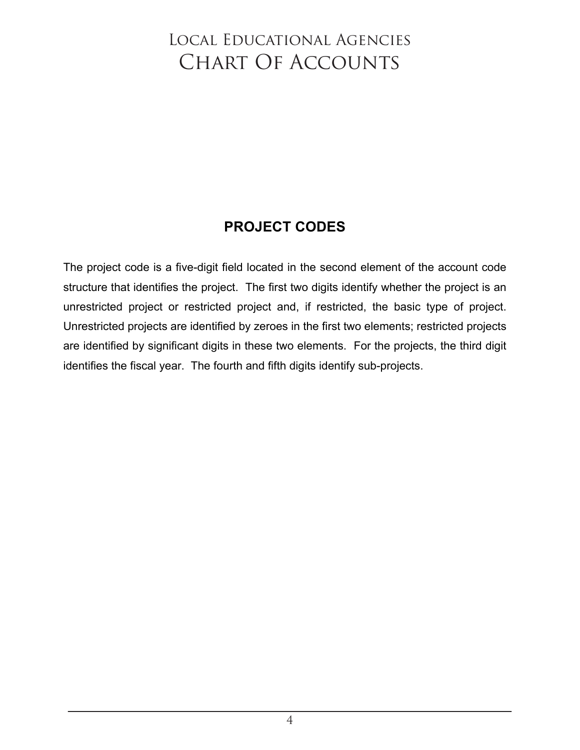## PROJECT CODES

The project code is a five-digit field located in the second element of the account code structure that identifies the project. The first two digits identify whether the project is an unrestricted project or restricted project and, if restricted, the basic type of project. Unrestricted projects are identified by zeroes in the first two elements; restricted projects are identified by significant digits in these two elements. For the projects, the third digit identifies the fiscal year. The fourth and fifth digits identify sub-projects.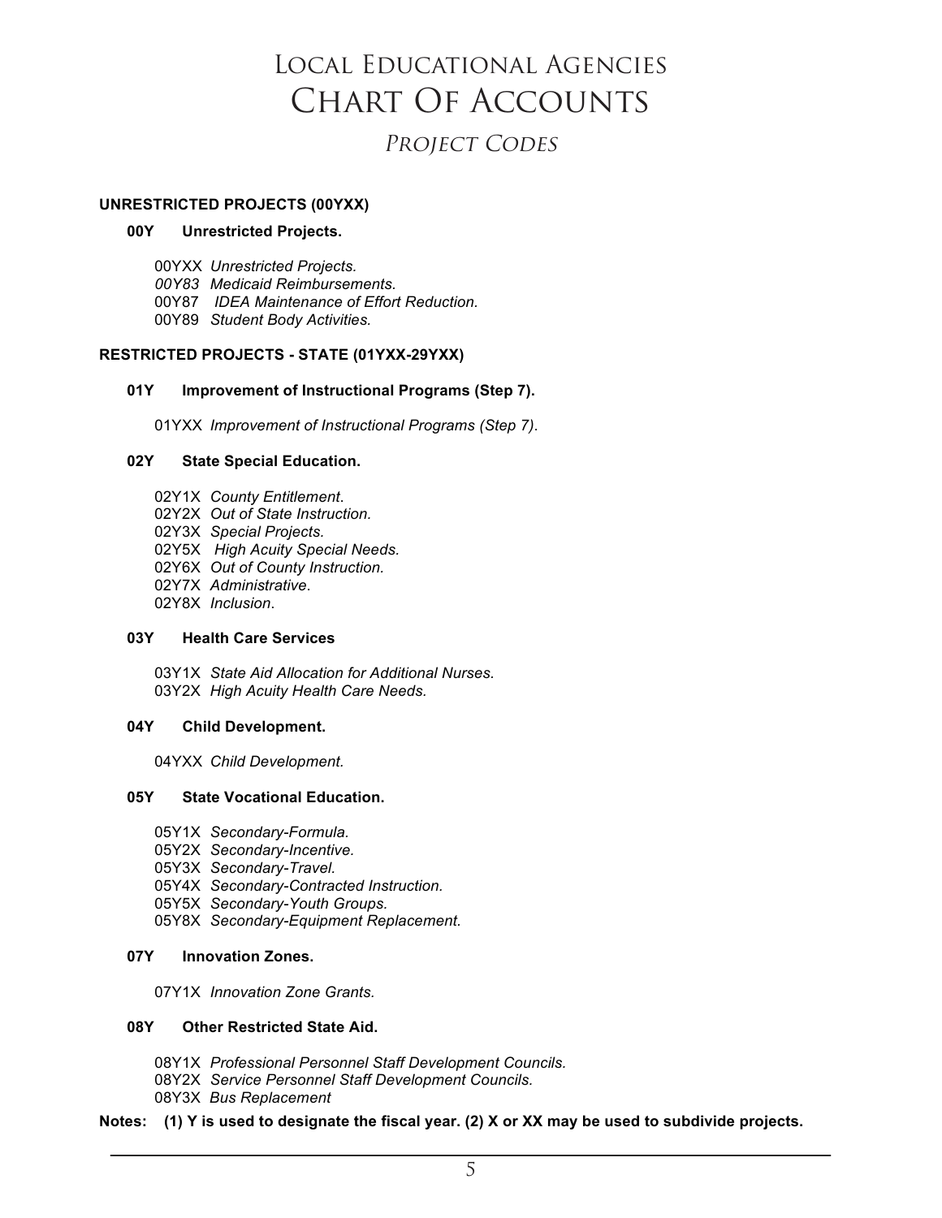# Local Educational Agencies
# Chart Of Accounts

## *Project Codes*

**UNRESTRICTED PROJECTS (00YXX)**

**00Y Unrestricted Projects.**

00YXX *Unrestricted Projects.*
*00Y83 Medicaid Reimbursements.*
00Y87 *IDEA Maintenance of Effort Reduction.*
00Y89 *Student Body Activities.*

**RESTRICTED PROJECTS - STATE (01YXX-29YXX)**

**01Y Improvement of Instructional Programs (Step 7).**

01YXX *Improvement of Instructional Programs (Step 7).*

**02Y State Special Education.**

02Y1X *County Entitlement.*
02Y2X *Out of State Instruction.*
02Y3X *Special Projects.*
02Y5X *High Acuity Special Needs.*
02Y6X *Out of County Instruction.*
02Y7X *Administrative.*
02Y8X *Inclusion.*

**03Y Health Care Services**

03Y1X *State Aid Allocation for Additional Nurses.*
03Y2X *High Acuity Health Care Needs.*

**04Y Child Development.**

04YXX *Child Development.*

**05Y State Vocational Education.**

05Y1X *Secondary-Formula.*
05Y2X *Secondary-Incentive.*
05Y3X *Secondary-Travel.*
05Y4X *Secondary-Contracted Instruction.*
05Y5X *Secondary-Youth Groups.*
05Y8X *Secondary-Equipment Replacement.*

**07Y Innovation Zones.**

07Y1X *Innovation Zone Grants.*

**08Y Other Restricted State Aid.**

08Y1X *Professional Personnel Staff Development Councils.*
08Y2X *Service Personnel Staff Development Councils.*
08Y3X *Bus Replacement*

**Notes: (1) Y is used to designate the fiscal year. (2) X or XX may be used to subdivide projects.**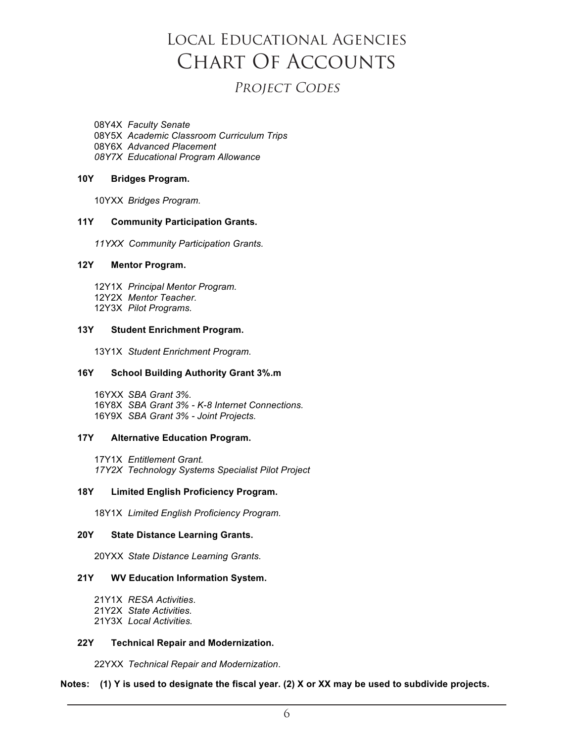# Local Educational Agencies Chart Of Accounts

## *Project Codes*

08Y4X *Faculty Senate*
08Y5X *Academic Classroom Curriculum Trips*
08Y6X *Advanced Placement*
*08Y7X Educational Program Allowance*

**10Y Bridges Program.**

10YXX *Bridges Program.*

**11Y Community Participation Grants.**

*11YXX Community Participation Grants.*

**12Y Mentor Program.**

12Y1X *Principal Mentor Program.*
12Y2X *Mentor Teacher.*
12Y3X *Pilot Programs.*

**13Y Student Enrichment Program.**

13Y1X *Student Enrichment Program.*

**16Y School Building Authority Grant 3%.m**

16YXX *SBA Grant 3%.*
16Y8X *SBA Grant 3% - K-8 Internet Connections.*
16Y9X *SBA Grant 3% - Joint Projects.*

**17Y Alternative Education Program.**

17Y1X *Entitlement Grant.*
*17Y2X Technology Systems Specialist Pilot Project*

**18Y Limited English Proficiency Program.**

18Y1X *Limited English Proficiency Program.*

**20Y State Distance Learning Grants.**

20YXX *State Distance Learning Grants.*

**21Y WV Education Information System.**

21Y1X *RESA Activities*.
21Y2X *State Activities.*
21Y3X *Local Activities.*

**22Y Technical Repair and Modernization.**

22YXX *Technical Repair and Modernization*.

**Notes: (1) Y is used to designate the fiscal year. (2) X or XX may be used to subdivide projects.**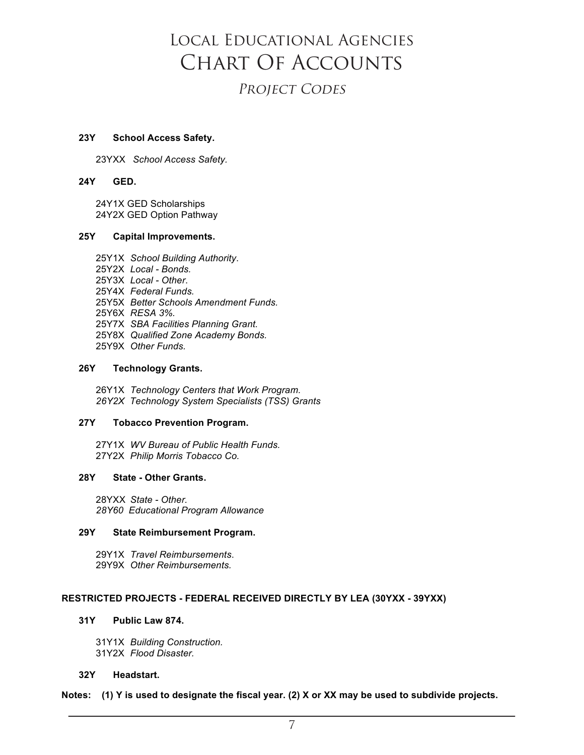# Local Educational Agencies
# Chart Of Accounts
## *Project Codes*

**23Y School Access Safety.**

23YXX *School Access Safety.*

**24Y GED.**

24Y1X GED Scholarships
24Y2X GED Option Pathway

**25Y Capital Improvements.**

25Y1X *School Building Authority*.
25Y2X *Local - Bonds.*
25Y3X *Local - Other*.
25Y4X *Federal Funds.*
25Y5X *Better Schools Amendment Funds.*
25Y6X *RESA 3%.*
25Y7X *SBA Facilities Planning Grant.*
25Y8X *Qualified Zone Academy Bonds.*
25Y9X *Other Funds.*

**26Y Technology Grants.**

26Y1X *Technology Centers that Work Program.*
*26Y2X Technology System Specialists (TSS) Grants*

**27Y Tobacco Prevention Program.**

27Y1X *WV Bureau of Public Health Funds.*
27Y2X *Philip Morris Tobacco Co.*

**28Y State - Other Grants.**

28YXX *State - Other.*
*28Y60 Educational Program Allowance*

**29Y State Reimbursement Program.**

29Y1X *Travel Reimbursements*.
29Y9X *Other Reimbursements.*

**RESTRICTED PROJECTS - FEDERAL RECEIVED DIRECTLY BY LEA (30YXX - 39YXX)**

**31Y Public Law 874.**

31Y1X *Building Construction.*
31Y2X *Flood Disaster.*

**32Y Headstart.**

**Notes: (1) Y is used to designate the fiscal year. (2) X or XX may be used to subdivide projects.**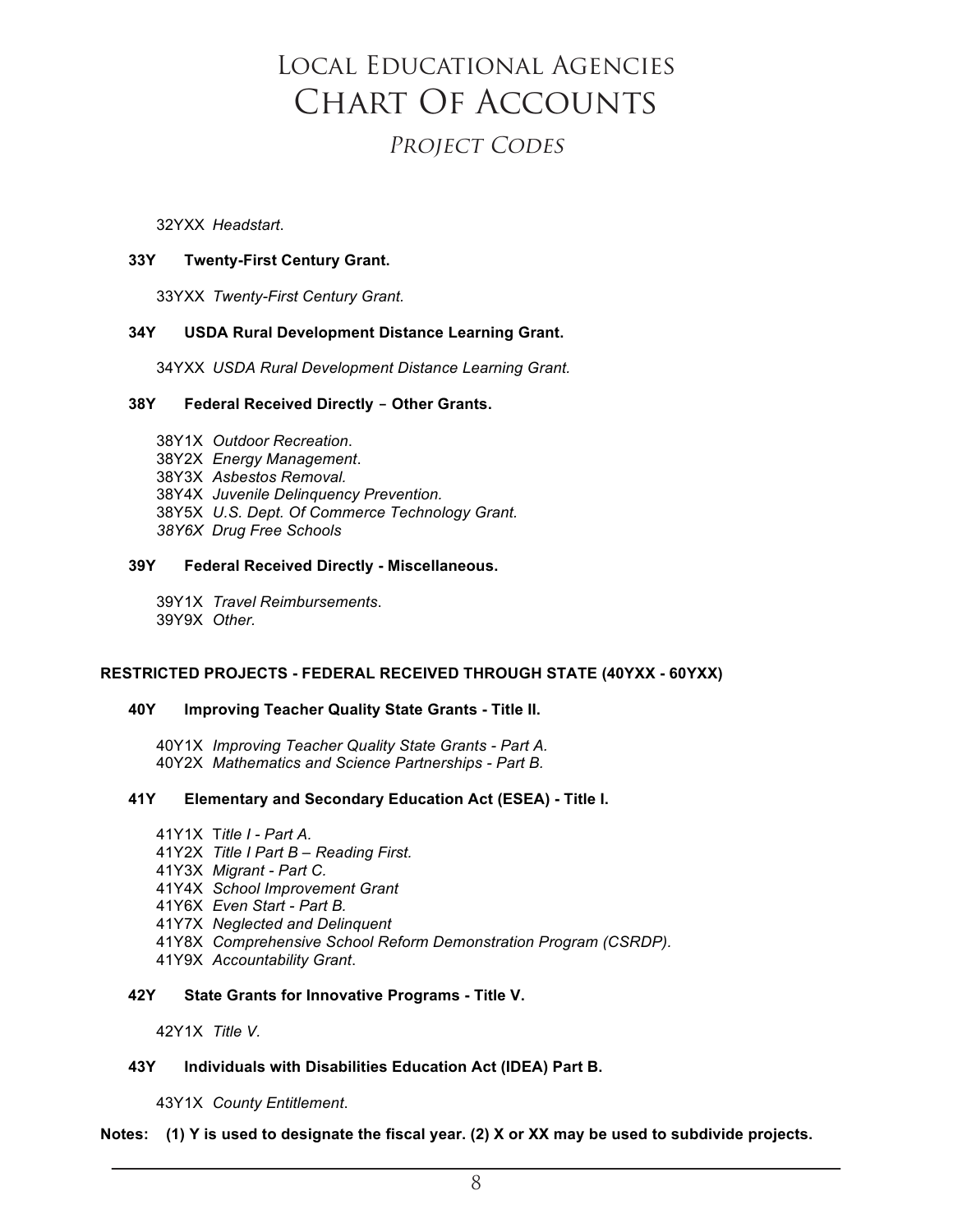# Local Educational Agencies Chart Of Accounts

## *Project Codes*

32YXX *Headstart*.

**33Y Twenty-First Century Grant.**

33YXX *Twenty-First Century Grant.*

**34Y USDA Rural Development Distance Learning Grant.**

34YXX *USDA Rural Development Distance Learning Grant.*

**38Y Federal Received Directly – Other Grants.**

38Y1X *Outdoor Recreation*.
38Y2X *Energy Management*.
38Y3X *Asbestos Removal.*
38Y4X *Juvenile Delinquency Prevention.*
38Y5X *U.S. Dept. Of Commerce Technology Grant.*
*38Y6X Drug Free Schools*

**39Y Federal Received Directly - Miscellaneous.**

39Y1X *Travel Reimbursements*.
39Y9X *Other.*

**RESTRICTED PROJECTS - FEDERAL RECEIVED THROUGH STATE (40YXX - 60YXX)**

**40Y Improving Teacher Quality State Grants - Title II.**

40Y1X *Improving Teacher Quality State Grants - Part A.*
40Y2X *Mathematics and Science Partnerships - Part B.*

**41Y Elementary and Secondary Education Act (ESEA) - Title I.**

41Y1X T*itle I - Part A.*
41Y2X *Title I Part B – Reading First.*
41Y3X *Migrant - Part C.*
41Y4X *School Improvement Grant*
41Y6X *Even Start - Part B.*
41Y7X *Neglected and Delinquent*
41Y8X *Comprehensive School Reform Demonstration Program (CSRDP).*
41Y9X *Accountability Grant*.

**42Y State Grants for Innovative Programs - Title V.**

42Y1X *Title V.*

**43Y Individuals with Disabilities Education Act (IDEA) Part B.**

43Y1X *County Entitlement*.

**Notes: (1) Y is used to designate the fiscal year. (2) X or XX may be used to subdivide projects.**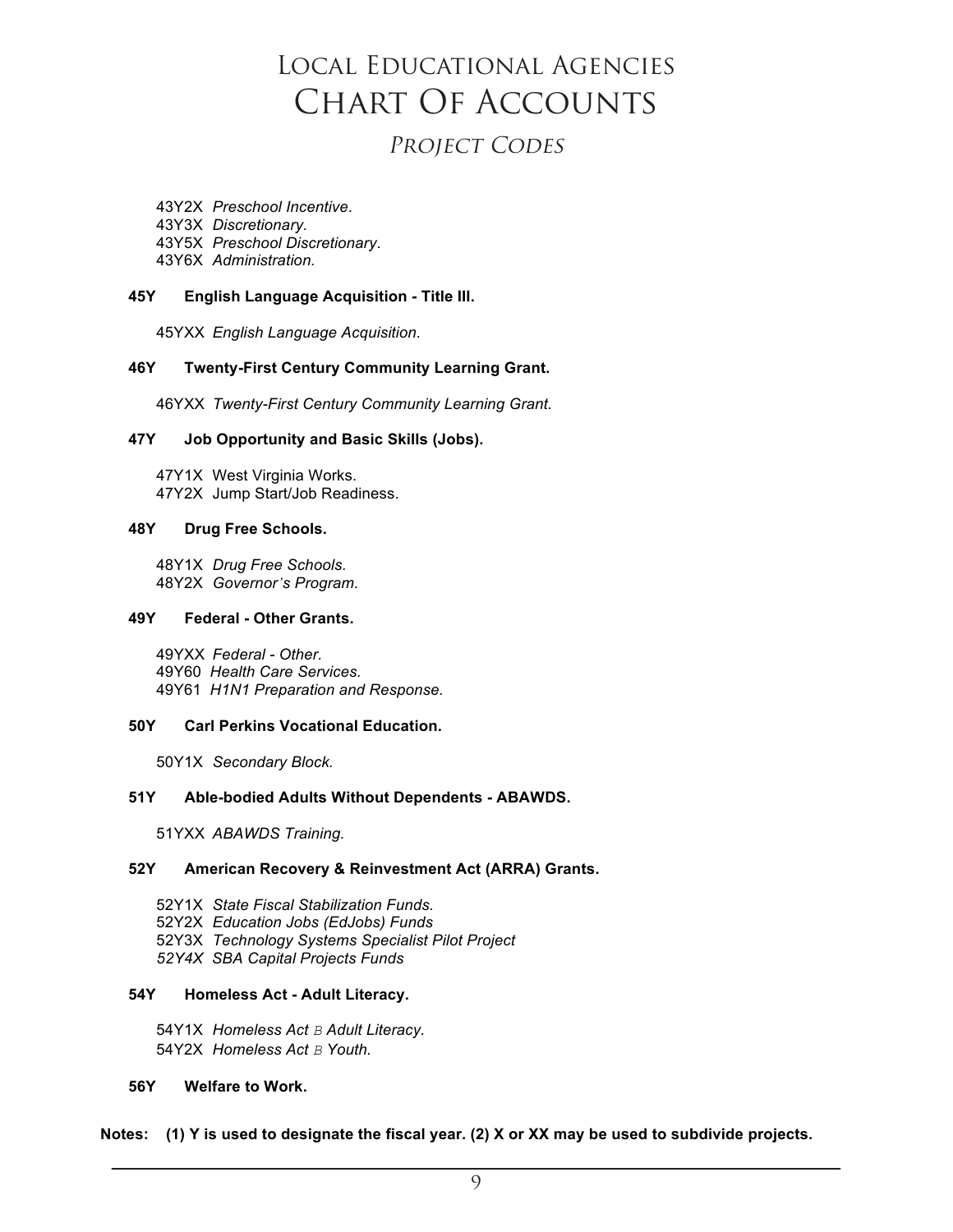# Local Educational Agencies
# Chart Of Accounts
## *Project Codes*

43Y2X *Preschool Incentive*.
43Y3X *Discretionary.*
43Y5X *Preschool Discretionary*.
43Y6X *Administration.*

**45Y English Language Acquisition - Title III.**

45YXX *English Language Acquisition.*

**46Y Twenty-First Century Community Learning Grant.**

46YXX *Twenty-First Century Community Learning Grant.*

**47Y Job Opportunity and Basic Skills (Jobs).**

47Y1X West Virginia Works.
47Y2X Jump Start/Job Readiness.

**48Y Drug Free Schools.**

48Y1X *Drug Free Schools.*
48Y2X *Governor's Program.*

**49Y Federal - Other Grants.**

49YXX *Federal - Other.*
49Y60 *Health Care Services.*
49Y61 *H1N1 Preparation and Response.*

**50Y Carl Perkins Vocational Education.**

50Y1X *Secondary Block.*

**51Y Able-bodied Adults Without Dependents - ABAWDS.**

51YXX *ABAWDS Training.*

**52Y American Recovery & Reinvestment Act (ARRA) Grants.**

52Y1X *State Fiscal Stabilization Funds.*
52Y2X *Education Jobs (EdJobs) Funds*
52Y3X *Technology Systems Specialist Pilot Project*
*52Y4X SBA Capital Projects Funds*

**54Y Homeless Act - Adult Literacy.**

54Y1X *Homeless Act B Adult Literacy.*
54Y2X *Homeless Act B Youth.*

**56Y Welfare to Work.**

**Notes: (1) Y is used to designate the fiscal year. (2) X or XX may be used to subdivide projects.**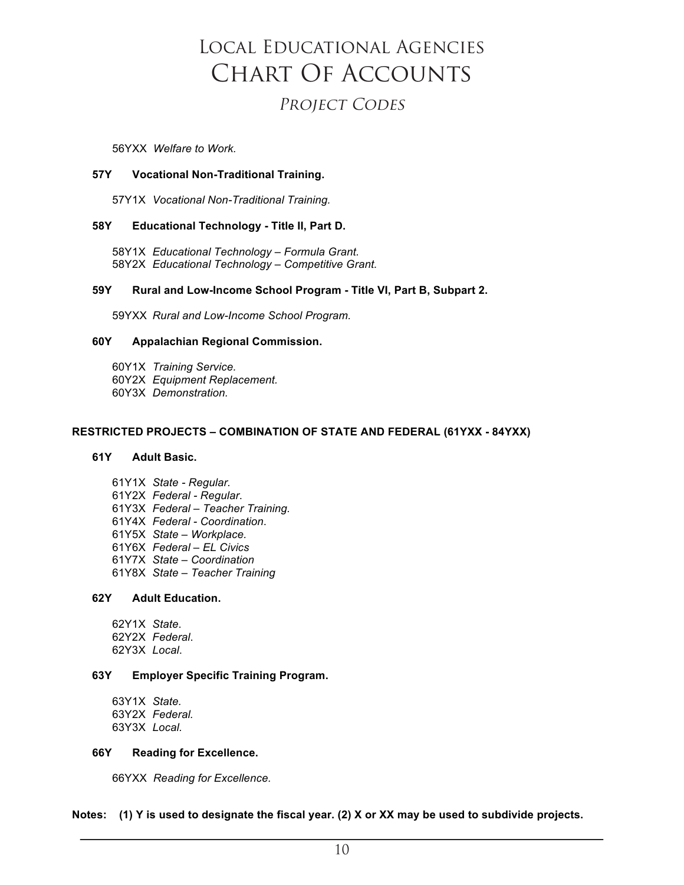56YXX *Welfare to Work.*

**57Y Vocational Non-Traditional Training.**

57Y1X *Vocational Non-Traditional Training.*

**58Y Educational Technology - Title II, Part D.**

58Y1X *Educational Technology – Formula Grant.*
58Y2X *Educational Technology – Competitive Grant.*

**59Y Rural and Low-Income School Program - Title VI, Part B, Subpart 2.**

59YXX *Rural and Low-Income School Program.*

**60Y Appalachian Regional Commission.**

60Y1X *Training Service.*
60Y2X *Equipment Replacement.*
60Y3X *Demonstration.*

**RESTRICTED PROJECTS – COMBINATION OF STATE AND FEDERAL (61YXX - 84YXX)**

**61Y Adult Basic.**

61Y1X *State - Regular.*
61Y2X *Federal - Regular.*
61Y3X *Federal – Teacher Training.*
61Y4X *Federal - Coordination.*
61Y5X *State – Workplace.*
61Y6X *Federal – EL Civics*
61Y7X *State – Coordination*
61Y8X *State – Teacher Training*

**62Y Adult Education.**

62Y1X *State.*
62Y2X *Federal.*
62Y3X *Local.*

**63Y Employer Specific Training Program.**

63Y1X *State.*
63Y2X *Federal.*
63Y3X *Local.*

**66Y Reading for Excellence.**

66YXX *Reading for Excellence.*

**Notes: (1) Y is used to designate the fiscal year. (2) X or XX may be used to subdivide projects.**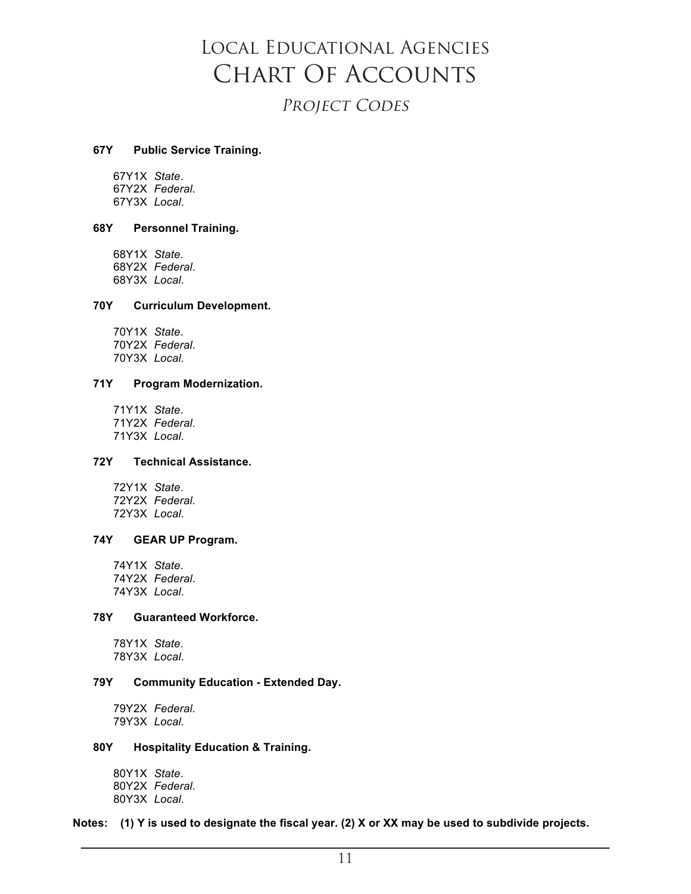# Local Educational Agencies Chart Of Accounts

## *Project Codes*

**67Y Public Service Training.**

67Y1X *State*.
67Y2X *Federal*.
67Y3X *Local*.

**68Y Personnel Training.**

68Y1X *State*.
68Y2X *Federal*.
68Y3X *Local*.

**70Y Curriculum Development.**

70Y1X *State*.
70Y2X *Federal*.
70Y3X *Local*.

**71Y Program Modernization.**

71Y1X *State*.
71Y2X *Federal*.
71Y3X *Local*.

**72Y Technical Assistance.**

72Y1X *State*.
72Y2X *Federal*.
72Y3X *Local*.

**74Y GEAR UP Program.**

74Y1X *State*.
74Y2X *Federal*.
74Y3X *Local*.

**78Y Guaranteed Workforce.**

78Y1X *State*.
78Y3X *Local*.

**79Y Community Education - Extended Day.**

79Y2X *Federal*.
79Y3X *Local*.

**80Y Hospitality Education & Training.**

80Y1X *State*.
80Y2X *Federal*.
80Y3X *Local*.

**Notes: (1) Y is used to designate the fiscal year. (2) X or XX may be used to subdivide projects.**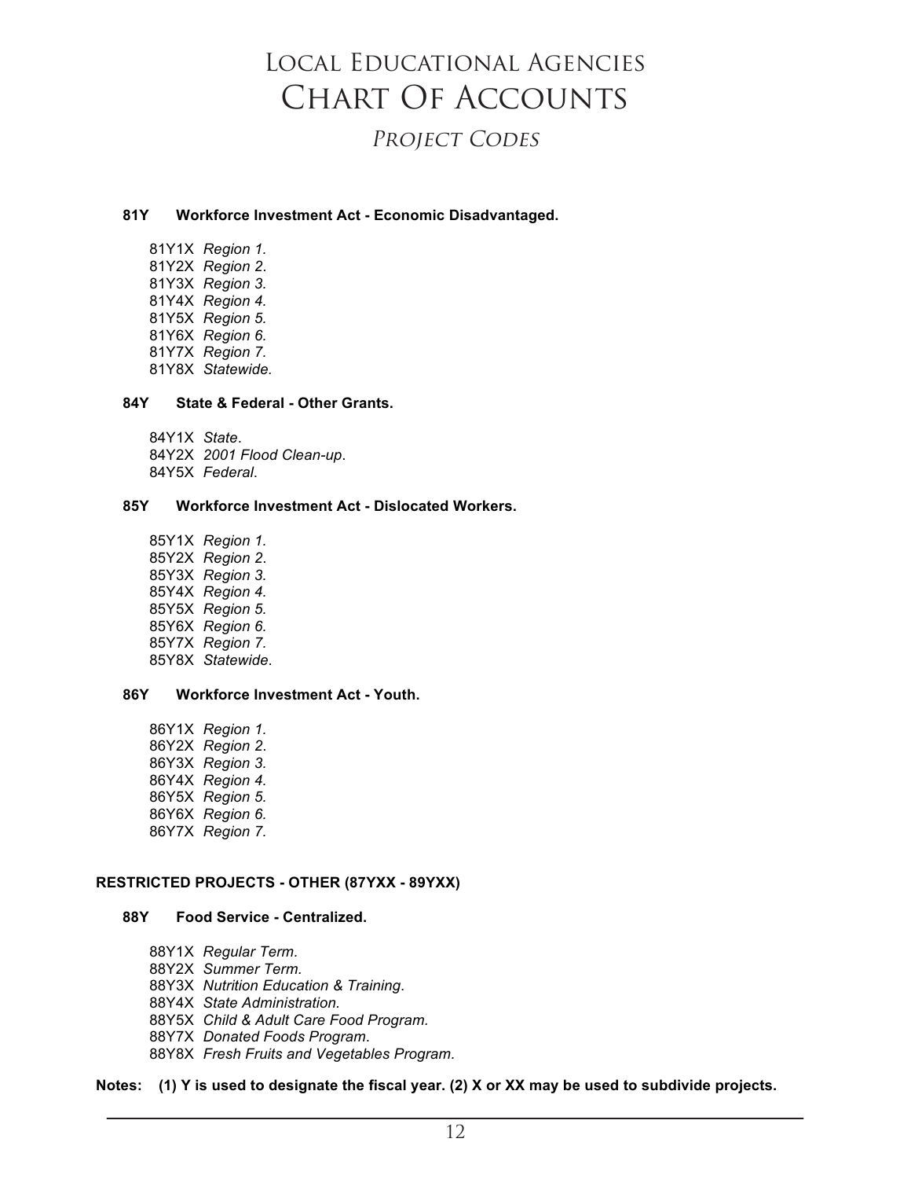# Local Educational Agencies
# Chart Of Accounts
## *Project Codes*

**81Y Workforce Investment Act - Economic Disadvantaged.**

81Y1X *Region 1.*
81Y2X *Region 2*.
81Y3X *Region 3.*
81Y4X *Region 4.*
81Y5X *Region 5.*
81Y6X *Region 6.*
81Y7X *Region 7.*
81Y8X *Statewide.*

**84Y State & Federal - Other Grants.**

84Y1X *State*.
84Y2X *2001 Flood Clean-up*.
84Y5X *Federal*.

**85Y Workforce Investment Act - Dislocated Workers.**

85Y1X *Region 1.*
85Y2X *Region 2*.
85Y3X *Region 3.*
85Y4X *Region 4.*
85Y5X *Region 5.*
85Y6X *Region 6.*
85Y7X *Region 7.*
85Y8X *Statewide*.

**86Y Workforce Investment Act - Youth.**

86Y1X *Region 1.*
86Y2X *Region 2*.
86Y3X *Region 3.*
86Y4X *Region 4.*
86Y5X *Region 5.*
86Y6X *Region 6.*
86Y7X *Region 7.*

**RESTRICTED PROJECTS - OTHER (87YXX - 89YXX)**

**88Y Food Service - Centralized.**

88Y1X *Regular Term.*
88Y2X *Summer Term.*
88Y3X *Nutrition Education & Training*.
88Y4X *State Administration.*
88Y5X *Child & Adult Care Food Program.*
88Y7X *Donated Foods Program*.
88Y8X *Fresh Fruits and Vegetables Program.*

**Notes: (1) Y is used to designate the fiscal year. (2) X or XX may be used to subdivide projects.**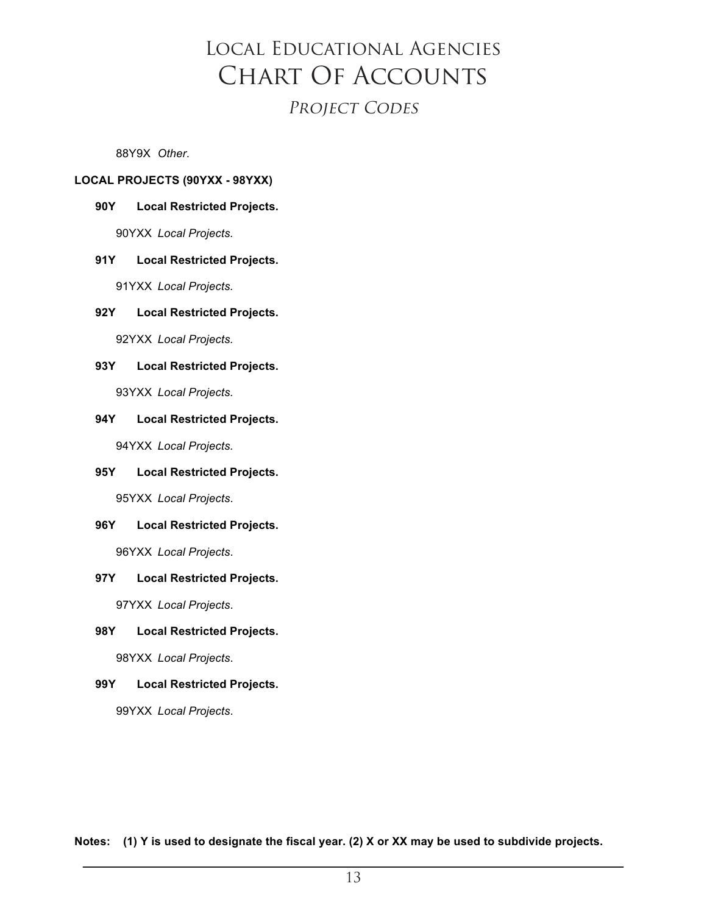88Y9X *Other*.

**LOCAL PROJECTS (90YXX - 98YXX)**

**90Y Local Restricted Projects.**

90YXX *Local Projects.*

**91Y Local Restricted Projects.**

91YXX *Local Projects.*

**92Y Local Restricted Projects.**

92YXX *Local Projects.*

**93Y Local Restricted Projects.**

93YXX *Local Projects.*

**94Y Local Restricted Projects.**

94YXX *Local Projects.*

**95Y Local Restricted Projects.**

95YXX *Local Projects*.

**96Y Local Restricted Projects.**

96YXX *Local Projects*.

**97Y Local Restricted Projects.**

97YXX *Local Projects*.

**98Y Local Restricted Projects.**

98YXX *Local Projects*.

**99Y Local Restricted Projects.**

99YXX *Local Projects*.

**Notes: (1) Y is used to designate the fiscal year. (2) X or XX may be used to subdivide projects.**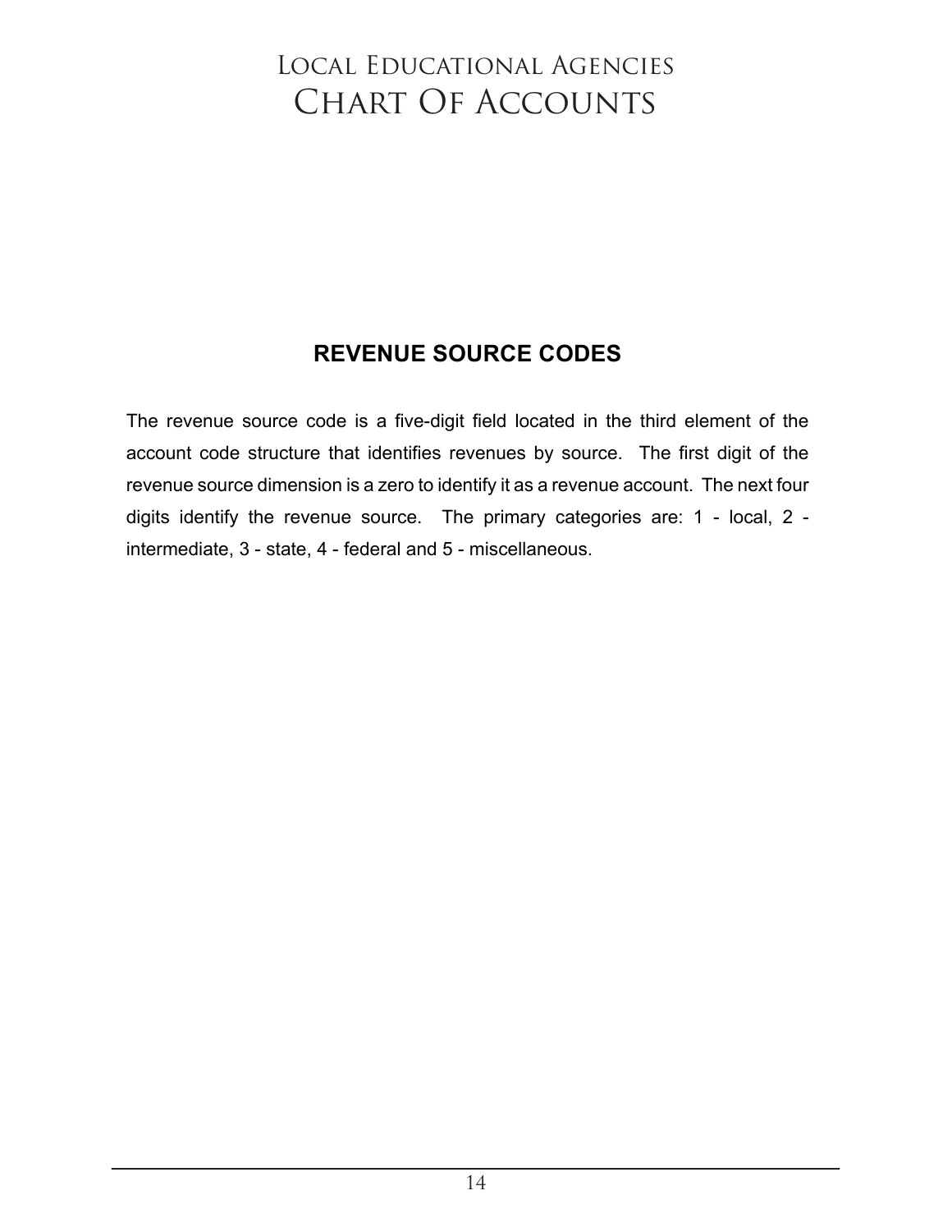## REVENUE SOURCE CODES

The revenue source code is a five-digit field located in the third element of the account code structure that identifies revenues by source. The first digit of the revenue source dimension is a zero to identify it as a revenue account. The next four digits identify the revenue source. The primary categories are: 1 - local, 2 - intermediate, 3 - state, 4 - federal and 5 - miscellaneous.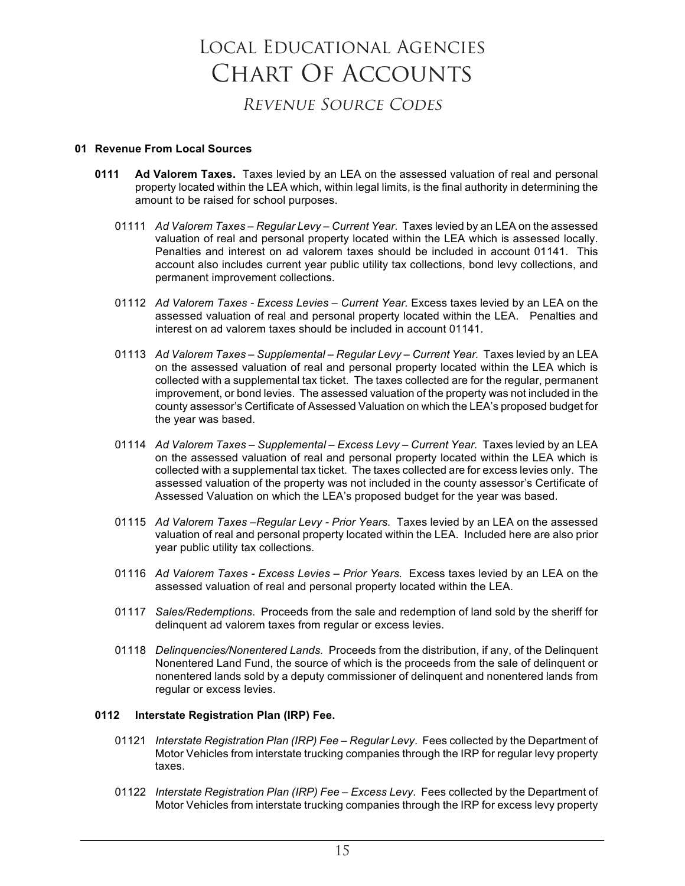# Local Educational Agencies
# Chart Of Accounts

## *Revenue Source Codes*

**01 Revenue From Local Sources**

**0111 Ad Valorem Taxes.** Taxes levied by an LEA on the assessed valuation of real and personal property located within the LEA which, within legal limits, is the final authority in determining the amount to be raised for school purposes.

01111 *Ad Valorem Taxes – Regular Levy – Current Year*. Taxes levied by an LEA on the assessed valuation of real and personal property located within the LEA which is assessed locally. Penalties and interest on ad valorem taxes should be included in account 01141. This account also includes current year public utility tax collections, bond levy collections, and permanent improvement collections.

01112 *Ad Valorem Taxes - Excess Levies – Current Year.* Excess taxes levied by an LEA on the assessed valuation of real and personal property located within the LEA. Penalties and interest on ad valorem taxes should be included in account 01141.

01113 *Ad Valorem Taxes – Supplemental – Regular Levy – Current Year.* Taxes levied by an LEA on the assessed valuation of real and personal property located within the LEA which is collected with a supplemental tax ticket. The taxes collected are for the regular, permanent improvement, or bond levies. The assessed valuation of the property was not included in the county assessor's Certificate of Assessed Valuation on which the LEA's proposed budget for the year was based.

01114 *Ad Valorem Taxes – Supplemental – Excess Levy – Current Year.* Taxes levied by an LEA on the assessed valuation of real and personal property located within the LEA which is collected with a supplemental tax ticket. The taxes collected are for excess levies only. The assessed valuation of the property was not included in the county assessor's Certificate of Assessed Valuation on which the LEA's proposed budget for the year was based.

01115 *Ad Valorem Taxes –Regular Levy - Prior Years.* Taxes levied by an LEA on the assessed valuation of real and personal property located within the LEA. Included here are also prior year public utility tax collections.

01116 *Ad Valorem Taxes - Excess Levies – Prior Years.* Excess taxes levied by an LEA on the assessed valuation of real and personal property located within the LEA.

01117 *Sales/Redemptions*. Proceeds from the sale and redemption of land sold by the sheriff for delinquent ad valorem taxes from regular or excess levies.

01118 *Delinquencies/Nonentered Lands.* Proceeds from the distribution, if any, of the Delinquent Nonentered Land Fund, the source of which is the proceeds from the sale of delinquent or nonentered lands sold by a deputy commissioner of delinquent and nonentered lands from regular or excess levies.

**0112 Interstate Registration Plan (IRP) Fee.**

01121 *Interstate Registration Plan (IRP) Fee – Regular Levy*. Fees collected by the Department of Motor Vehicles from interstate trucking companies through the IRP for regular levy property taxes.

01122 *Interstate Registration Plan (IRP) Fee – Excess Levy*. Fees collected by the Department of Motor Vehicles from interstate trucking companies through the IRP for excess levy property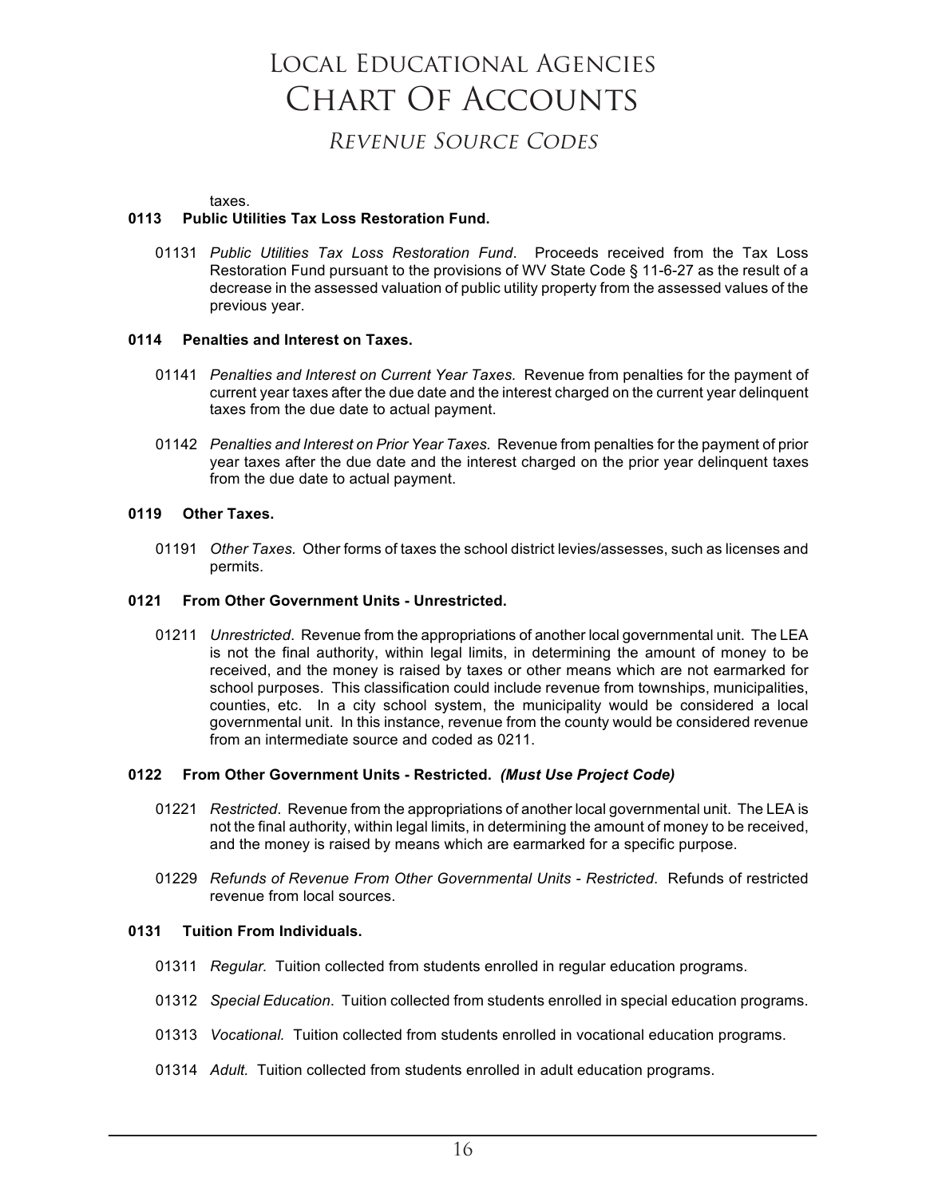taxes.

**0113 Public Utilities Tax Loss Restoration Fund.**

01131 *Public Utilities Tax Loss Restoration Fund*. Proceeds received from the Tax Loss Restoration Fund pursuant to the provisions of WV State Code § 11-6-27 as the result of a decrease in the assessed valuation of public utility property from the assessed values of the previous year.

**0114 Penalties and Interest on Taxes.**

01141 *Penalties and Interest on Current Year Taxes.* Revenue from penalties for the payment of current year taxes after the due date and the interest charged on the current year delinquent taxes from the due date to actual payment.

01142 *Penalties and Interest on Prior Year Taxes.* Revenue from penalties for the payment of prior year taxes after the due date and the interest charged on the prior year delinquent taxes from the due date to actual payment.

**0119 Other Taxes.**

01191 *Other Taxes.* Other forms of taxes the school district levies/assesses, such as licenses and permits.

**0121 From Other Government Units - Unrestricted.**

01211 *Unrestricted*. Revenue from the appropriations of another local governmental unit. The LEA is not the final authority, within legal limits, in determining the amount of money to be received, and the money is raised by taxes or other means which are not earmarked for school purposes. This classification could include revenue from townships, municipalities, counties, etc. In a city school system, the municipality would be considered a local governmental unit. In this instance, revenue from the county would be considered revenue from an intermediate source and coded as 0211.

**0122 From Other Government Units - Restricted. *(Must Use Project Code)***

01221 *Restricted*. Revenue from the appropriations of another local governmental unit. The LEA is not the final authority, within legal limits, in determining the amount of money to be received, and the money is raised by means which are earmarked for a specific purpose.

01229 *Refunds of Revenue From Other Governmental Units - Restricted*. Refunds of restricted revenue from local sources.

**0131 Tuition From Individuals.**

01311 *Regular.* Tuition collected from students enrolled in regular education programs.

01312 *Special Education*. Tuition collected from students enrolled in special education programs.

01313 *Vocational.* Tuition collected from students enrolled in vocational education programs.

01314 *Adult.* Tuition collected from students enrolled in adult education programs.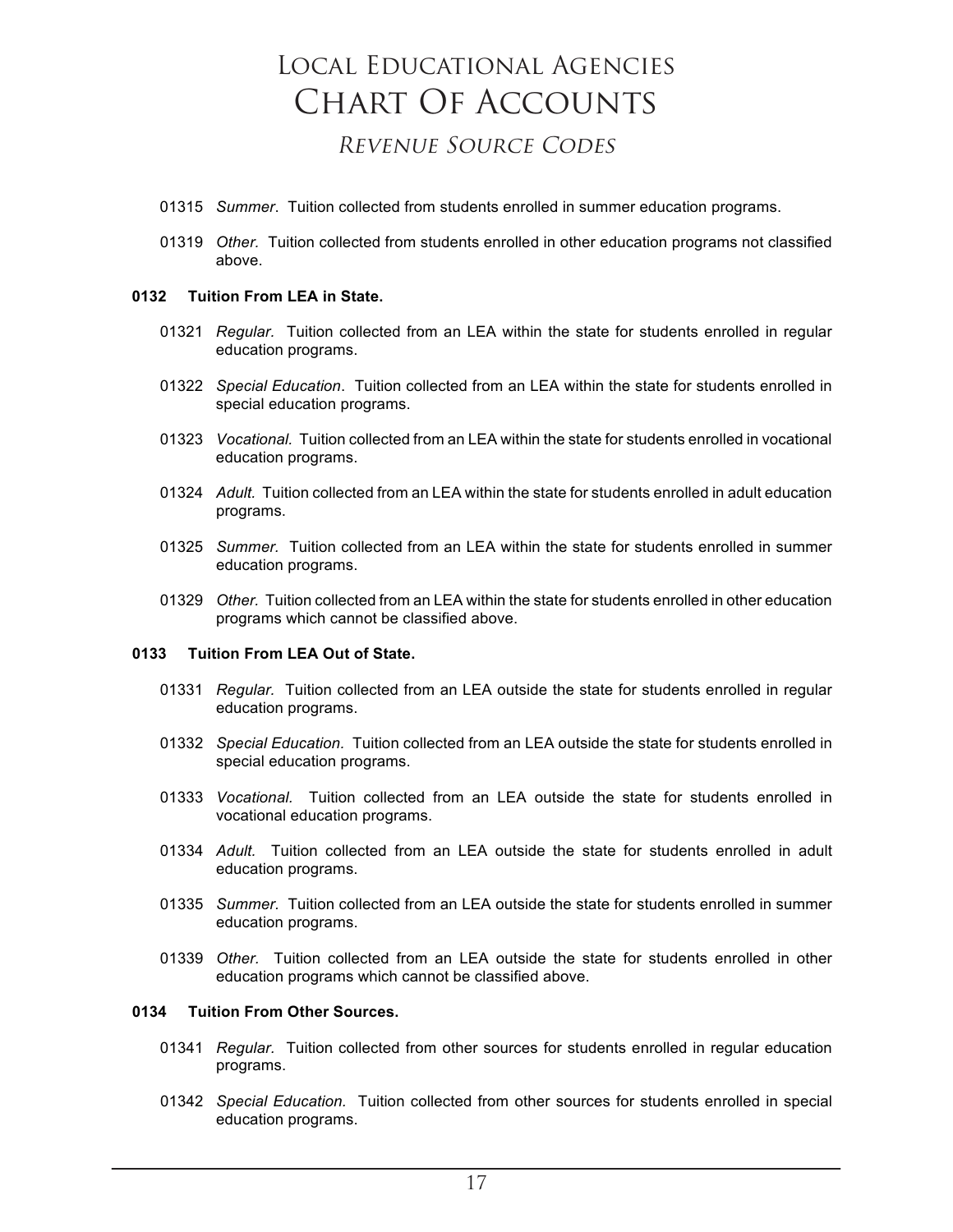01315 *Summer*. Tuition collected from students enrolled in summer education programs.

01319 *Other.* Tuition collected from students enrolled in other education programs not classified above.

**0132 Tuition From LEA in State.**

01321 *Regular.* Tuition collected from an LEA within the state for students enrolled in regular education programs.

01322 *Special Education*. Tuition collected from an LEA within the state for students enrolled in special education programs.

01323 *Vocational.* Tuition collected from an LEA within the state for students enrolled in vocational education programs.

01324 *Adult.* Tuition collected from an LEA within the state for students enrolled in adult education programs.

01325 *Summer.* Tuition collected from an LEA within the state for students enrolled in summer education programs.

01329 *Other.* Tuition collected from an LEA within the state for students enrolled in other education programs which cannot be classified above.

**0133 Tuition From LEA Out of State.**

01331 *Regular.* Tuition collected from an LEA outside the state for students enrolled in regular education programs.

01332 *Special Education.* Tuition collected from an LEA outside the state for students enrolled in special education programs.

01333 *Vocational.* Tuition collected from an LEA outside the state for students enrolled in vocational education programs.

01334 *Adult.* Tuition collected from an LEA outside the state for students enrolled in adult education programs.

01335 *Summer.* Tuition collected from an LEA outside the state for students enrolled in summer education programs.

01339 *Other.* Tuition collected from an LEA outside the state for students enrolled in other education programs which cannot be classified above.

**0134 Tuition From Other Sources.**

01341 *Regular.* Tuition collected from other sources for students enrolled in regular education programs.

01342 *Special Education.* Tuition collected from other sources for students enrolled in special education programs.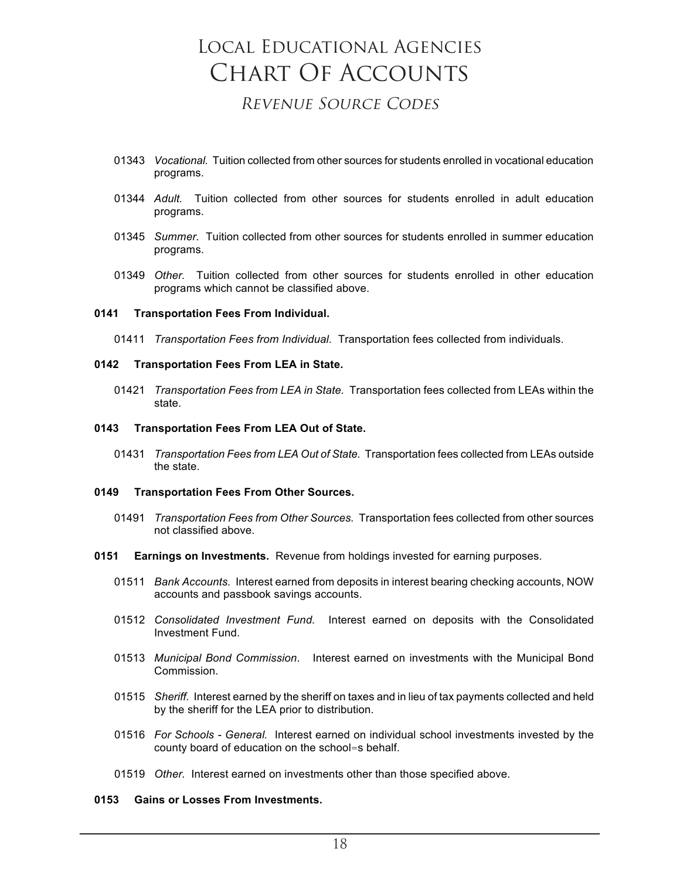01343 *Vocational.* Tuition collected from other sources for students enrolled in vocational education programs.

01344 *Adult.* Tuition collected from other sources for students enrolled in adult education programs.

01345 *Summer.* Tuition collected from other sources for students enrolled in summer education programs.

01349 *Other.* Tuition collected from other sources for students enrolled in other education programs which cannot be classified above.

**0141 Transportation Fees From Individual.**

01411 *Transportation Fees from Individual*. Transportation fees collected from individuals.

**0142 Transportation Fees From LEA in State.**

01421 *Transportation Fees from LEA in State.* Transportation fees collected from LEAs within the state.

**0143 Transportation Fees From LEA Out of State.**

01431 *Transportation Fees from LEA Out of State.* Transportation fees collected from LEAs outside the state.

**0149 Transportation Fees From Other Sources.**

01491 *Transportation Fees from Other Sources.* Transportation fees collected from other sources not classified above.

**0151 Earnings on Investments.** Revenue from holdings invested for earning purposes.

01511 *Bank Accounts.* Interest earned from deposits in interest bearing checking accounts, NOW accounts and passbook savings accounts.

01512 *Consolidated Investment Fund.* Interest earned on deposits with the Consolidated Investment Fund.

01513 *Municipal Bond Commission*. Interest earned on investments with the Municipal Bond Commission.

01515 *Sheriff.* Interest earned by the sheriff on taxes and in lieu of tax payments collected and held by the sheriff for the LEA prior to distribution.

01516 *For Schools - General.* Interest earned on individual school investments invested by the county board of education on the school=s behalf.

01519 *Other.* Interest earned on investments other than those specified above.

**0153 Gains or Losses From Investments.**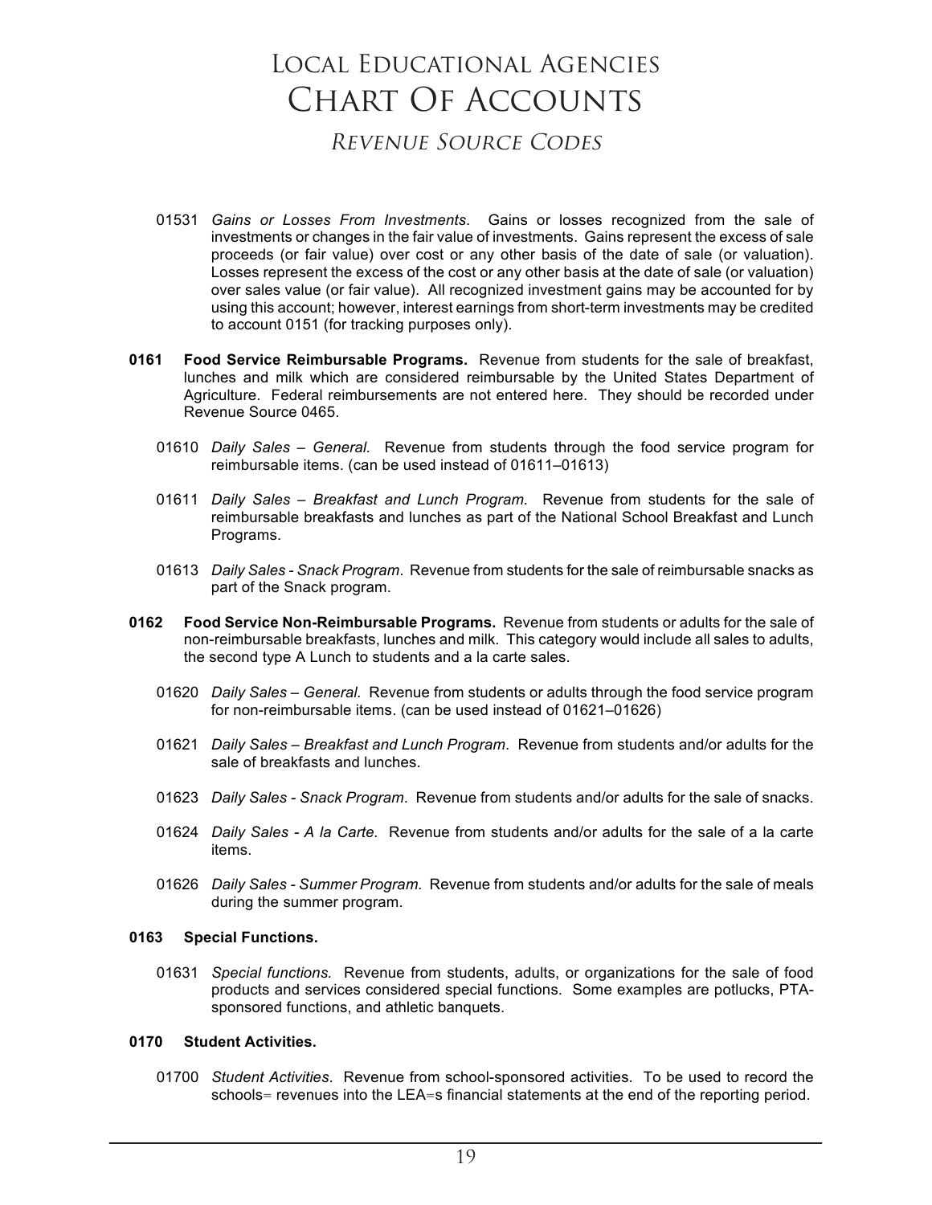01531 *Gains or Losses From Investments*. Gains or losses recognized from the sale of investments or changes in the fair value of investments. Gains represent the excess of sale proceeds (or fair value) over cost or any other basis of the date of sale (or valuation). Losses represent the excess of the cost or any other basis at the date of sale (or valuation) over sales value (or fair value). All recognized investment gains may be accounted for by using this account; however, interest earnings from short-term investments may be credited to account 0151 (for tracking purposes only).

**0161 Food Service Reimbursable Programs.** Revenue from students for the sale of breakfast, lunches and milk which are considered reimbursable by the United States Department of Agriculture. Federal reimbursements are not entered here. They should be recorded under Revenue Source 0465.

01610 *Daily Sales – General.* Revenue from students through the food service program for reimbursable items. (can be used instead of 01611–01613)

01611 *Daily Sales – Breakfast and Lunch Program.* Revenue from students for the sale of reimbursable breakfasts and lunches as part of the National School Breakfast and Lunch Programs.

01613 *Daily Sales - Snack Program*. Revenue from students for the sale of reimbursable snacks as part of the Snack program.

**0162 Food Service Non-Reimbursable Programs.** Revenue from students or adults for the sale of non-reimbursable breakfasts, lunches and milk. This category would include all sales to adults, the second type A Lunch to students and a la carte sales.

01620 *Daily Sales – General.* Revenue from students or adults through the food service program for non-reimbursable items. (can be used instead of 01621–01626)

01621 *Daily Sales – Breakfast and Lunch Program*. Revenue from students and/or adults for the sale of breakfasts and lunches.

01623 *Daily Sales - Snack Program*. Revenue from students and/or adults for the sale of snacks.

01624 *Daily Sales - A la Carte.* Revenue from students and/or adults for the sale of a la carte items.

01626 *Daily Sales - Summer Program.* Revenue from students and/or adults for the sale of meals during the summer program.

**0163 Special Functions.**

01631 *Special functions.* Revenue from students, adults, or organizations for the sale of food products and services considered special functions. Some examples are potlucks, PTA-sponsored functions, and athletic banquets.

**0170 Student Activities.**

01700 *Student Activities*. Revenue from school-sponsored activities. To be used to record the schools= revenues into the LEA=s financial statements at the end of the reporting period.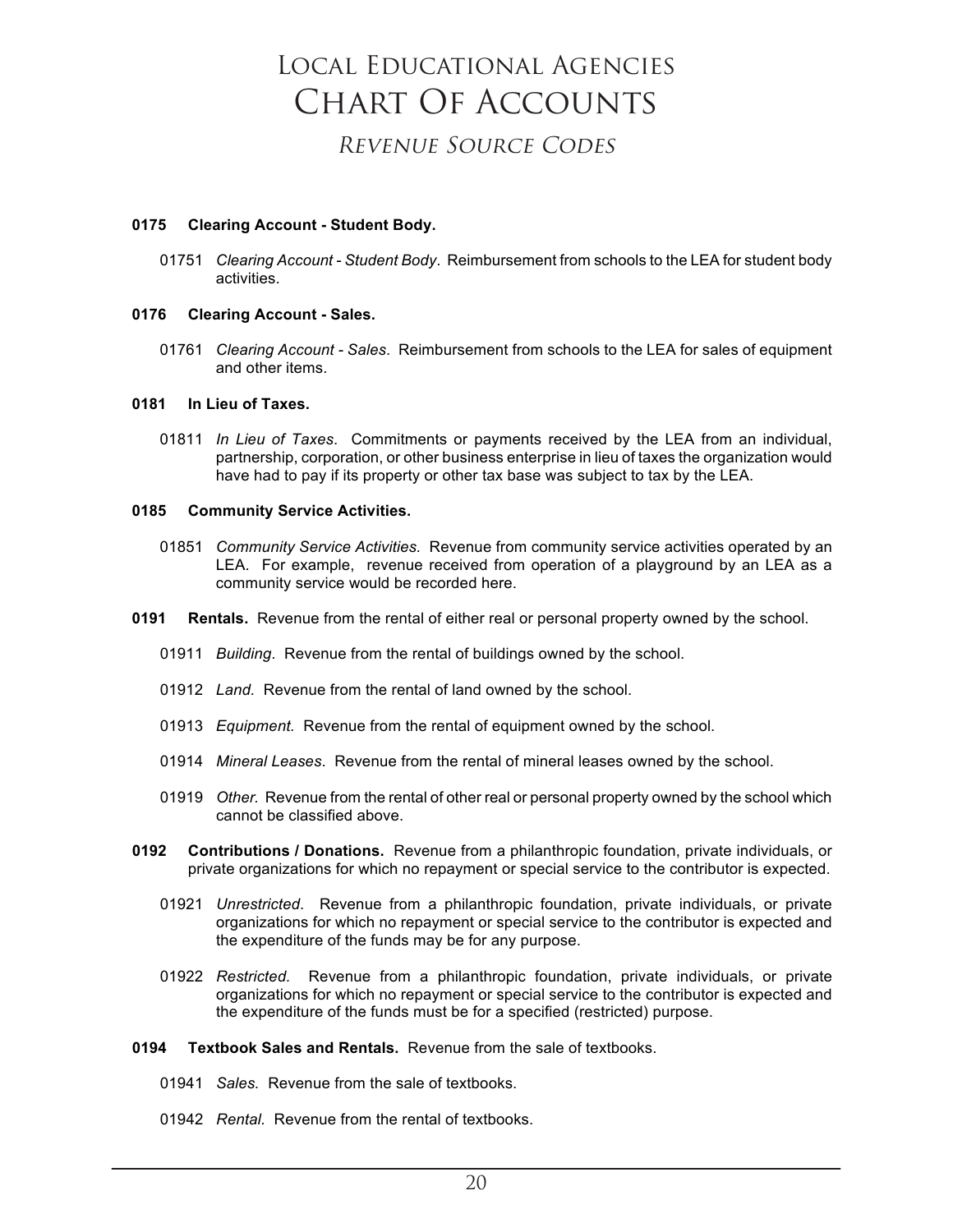# Local Educational Agencies
# Chart Of Accounts

## *Revenue Source Codes*

**0175 Clearing Account - Student Body.**

01751 *Clearing Account - Student Body*. Reimbursement from schools to the LEA for student body activities.

**0176 Clearing Account - Sales.**

01761 *Clearing Account - Sales*. Reimbursement from schools to the LEA for sales of equipment and other items.

**0181 In Lieu of Taxes.**

01811 *In Lieu of Taxes*. Commitments or payments received by the LEA from an individual, partnership, corporation, or other business enterprise in lieu of taxes the organization would have had to pay if its property or other tax base was subject to tax by the LEA.

**0185 Community Service Activities.**

01851 *Community Service Activities.* Revenue from community service activities operated by an LEA. For example, revenue received from operation of a playground by an LEA as a community service would be recorded here.

**0191 Rentals.** Revenue from the rental of either real or personal property owned by the school.

01911 *Building*. Revenue from the rental of buildings owned by the school.

01912 *Land.* Revenue from the rental of land owned by the school.

01913 *Equipment.* Revenue from the rental of equipment owned by the school.

01914 *Mineral Leases*. Revenue from the rental of mineral leases owned by the school.

01919 *Other.* Revenue from the rental of other real or personal property owned by the school which cannot be classified above.

**0192 Contributions / Donations.** Revenue from a philanthropic foundation, private individuals, or private organizations for which no repayment or special service to the contributor is expected.

01921 *Unrestricted*. Revenue from a philanthropic foundation, private individuals, or private organizations for which no repayment or special service to the contributor is expected and the expenditure of the funds may be for any purpose.

01922 *Restricted.* Revenue from a philanthropic foundation, private individuals, or private organizations for which no repayment or special service to the contributor is expected and the expenditure of the funds must be for a specified (restricted) purpose.

**0194 Textbook Sales and Rentals.** Revenue from the sale of textbooks.

01941 *Sales.* Revenue from the sale of textbooks.

01942 *Rental.* Revenue from the rental of textbooks.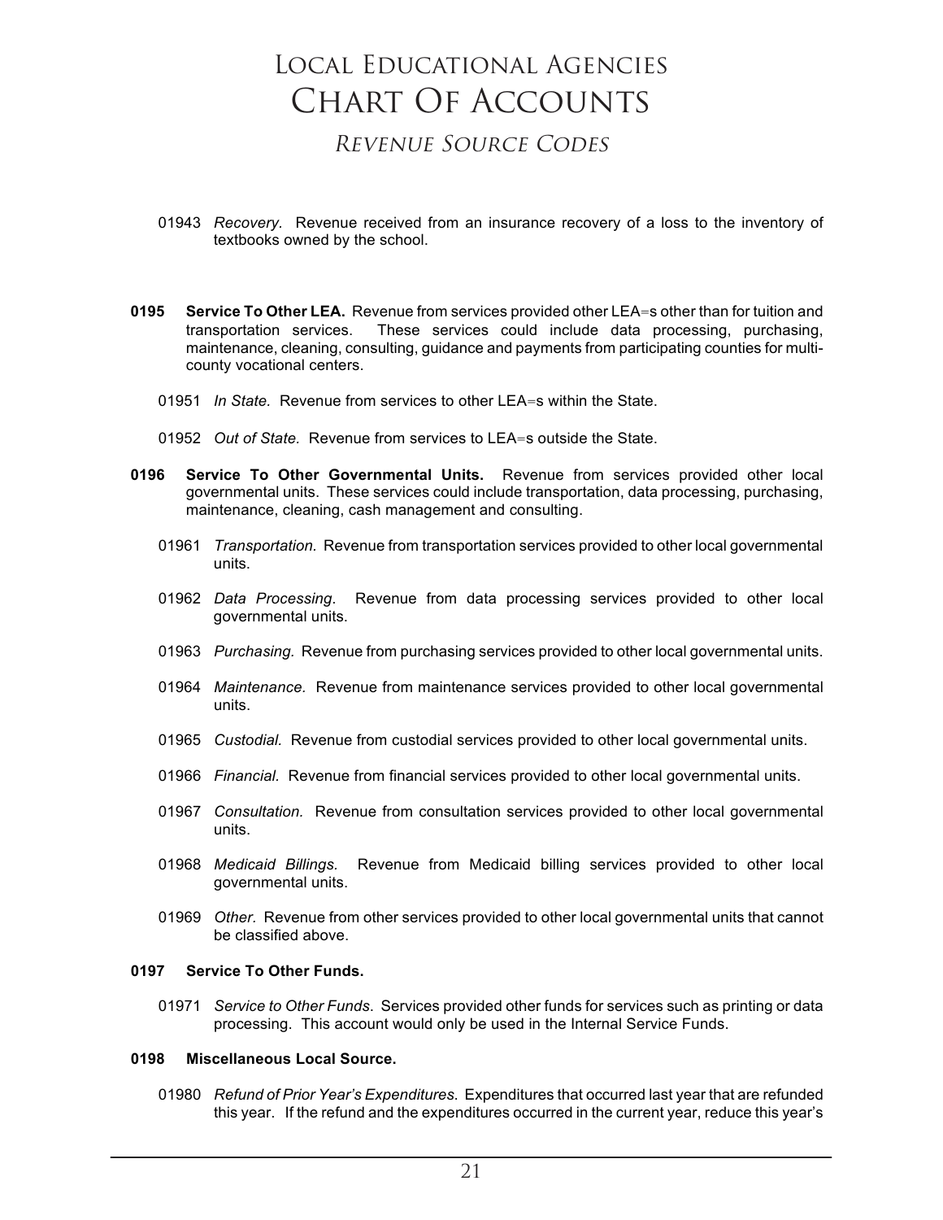# Local Educational Agencies Chart Of Accounts

## *Revenue Source Codes*

01943 *Recovery.* Revenue received from an insurance recovery of a loss to the inventory of textbooks owned by the school.

**0195 Service To Other LEA.** Revenue from services provided other LEA=s other than for tuition and transportation services. These services could include data processing, purchasing, maintenance, cleaning, consulting, guidance and payments from participating counties for multi-county vocational centers.

01951 *In State.* Revenue from services to other LEA=s within the State.

01952 *Out of State.* Revenue from services to LEA=s outside the State.

**0196 Service To Other Governmental Units.** Revenue from services provided other local governmental units. These services could include transportation, data processing, purchasing, maintenance, cleaning, cash management and consulting.

01961 *Transportation.* Revenue from transportation services provided to other local governmental units.

01962 *Data Processing.* Revenue from data processing services provided to other local governmental units.

01963 *Purchasing.* Revenue from purchasing services provided to other local governmental units.

01964 *Maintenance.* Revenue from maintenance services provided to other local governmental units.

01965 *Custodial.* Revenue from custodial services provided to other local governmental units.

01966 *Financial.* Revenue from financial services provided to other local governmental units.

01967 *Consultation.* Revenue from consultation services provided to other local governmental units.

01968 *Medicaid Billings.* Revenue from Medicaid billing services provided to other local governmental units.

01969 *Other.* Revenue from other services provided to other local governmental units that cannot be classified above.

**0197 Service To Other Funds.**

01971 *Service to Other Funds.* Services provided other funds for services such as printing or data processing. This account would only be used in the Internal Service Funds.

**0198 Miscellaneous Local Source.**

01980 *Refund of Prior Year's Expenditures.* Expenditures that occurred last year that are refunded this year. If the refund and the expenditures occurred in the current year, reduce this year's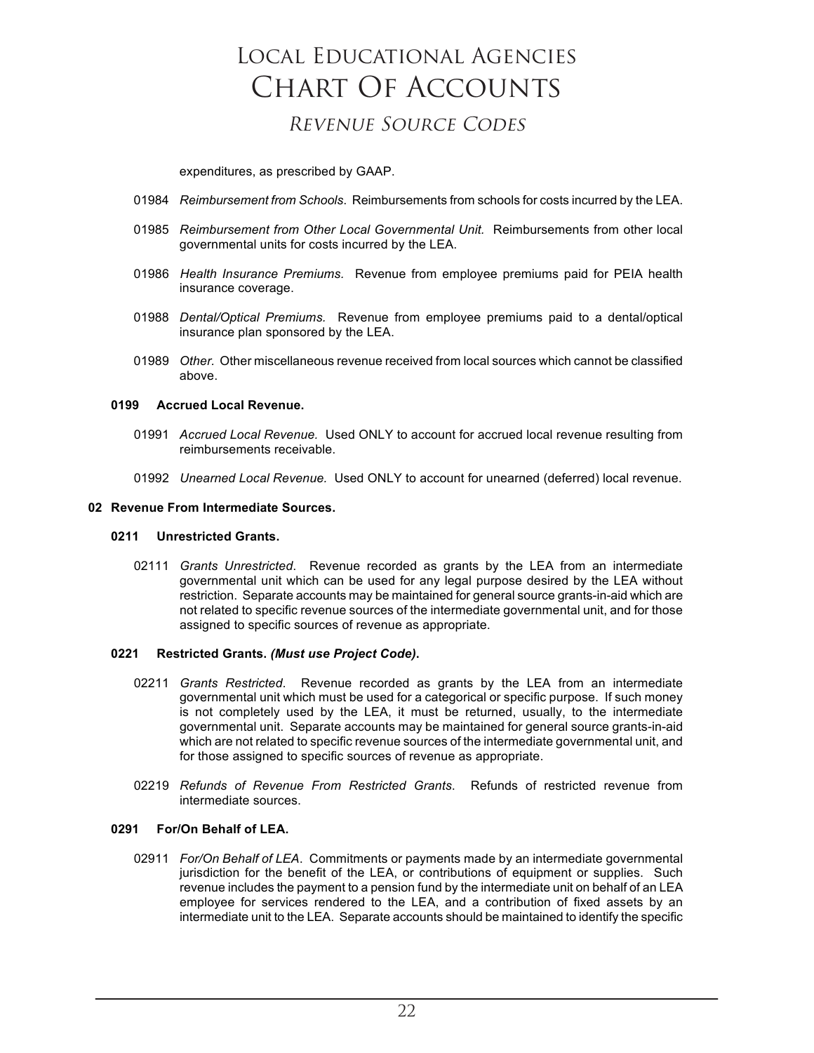expenditures, as prescribed by GAAP.

01984 *Reimbursement from Schools*. Reimbursements from schools for costs incurred by the LEA.

01985 *Reimbursement from Other Local Governmental Unit.* Reimbursements from other local governmental units for costs incurred by the LEA.

01986 *Health Insurance Premiums.* Revenue from employee premiums paid for PEIA health insurance coverage.

01988 *Dental/Optical Premiums.* Revenue from employee premiums paid to a dental/optical insurance plan sponsored by the LEA.

01989 *Other.* Other miscellaneous revenue received from local sources which cannot be classified above.

**0199 Accrued Local Revenue.**

01991 *Accrued Local Revenue.* Used ONLY to account for accrued local revenue resulting from reimbursements receivable.

01992 *Unearned Local Revenue.* Used ONLY to account for unearned (deferred) local revenue.

**02 Revenue From Intermediate Sources.**

**0211 Unrestricted Grants.**

02111 *Grants Unrestricted*. Revenue recorded as grants by the LEA from an intermediate governmental unit which can be used for any legal purpose desired by the LEA without restriction. Separate accounts may be maintained for general source grants-in-aid which are not related to specific revenue sources of the intermediate governmental unit, and for those assigned to specific sources of revenue as appropriate.

**0221 Restricted Grants. *(Must use Project Code)*.**

02211 *Grants Restricted*. Revenue recorded as grants by the LEA from an intermediate governmental unit which must be used for a categorical or specific purpose. If such money is not completely used by the LEA, it must be returned, usually, to the intermediate governmental unit. Separate accounts may be maintained for general source grants-in-aid which are not related to specific revenue sources of the intermediate governmental unit, and for those assigned to specific sources of revenue as appropriate.

02219 *Refunds of Revenue From Restricted Grants*. Refunds of restricted revenue from intermediate sources.

**0291 For/On Behalf of LEA.**

02911 *For/On Behalf of LEA*. Commitments or payments made by an intermediate governmental jurisdiction for the benefit of the LEA, or contributions of equipment or supplies. Such revenue includes the payment to a pension fund by the intermediate unit on behalf of an LEA employee for services rendered to the LEA, and a contribution of fixed assets by an intermediate unit to the LEA. Separate accounts should be maintained to identify the specific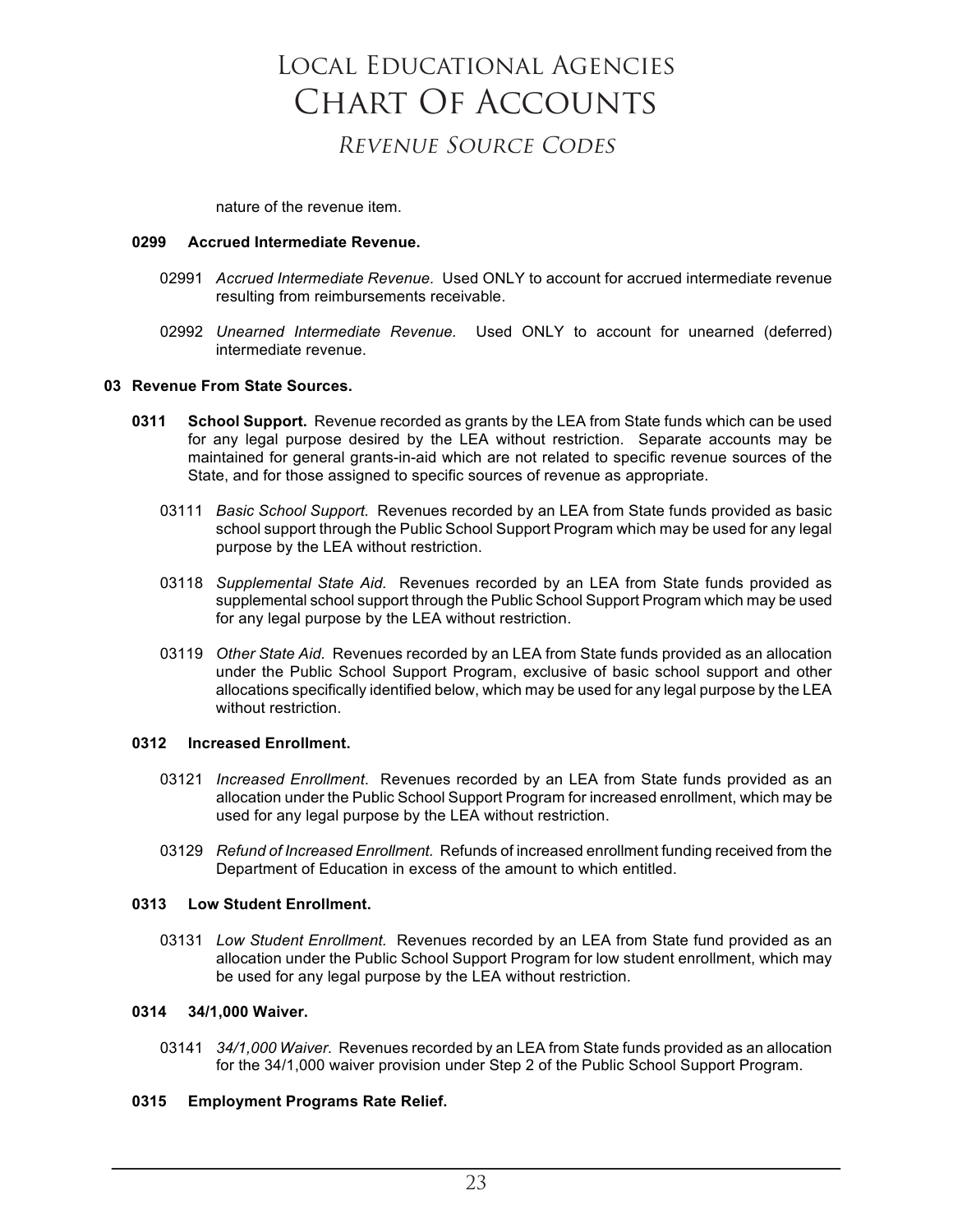nature of the revenue item.

**0299 Accrued Intermediate Revenue.**

02991 *Accrued Intermediate Revenue.* Used ONLY to account for accrued intermediate revenue resulting from reimbursements receivable.

02992 *Unearned Intermediate Revenue.* Used ONLY to account for unearned (deferred) intermediate revenue.

**03 Revenue From State Sources.**

**0311 School Support.** Revenue recorded as grants by the LEA from State funds which can be used for any legal purpose desired by the LEA without restriction. Separate accounts may be maintained for general grants-in-aid which are not related to specific revenue sources of the State, and for those assigned to specific sources of revenue as appropriate.

03111 *Basic School Support.* Revenues recorded by an LEA from State funds provided as basic school support through the Public School Support Program which may be used for any legal purpose by the LEA without restriction.

03118 *Supplemental State Aid.* Revenues recorded by an LEA from State funds provided as supplemental school support through the Public School Support Program which may be used for any legal purpose by the LEA without restriction.

03119 *Other State Aid.* Revenues recorded by an LEA from State funds provided as an allocation under the Public School Support Program, exclusive of basic school support and other allocations specifically identified below, which may be used for any legal purpose by the LEA without restriction.

**0312 Increased Enrollment.**

03121 *Increased Enrollment*. Revenues recorded by an LEA from State funds provided as an allocation under the Public School Support Program for increased enrollment, which may be used for any legal purpose by the LEA without restriction.

03129 *Refund of Increased Enrollment.* Refunds of increased enrollment funding received from the Department of Education in excess of the amount to which entitled.

**0313 Low Student Enrollment.**

03131 *Low Student Enrollment.* Revenues recorded by an LEA from State fund provided as an allocation under the Public School Support Program for low student enrollment, which may be used for any legal purpose by the LEA without restriction.

**0314 34/1,000 Waiver.**

03141 *34/1,000 Waiver.* Revenues recorded by an LEA from State funds provided as an allocation for the 34/1,000 waiver provision under Step 2 of the Public School Support Program.

**0315 Employment Programs Rate Relief.**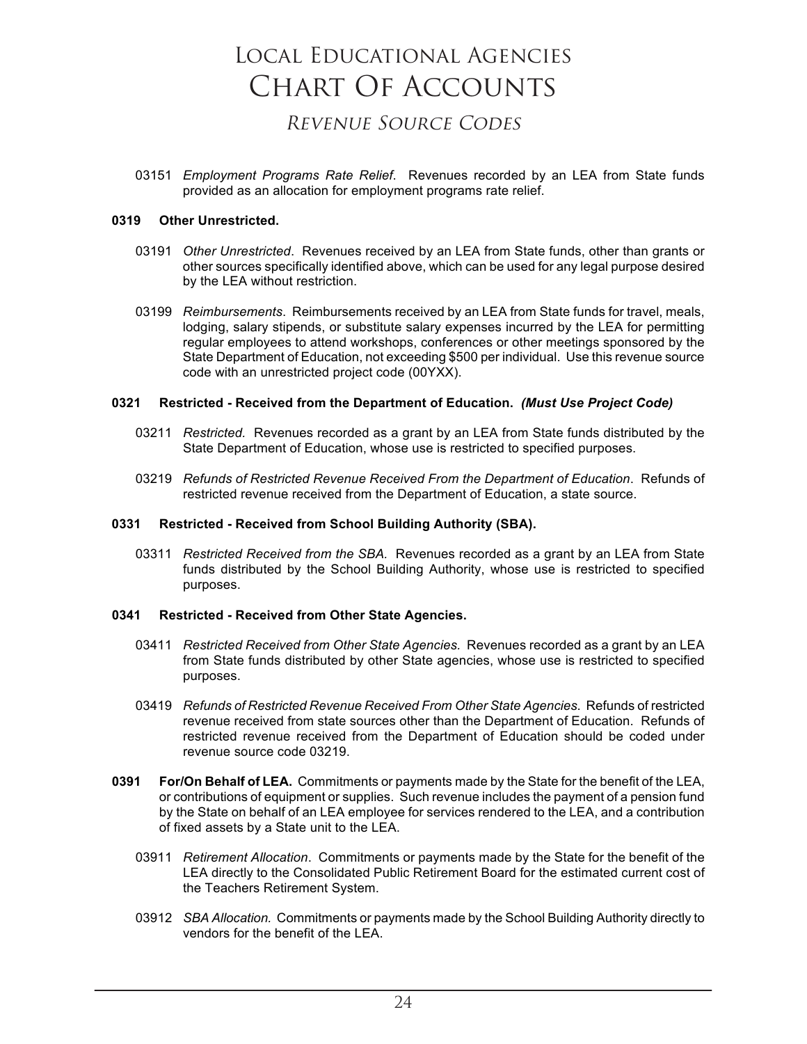03151 *Employment Programs Rate Relief*. Revenues recorded by an LEA from State funds provided as an allocation for employment programs rate relief.

**0319 Other Unrestricted.**

03191 *Other Unrestricted*. Revenues received by an LEA from State funds, other than grants or other sources specifically identified above, which can be used for any legal purpose desired by the LEA without restriction.

03199 *Reimbursements*. Reimbursements received by an LEA from State funds for travel, meals, lodging, salary stipends, or substitute salary expenses incurred by the LEA for permitting regular employees to attend workshops, conferences or other meetings sponsored by the State Department of Education, not exceeding $500 per individual. Use this revenue source code with an unrestricted project code (00YXX).

**0321 Restricted - Received from the Department of Education.** ***(Must Use Project Code)***

03211 *Restricted.* Revenues recorded as a grant by an LEA from State funds distributed by the State Department of Education, whose use is restricted to specified purposes.

03219 *Refunds of Restricted Revenue Received From the Department of Education*. Refunds of restricted revenue received from the Department of Education, a state source.

**0331 Restricted - Received from School Building Authority (SBA).**

03311 *Restricted Received from the SBA.* Revenues recorded as a grant by an LEA from State funds distributed by the School Building Authority, whose use is restricted to specified purposes.

**0341 Restricted - Received from Other State Agencies.**

03411 *Restricted Received from Other State Agencies.* Revenues recorded as a grant by an LEA from State funds distributed by other State agencies, whose use is restricted to specified purposes.

03419 *Refunds of Restricted Revenue Received From Other State Agencies*. Refunds of restricted revenue received from state sources other than the Department of Education. Refunds of restricted revenue received from the Department of Education should be coded under revenue source code 03219.

**0391 For/On Behalf of LEA.** Commitments or payments made by the State for the benefit of the LEA, or contributions of equipment or supplies. Such revenue includes the payment of a pension fund by the State on behalf of an LEA employee for services rendered to the LEA, and a contribution of fixed assets by a State unit to the LEA.

03911 *Retirement Allocation*. Commitments or payments made by the State for the benefit of the LEA directly to the Consolidated Public Retirement Board for the estimated current cost of the Teachers Retirement System.

03912 *SBA Allocation.* Commitments or payments made by the School Building Authority directly to vendors for the benefit of the LEA.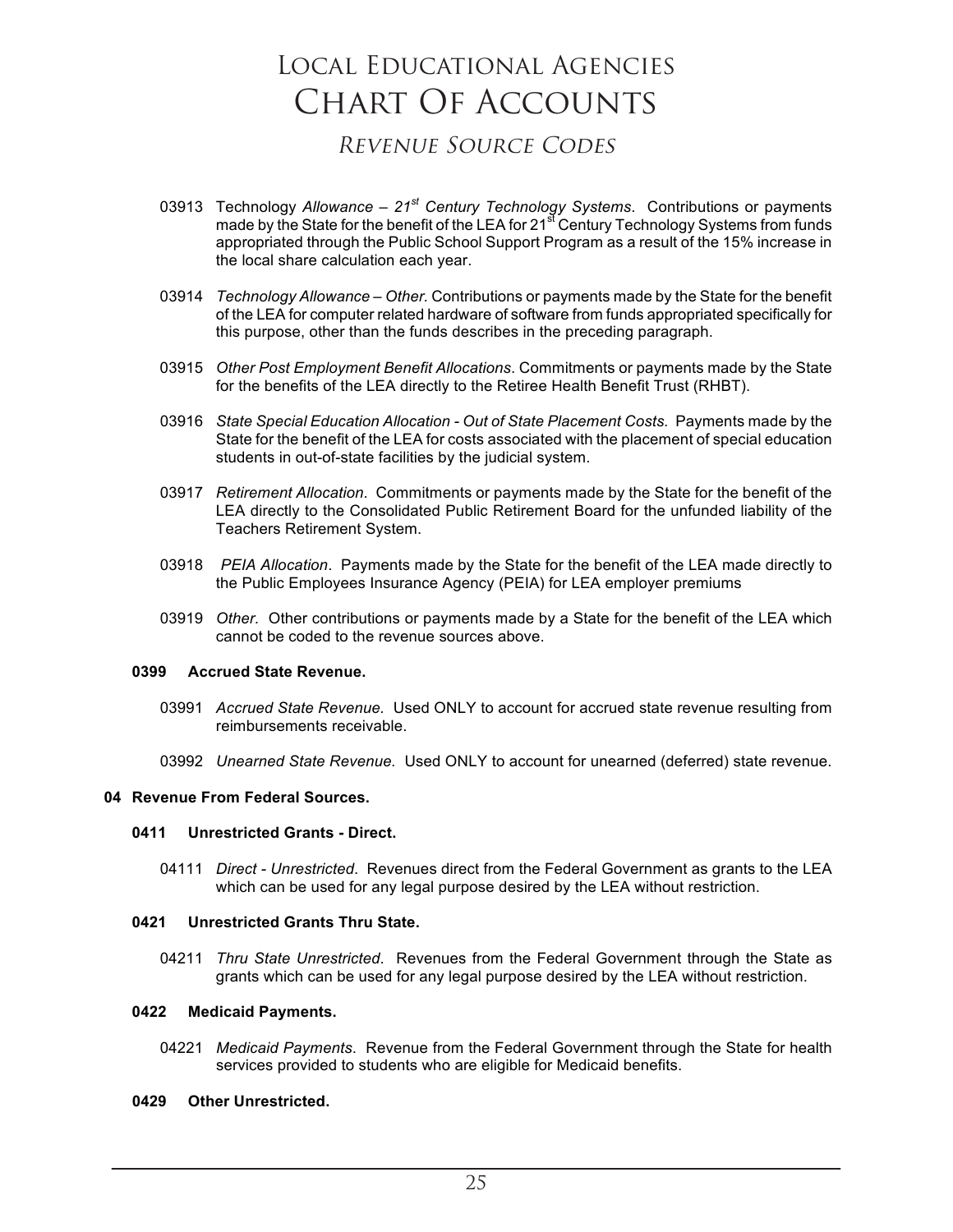# Local Educational Agencies
# Chart Of Accounts
## *Revenue Source Codes*

03913 Technology *Allowance – 21st Century Technology Systems*. Contributions or payments made by the State for the benefit of the LEA for 21st Century Technology Systems from funds appropriated through the Public School Support Program as a result of the 15% increase in the local share calculation each year.

03914 *Technology Allowance – Other.* Contributions or payments made by the State for the benefit of the LEA for computer related hardware of software from funds appropriated specifically for this purpose, other than the funds describes in the preceding paragraph.

03915 *Other Post Employment Benefit Allocations*. Commitments or payments made by the State for the benefits of the LEA directly to the Retiree Health Benefit Trust (RHBT).

03916 *State Special Education Allocation - Out of State Placement Costs.* Payments made by the State for the benefit of the LEA for costs associated with the placement of special education students in out-of-state facilities by the judicial system.

03917 *Retirement Allocation*. Commitments or payments made by the State for the benefit of the LEA directly to the Consolidated Public Retirement Board for the unfunded liability of the Teachers Retirement System.

03918 *PEIA Allocation*. Payments made by the State for the benefit of the LEA made directly to the Public Employees Insurance Agency (PEIA) for LEA employer premiums

03919 *Other.* Other contributions or payments made by a State for the benefit of the LEA which cannot be coded to the revenue sources above.

**0399 Accrued State Revenue.**

03991 *Accrued State Revenue*. Used ONLY to account for accrued state revenue resulting from reimbursements receivable.

03992 *Unearned State Revenue.* Used ONLY to account for unearned (deferred) state revenue.

**04 Revenue From Federal Sources.**

**0411 Unrestricted Grants - Direct.**

04111 *Direct - Unrestricted*. Revenues direct from the Federal Government as grants to the LEA which can be used for any legal purpose desired by the LEA without restriction.

**0421 Unrestricted Grants Thru State.**

04211 *Thru State Unrestricted*. Revenues from the Federal Government through the State as grants which can be used for any legal purpose desired by the LEA without restriction.

**0422 Medicaid Payments.**

04221 *Medicaid Payments*. Revenue from the Federal Government through the State for health services provided to students who are eligible for Medicaid benefits.

**0429 Other Unrestricted.**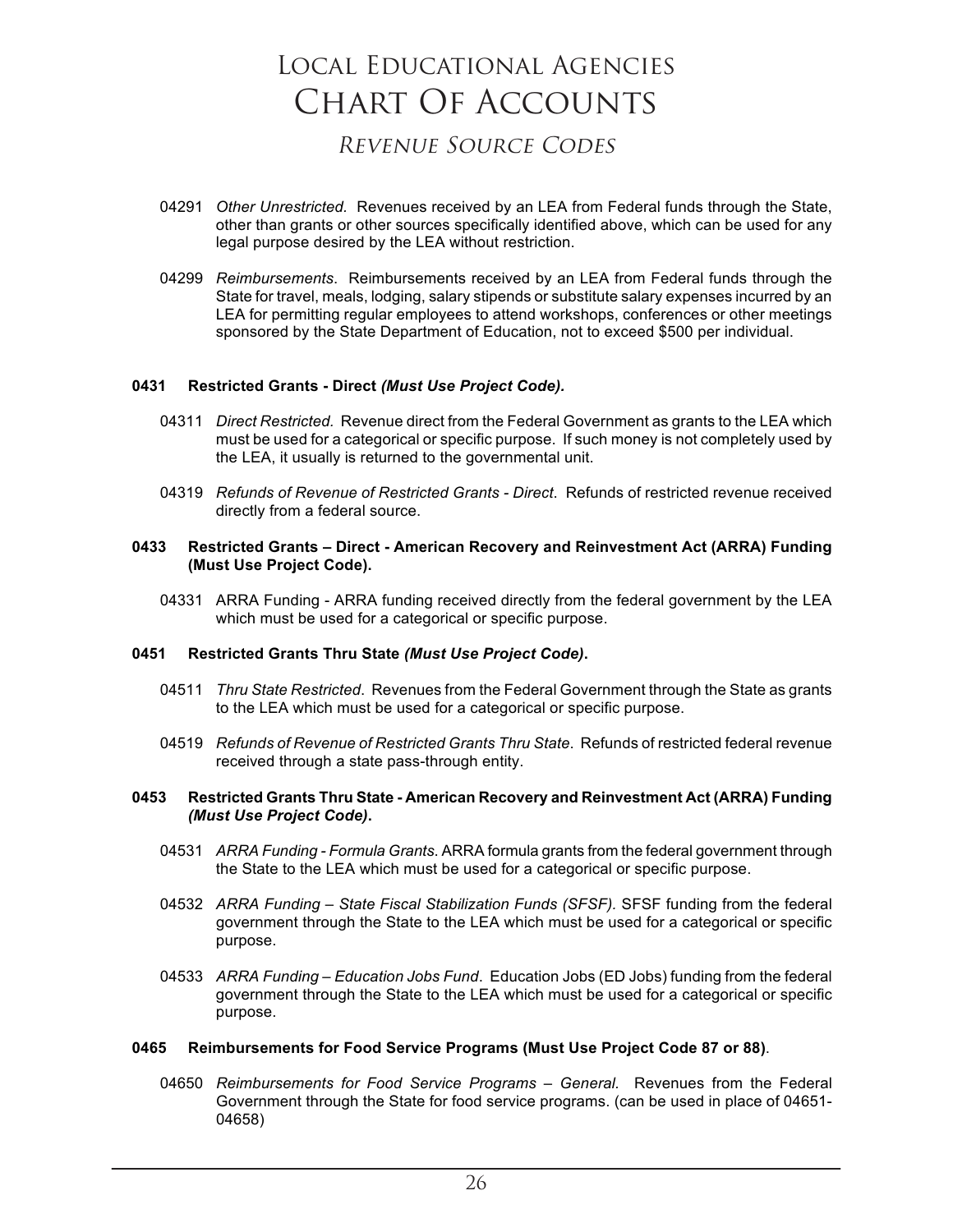04291 *Other Unrestricted*. Revenues received by an LEA from Federal funds through the State, other than grants or other sources specifically identified above, which can be used for any legal purpose desired by the LEA without restriction.

04299 *Reimbursements*. Reimbursements received by an LEA from Federal funds through the State for travel, meals, lodging, salary stipends or substitute salary expenses incurred by an LEA for permitting regular employees to attend workshops, conferences or other meetings sponsored by the State Department of Education, not to exceed $500 per individual.

**0431 Restricted Grants - Direct *(Must Use Project Code).***

04311 *Direct Restricted.* Revenue direct from the Federal Government as grants to the LEA which must be used for a categorical or specific purpose. If such money is not completely used by the LEA, it usually is returned to the governmental unit.

04319 *Refunds of Revenue of Restricted Grants - Direct*. Refunds of restricted revenue received directly from a federal source.

**0433 Restricted Grants – Direct - American Recovery and Reinvestment Act (ARRA) Funding (Must Use Project Code).**

04331 ARRA Funding - ARRA funding received directly from the federal government by the LEA which must be used for a categorical or specific purpose.

**0451 Restricted Grants Thru State *(Must Use Project Code)*.**

04511 *Thru State Restricted*. Revenues from the Federal Government through the State as grants to the LEA which must be used for a categorical or specific purpose.

04519 *Refunds of Revenue of Restricted Grants Thru State*. Refunds of restricted federal revenue received through a state pass-through entity.

**0453 Restricted Grants Thru State - American Recovery and Reinvestment Act (ARRA) Funding *(Must Use Project Code)*.**

04531 *ARRA Funding - Formula Grants*. ARRA formula grants from the federal government through the State to the LEA which must be used for a categorical or specific purpose.

04532 *ARRA Funding – State Fiscal Stabilization Funds (SFSF).* SFSF funding from the federal government through the State to the LEA which must be used for a categorical or specific purpose.

04533 *ARRA Funding – Education Jobs Fund*. Education Jobs (ED Jobs) funding from the federal government through the State to the LEA which must be used for a categorical or specific purpose.

**0465 Reimbursements for Food Service Programs (Must Use Project Code 87 or 88)**.

04650 *Reimbursements for Food Service Programs – General.* Revenues from the Federal Government through the State for food service programs. (can be used in place of 04651-04658)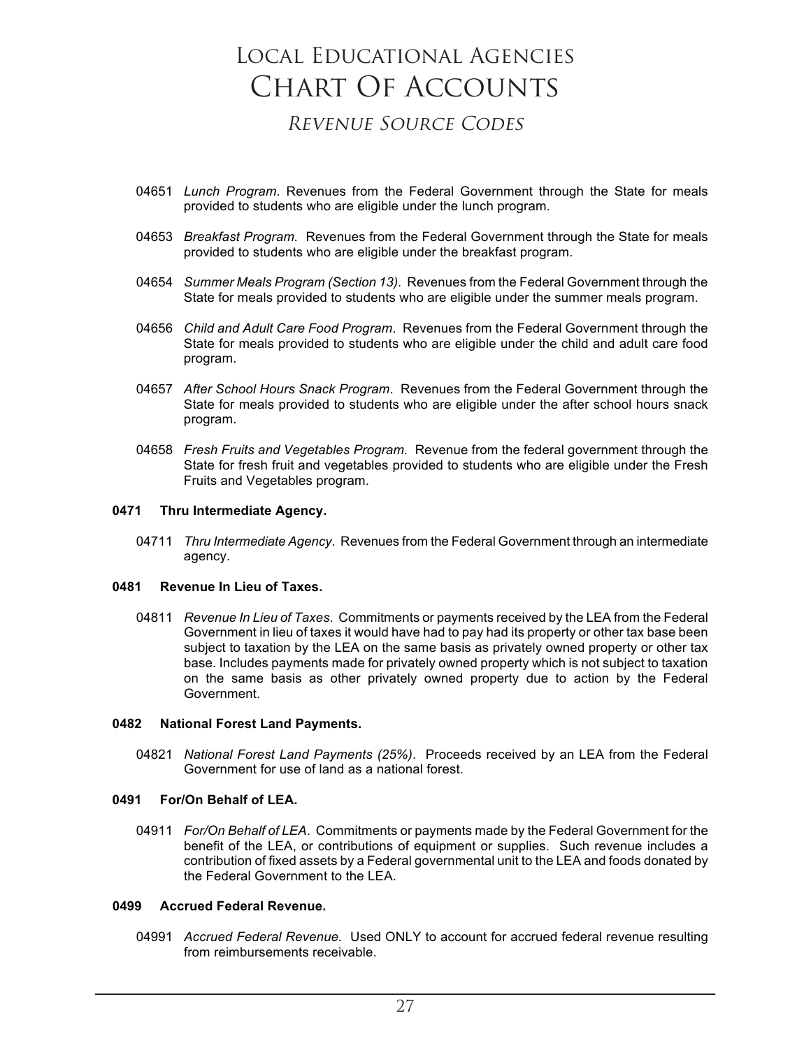04651 *Lunch Program*. Revenues from the Federal Government through the State for meals provided to students who are eligible under the lunch program.

04653 *Breakfast Program.* Revenues from the Federal Government through the State for meals provided to students who are eligible under the breakfast program.

04654 *Summer Meals Program (Section 13).* Revenues from the Federal Government through the State for meals provided to students who are eligible under the summer meals program.

04656 *Child and Adult Care Food Program*. Revenues from the Federal Government through the State for meals provided to students who are eligible under the child and adult care food program.

04657 *After School Hours Snack Program*. Revenues from the Federal Government through the State for meals provided to students who are eligible under the after school hours snack program.

04658 *Fresh Fruits and Vegetables Program.* Revenue from the federal government through the State for fresh fruit and vegetables provided to students who are eligible under the Fresh Fruits and Vegetables program.

**0471 Thru Intermediate Agency.**

04711 *Thru Intermediate Agency*. Revenues from the Federal Government through an intermediate agency.

**0481 Revenue In Lieu of Taxes.**

04811 *Revenue In Lieu of Taxes*. Commitments or payments received by the LEA from the Federal Government in lieu of taxes it would have had to pay had its property or other tax base been subject to taxation by the LEA on the same basis as privately owned property or other tax base. Includes payments made for privately owned property which is not subject to taxation on the same basis as other privately owned property due to action by the Federal Government.

**0482 National Forest Land Payments.**

04821 *National Forest Land Payments (25%)*. Proceeds received by an LEA from the Federal Government for use of land as a national forest.

**0491 For/On Behalf of LEA.**

04911 *For/On Behalf of LEA*. Commitments or payments made by the Federal Government for the benefit of the LEA, or contributions of equipment or supplies. Such revenue includes a contribution of fixed assets by a Federal governmental unit to the LEA and foods donated by the Federal Government to the LEA.

**0499 Accrued Federal Revenue.**

04991 *Accrued Federal Revenue.* Used ONLY to account for accrued federal revenue resulting from reimbursements receivable.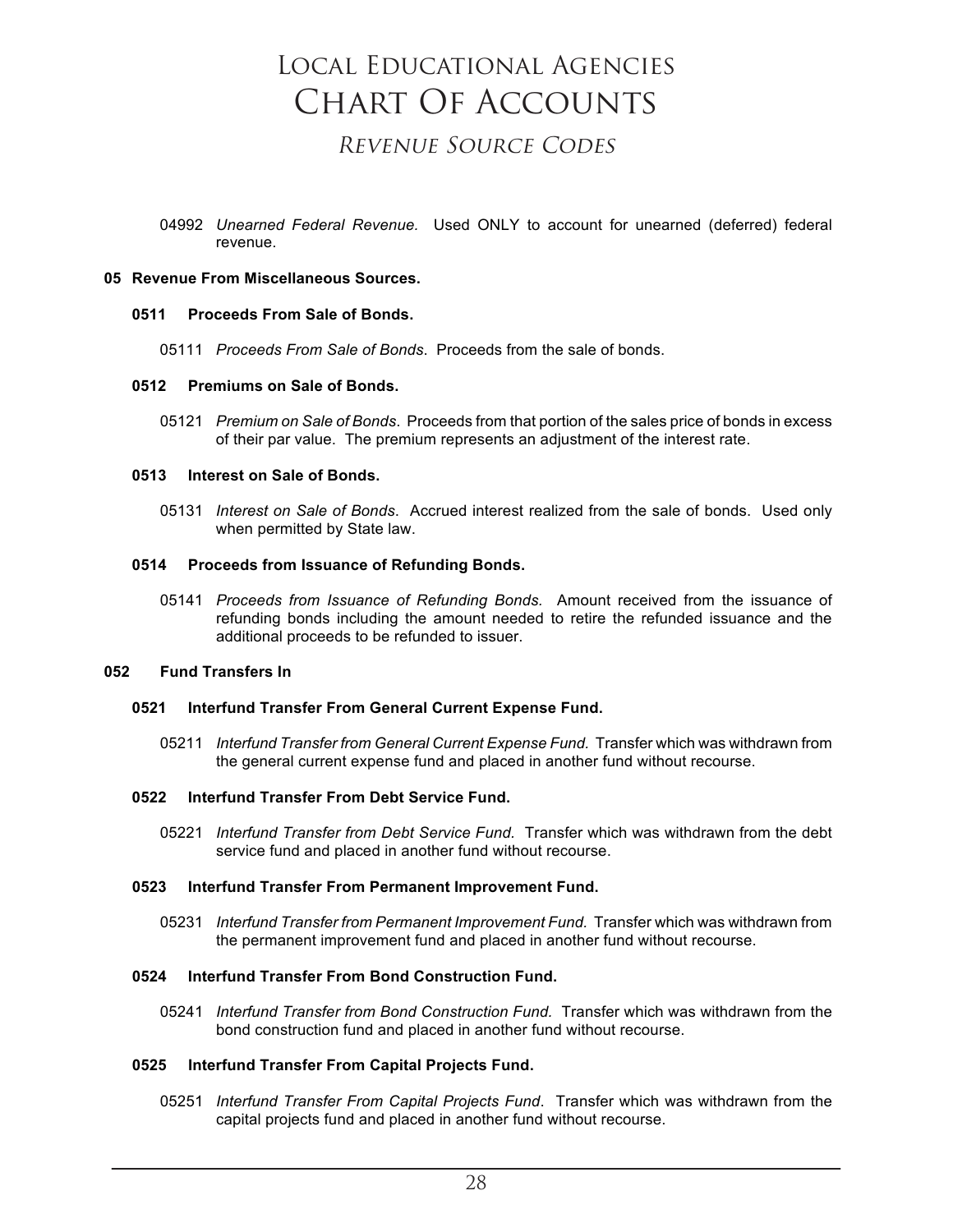04992 *Unearned Federal Revenue.* Used ONLY to account for unearned (deferred) federal revenue.

**05 Revenue From Miscellaneous Sources.**

**0511 Proceeds From Sale of Bonds.**

05111 *Proceeds From Sale of Bonds*. Proceeds from the sale of bonds.

**0512 Premiums on Sale of Bonds.**

05121 *Premium on Sale of Bonds*. Proceeds from that portion of the sales price of bonds in excess of their par value. The premium represents an adjustment of the interest rate.

**0513 Interest on Sale of Bonds.**

05131 *Interest on Sale of Bonds*. Accrued interest realized from the sale of bonds. Used only when permitted by State law.

**0514 Proceeds from Issuance of Refunding Bonds.**

05141 *Proceeds from Issuance of Refunding Bonds.* Amount received from the issuance of refunding bonds including the amount needed to retire the refunded issuance and the additional proceeds to be refunded to issuer.

**052 Fund Transfers In**

**0521 Interfund Transfer From General Current Expense Fund.**

05211 *Interfund Transfer from General Current Expense Fund.* Transfer which was withdrawn from the general current expense fund and placed in another fund without recourse.

**0522 Interfund Transfer From Debt Service Fund.**

05221 *Interfund Transfer from Debt Service Fund.* Transfer which was withdrawn from the debt service fund and placed in another fund without recourse.

**0523 Interfund Transfer From Permanent Improvement Fund.**

05231 *Interfund Transfer from Permanent Improvement Fund.* Transfer which was withdrawn from the permanent improvement fund and placed in another fund without recourse.

**0524 Interfund Transfer From Bond Construction Fund.**

05241 *Interfund Transfer from Bond Construction Fund.* Transfer which was withdrawn from the bond construction fund and placed in another fund without recourse.

**0525 Interfund Transfer From Capital Projects Fund.**

05251 *Interfund Transfer From Capital Projects Fund*. Transfer which was withdrawn from the capital projects fund and placed in another fund without recourse.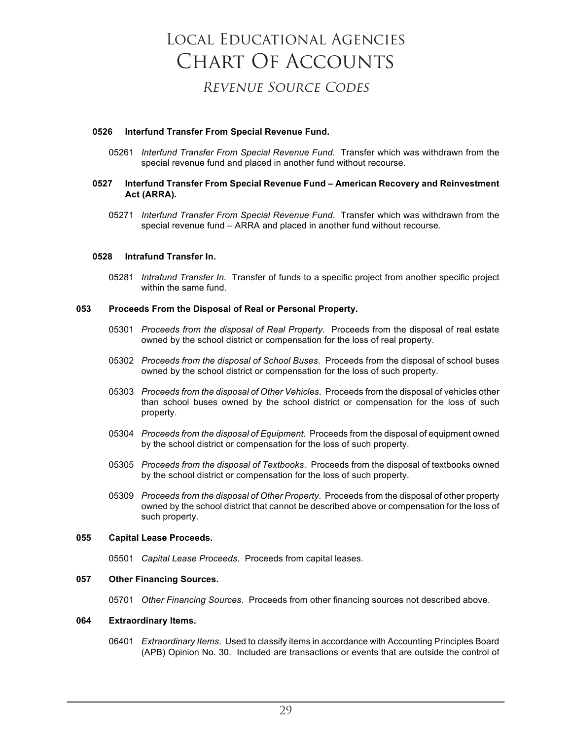**0526 Interfund Transfer From Special Revenue Fund.**

05261 *Interfund Transfer From Special Revenue Fund*. Transfer which was withdrawn from the special revenue fund and placed in another fund without recourse.

**0527 Interfund Transfer From Special Revenue Fund – American Recovery and Reinvestment Act (ARRA).**

05271 *Interfund Transfer From Special Revenue Fund*. Transfer which was withdrawn from the special revenue fund – ARRA and placed in another fund without recourse.

**0528 Intrafund Transfer In.**

05281 *Intrafund Transfer In.* Transfer of funds to a specific project from another specific project within the same fund.

**053 Proceeds From the Disposal of Real or Personal Property.**

05301 *Proceeds from the disposal of Real Property.* Proceeds from the disposal of real estate owned by the school district or compensation for the loss of real property.

05302 *Proceeds from the disposal of School Buses*. Proceeds from the disposal of school buses owned by the school district or compensation for the loss of such property.

05303 *Proceeds from the disposal of Other Vehicles*. Proceeds from the disposal of vehicles other than school buses owned by the school district or compensation for the loss of such property.

05304 *Proceeds from the disposal of Equipment*. Proceeds from the disposal of equipment owned by the school district or compensation for the loss of such property.

05305 *Proceeds from the disposal of Textbooks*. Proceeds from the disposal of textbooks owned by the school district or compensation for the loss of such property.

05309 *Proceeds from the disposal of Other Property*. Proceeds from the disposal of other property owned by the school district that cannot be described above or compensation for the loss of such property.

**055 Capital Lease Proceeds.**

05501 *Capital Lease Proceeds*. Proceeds from capital leases.

**057 Other Financing Sources.**

05701 *Other Financing Sources*. Proceeds from other financing sources not described above.

**064 Extraordinary Items.**

06401 *Extraordinary Items*. Used to classify items in accordance with Accounting Principles Board (APB) Opinion No. 30. Included are transactions or events that are outside the control of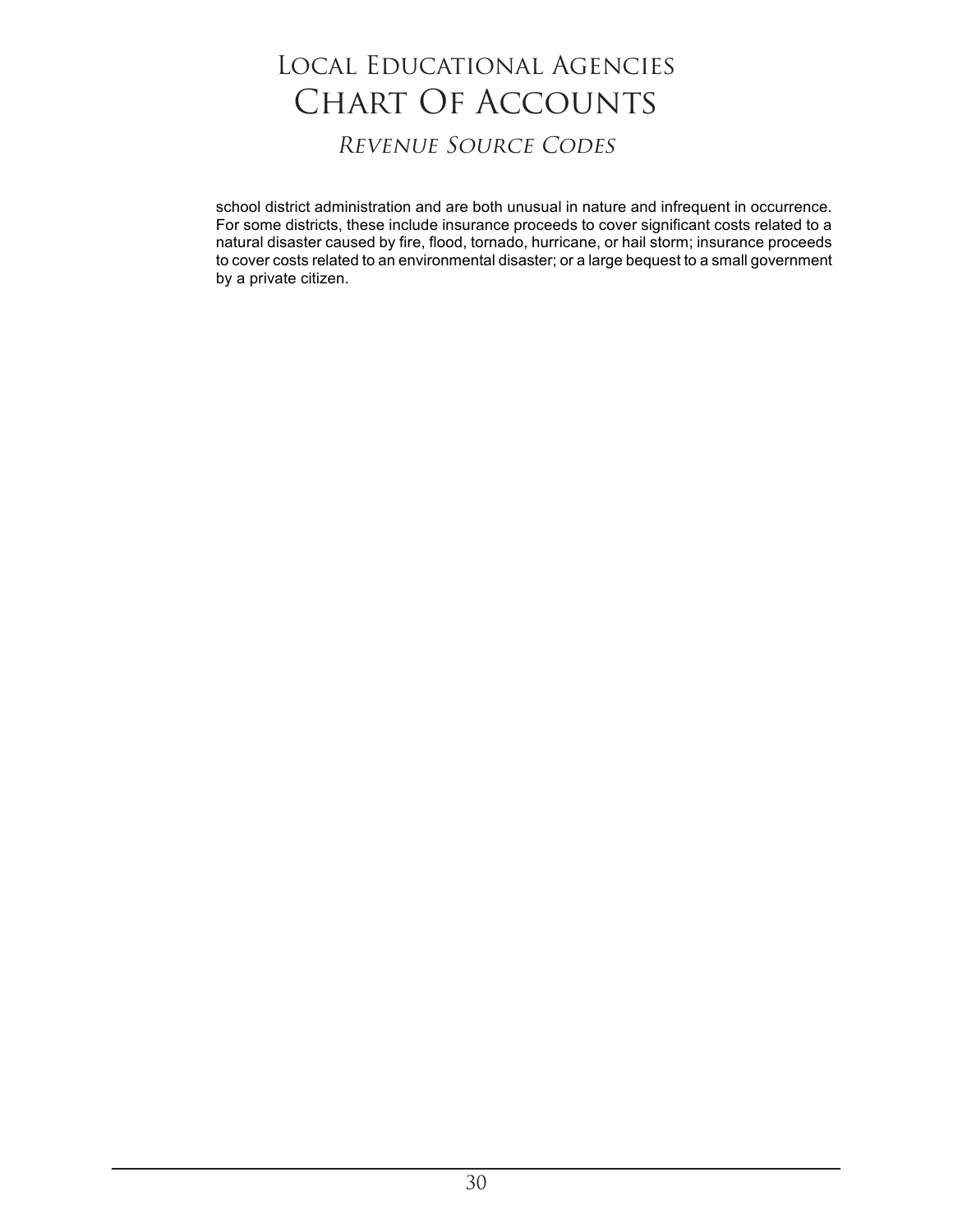school district administration and are both unusual in nature and infrequent in occurrence. For some districts, these include insurance proceeds to cover significant costs related to a natural disaster caused by fire, flood, tornado, hurricane, or hail storm; insurance proceeds to cover costs related to an environmental disaster; or a large bequest to a small government by a private citizen.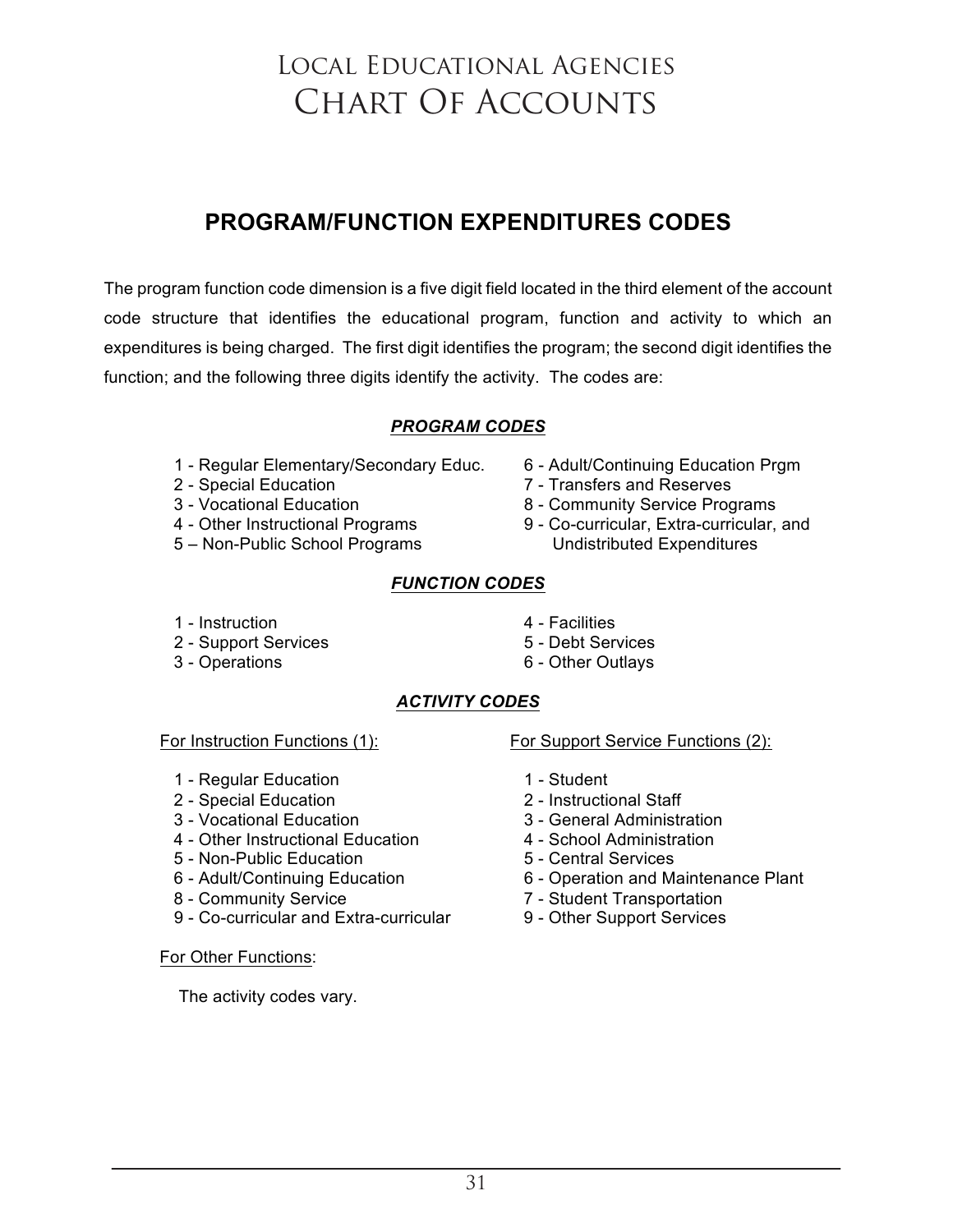# Local Educational Agencies Chart Of Accounts

## PROGRAM/FUNCTION EXPENDITURES CODES

The program function code dimension is a five digit field located in the third element of the account code structure that identifies the educational program, function and activity to which an expenditures is being charged. The first digit identifies the program; the second digit identifies the function; and the following three digits identify the activity. The codes are:

### ***PROGRAM CODES***

1 - Regular Elementary/Secondary Educ.
2 - Special Education
3 - Vocational Education
4 - Other Instructional Programs
5 – Non-Public School Programs
6 - Adult/Continuing Education Prgm
7 - Transfers and Reserves
8 - Community Service Programs
9 - Co-curricular, Extra-curricular, and Undistributed Expenditures

### ***FUNCTION CODES***

1 - Instruction
2 - Support Services
3 - Operations
4 - Facilities
5 - Debt Services
6 - Other Outlays

### ***ACTIVITY CODES***

For Instruction Functions (1):

1 - Regular Education
2 - Special Education
3 - Vocational Education
4 - Other Instructional Education
5 - Non-Public Education
6 - Adult/Continuing Education
8 - Community Service
9 - Co-curricular and Extra-curricular

For Support Service Functions (2):

1 - Student
2 - Instructional Staff
3 - General Administration
4 - School Administration
5 - Central Services
6 - Operation and Maintenance Plant
7 - Student Transportation
9 - Other Support Services

For Other Functions:

The activity codes vary.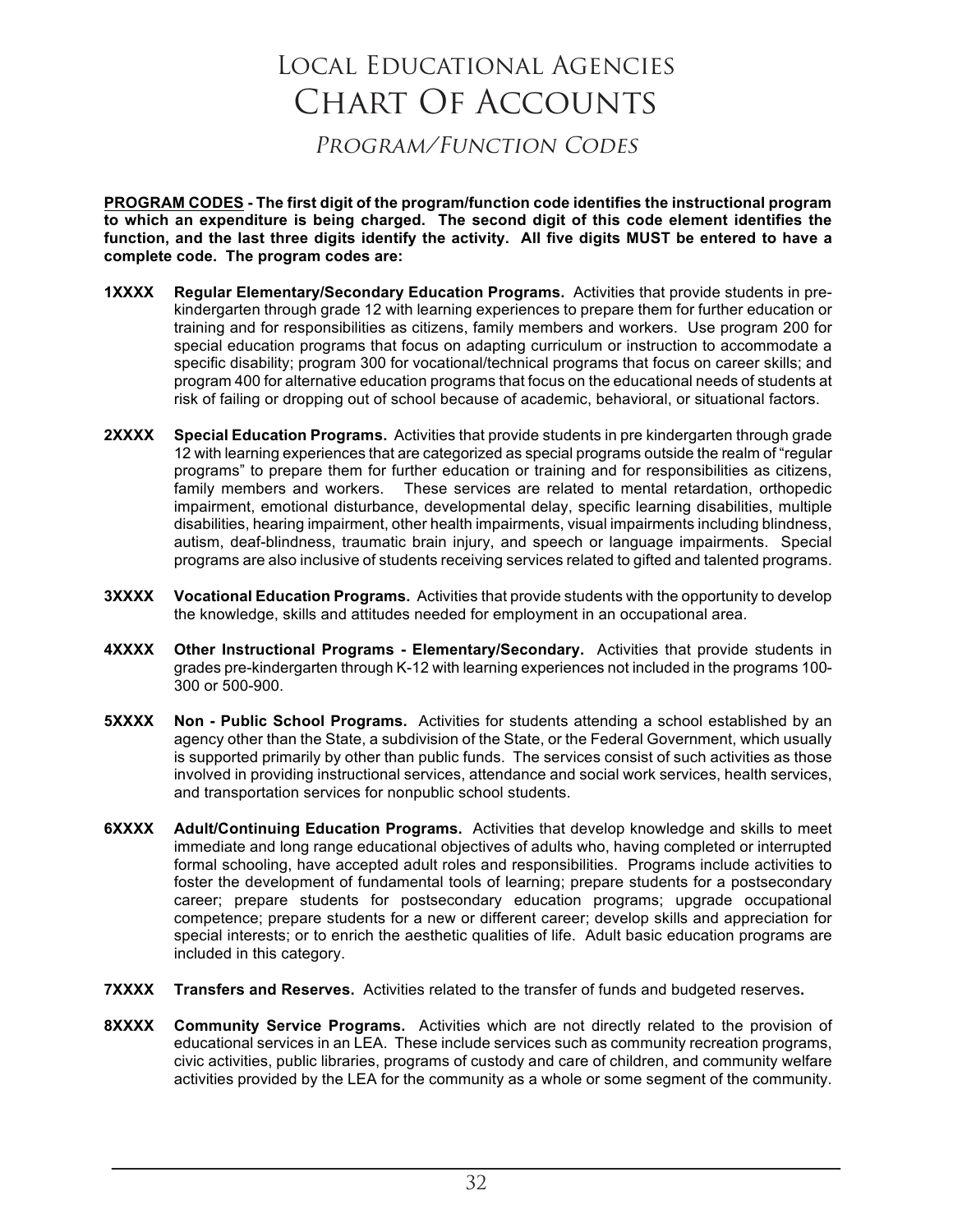# Local Educational Agencies
# Chart Of Accounts

## *Program/Function Codes*

**PROGRAM CODES - The first digit of the program/function code identifies the instructional program to which an expenditure is being charged. The second digit of this code element identifies the function, and the last three digits identify the activity. All five digits MUST be entered to have a complete code. The program codes are:**

**1XXXX Regular Elementary/Secondary Education Programs.** Activities that provide students in pre-kindergarten through grade 12 with learning experiences to prepare them for further education or training and for responsibilities as citizens, family members and workers. Use program 200 for special education programs that focus on adapting curriculum or instruction to accommodate a specific disability; program 300 for vocational/technical programs that focus on career skills; and program 400 for alternative education programs that focus on the educational needs of students at risk of failing or dropping out of school because of academic, behavioral, or situational factors.

**2XXXX Special Education Programs.** Activities that provide students in pre kindergarten through grade 12 with learning experiences that are categorized as special programs outside the realm of "regular programs" to prepare them for further education or training and for responsibilities as citizens, family members and workers. These services are related to mental retardation, orthopedic impairment, emotional disturbance, developmental delay, specific learning disabilities, multiple disabilities, hearing impairment, other health impairments, visual impairments including blindness, autism, deaf-blindness, traumatic brain injury, and speech or language impairments. Special programs are also inclusive of students receiving services related to gifted and talented programs.

**3XXXX Vocational Education Programs.** Activities that provide students with the opportunity to develop the knowledge, skills and attitudes needed for employment in an occupational area.

**4XXXX Other Instructional Programs - Elementary/Secondary.** Activities that provide students in grades pre-kindergarten through K-12 with learning experiences not included in the programs 100-300 or 500-900.

**5XXXX Non - Public School Programs.** Activities for students attending a school established by an agency other than the State, a subdivision of the State, or the Federal Government, which usually is supported primarily by other than public funds. The services consist of such activities as those involved in providing instructional services, attendance and social work services, health services, and transportation services for nonpublic school students.

**6XXXX Adult/Continuing Education Programs.** Activities that develop knowledge and skills to meet immediate and long range educational objectives of adults who, having completed or interrupted formal schooling, have accepted adult roles and responsibilities. Programs include activities to foster the development of fundamental tools of learning; prepare students for a postsecondary career; prepare students for postsecondary education programs; upgrade occupational competence; prepare students for a new or different career; develop skills and appreciation for special interests; or to enrich the aesthetic qualities of life. Adult basic education programs are included in this category.

**7XXXX Transfers and Reserves.** Activities related to the transfer of funds and budgeted reserves**.**

**8XXXX Community Service Programs.** Activities which are not directly related to the provision of educational services in an LEA. These include services such as community recreation programs, civic activities, public libraries, programs of custody and care of children, and community welfare activities provided by the LEA for the community as a whole or some segment of the community.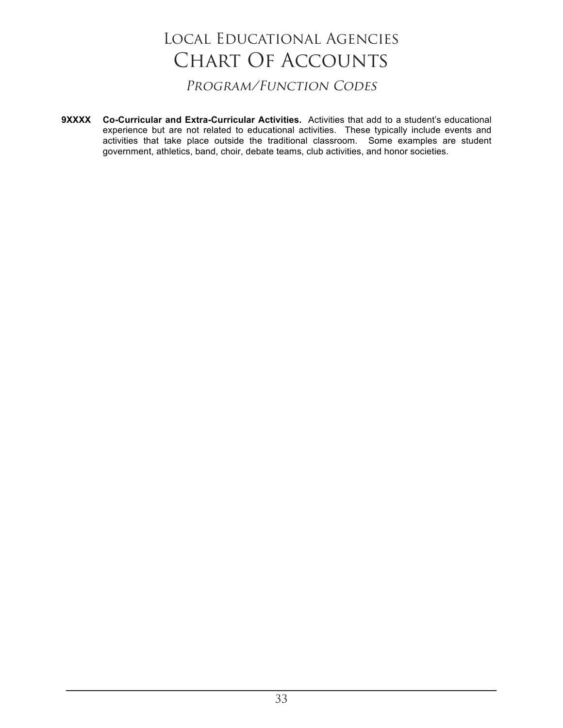# Local Educational Agencies
# Chart Of Accounts

## *Program/Function Codes*

**9XXXX** **Co-Curricular and Extra-Curricular Activities.** Activities that add to a student's educational experience but are not related to educational activities. These typically include events and activities that take place outside the traditional classroom. Some examples are student government, athletics, band, choir, debate teams, club activities, and honor societies.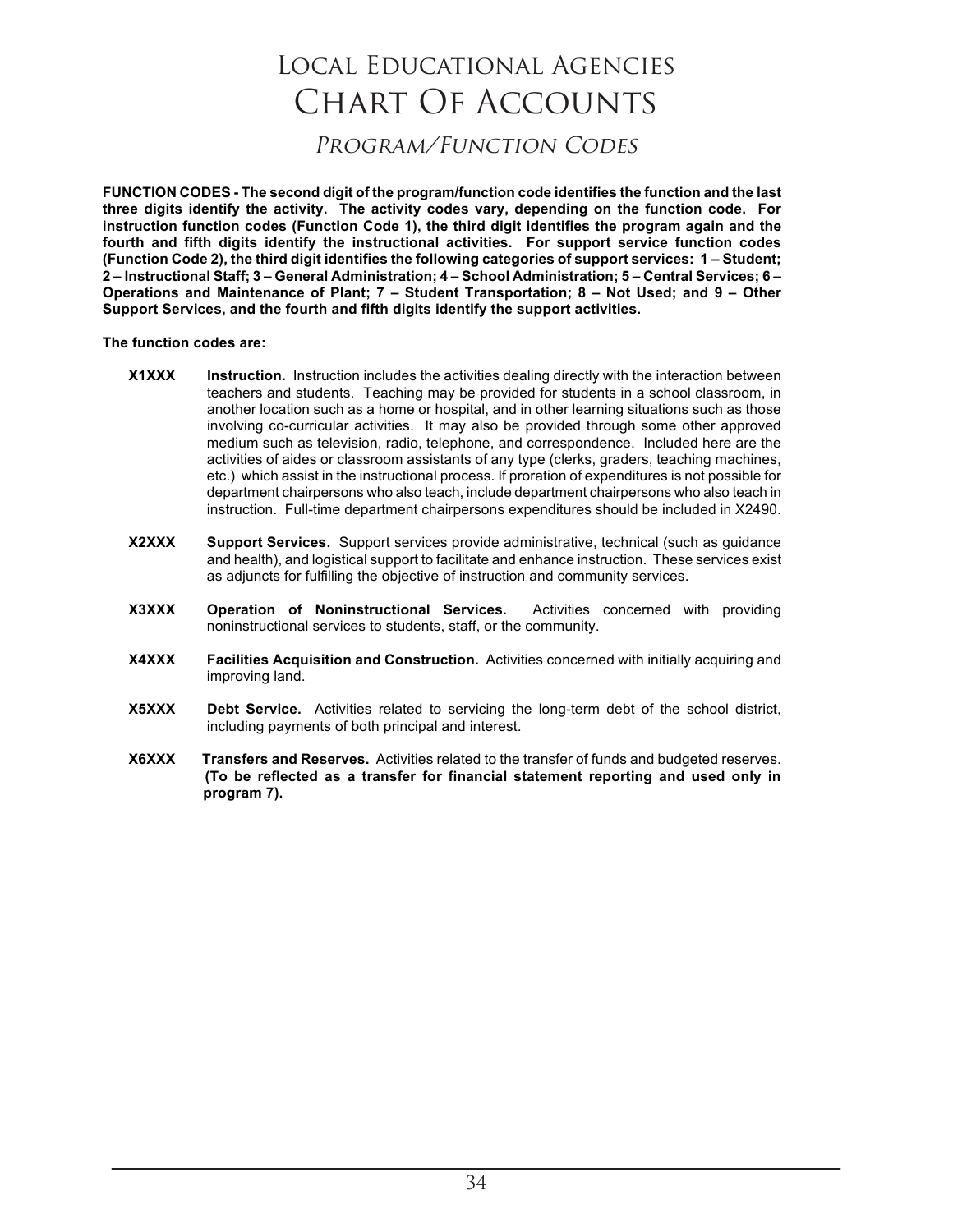# Local Educational Agencies
# Chart Of Accounts
## Program/Function Codes

**<u>FUNCTION CODES</u> - The second digit of the program/function code identifies the function and the last three digits identify the activity. The activity codes vary, depending on the function code. For instruction function codes (Function Code 1), the third digit identifies the program again and the fourth and fifth digits identify the instructional activities. For support service function codes (Function Code 2), the third digit identifies the following categories of support services: 1 – Student; 2 – Instructional Staff; 3 – General Administration; 4 – School Administration; 5 – Central Services; 6 – Operations and Maintenance of Plant; 7 – Student Transportation; 8 – Not Used; and 9 – Other Support Services, and the fourth and fifth digits identify the support activities.**

**The function codes are:**

**X1XXX** **Instruction.** Instruction includes the activities dealing directly with the interaction between teachers and students. Teaching may be provided for students in a school classroom, in another location such as a home or hospital, and in other learning situations such as those involving co-curricular activities. It may also be provided through some other approved medium such as television, radio, telephone, and correspondence. Included here are the activities of aides or classroom assistants of any type (clerks, graders, teaching machines, etc.) which assist in the instructional process. If proration of expenditures is not possible for department chairpersons who also teach, include department chairpersons who also teach in instruction. Full-time department chairpersons expenditures should be included in X2490.

**X2XXX** **Support Services.** Support services provide administrative, technical (such as guidance and health), and logistical support to facilitate and enhance instruction. These services exist as adjuncts for fulfilling the objective of instruction and community services.

**X3XXX** **Operation of Noninstructional Services.** Activities concerned with providing noninstructional services to students, staff, or the community.

**X4XXX** **Facilities Acquisition and Construction.** Activities concerned with initially acquiring and improving land.

**X5XXX** **Debt Service.** Activities related to servicing the long-term debt of the school district, including payments of both principal and interest.

**X6XXX** **Transfers and Reserves.** Activities related to the transfer of funds and budgeted reserves. **(To be reflected as a transfer for financial statement reporting and used only in program 7).**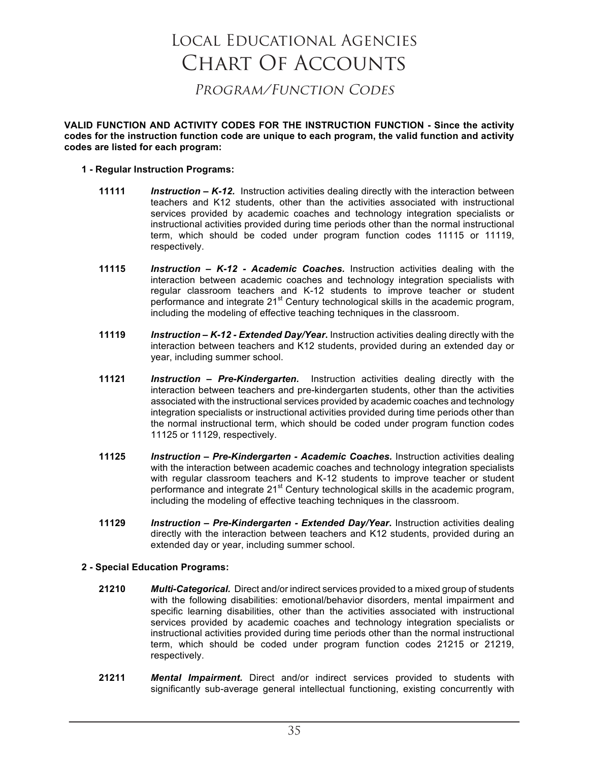# Local Educational Agencies Chart Of Accounts

## Program/Function Codes

**VALID FUNCTION AND ACTIVITY CODES FOR THE INSTRUCTION FUNCTION - Since the activity codes for the instruction function code are unique to each program, the valid function and activity codes are listed for each program:**

**1 - Regular Instruction Programs:**

**11111** ***Instruction – K-12.*** Instruction activities dealing directly with the interaction between teachers and K12 students, other than the activities associated with instructional services provided by academic coaches and technology integration specialists or instructional activities provided during time periods other than the normal instructional term, which should be coded under program function codes 11115 or 11119, respectively.

**11115** ***Instruction – K-12 - Academic Coaches.*** Instruction activities dealing with the interaction between academic coaches and technology integration specialists with regular classroom teachers and K-12 students to improve teacher or student performance and integrate 21st Century technological skills in the academic program, including the modeling of effective teaching techniques in the classroom.

**11119** ***Instruction – K-12 - Extended Day/Year*****.** Instruction activities dealing directly with the interaction between teachers and K12 students, provided during an extended day or year, including summer school.

**11121** ***Instruction – Pre-Kindergarten.*** Instruction activities dealing directly with the interaction between teachers and pre-kindergarten students, other than the activities associated with the instructional services provided by academic coaches and technology integration specialists or instructional activities provided during time periods other than the normal instructional term, which should be coded under program function codes 11125 or 11129, respectively.

**11125** ***Instruction – Pre-Kindergarten - Academic Coaches.*** Instruction activities dealing with the interaction between academic coaches and technology integration specialists with regular classroom teachers and K-12 students to improve teacher or student performance and integrate 21st Century technological skills in the academic program, including the modeling of effective teaching techniques in the classroom.

**11129** ***Instruction – Pre-Kindergarten - Extended Day/Year*****.** Instruction activities dealing directly with the interaction between teachers and K12 students, provided during an extended day or year, including summer school.

**2 - Special Education Programs:**

**21210** ***Multi-Categorical.*** Direct and/or indirect services provided to a mixed group of students with the following disabilities: emotional/behavior disorders, mental impairment and specific learning disabilities, other than the activities associated with instructional services provided by academic coaches and technology integration specialists or instructional activities provided during time periods other than the normal instructional term, which should be coded under program function codes 21215 or 21219, respectively.

**21211** ***Mental Impairment.*** Direct and/or indirect services provided to students with significantly sub-average general intellectual functioning, existing concurrently with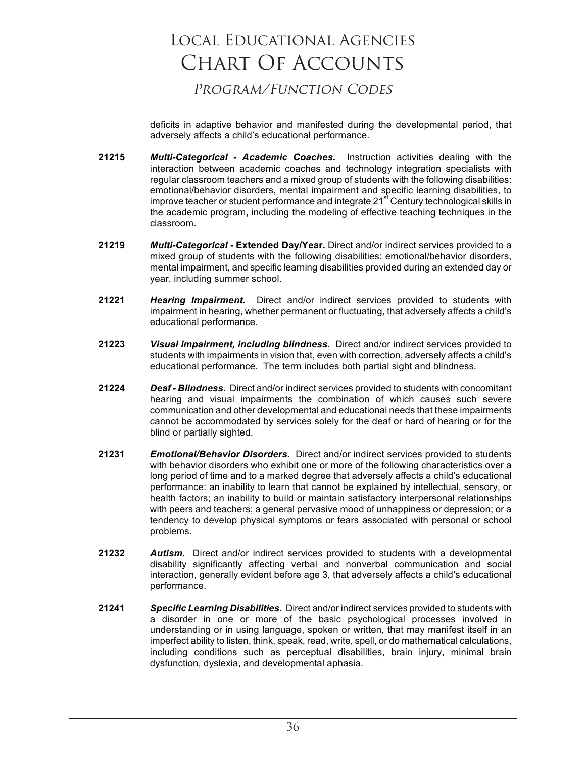deficits in adaptive behavior and manifested during the developmental period, that adversely affects a child's educational performance.

**21215** ***Multi-Categorical - Academic Coaches.*** Instruction activities dealing with the interaction between academic coaches and technology integration specialists with regular classroom teachers and a mixed group of students with the following disabilities: emotional/behavior disorders, mental impairment and specific learning disabilities, to improve teacher or student performance and integrate 21st Century technological skills in the academic program, including the modeling of effective teaching techniques in the classroom.

**21219** ***Multi-Categorical -*** **Extended Day/Year.** Direct and/or indirect services provided to a mixed group of students with the following disabilities: emotional/behavior disorders, mental impairment, and specific learning disabilities provided during an extended day or year, including summer school.

**21221** ***Hearing Impairment.*** Direct and/or indirect services provided to students with impairment in hearing, whether permanent or fluctuating, that adversely affects a child's educational performance.

**21223** ***Visual impairment, including blindness.*** Direct and/or indirect services provided to students with impairments in vision that, even with correction, adversely affects a child's educational performance. The term includes both partial sight and blindness.

**21224** ***Deaf - Blindness.*** Direct and/or indirect services provided to students with concomitant hearing and visual impairments the combination of which causes such severe communication and other developmental and educational needs that these impairments cannot be accommodated by services solely for the deaf or hard of hearing or for the blind or partially sighted.

**21231** ***Emotional/Behavior Disorders.*** Direct and/or indirect services provided to students with behavior disorders who exhibit one or more of the following characteristics over a long period of time and to a marked degree that adversely affects a child's educational performance: an inability to learn that cannot be explained by intellectual, sensory, or health factors; an inability to build or maintain satisfactory interpersonal relationships with peers and teachers; a general pervasive mood of unhappiness or depression; or a tendency to develop physical symptoms or fears associated with personal or school problems.

**21232** ***Autism.*** Direct and/or indirect services provided to students with a developmental disability significantly affecting verbal and nonverbal communication and social interaction, generally evident before age 3, that adversely affects a child's educational performance.

**21241** ***Specific Learning Disabilities.*** Direct and/or indirect services provided to students with a disorder in one or more of the basic psychological processes involved in understanding or in using language, spoken or written, that may manifest itself in an imperfect ability to listen, think, speak, read, write, spell, or do mathematical calculations, including conditions such as perceptual disabilities, brain injury, minimal brain dysfunction, dyslexia, and developmental aphasia.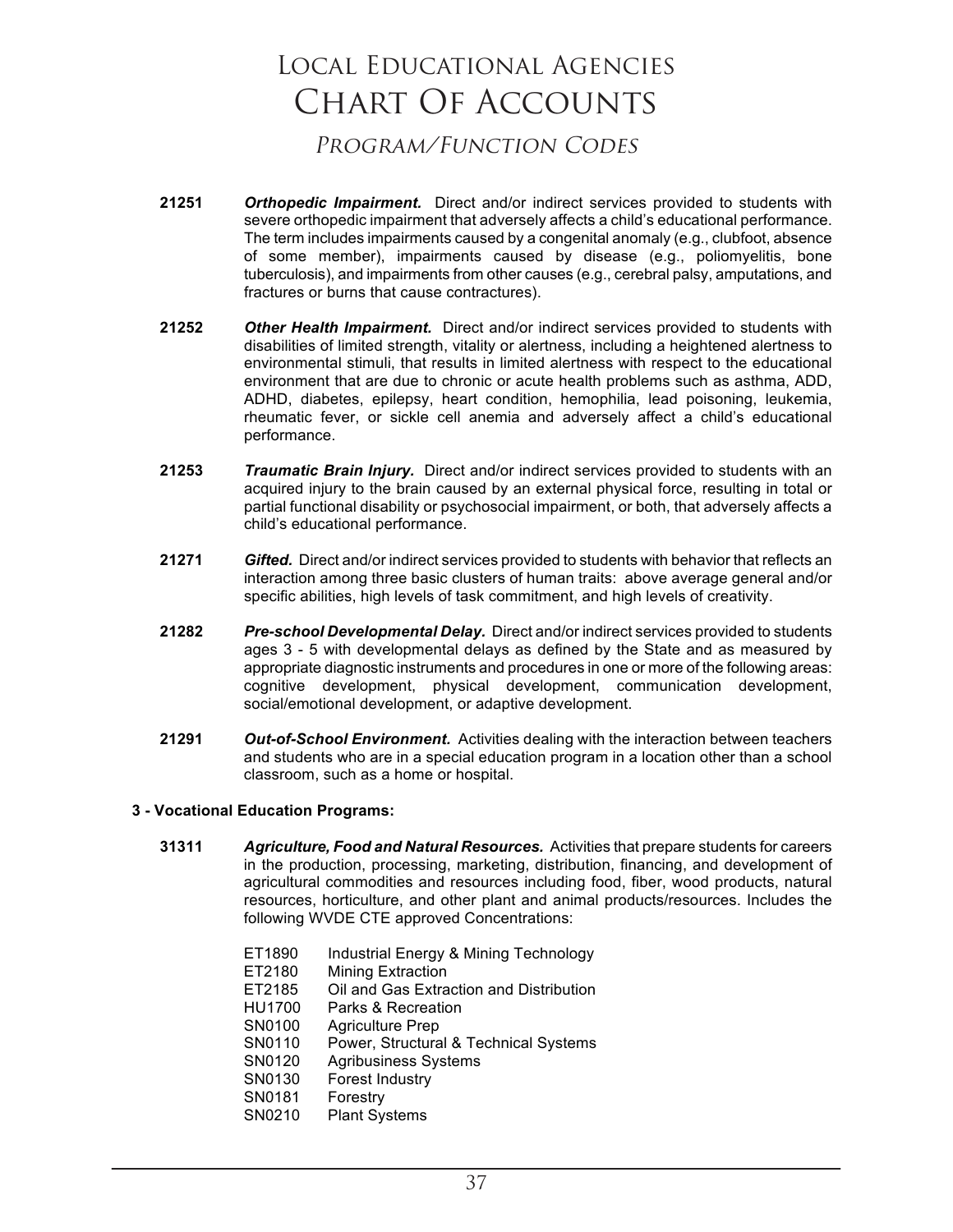**21251** ***Orthopedic Impairment.*** Direct and/or indirect services provided to students with severe orthopedic impairment that adversely affects a child's educational performance. The term includes impairments caused by a congenital anomaly (e.g., clubfoot, absence of some member), impairments caused by disease (e.g., poliomyelitis, bone tuberculosis), and impairments from other causes (e.g., cerebral palsy, amputations, and fractures or burns that cause contractures).

**21252** ***Other Health Impairment.*** Direct and/or indirect services provided to students with disabilities of limited strength, vitality or alertness, including a heightened alertness to environmental stimuli, that results in limited alertness with respect to the educational environment that are due to chronic or acute health problems such as asthma, ADD, ADHD, diabetes, epilepsy, heart condition, hemophilia, lead poisoning, leukemia, rheumatic fever, or sickle cell anemia and adversely affect a child's educational performance.

**21253** ***Traumatic Brain Injury.*** Direct and/or indirect services provided to students with an acquired injury to the brain caused by an external physical force, resulting in total or partial functional disability or psychosocial impairment, or both, that adversely affects a child's educational performance.

**21271** ***Gifted.*** Direct and/or indirect services provided to students with behavior that reflects an interaction among three basic clusters of human traits: above average general and/or specific abilities, high levels of task commitment, and high levels of creativity.

**21282** ***Pre-school Developmental Delay.*** Direct and/or indirect services provided to students ages 3 - 5 with developmental delays as defined by the State and as measured by appropriate diagnostic instruments and procedures in one or more of the following areas: cognitive development, physical development, communication development, social/emotional development, or adaptive development.

**21291** ***Out-of-School Environment.*** Activities dealing with the interaction between teachers and students who are in a special education program in a location other than a school classroom, such as a home or hospital.

**3 - Vocational Education Programs:**

**31311** ***Agriculture, Food and Natural Resources.*** Activities that prepare students for careers in the production, processing, marketing, distribution, financing, and development of agricultural commodities and resources including food, fiber, wood products, natural resources, horticulture, and other plant and animal products/resources. Includes the following WVDE CTE approved Concentrations:

- ET1890 Industrial Energy & Mining Technology
- ET2180 Mining Extraction
- ET2185 Oil and Gas Extraction and Distribution
- HU1700 Parks & Recreation
- SN0100 Agriculture Prep
- SN0110 Power, Structural & Technical Systems
- SN0120 Agribusiness Systems
- SN0130 Forest Industry
- SN0181 Forestry
- SN0210 Plant Systems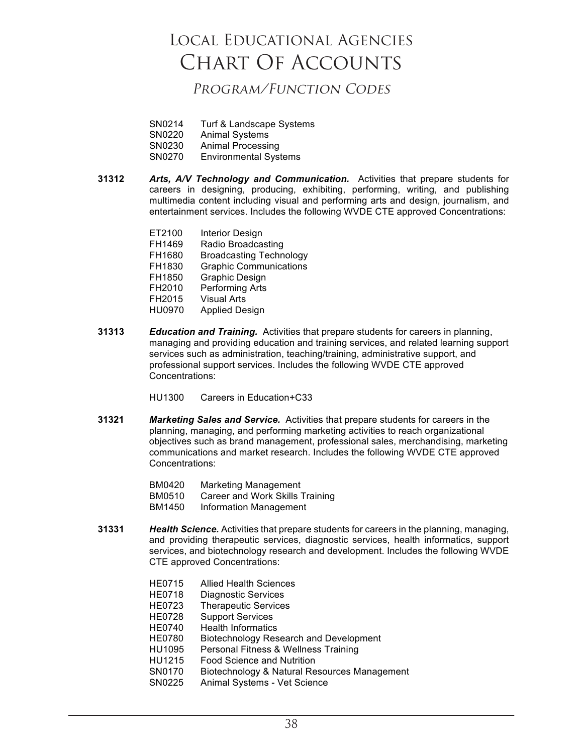SN0214 Turf & Landscape Systems
SN0220 Animal Systems
SN0230 Animal Processing
SN0270 Environmental Systems

**31312** ***Arts, A/V Technology and Communication.*** Activities that prepare students for careers in designing, producing, exhibiting, performing, writing, and publishing multimedia content including visual and performing arts and design, journalism, and entertainment services. Includes the following WVDE CTE approved Concentrations:

ET2100 Interior Design
FH1469 Radio Broadcasting
FH1680 Broadcasting Technology
FH1830 Graphic Communications
FH1850 Graphic Design
FH2010 Performing Arts
FH2015 Visual Arts
HU0970 Applied Design

**31313** ***Education and Training.*** Activities that prepare students for careers in planning, managing and providing education and training services, and related learning support services such as administration, teaching/training, administrative support, and professional support services. Includes the following WVDE CTE approved Concentrations:

HU1300 Careers in Education+C33

**31321** ***Marketing Sales and Service.*** Activities that prepare students for careers in the planning, managing, and performing marketing activities to reach organizational objectives such as brand management, professional sales, merchandising, marketing communications and market research. Includes the following WVDE CTE approved Concentrations:

BM0420 Marketing Management
BM0510 Career and Work Skills Training
BM1450 Information Management

**31331** ***Health Science.*** Activities that prepare students for careers in the planning, managing, and providing therapeutic services, diagnostic services, health informatics, support services, and biotechnology research and development. Includes the following WVDE CTE approved Concentrations:

HE0715 Allied Health Sciences
HE0718 Diagnostic Services
HE0723 Therapeutic Services
HE0728 Support Services
HE0740 Health Informatics
HE0780 Biotechnology Research and Development
HU1095 Personal Fitness & Wellness Training
HU1215 Food Science and Nutrition
SN0170 Biotechnology & Natural Resources Management
SN0225 Animal Systems - Vet Science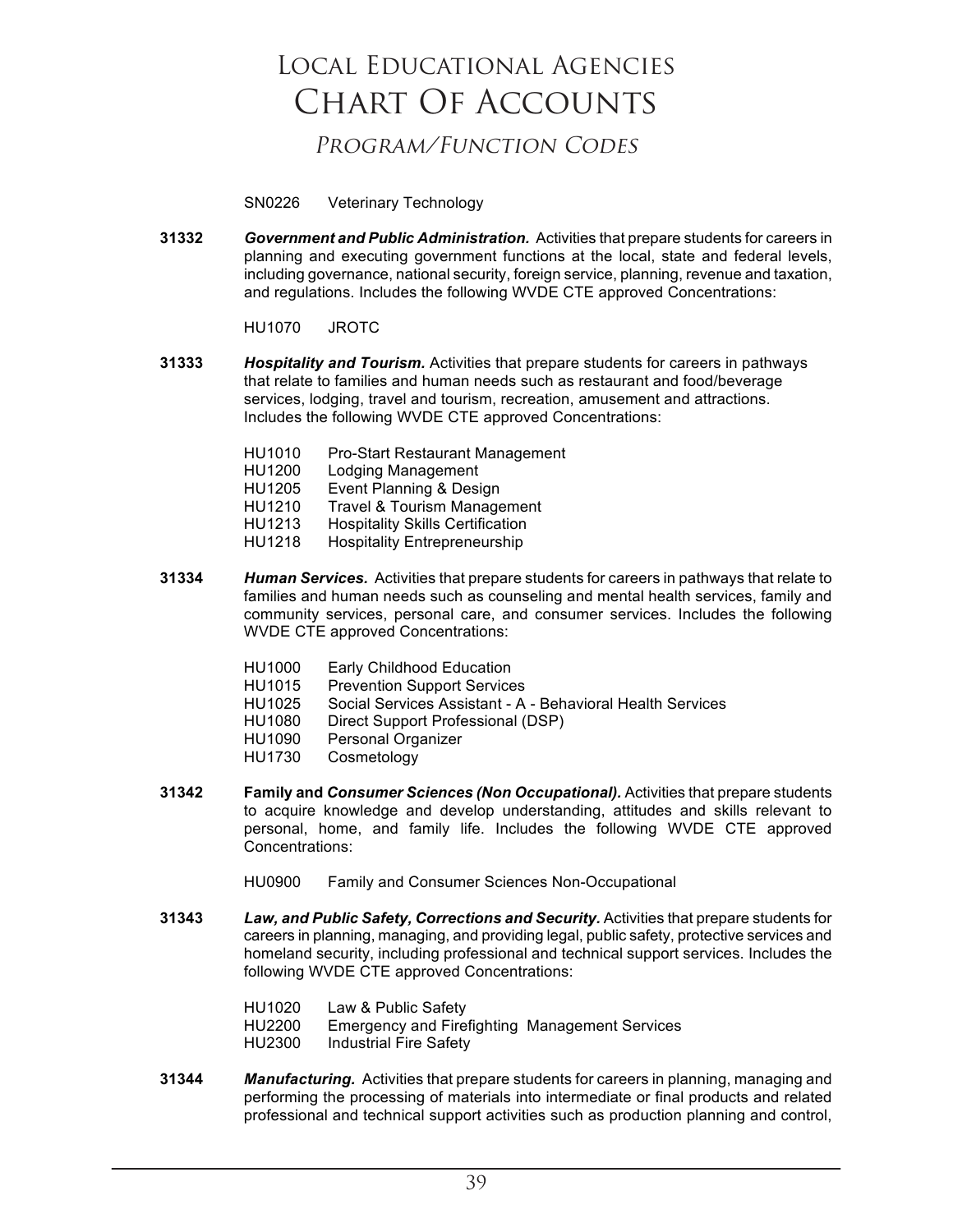SN0226 Veterinary Technology

**31332** ***Government and Public Administration.*** Activities that prepare students for careers in planning and executing government functions at the local, state and federal levels, including governance, national security, foreign service, planning, revenue and taxation, and regulations. Includes the following WVDE CTE approved Concentrations:

HU1070 JROTC

**31333** ***Hospitality and Tourism.*** Activities that prepare students for careers in pathways that relate to families and human needs such as restaurant and food/beverage services, lodging, travel and tourism, recreation, amusement and attractions. Includes the following WVDE CTE approved Concentrations:

HU1010 Pro-Start Restaurant Management
HU1200 Lodging Management
HU1205 Event Planning & Design
HU1210 Travel & Tourism Management
HU1213 Hospitality Skills Certification
HU1218 Hospitality Entrepreneurship

**31334** ***Human Services.*** Activities that prepare students for careers in pathways that relate to families and human needs such as counseling and mental health services, family and community services, personal care, and consumer services. Includes the following WVDE CTE approved Concentrations:

HU1000 Early Childhood Education
HU1015 Prevention Support Services
HU1025 Social Services Assistant - A - Behavioral Health Services
HU1080 Direct Support Professional (DSP)
HU1090 Personal Organizer
HU1730 Cosmetology

**31342** **Family and** ***Consumer Sciences (Non Occupational).*** Activities that prepare students to acquire knowledge and develop understanding, attitudes and skills relevant to personal, home, and family life. Includes the following WVDE CTE approved Concentrations:

HU0900 Family and Consumer Sciences Non-Occupational

**31343** ***Law, and Public Safety, Corrections and Security.*** Activities that prepare students for careers in planning, managing, and providing legal, public safety, protective services and homeland security, including professional and technical support services. Includes the following WVDE CTE approved Concentrations:

HU1020 Law & Public Safety
HU2200 Emergency and Firefighting Management Services
HU2300 Industrial Fire Safety

**31344** ***Manufacturing.*** Activities that prepare students for careers in planning, managing and performing the processing of materials into intermediate or final products and related professional and technical support activities such as production planning and control,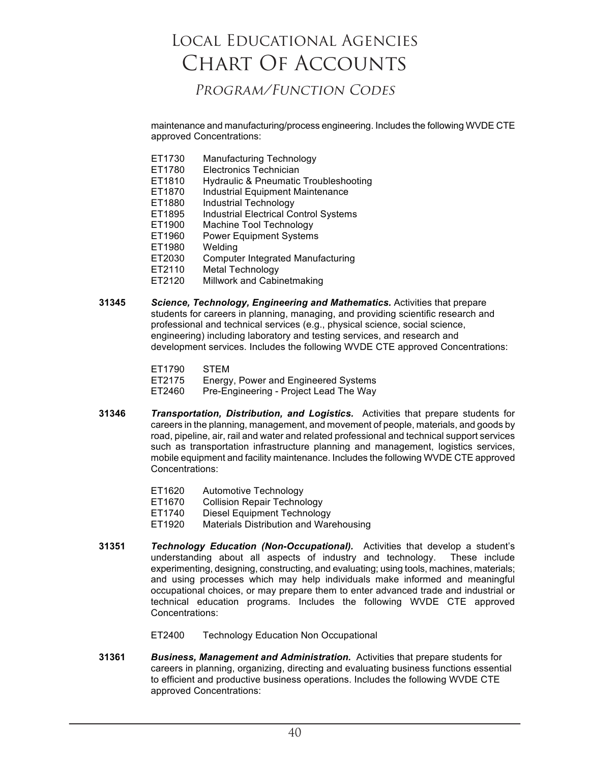maintenance and manufacturing/process engineering. Includes the following WVDE CTE approved Concentrations:

| | |
|---|---|
| ET1730 | Manufacturing Technology |
| ET1780 | Electronics Technician |
| ET1810 | Hydraulic & Pneumatic Troubleshooting |
| ET1870 | Industrial Equipment Maintenance |
| ET1880 | Industrial Technology |
| ET1895 | Industrial Electrical Control Systems |
| ET1900 | Machine Tool Technology |
| ET1960 | Power Equipment Systems |
| ET1980 | Welding |
| ET2030 | Computer Integrated Manufacturing |
| ET2110 | Metal Technology |
| ET2120 | Millwork and Cabinetmaking |

**31345** ***Science, Technology, Engineering and Mathematics.*** Activities that prepare students for careers in planning, managing, and providing scientific research and professional and technical services (e.g., physical science, social science, engineering) including laboratory and testing services, and research and development services. Includes the following WVDE CTE approved Concentrations:

| | |
|---|---|
| ET1790 | STEM |
| ET2175 | Energy, Power and Engineered Systems |
| ET2460 | Pre-Engineering - Project Lead The Way |

**31346** ***Transportation, Distribution, and Logistics.*** Activities that prepare students for careers in the planning, management, and movement of people, materials, and goods by road, pipeline, air, rail and water and related professional and technical support services such as transportation infrastructure planning and management, logistics services, mobile equipment and facility maintenance. Includes the following WVDE CTE approved Concentrations:

| | |
|---|---|
| ET1620 | Automotive Technology |
| ET1670 | Collision Repair Technology |
| ET1740 | Diesel Equipment Technology |
| ET1920 | Materials Distribution and Warehousing |

**31351** ***Technology Education (Non-Occupational).*** Activities that develop a student's understanding about all aspects of industry and technology. These include experimenting, designing, constructing, and evaluating; using tools, machines, materials; and using processes which may help individuals make informed and meaningful occupational choices, or may prepare them to enter advanced trade and industrial or technical education programs. Includes the following WVDE CTE approved Concentrations:

| | |
|---|---|
| ET2400 | Technology Education Non Occupational |

**31361** ***Business, Management and Administration.*** Activities that prepare students for careers in planning, organizing, directing and evaluating business functions essential to efficient and productive business operations. Includes the following WVDE CTE approved Concentrations: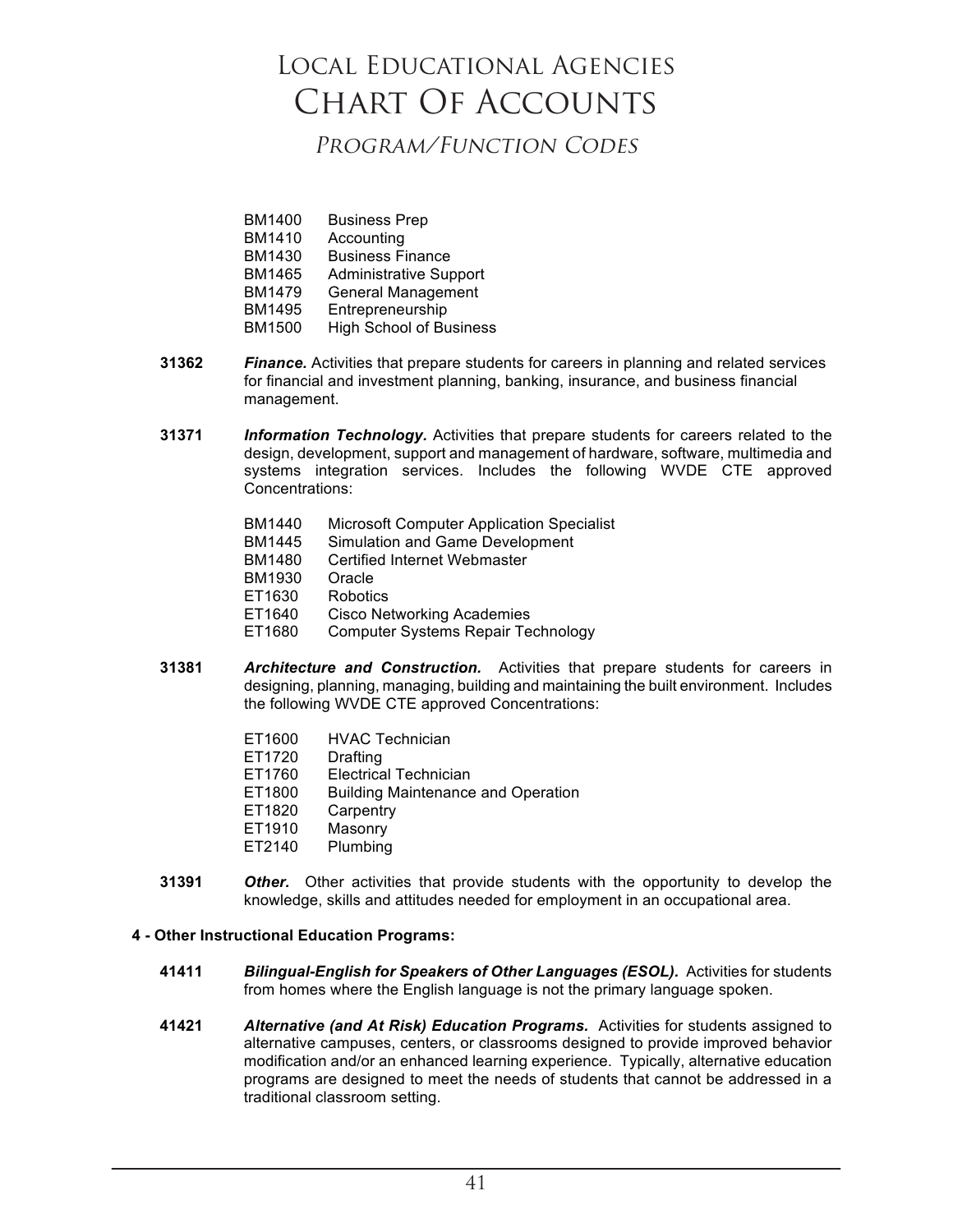# Local Educational Agencies
# Chart Of Accounts
## *Program/Function Codes*

| | |
|---|---|
| BM1400 | Business Prep |
| BM1410 | Accounting |
| BM1430 | Business Finance |
| BM1465 | Administrative Support |
| BM1479 | General Management |
| BM1495 | Entrepreneurship |
| BM1500 | High School of Business |

**31362** ***Finance.*** Activities that prepare students for careers in planning and related services for financial and investment planning, banking, insurance, and business financial management.

**31371** ***Information Technology.*** Activities that prepare students for careers related to the design, development, support and management of hardware, software, multimedia and systems integration services. Includes the following WVDE CTE approved Concentrations:

| | |
|---|---|
| BM1440 | Microsoft Computer Application Specialist |
| BM1445 | Simulation and Game Development |
| BM1480 | Certified Internet Webmaster |
| BM1930 | Oracle |
| ET1630 | Robotics |
| ET1640 | Cisco Networking Academies |
| ET1680 | Computer Systems Repair Technology |

**31381** ***Architecture and Construction.*** Activities that prepare students for careers in designing, planning, managing, building and maintaining the built environment. Includes the following WVDE CTE approved Concentrations:

| | |
|---|---|
| ET1600 | HVAC Technician |
| ET1720 | Drafting |
| ET1760 | Electrical Technician |
| ET1800 | Building Maintenance and Operation |
| ET1820 | Carpentry |
| ET1910 | Masonry |
| ET2140 | Plumbing |

**31391** ***Other.*** Other activities that provide students with the opportunity to develop the knowledge, skills and attitudes needed for employment in an occupational area.

**4 - Other Instructional Education Programs:**

**41411** ***Bilingual-English for Speakers of Other Languages (ESOL).*** Activities for students from homes where the English language is not the primary language spoken.

**41421** ***Alternative (and At Risk) Education Programs.*** Activities for students assigned to alternative campuses, centers, or classrooms designed to provide improved behavior modification and/or an enhanced learning experience. Typically, alternative education programs are designed to meet the needs of students that cannot be addressed in a traditional classroom setting.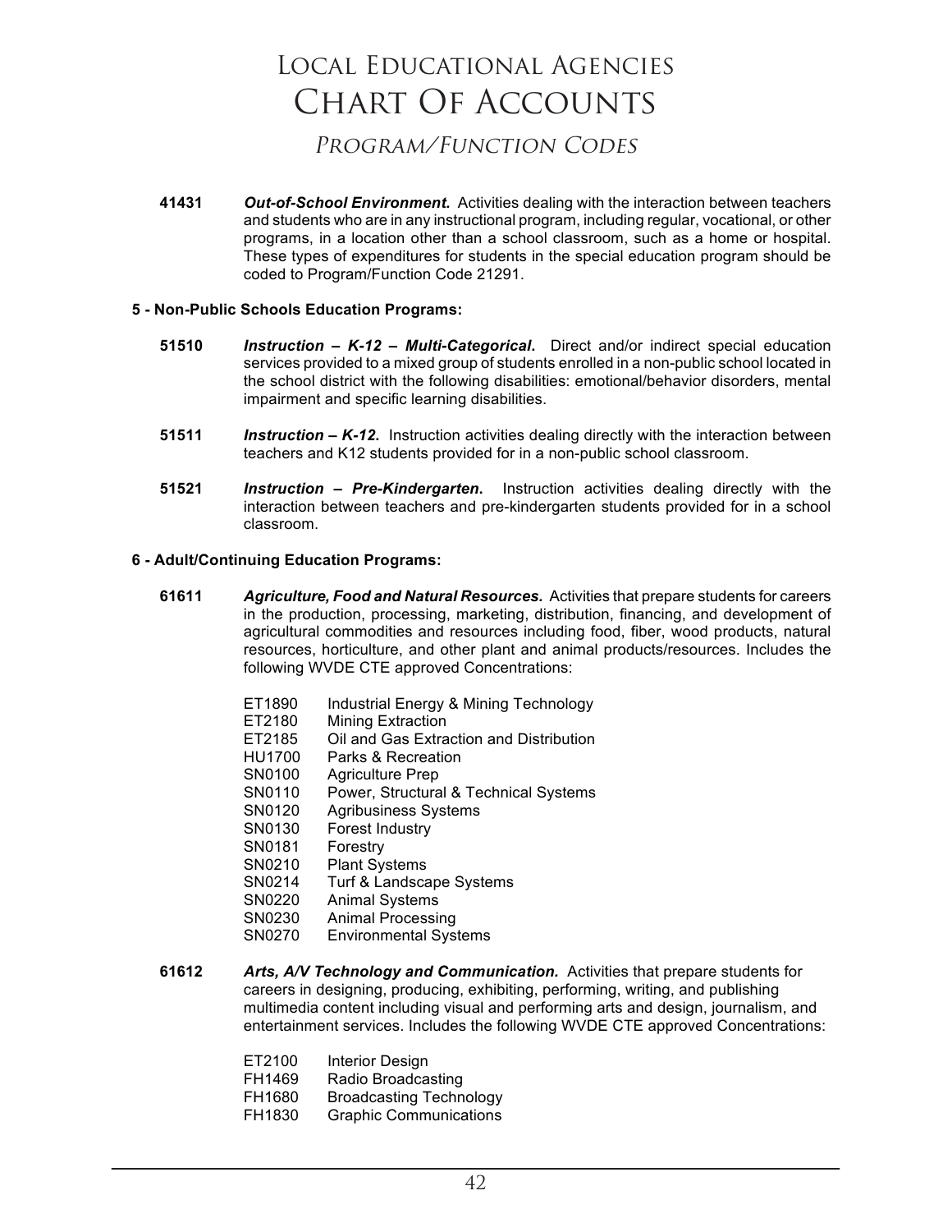**41431** ***Out-of-School Environment.*** Activities dealing with the interaction between teachers and students who are in any instructional program, including regular, vocational, or other programs, in a location other than a school classroom, such as a home or hospital. These types of expenditures for students in the special education program should be coded to Program/Function Code 21291.

**5 - Non-Public Schools Education Programs:**

**51510** ***Instruction – K-12 – Multi-Categorical.*** Direct and/or indirect special education services provided to a mixed group of students enrolled in a non-public school located in the school district with the following disabilities: emotional/behavior disorders, mental impairment and specific learning disabilities.

**51511** ***Instruction – K-12.*** Instruction activities dealing directly with the interaction between teachers and K12 students provided for in a non-public school classroom.

**51521** ***Instruction – Pre-Kindergarten.*** Instruction activities dealing directly with the interaction between teachers and pre-kindergarten students provided for in a school classroom.

**6 - Adult/Continuing Education Programs:**

**61611** ***Agriculture, Food and Natural Resources.*** Activities that prepare students for careers in the production, processing, marketing, distribution, financing, and development of agricultural commodities and resources including food, fiber, wood products, natural resources, horticulture, and other plant and animal products/resources. Includes the following WVDE CTE approved Concentrations:

| | |
|---|---|
| ET1890 | Industrial Energy & Mining Technology |
| ET2180 | Mining Extraction |
| ET2185 | Oil and Gas Extraction and Distribution |
| HU1700 | Parks & Recreation |
| SN0100 | Agriculture Prep |
| SN0110 | Power, Structural & Technical Systems |
| SN0120 | Agribusiness Systems |
| SN0130 | Forest Industry |
| SN0181 | Forestry |
| SN0210 | Plant Systems |
| SN0214 | Turf & Landscape Systems |
| SN0220 | Animal Systems |
| SN0230 | Animal Processing |
| SN0270 | Environmental Systems |

**61612** ***Arts, A/V Technology and Communication.*** Activities that prepare students for careers in designing, producing, exhibiting, performing, writing, and publishing multimedia content including visual and performing arts and design, journalism, and entertainment services. Includes the following WVDE CTE approved Concentrations:

| | |
|---|---|
| ET2100 | Interior Design |
| FH1469 | Radio Broadcasting |
| FH1680 | Broadcasting Technology |
| FH1830 | Graphic Communications |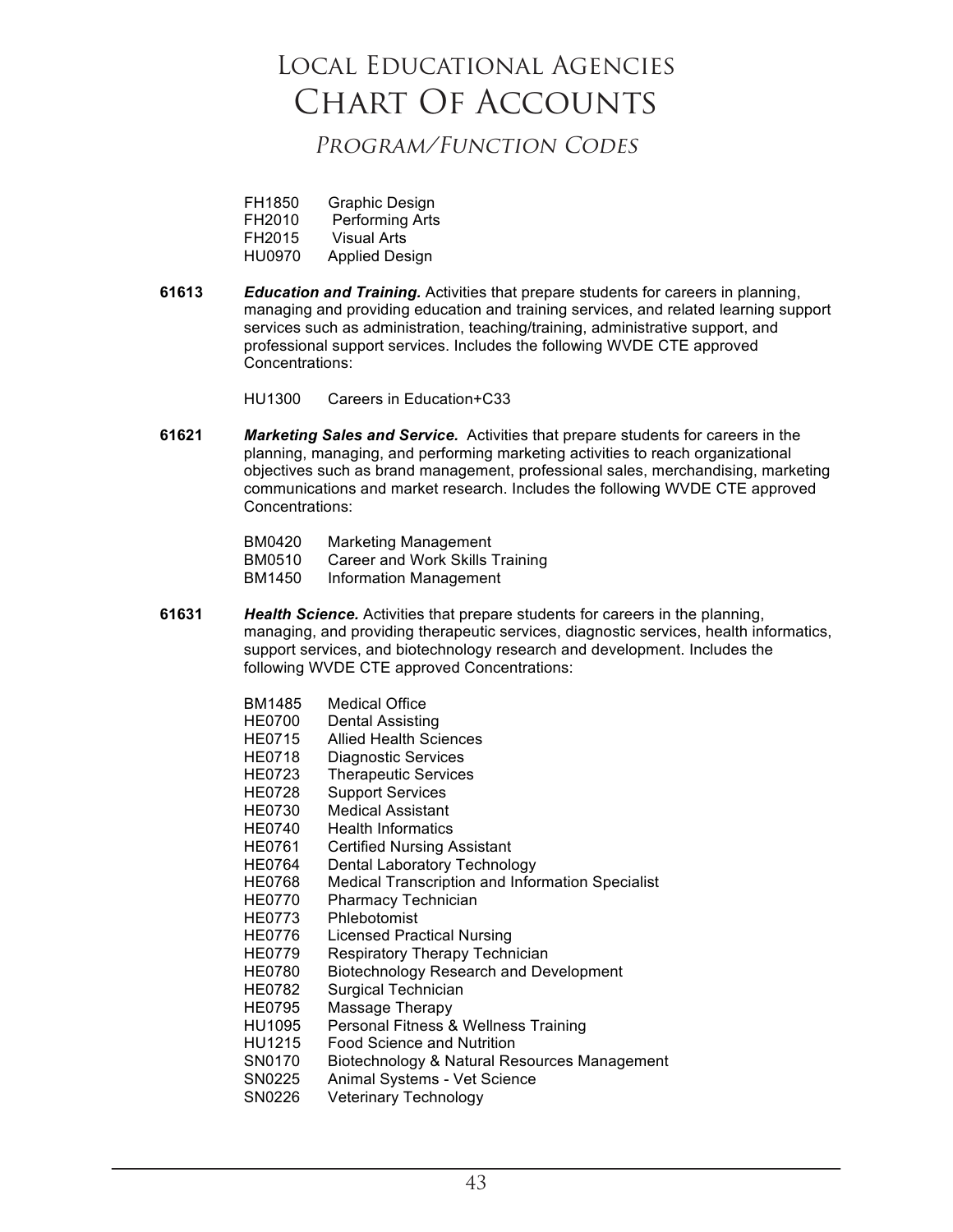# Local Educational Agencies Chart Of Accounts

## Program/Function Codes

FH1850 Graphic Design
FH2010 Performing Arts
FH2015 Visual Arts
HU0970 Applied Design

**61613** ***Education and Training.*** Activities that prepare students for careers in planning, managing and providing education and training services, and related learning support services such as administration, teaching/training, administrative support, and professional support services. Includes the following WVDE CTE approved Concentrations:

HU1300 Careers in Education+C33

**61621** ***Marketing Sales and Service.*** Activities that prepare students for careers in the planning, managing, and performing marketing activities to reach organizational objectives such as brand management, professional sales, merchandising, marketing communications and market research. Includes the following WVDE CTE approved Concentrations:

BM0420 Marketing Management
BM0510 Career and Work Skills Training
BM1450 Information Management

**61631** ***Health Science.*** Activities that prepare students for careers in the planning, managing, and providing therapeutic services, diagnostic services, health informatics, support services, and biotechnology research and development. Includes the following WVDE CTE approved Concentrations:

BM1485 Medical Office
HE0700 Dental Assisting
HE0715 Allied Health Sciences
HE0718 Diagnostic Services
HE0723 Therapeutic Services
HE0728 Support Services
HE0730 Medical Assistant
HE0740 Health Informatics
HE0761 Certified Nursing Assistant
HE0764 Dental Laboratory Technology
HE0768 Medical Transcription and Information Specialist
HE0770 Pharmacy Technician
HE0773 Phlebotomist
HE0776 Licensed Practical Nursing
HE0779 Respiratory Therapy Technician
HE0780 Biotechnology Research and Development
HE0782 Surgical Technician
HE0795 Massage Therapy
HU1095 Personal Fitness & Wellness Training
HU1215 Food Science and Nutrition
SN0170 Biotechnology & Natural Resources Management
SN0225 Animal Systems - Vet Science
SN0226 Veterinary Technology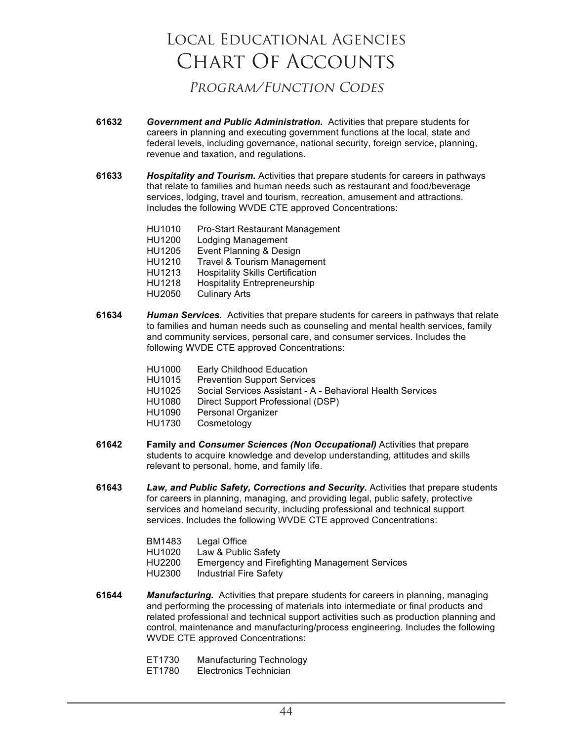# Local Educational Agencies Chart Of Accounts

## *Program/Function Codes*

**61632** ***Government and Public Administration.*** Activities that prepare students for careers in planning and executing government functions at the local, state and federal levels, including governance, national security, foreign service, planning, revenue and taxation, and regulations.

**61633** ***Hospitality and Tourism.*** Activities that prepare students for careers in pathways that relate to families and human needs such as restaurant and food/beverage services, lodging, travel and tourism, recreation, amusement and attractions. Includes the following WVDE CTE approved Concentrations:

- HU1010 Pro-Start Restaurant Management
- HU1200 Lodging Management
- HU1205 Event Planning & Design
- HU1210 Travel & Tourism Management
- HU1213 Hospitality Skills Certification
- HU1218 Hospitality Entrepreneurship
- HU2050 Culinary Arts

**61634** ***Human Services.*** Activities that prepare students for careers in pathways that relate to families and human needs such as counseling and mental health services, family and community services, personal care, and consumer services. Includes the following WVDE CTE approved Concentrations:

- HU1000 Early Childhood Education
- HU1015 Prevention Support Services
- HU1025 Social Services Assistant - A - Behavioral Health Services
- HU1080 Direct Support Professional (DSP)
- HU1090 Personal Organizer
- HU1730 Cosmetology

**61642** **Family and *Consumer Sciences (Non Occupational)*** Activities that prepare students to acquire knowledge and develop understanding, attitudes and skills relevant to personal, home, and family life.

**61643** ***Law, and Public Safety, Corrections and Security.*** Activities that prepare students for careers in planning, managing, and providing legal, public safety, protective services and homeland security, including professional and technical support services. Includes the following WVDE CTE approved Concentrations:

- BM1483 Legal Office
- HU1020 Law & Public Safety
- HU2200 Emergency and Firefighting Management Services
- HU2300 Industrial Fire Safety

**61644** ***Manufacturing.*** Activities that prepare students for careers in planning, managing and performing the processing of materials into intermediate or final products and related professional and technical support activities such as production planning and control, maintenance and manufacturing/process engineering. Includes the following WVDE CTE approved Concentrations:

- ET1730 Manufacturing Technology
- ET1780 Electronics Technician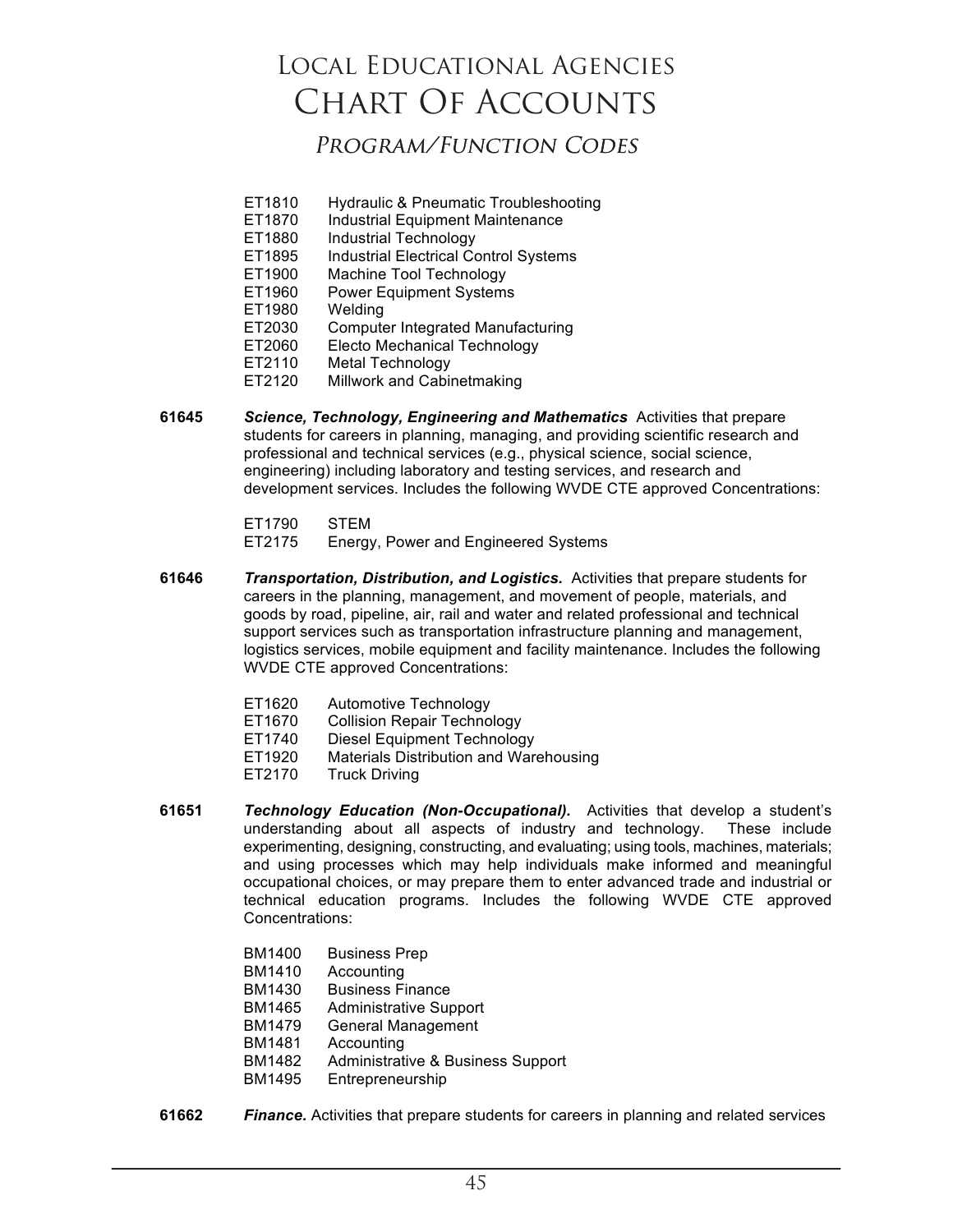# Local Educational Agencies
# Chart Of Accounts
## Program/Function Codes

ET1810 Hydraulic & Pneumatic Troubleshooting
ET1870 Industrial Equipment Maintenance
ET1880 Industrial Technology
ET1895 Industrial Electrical Control Systems
ET1900 Machine Tool Technology
ET1960 Power Equipment Systems
ET1980 Welding
ET2030 Computer Integrated Manufacturing
ET2060 Electo Mechanical Technology
ET2110 Metal Technology
ET2120 Millwork and Cabinetmaking

**61645** ***Science, Technology, Engineering and Mathematics*** Activities that prepare students for careers in planning, managing, and providing scientific research and professional and technical services (e.g., physical science, social science, engineering) including laboratory and testing services, and research and development services. Includes the following WVDE CTE approved Concentrations:

ET1790 STEM
ET2175 Energy, Power and Engineered Systems

**61646** ***Transportation, Distribution, and Logistics.*** Activities that prepare students for careers in the planning, management, and movement of people, materials, and goods by road, pipeline, air, rail and water and related professional and technical support services such as transportation infrastructure planning and management, logistics services, mobile equipment and facility maintenance. Includes the following WVDE CTE approved Concentrations:

ET1620 Automotive Technology
ET1670 Collision Repair Technology
ET1740 Diesel Equipment Technology
ET1920 Materials Distribution and Warehousing
ET2170 Truck Driving

**61651** ***Technology Education (Non-Occupational).*** Activities that develop a student's understanding about all aspects of industry and technology. These include experimenting, designing, constructing, and evaluating; using tools, machines, materials; and using processes which may help individuals make informed and meaningful occupational choices, or may prepare them to enter advanced trade and industrial or technical education programs. Includes the following WVDE CTE approved Concentrations:

BM1400 Business Prep
BM1410 Accounting
BM1430 Business Finance
BM1465 Administrative Support
BM1479 General Management
BM1481 Accounting
BM1482 Administrative & Business Support
BM1495 Entrepreneurship

**61662** ***Finance.*** Activities that prepare students for careers in planning and related services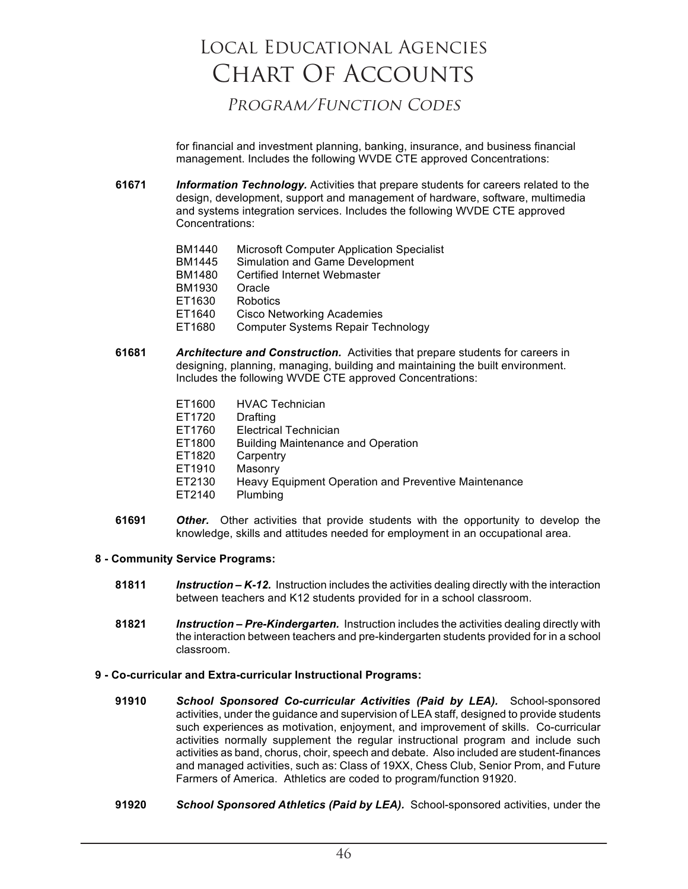for financial and investment planning, banking, insurance, and business financial management. Includes the following WVDE CTE approved Concentrations:

**61671** ***Information Technology.*** Activities that prepare students for careers related to the design, development, support and management of hardware, software, multimedia and systems integration services. Includes the following WVDE CTE approved Concentrations:

- BM1440 Microsoft Computer Application Specialist
- BM1445 Simulation and Game Development
- BM1480 Certified Internet Webmaster
- BM1930 Oracle
- ET1630 Robotics
- ET1640 Cisco Networking Academies
- ET1680 Computer Systems Repair Technology

**61681** ***Architecture and Construction.*** Activities that prepare students for careers in designing, planning, managing, building and maintaining the built environment. Includes the following WVDE CTE approved Concentrations:

- ET1600 HVAC Technician
- ET1720 Drafting
- ET1760 Electrical Technician
- ET1800 Building Maintenance and Operation
- ET1820 Carpentry
- ET1910 Masonry
- ET2130 Heavy Equipment Operation and Preventive Maintenance
- ET2140 Plumbing

**61691** ***Other.*** Other activities that provide students with the opportunity to develop the knowledge, skills and attitudes needed for employment in an occupational area.

**8 - Community Service Programs:**

**81811** ***Instruction – K-12.*** Instruction includes the activities dealing directly with the interaction between teachers and K12 students provided for in a school classroom.

**81821** ***Instruction – Pre-Kindergarten.*** Instruction includes the activities dealing directly with the interaction between teachers and pre-kindergarten students provided for in a school classroom.

**9 - Co-curricular and Extra-curricular Instructional Programs:**

**91910** ***School Sponsored Co-curricular Activities (Paid by LEA).*** School-sponsored activities, under the guidance and supervision of LEA staff, designed to provide students such experiences as motivation, enjoyment, and improvement of skills. Co-curricular activities normally supplement the regular instructional program and include such activities as band, chorus, choir, speech and debate. Also included are student-finances and managed activities, such as: Class of 19XX, Chess Club, Senior Prom, and Future Farmers of America. Athletics are coded to program/function 91920.

**91920** ***School Sponsored Athletics (Paid by LEA).*** School-sponsored activities, under the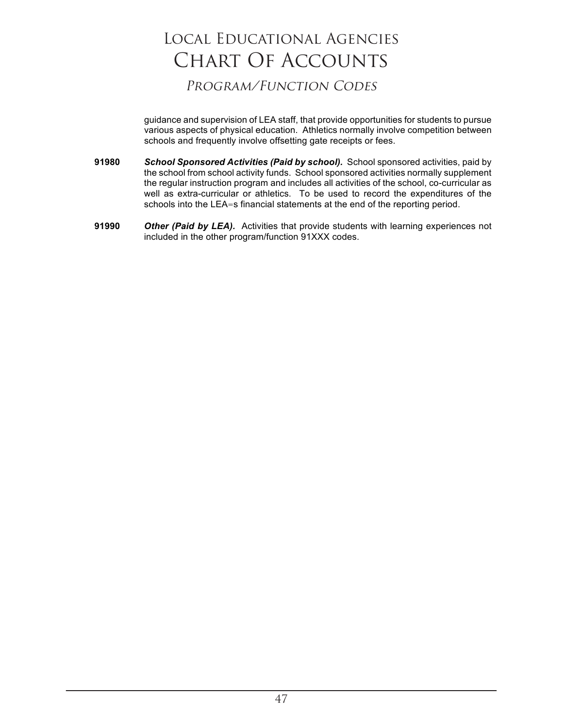guidance and supervision of LEA staff, that provide opportunities for students to pursue various aspects of physical education. Athletics normally involve competition between schools and frequently involve offsetting gate receipts or fees.

**91980** ***School Sponsored Activities (Paid by school).*** School sponsored activities, paid by the school from school activity funds. School sponsored activities normally supplement the regular instruction program and includes all activities of the school, co-curricular as well as extra-curricular or athletics. To be used to record the expenditures of the schools into the LEA=s financial statements at the end of the reporting period.

**91990** ***Other (Paid by LEA).*** Activities that provide students with learning experiences not included in the other program/function 91XXX codes.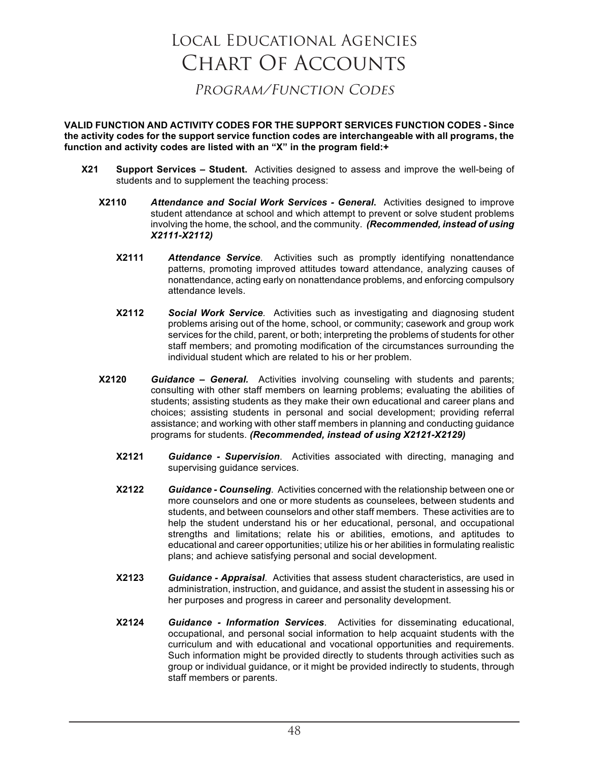# Local Educational Agencies Chart Of Accounts

## Program/Function Codes

**VALID FUNCTION AND ACTIVITY CODES FOR THE SUPPORT SERVICES FUNCTION CODES - Since the activity codes for the support service function codes are interchangeable with all programs, the function and activity codes are listed with an "X" in the program field:+**

**X21** **Support Services – Student.** Activities designed to assess and improve the well-being of students and to supplement the teaching process:

**X2110** ***Attendance and Social Work Services - General.*** Activities designed to improve student attendance at school and which attempt to prevent or solve student problems involving the home, the school, and the community. ***(Recommended, instead of using X2111-X2112)***

**X2111** ***Attendance Service.*** Activities such as promptly identifying nonattendance patterns, promoting improved attitudes toward attendance, analyzing causes of nonattendance, acting early on nonattendance problems, and enforcing compulsory attendance levels.

**X2112** ***Social Work Service.*** Activities such as investigating and diagnosing student problems arising out of the home, school, or community; casework and group work services for the child, parent, or both; interpreting the problems of students for other staff members; and promoting modification of the circumstances surrounding the individual student which are related to his or her problem.

**X2120** ***Guidance – General.*** Activities involving counseling with students and parents; consulting with other staff members on learning problems; evaluating the abilities of students; assisting students as they make their own educational and career plans and choices; assisting students in personal and social development; providing referral assistance; and working with other staff members in planning and conducting guidance programs for students. ***(Recommended, instead of using X2121-X2129)***

**X2121** ***Guidance - Supervision.*** Activities associated with directing, managing and supervising guidance services.

**X2122** ***Guidance - Counseling.*** Activities concerned with the relationship between one or more counselors and one or more students as counselees, between students and students, and between counselors and other staff members. These activities are to help the student understand his or her educational, personal, and occupational strengths and limitations; relate his or abilities, emotions, and aptitudes to educational and career opportunities; utilize his or her abilities in formulating realistic plans; and achieve satisfying personal and social development.

**X2123** ***Guidance - Appraisal.*** Activities that assess student characteristics, are used in administration, instruction, and guidance, and assist the student in assessing his or her purposes and progress in career and personality development.

**X2124** ***Guidance - Information Services.*** Activities for disseminating educational, occupational, and personal social information to help acquaint students with the curriculum and with educational and vocational opportunities and requirements. Such information might be provided directly to students through activities such as group or individual guidance, or it might be provided indirectly to students, through staff members or parents.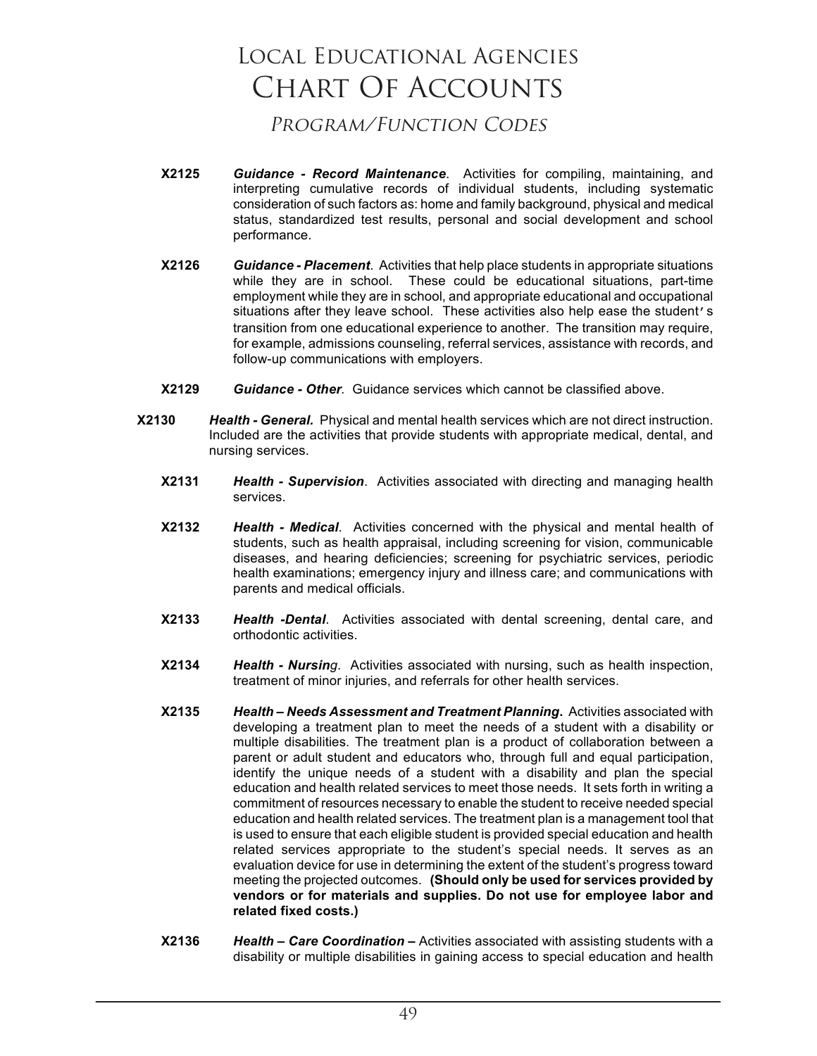**X2125** ***Guidance - Record Maintenance***. Activities for compiling, maintaining, and interpreting cumulative records of individual students, including systematic consideration of such factors as: home and family background, physical and medical status, standardized test results, personal and social development and school performance.

**X2126** ***Guidance - Placement***. Activities that help place students in appropriate situations while they are in school. These could be educational situations, part-time employment while they are in school, and appropriate educational and occupational situations after they leave school. These activities also help ease the student's transition from one educational experience to another. The transition may require, for example, admissions counseling, referral services, assistance with records, and follow-up communications with employers.

**X2129** ***Guidance - Other***. Guidance services which cannot be classified above.

**X2130** ***Health - General.*** Physical and mental health services which are not direct instruction. Included are the activities that provide students with appropriate medical, dental, and nursing services.

**X2131** ***Health - Supervision***. Activities associated with directing and managing health services.

**X2132** ***Health - Medical***. Activities concerned with the physical and mental health of students, such as health appraisal, including screening for vision, communicable diseases, and hearing deficiencies; screening for psychiatric services, periodic health examinations; emergency injury and illness care; and communications with parents and medical officials.

**X2133** ***Health -Dental***. Activities associated with dental screening, dental care, and orthodontic activities.

**X2134** ***Health - Nursing***. Activities associated with nursing, such as health inspection, treatment of minor injuries, and referrals for other health services.

**X2135** ***Health – Needs Assessment and Treatment Planning.*** Activities associated with developing a treatment plan to meet the needs of a student with a disability or multiple disabilities. The treatment plan is a product of collaboration between a parent or adult student and educators who, through full and equal participation, identify the unique needs of a student with a disability and plan the special education and health related services to meet those needs. It sets forth in writing a commitment of resources necessary to enable the student to receive needed special education and health related services. The treatment plan is a management tool that is used to ensure that each eligible student is provided special education and health related services appropriate to the student's special needs. It serves as an evaluation device for use in determining the extent of the student's progress toward meeting the projected outcomes. **(Should only be used for services provided by vendors or for materials and supplies. Do not use for employee labor and related fixed costs.)**

**X2136** ***Health – Care Coordination –*** Activities associated with assisting students with a disability or multiple disabilities in gaining access to special education and health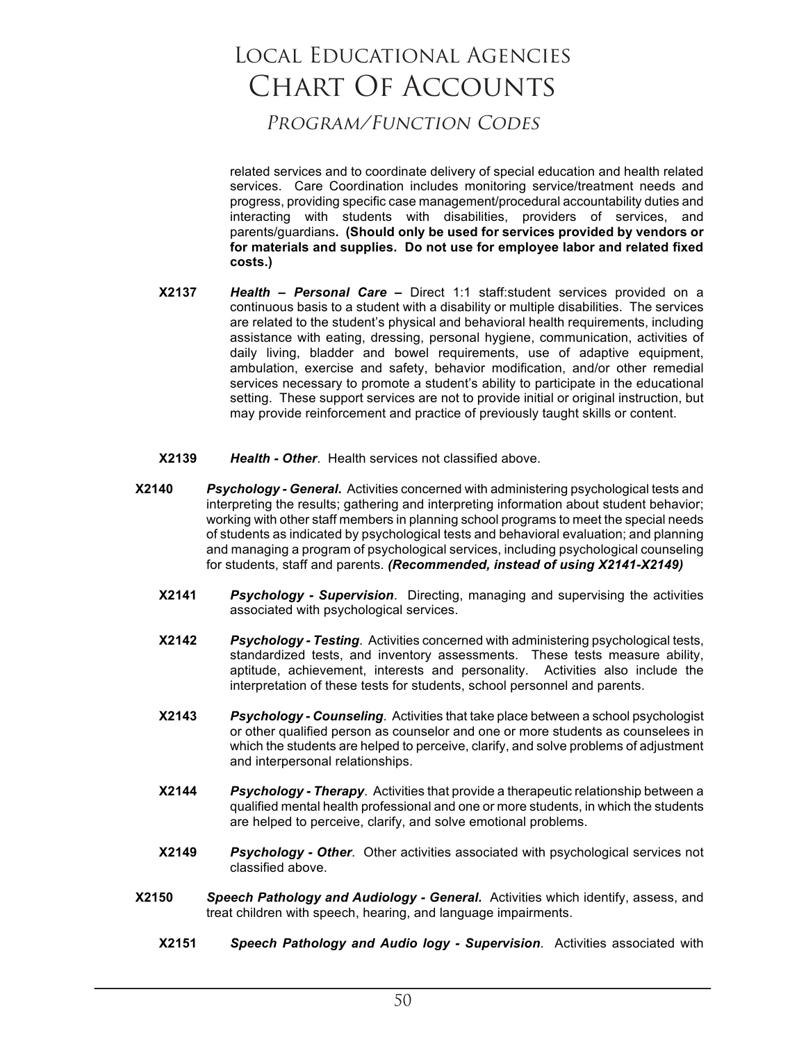related services and to coordinate delivery of special education and health related services. Care Coordination includes monitoring service/treatment needs and progress, providing specific case management/procedural accountability duties and interacting with students with disabilities, providers of services, and parents/guardians**. (Should only be used for services provided by vendors or for materials and supplies. Do not use for employee labor and related fixed costs.)**

**X2137** ***Health – Personal Care –*** Direct 1:1 staff:student services provided on a continuous basis to a student with a disability or multiple disabilities. The services are related to the student's physical and behavioral health requirements, including assistance with eating, dressing, personal hygiene, communication, activities of daily living, bladder and bowel requirements, use of adaptive equipment, ambulation, exercise and safety, behavior modification, and/or other remedial services necessary to promote a student's ability to participate in the educational setting. These support services are not to provide initial or original instruction, but may provide reinforcement and practice of previously taught skills or content.

**X2139** ***Health - Other***. Health services not classified above.

**X2140** ***Psychology - General*****.** Activities concerned with administering psychological tests and interpreting the results; gathering and interpreting information about student behavior; working with other staff members in planning school programs to meet the special needs of students as indicated by psychological tests and behavioral evaluation; and planning and managing a program of psychological services, including psychological counseling for students, staff and parents. ***(Recommended, instead of using X2141-X2149)***

**X2141** ***Psychology - Supervision***. Directing, managing and supervising the activities associated with psychological services.

**X2142** ***Psychology - Testing***. Activities concerned with administering psychological tests, standardized tests, and inventory assessments. These tests measure ability, aptitude, achievement, interests and personality. Activities also include the interpretation of these tests for students, school personnel and parents.

**X2143** ***Psychology - Counseling***. Activities that take place between a school psychologist or other qualified person as counselor and one or more students as counselees in which the students are helped to perceive, clarify, and solve problems of adjustment and interpersonal relationships.

**X2144** ***Psychology - Therapy***. Activities that provide a therapeutic relationship between a qualified mental health professional and one or more students, in which the students are helped to perceive, clarify, and solve emotional problems.

**X2149** ***Psychology - Other***. Other activities associated with psychological services not classified above.

**X2150** ***Speech Pathology and Audiology - General*****.** Activities which identify, assess, and treat children with speech, hearing, and language impairments.

**X2151** ***Speech Pathology and Audio logy - Supervision***. Activities associated with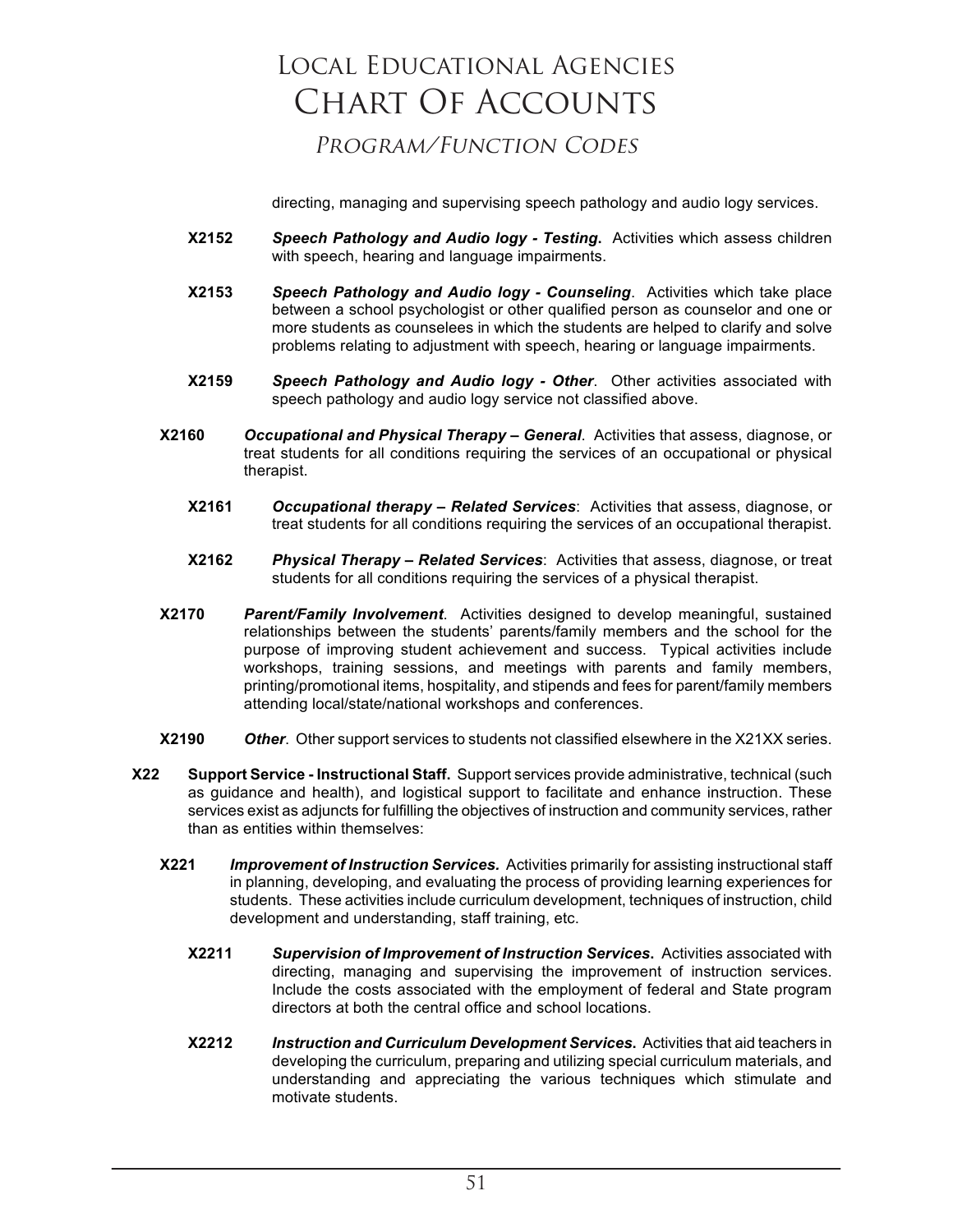directing, managing and supervising speech pathology and audio logy services.

**X2152** ***Speech Pathology and Audio logy - Testing.*** Activities which assess children with speech, hearing and language impairments.

**X2153** ***Speech Pathology and Audio logy - Counseling***. Activities which take place between a school psychologist or other qualified person as counselor and one or more students as counselees in which the students are helped to clarify and solve problems relating to adjustment with speech, hearing or language impairments.

**X2159** ***Speech Pathology and Audio logy - Other***. Other activities associated with speech pathology and audio logy service not classified above.

**X2160** ***Occupational and Physical Therapy – General***. Activities that assess, diagnose, or treat students for all conditions requiring the services of an occupational or physical therapist.

**X2161** ***Occupational therapy – Related Services***: Activities that assess, diagnose, or treat students for all conditions requiring the services of an occupational therapist.

**X2162** ***Physical Therapy – Related Services***: Activities that assess, diagnose, or treat students for all conditions requiring the services of a physical therapist.

**X2170** ***Parent/Family Involvement***. Activities designed to develop meaningful, sustained relationships between the students' parents/family members and the school for the purpose of improving student achievement and success. Typical activities include workshops, training sessions, and meetings with parents and family members, printing/promotional items, hospitality, and stipends and fees for parent/family members attending local/state/national workshops and conferences.

**X2190** ***Other***. Other support services to students not classified elsewhere in the X21XX series.

**X22** **Support Service - Instructional Staff.** Support services provide administrative, technical (such as guidance and health), and logistical support to facilitate and enhance instruction. These services exist as adjuncts for fulfilling the objectives of instruction and community services, rather than as entities within themselves:

**X221** ***Improvement of Instruction Services.*** Activities primarily for assisting instructional staff in planning, developing, and evaluating the process of providing learning experiences for students. These activities include curriculum development, techniques of instruction, child development and understanding, staff training, etc.

**X2211** ***Supervision of Improvement of Instruction Services.*** Activities associated with directing, managing and supervising the improvement of instruction services. Include the costs associated with the employment of federal and State program directors at both the central office and school locations.

**X2212** ***Instruction and Curriculum Development Services.*** Activities that aid teachers in developing the curriculum, preparing and utilizing special curriculum materials, and understanding and appreciating the various techniques which stimulate and motivate students.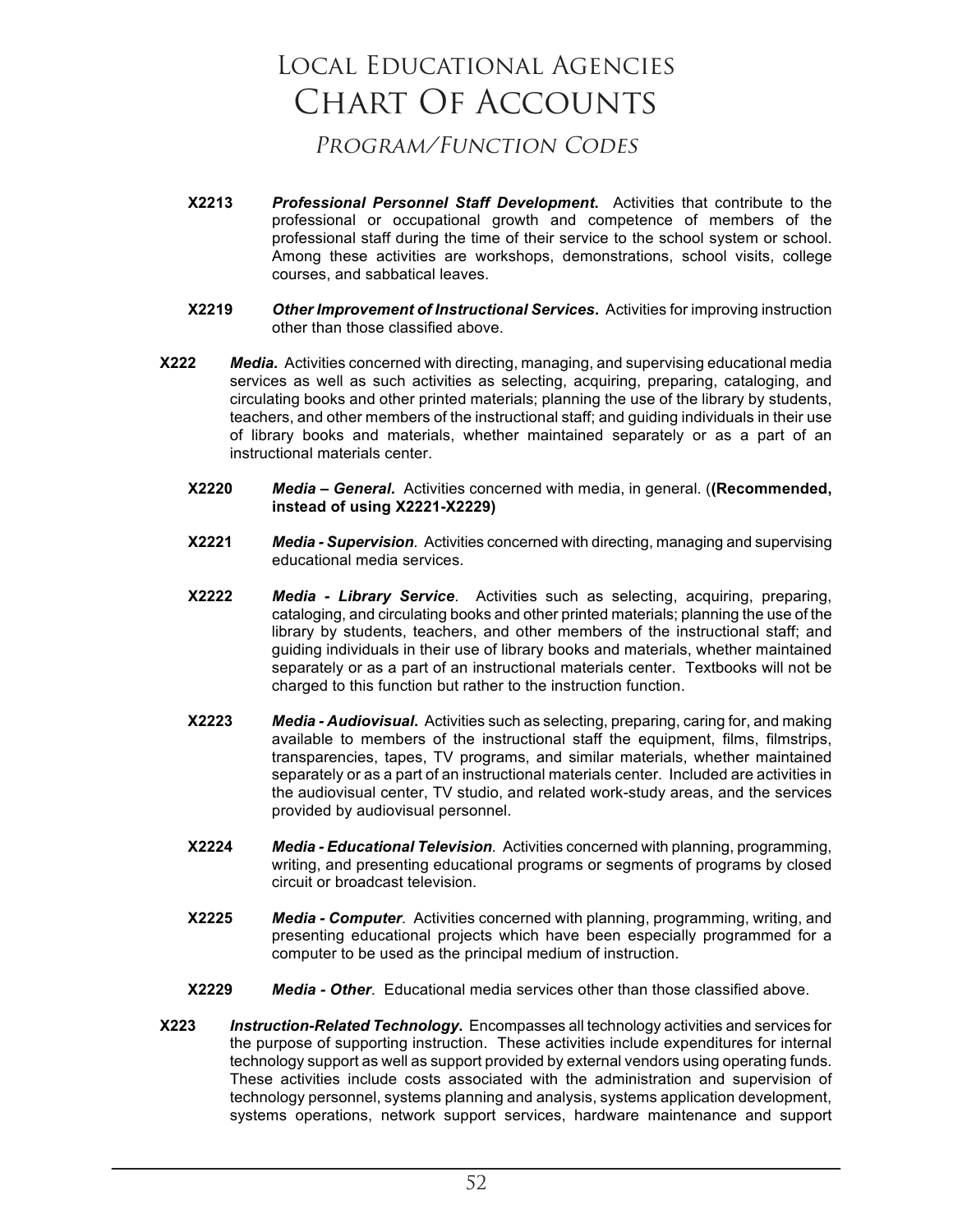- **X2213** ***Professional Personnel Staff Development.*** Activities that contribute to the professional or occupational growth and competence of members of the professional staff during the time of their service to the school system or school. Among these activities are workshops, demonstrations, school visits, college courses, and sabbatical leaves.

- **X2219** ***Other Improvement of Instructional Services*.** Activities for improving instruction other than those classified above.

**X222** ***Media.*** Activities concerned with directing, managing, and supervising educational media services as well as such activities as selecting, acquiring, preparing, cataloging, and circulating books and other printed materials; planning the use of the library by students, teachers, and other members of the instructional staff; and guiding individuals in their use of library books and materials, whether maintained separately or as a part of an instructional materials center.

- **X2220** ***Media – General.*** Activities concerned with media, in general. (**(Recommended, instead of using X2221-X2229)**

- **X2221** ***Media - Supervision*.** Activities concerned with directing, managing and supervising educational media services.

- **X2222** ***Media - Library Service*.** Activities such as selecting, acquiring, preparing, cataloging, and circulating books and other printed materials; planning the use of the library by students, teachers, and other members of the instructional staff; and guiding individuals in their use of library books and materials, whether maintained separately or as a part of an instructional materials center. Textbooks will not be charged to this function but rather to the instruction function.

- **X2223** ***Media - Audiovisual*.** Activities such as selecting, preparing, caring for, and making available to members of the instructional staff the equipment, films, filmstrips, transparencies, tapes, TV programs, and similar materials, whether maintained separately or as a part of an instructional materials center. Included are activities in the audiovisual center, TV studio, and related work-study areas, and the services provided by audiovisual personnel.

- **X2224** ***Media - Educational Television*.** Activities concerned with planning, programming, writing, and presenting educational programs or segments of programs by closed circuit or broadcast television.

- **X2225** ***Media - Computer*.** Activities concerned with planning, programming, writing, and presenting educational projects which have been especially programmed for a computer to be used as the principal medium of instruction.

- **X2229** ***Media - Other*.** Educational media services other than those classified above.

**X223** ***Instruction-Related Technology*.** Encompasses all technology activities and services for the purpose of supporting instruction. These activities include expenditures for internal technology support as well as support provided by external vendors using operating funds. These activities include costs associated with the administration and supervision of technology personnel, systems planning and analysis, systems application development, systems operations, network support services, hardware maintenance and support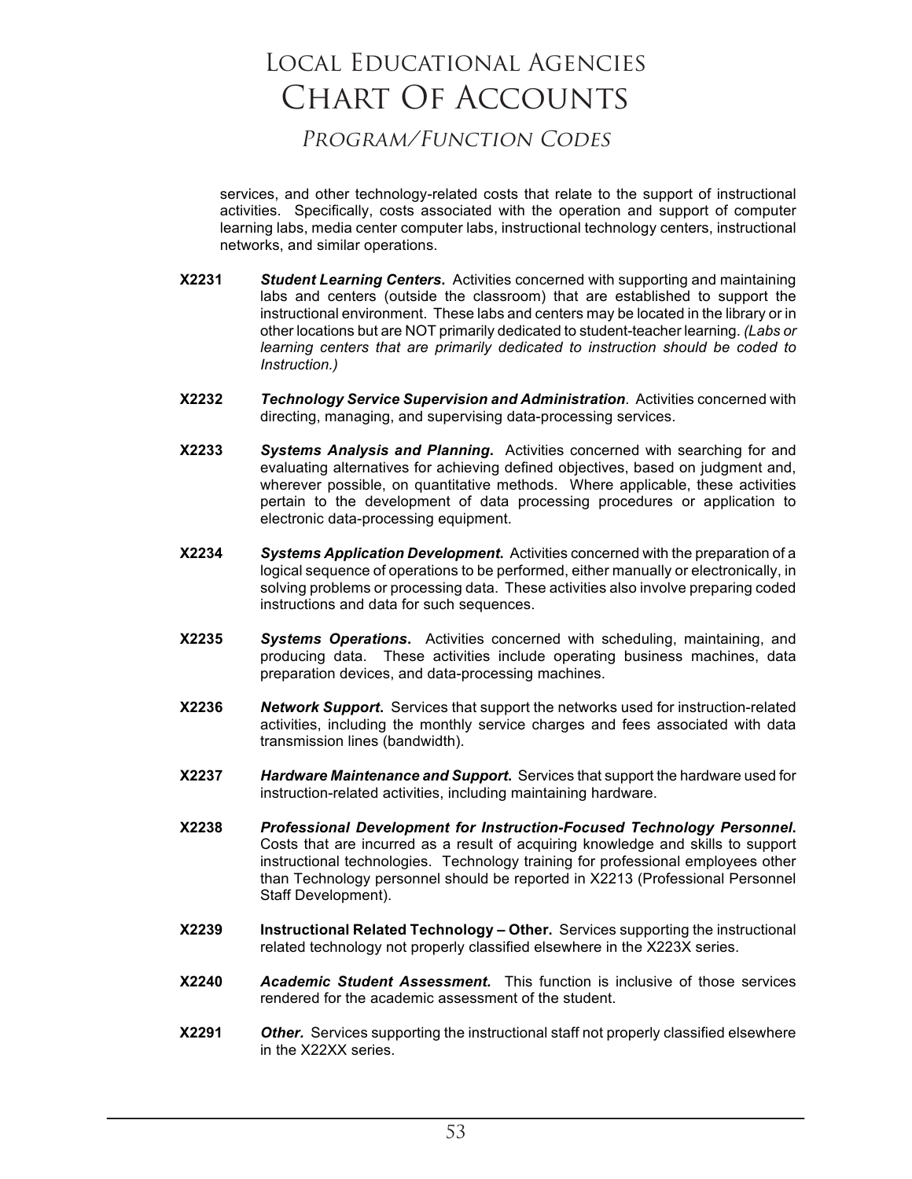services, and other technology-related costs that relate to the support of instructional activities. Specifically, costs associated with the operation and support of computer learning labs, media center computer labs, instructional technology centers, instructional networks, and similar operations.

**X2231** ***Student Learning Centers*****.** Activities concerned with supporting and maintaining labs and centers (outside the classroom) that are established to support the instructional environment. These labs and centers may be located in the library or in other locations but are NOT primarily dedicated to student-teacher learning. *(Labs or learning centers that are primarily dedicated to instruction should be coded to Instruction.)*

**X2232** ***Technology Service Supervision and Administration*****.** Activities concerned with directing, managing, and supervising data-processing services.

**X2233** ***Systems Analysis and Planning*****.** Activities concerned with searching for and evaluating alternatives for achieving defined objectives, based on judgment and, wherever possible, on quantitative methods. Where applicable, these activities pertain to the development of data processing procedures or application to electronic data-processing equipment.

**X2234** ***Systems Application Development*****.** Activities concerned with the preparation of a logical sequence of operations to be performed, either manually or electronically, in solving problems or processing data. These activities also involve preparing coded instructions and data for such sequences.

**X2235** ***Systems Operations*****.** Activities concerned with scheduling, maintaining, and producing data. These activities include operating business machines, data preparation devices, and data-processing machines.

**X2236** ***Network Support*****.** Services that support the networks used for instruction-related activities, including the monthly service charges and fees associated with data transmission lines (bandwidth).

**X2237** ***Hardware Maintenance and Support*****.** Services that support the hardware used for instruction-related activities, including maintaining hardware.

**X2238** ***Professional Development for Instruction-Focused Technology Personnel*****.** Costs that are incurred as a result of acquiring knowledge and skills to support instructional technologies. Technology training for professional employees other than Technology personnel should be reported in X2213 (Professional Personnel Staff Development).

**X2239** **Instructional Related Technology – Other.** Services supporting the instructional related technology not properly classified elsewhere in the X223X series.

**X2240** ***Academic Student Assessment.*** This function is inclusive of those services rendered for the academic assessment of the student.

**X2291** ***Other.*** Services supporting the instructional staff not properly classified elsewhere in the X22XX series.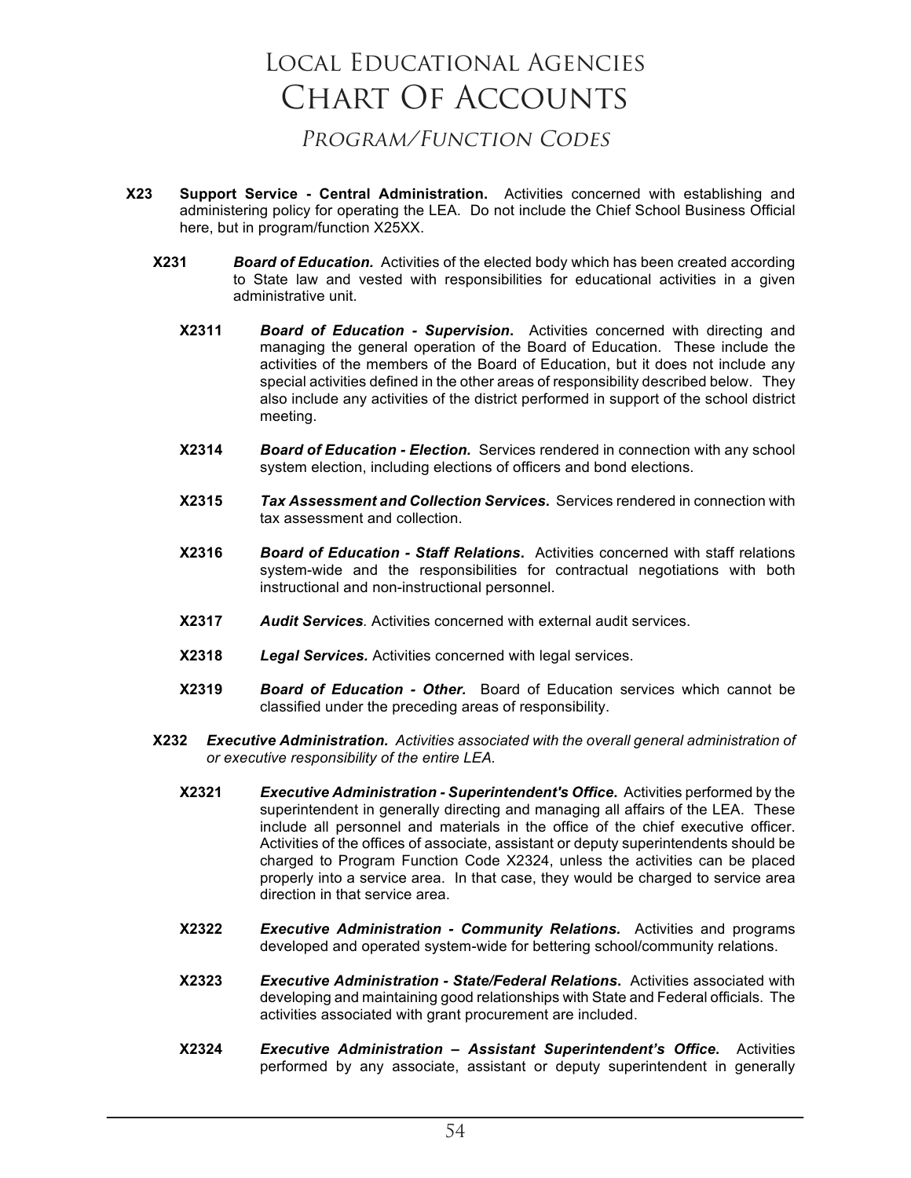# Local Educational Agencies
# Chart Of Accounts

## *Program/Function Codes*

**X23 Support Service - Central Administration.** Activities concerned with establishing and administering policy for operating the LEA. Do not include the Chief School Business Official here, but in program/function X25XX.

**X231** ***Board of Education.*** Activities of the elected body which has been created according to State law and vested with responsibilities for educational activities in a given administrative unit.

**X2311** ***Board of Education - Supervision*.** Activities concerned with directing and managing the general operation of the Board of Education. These include the activities of the members of the Board of Education, but it does not include any special activities defined in the other areas of responsibility described below. They also include any activities of the district performed in support of the school district meeting.

**X2314** ***Board of Education - Election.*** Services rendered in connection with any school system election, including elections of officers and bond elections.

**X2315** ***Tax Assessment and Collection Services*.** Services rendered in connection with tax assessment and collection.

**X2316** ***Board of Education - Staff Relations*.** Activities concerned with staff relations system-wide and the responsibilities for contractual negotiations with both instructional and non-instructional personnel.

**X2317** ***Audit Services****.* Activities concerned with external audit services.

**X2318** ***Legal Services.*** Activities concerned with legal services.

**X2319** ***Board of Education - Other.*** Board of Education services which cannot be classified under the preceding areas of responsibility.

**X232** ***Executive Administration.*** *Activities associated with the overall general administration of or executive responsibility of the entire LEA.*

**X2321** ***Executive Administration - Superintendent's Office.*** Activities performed by the superintendent in generally directing and managing all affairs of the LEA. These include all personnel and materials in the office of the chief executive officer. Activities of the offices of associate, assistant or deputy superintendents should be charged to Program Function Code X2324, unless the activities can be placed properly into a service area. In that case, they would be charged to service area direction in that service area.

**X2322** ***Executive Administration - Community Relations.*** Activities and programs developed and operated system-wide for bettering school/community relations.

**X2323** ***Executive Administration - State/Federal Relations*.** Activities associated with developing and maintaining good relationships with State and Federal officials. The activities associated with grant procurement are included.

**X2324** ***Executive Administration – Assistant Superintendent's Office*.** Activities performed by any associate, assistant or deputy superintendent in generally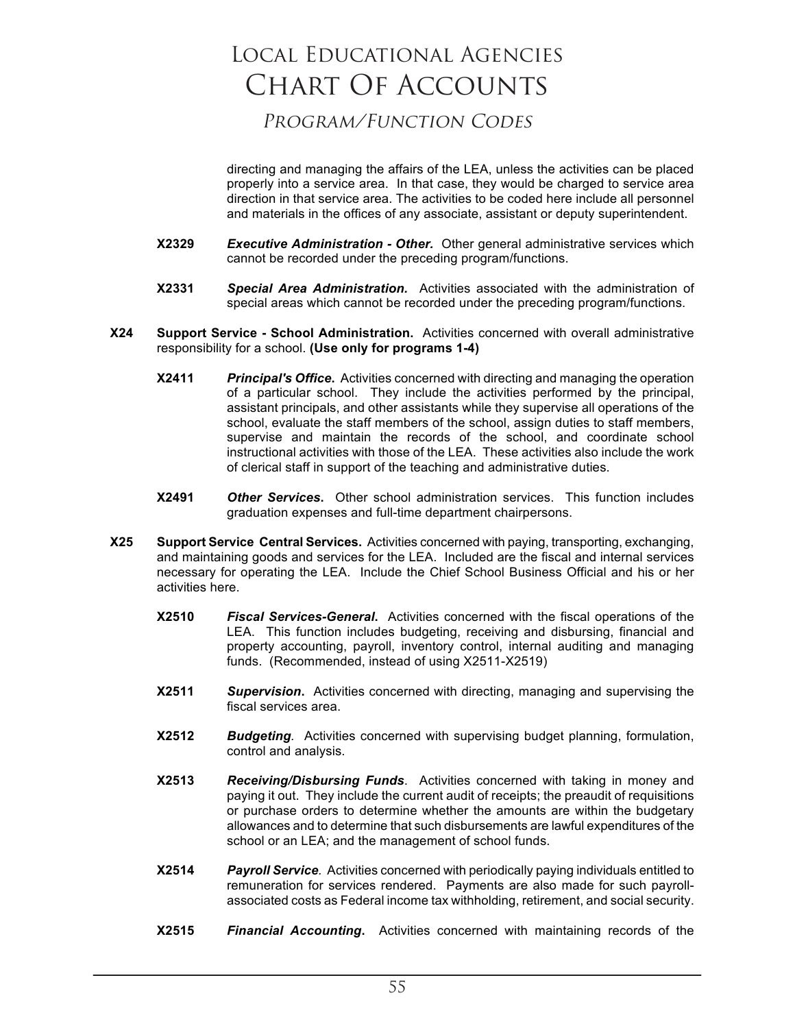directing and managing the affairs of the LEA, unless the activities can be placed properly into a service area. In that case, they would be charged to service area direction in that service area. The activities to be coded here include all personnel and materials in the offices of any associate, assistant or deputy superintendent.

**X2329** ***Executive Administration - Other.*** Other general administrative services which cannot be recorded under the preceding program/functions.

**X2331** ***Special Area Administration.*** Activities associated with the administration of special areas which cannot be recorded under the preceding program/functions.

**X24** **Support Service - School Administration.** Activities concerned with overall administrative responsibility for a school. **(Use only for programs 1-4)**

**X2411** ***Principal's Office*.** Activities concerned with directing and managing the operation of a particular school. They include the activities performed by the principal, assistant principals, and other assistants while they supervise all operations of the school, evaluate the staff members of the school, assign duties to staff members, supervise and maintain the records of the school, and coordinate school instructional activities with those of the LEA. These activities also include the work of clerical staff in support of the teaching and administrative duties.

**X2491** ***Other Services*.** Other school administration services. This function includes graduation expenses and full-time department chairpersons.

**X25** **Support Service Central Services.** Activities concerned with paying, transporting, exchanging, and maintaining goods and services for the LEA. Included are the fiscal and internal services necessary for operating the LEA. Include the Chief School Business Official and his or her activities here.

**X2510** ***Fiscal Services-General*.** Activities concerned with the fiscal operations of the LEA. This function includes budgeting, receiving and disbursing, financial and property accounting, payroll, inventory control, internal auditing and managing funds. (Recommended, instead of using X2511-X2519)

**X2511** ***Supervision*.** Activities concerned with directing, managing and supervising the fiscal services area.

**X2512** ***Budgeting.*** Activities concerned with supervising budget planning, formulation, control and analysis.

**X2513** ***Receiving/Disbursing Funds*.** Activities concerned with taking in money and paying it out. They include the current audit of receipts; the preaudit of requisitions or purchase orders to determine whether the amounts are within the budgetary allowances and to determine that such disbursements are lawful expenditures of the school or an LEA; and the management of school funds.

**X2514** ***Payroll Service.*** Activities concerned with periodically paying individuals entitled to remuneration for services rendered. Payments are also made for such payroll-associated costs as Federal income tax withholding, retirement, and social security.

**X2515** ***Financial Accounting*.** Activities concerned with maintaining records of the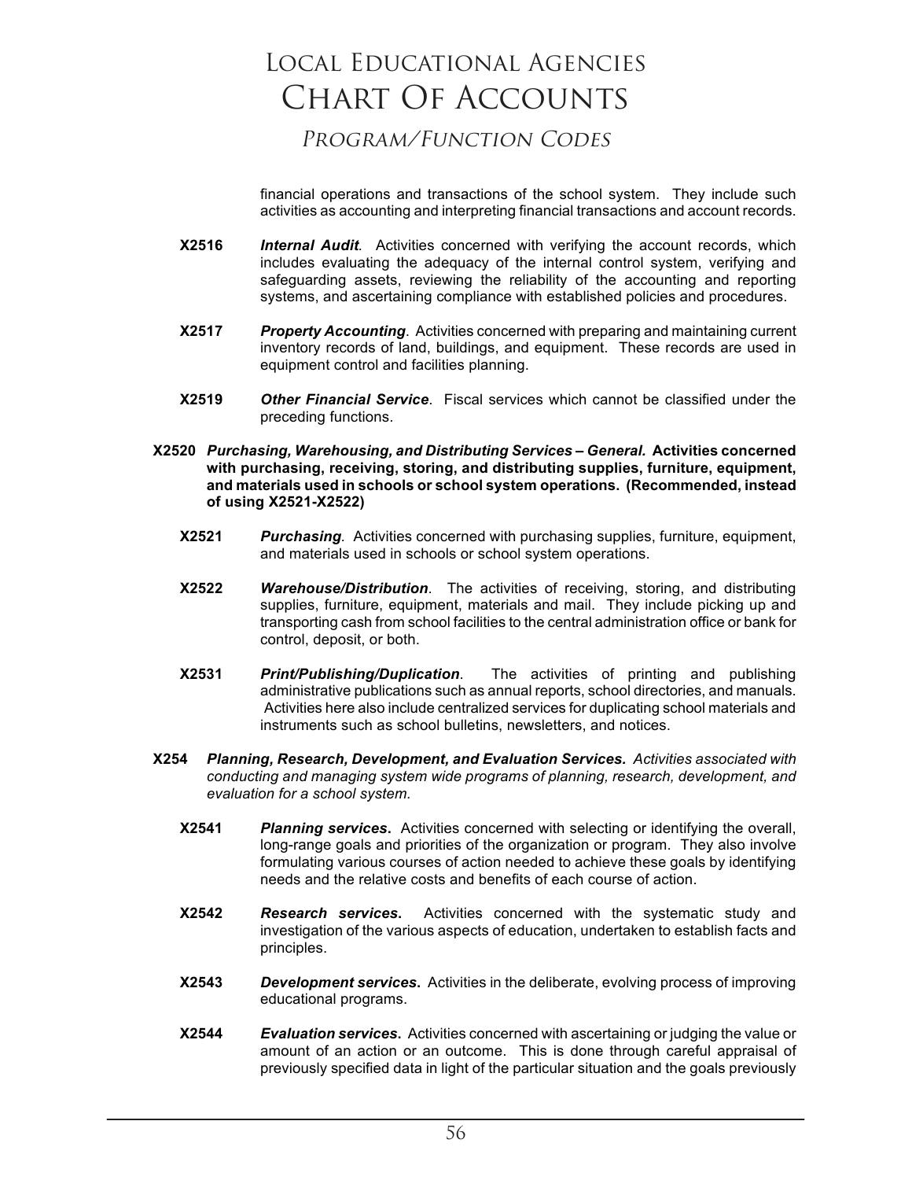financial operations and transactions of the school system. They include such activities as accounting and interpreting financial transactions and account records.

**X2516** ***Internal Audit*.** Activities concerned with verifying the account records, which includes evaluating the adequacy of the internal control system, verifying and safeguarding assets, reviewing the reliability of the accounting and reporting systems, and ascertaining compliance with established policies and procedures.

**X2517** ***Property Accounting*.** Activities concerned with preparing and maintaining current inventory records of land, buildings, and equipment. These records are used in equipment control and facilities planning.

**X2519** ***Other Financial Service*.** Fiscal services which cannot be classified under the preceding functions.

**X2520** ***Purchasing, Warehousing, and Distributing Services – General.*** **Activities concerned with purchasing, receiving, storing, and distributing supplies, furniture, equipment, and materials used in schools or school system operations. (Recommended, instead of using X2521-X2522)**

**X2521** ***Purchasing*.** Activities concerned with purchasing supplies, furniture, equipment, and materials used in schools or school system operations.

**X2522** ***Warehouse/Distribution*.** The activities of receiving, storing, and distributing supplies, furniture, equipment, materials and mail. They include picking up and transporting cash from school facilities to the central administration office or bank for control, deposit, or both.

**X2531** ***Print/Publishing/Duplication*.** The activities of printing and publishing administrative publications such as annual reports, school directories, and manuals. Activities here also include centralized services for duplicating school materials and instruments such as school bulletins, newsletters, and notices.

**X254** ***Planning, Research, Development, and Evaluation Services.*** *Activities associated with conducting and managing system wide programs of planning, research, development, and evaluation for a school system.*

**X2541** ***Planning services*.** Activities concerned with selecting or identifying the overall, long-range goals and priorities of the organization or program. They also involve formulating various courses of action needed to achieve these goals by identifying needs and the relative costs and benefits of each course of action.

**X2542** ***Research services*.** Activities concerned with the systematic study and investigation of the various aspects of education, undertaken to establish facts and principles.

**X2543** ***Development services*.** Activities in the deliberate, evolving process of improving educational programs.

**X2544** ***Evaluation services*.** Activities concerned with ascertaining or judging the value or amount of an action or an outcome. This is done through careful appraisal of previously specified data in light of the particular situation and the goals previously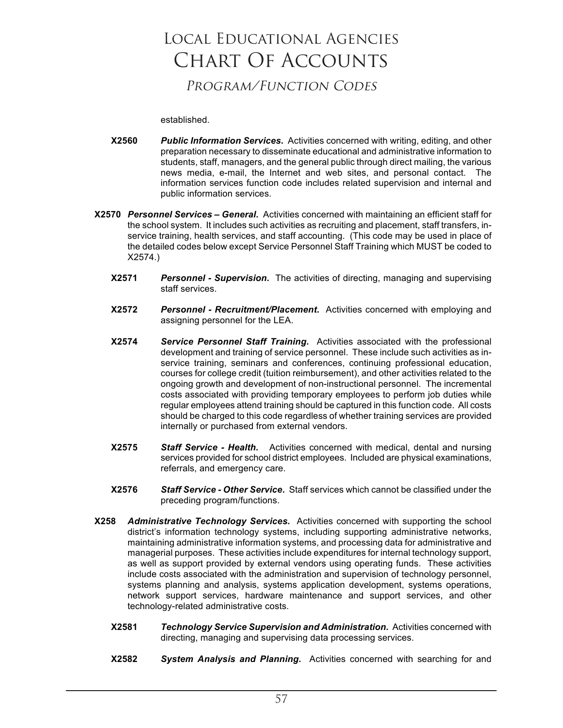established.

**X2560** ***Public Information Services.*** Activities concerned with writing, editing, and other preparation necessary to disseminate educational and administrative information to students, staff, managers, and the general public through direct mailing, the various news media, e-mail, the Internet and web sites, and personal contact. The information services function code includes related supervision and internal and public information services.

**X2570** ***Personnel Services – General.*** Activities concerned with maintaining an efficient staff for the school system. It includes such activities as recruiting and placement, staff transfers, in-service training, health services, and staff accounting. (This code may be used in place of the detailed codes below except Service Personnel Staff Training which MUST be coded to X2574.)

**X2571** ***Personnel - Supervision.*** The activities of directing, managing and supervising staff services.

**X2572** ***Personnel - Recruitment/Placement.*** Activities concerned with employing and assigning personnel for the LEA.

**X2574** ***Service Personnel Staff Training.*** Activities associated with the professional development and training of service personnel. These include such activities as in-service training, seminars and conferences, continuing professional education, courses for college credit (tuition reimbursement), and other activities related to the ongoing growth and development of non-instructional personnel. The incremental costs associated with providing temporary employees to perform job duties while regular employees attend training should be captured in this function code. All costs should be charged to this code regardless of whether training services are provided internally or purchased from external vendors.

**X2575** ***Staff Service - Health.*** Activities concerned with medical, dental and nursing services provided for school district employees. Included are physical examinations, referrals, and emergency care.

**X2576** ***Staff Service - Other Service.*** Staff services which cannot be classified under the preceding program/functions.

**X258** ***Administrative Technology Services.*** Activities concerned with supporting the school district's information technology systems, including supporting administrative networks, maintaining administrative information systems, and processing data for administrative and managerial purposes. These activities include expenditures for internal technology support, as well as support provided by external vendors using operating funds. These activities include costs associated with the administration and supervision of technology personnel, systems planning and analysis, systems application development, systems operations, network support services, hardware maintenance and support services, and other technology-related administrative costs.

**X2581** ***Technology Service Supervision and Administration.*** Activities concerned with directing, managing and supervising data processing services.

**X2582** ***System Analysis and Planning.*** Activities concerned with searching for and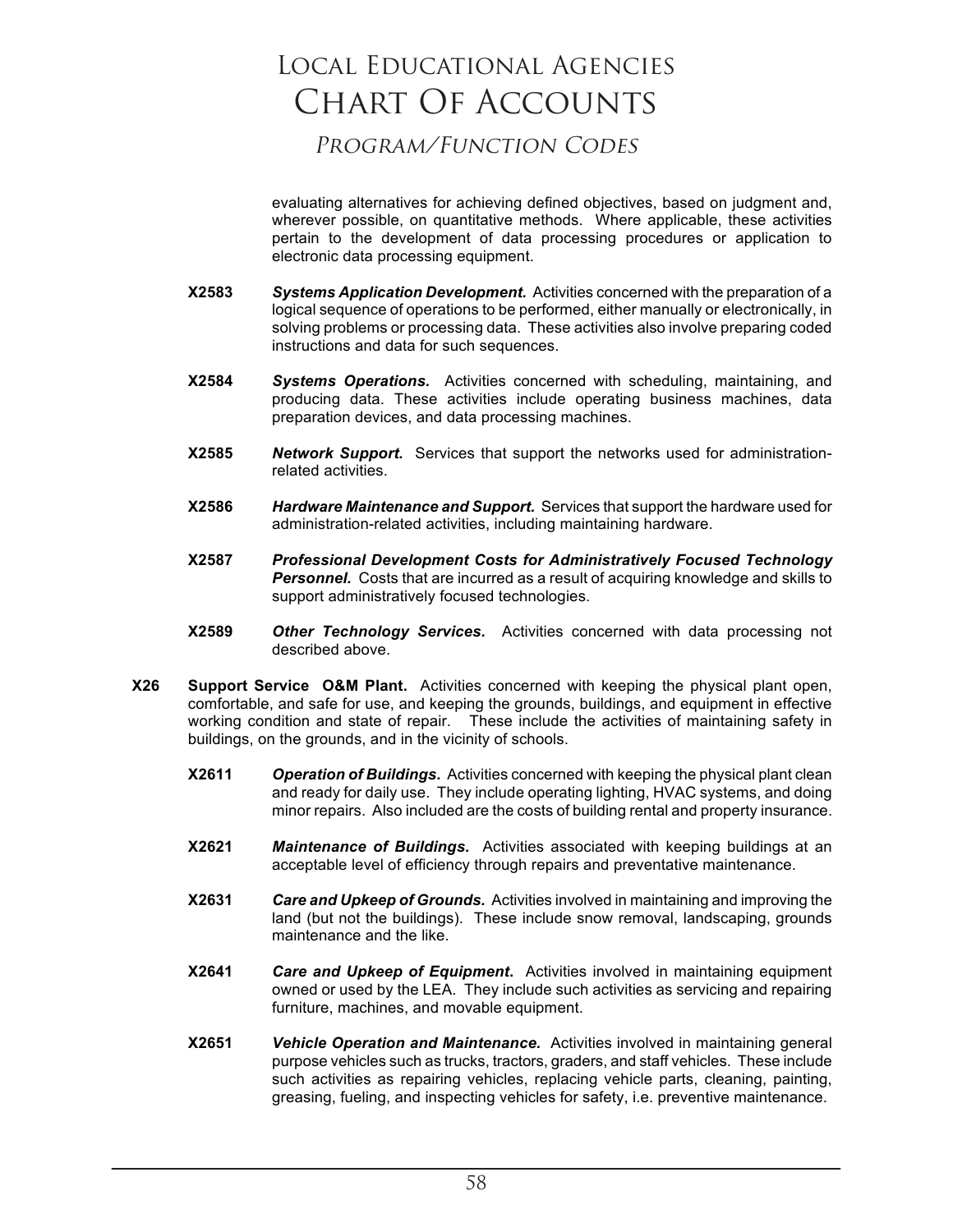evaluating alternatives for achieving defined objectives, based on judgment and, wherever possible, on quantitative methods. Where applicable, these activities pertain to the development of data processing procedures or application to electronic data processing equipment.

**X2583** ***Systems Application Development.*** Activities concerned with the preparation of a logical sequence of operations to be performed, either manually or electronically, in solving problems or processing data. These activities also involve preparing coded instructions and data for such sequences.

**X2584** ***Systems Operations.*** Activities concerned with scheduling, maintaining, and producing data. These activities include operating business machines, data preparation devices, and data processing machines.

**X2585** ***Network Support.*** Services that support the networks used for administration-related activities.

**X2586** ***Hardware Maintenance and Support.*** Services that support the hardware used for administration-related activities, including maintaining hardware.

**X2587** ***Professional Development Costs for Administratively Focused Technology Personnel.*** Costs that are incurred as a result of acquiring knowledge and skills to support administratively focused technologies.

**X2589** ***Other Technology Services.*** Activities concerned with data processing not described above.

**X26** **Support Service O&M Plant.** Activities concerned with keeping the physical plant open, comfortable, and safe for use, and keeping the grounds, buildings, and equipment in effective working condition and state of repair. These include the activities of maintaining safety in buildings, on the grounds, and in the vicinity of schools.

**X2611** ***Operation of Buildings*****.** Activities concerned with keeping the physical plant clean and ready for daily use. They include operating lighting, HVAC systems, and doing minor repairs. Also included are the costs of building rental and property insurance.

**X2621** ***Maintenance of Buildings.*** Activities associated with keeping buildings at an acceptable level of efficiency through repairs and preventative maintenance.

**X2631** ***Care and Upkeep of Grounds.*** Activities involved in maintaining and improving the land (but not the buildings). These include snow removal, landscaping, grounds maintenance and the like.

**X2641** ***Care and Upkeep of Equipment*****.** Activities involved in maintaining equipment owned or used by the LEA. They include such activities as servicing and repairing furniture, machines, and movable equipment.

**X2651** ***Vehicle Operation and Maintenance.*** Activities involved in maintaining general purpose vehicles such as trucks, tractors, graders, and staff vehicles. These include such activities as repairing vehicles, replacing vehicle parts, cleaning, painting, greasing, fueling, and inspecting vehicles for safety, i.e. preventive maintenance.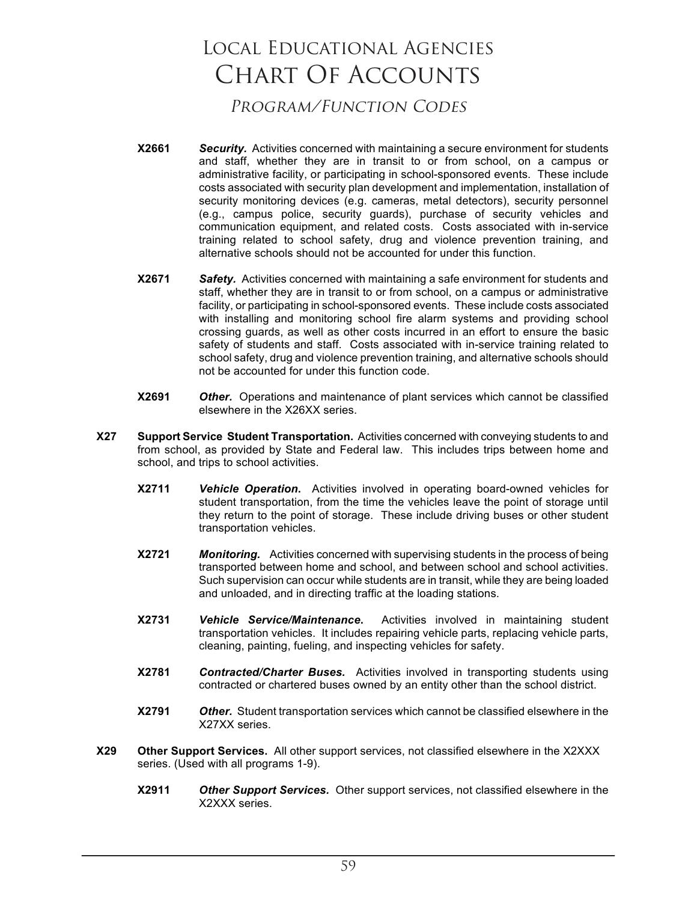**X2661** ***Security.*** Activities concerned with maintaining a secure environment for students and staff, whether they are in transit to or from school, on a campus or administrative facility, or participating in school-sponsored events. These include costs associated with security plan development and implementation, installation of security monitoring devices (e.g. cameras, metal detectors), security personnel (e.g., campus police, security guards), purchase of security vehicles and communication equipment, and related costs. Costs associated with in-service training related to school safety, drug and violence prevention training, and alternative schools should not be accounted for under this function.

**X2671** ***Safety.*** Activities concerned with maintaining a safe environment for students and staff, whether they are in transit to or from school, on a campus or administrative facility, or participating in school-sponsored events. These include costs associated with installing and monitoring school fire alarm systems and providing school crossing guards, as well as other costs incurred in an effort to ensure the basic safety of students and staff. Costs associated with in-service training related to school safety, drug and violence prevention training, and alternative schools should not be accounted for under this function code.

**X2691** ***Other.*** Operations and maintenance of plant services which cannot be classified elsewhere in the X26XX series.

**X27** **Support Service Student Transportation.** Activities concerned with conveying students to and from school, as provided by State and Federal law. This includes trips between home and school, and trips to school activities.

**X2711** ***Vehicle Operation*.** Activities involved in operating board-owned vehicles for student transportation, from the time the vehicles leave the point of storage until they return to the point of storage. These include driving buses or other student transportation vehicles.

**X2721** ***Monitoring.*** Activities concerned with supervising students in the process of being transported between home and school, and between school and school activities. Such supervision can occur while students are in transit, while they are being loaded and unloaded, and in directing traffic at the loading stations.

**X2731** ***Vehicle Service/Maintenance.*** Activities involved in maintaining student transportation vehicles. It includes repairing vehicle parts, replacing vehicle parts, cleaning, painting, fueling, and inspecting vehicles for safety.

**X2781** ***Contracted/Charter Buses.*** Activities involved in transporting students using contracted or chartered buses owned by an entity other than the school district.

**X2791** ***Other.*** Student transportation services which cannot be classified elsewhere in the X27XX series.

**X29** **Other Support Services.** All other support services, not classified elsewhere in the X2XXX series. (Used with all programs 1-9).

**X2911** ***Other Support Services.*** Other support services, not classified elsewhere in the X2XXX series.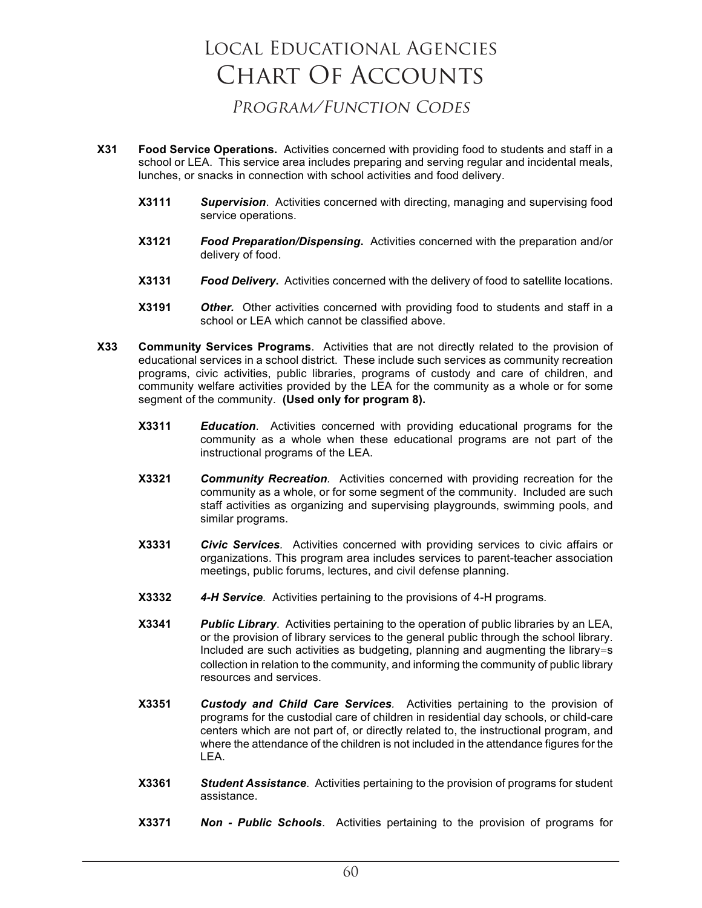# Local Educational Agencies Chart Of Accounts

## Program/Function Codes

**X31 Food Service Operations.** Activities concerned with providing food to students and staff in a school or LEA. This service area includes preparing and serving regular and incidental meals, lunches, or snacks in connection with school activities and food delivery.

- **X3111** ***Supervision***. Activities concerned with directing, managing and supervising food service operations.
- **X3121** ***Food Preparation/Dispensing.*** Activities concerned with the preparation and/or delivery of food.
- **X3131** ***Food Delivery.*** Activities concerned with the delivery of food to satellite locations.
- **X3191** ***Other.*** Other activities concerned with providing food to students and staff in a school or LEA which cannot be classified above.

**X33 Community Services Programs**. Activities that are not directly related to the provision of educational services in a school district. These include such services as community recreation programs, civic activities, public libraries, programs of custody and care of children, and community welfare activities provided by the LEA for the community as a whole or for some segment of the community. **(Used only for program 8).**

- **X3311** ***Education***. Activities concerned with providing educational programs for the community as a whole when these educational programs are not part of the instructional programs of the LEA.
- **X3321** ***Community Recreation.*** Activities concerned with providing recreation for the community as a whole, or for some segment of the community. Included are such staff activities as organizing and supervising playgrounds, swimming pools, and similar programs.
- **X3331** ***Civic Services.*** Activities concerned with providing services to civic affairs or organizations. This program area includes services to parent-teacher association meetings, public forums, lectures, and civil defense planning.
- **X3332** ***4-H Service.*** Activities pertaining to the provisions of 4-H programs.
- **X3341** ***Public Library***. Activities pertaining to the operation of public libraries by an LEA, or the provision of library services to the general public through the school library. Included are such activities as budgeting, planning and augmenting the library=s collection in relation to the community, and informing the community of public library resources and services.
- **X3351** ***Custody and Child Care Services.*** Activities pertaining to the provision of programs for the custodial care of children in residential day schools, or child-care centers which are not part of, or directly related to, the instructional program, and where the attendance of the children is not included in the attendance figures for the LEA.
- **X3361** ***Student Assistance***. Activities pertaining to the provision of programs for student assistance.
- **X3371** ***Non - Public Schools***. Activities pertaining to the provision of programs for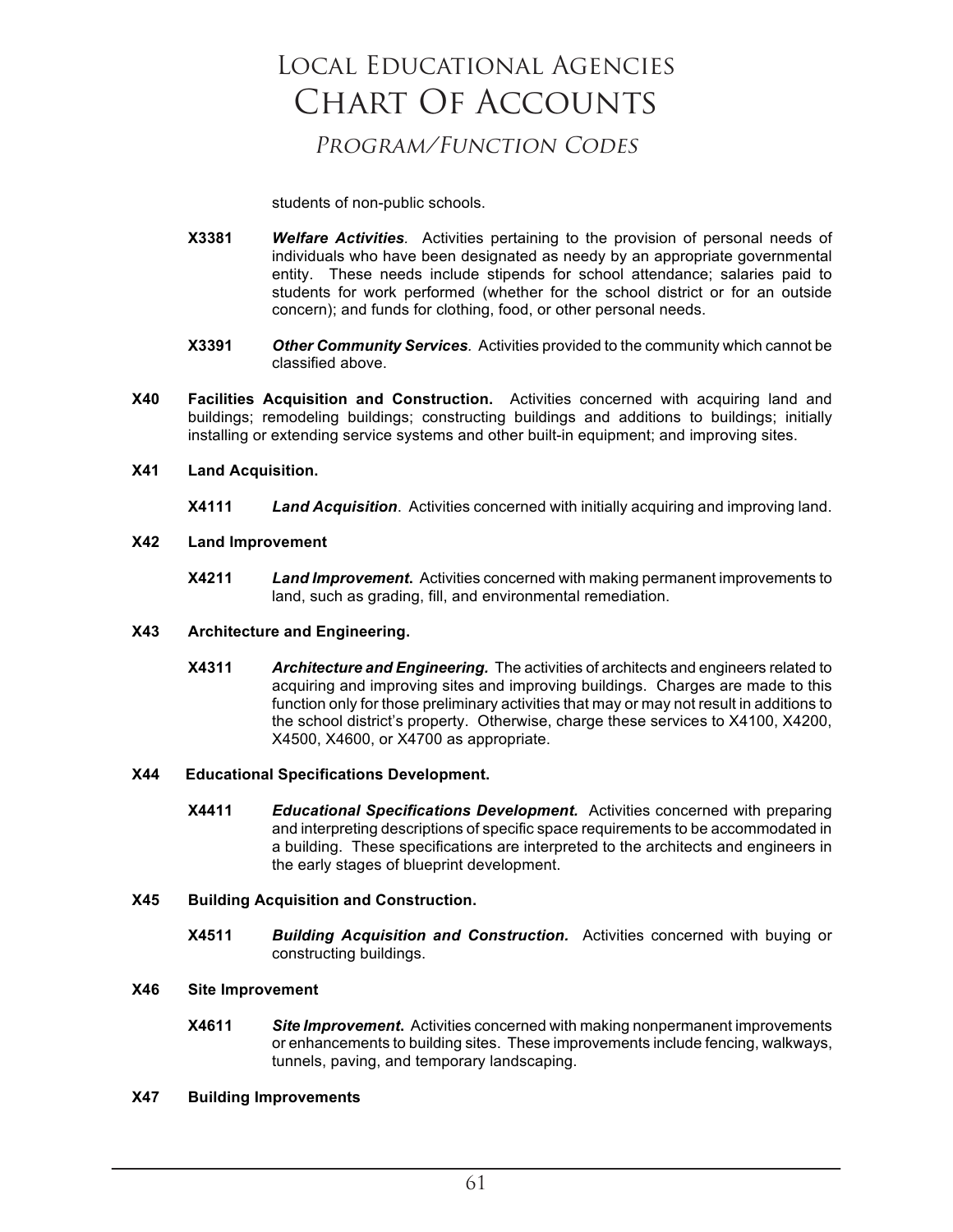students of non-public schools.

**X3381** ***Welfare Activities****.* Activities pertaining to the provision of personal needs of individuals who have been designated as needy by an appropriate governmental entity. These needs include stipends for school attendance; salaries paid to students for work performed (whether for the school district or for an outside concern); and funds for clothing, food, or other personal needs.

**X3391** ***Other Community Services***. Activities provided to the community which cannot be classified above.

**X40 Facilities Acquisition and Construction.** Activities concerned with acquiring land and buildings; remodeling buildings; constructing buildings and additions to buildings; initially installing or extending service systems and other built-in equipment; and improving sites.

**X41 Land Acquisition.**

**X4111** ***Land Acquisition***. Activities concerned with initially acquiring and improving land.

**X42 Land Improvement**

**X4211** ***Land Improvement*****.** Activities concerned with making permanent improvements to land, such as grading, fill, and environmental remediation.

**X43 Architecture and Engineering.**

**X4311** ***Architecture and Engineering.*** The activities of architects and engineers related to acquiring and improving sites and improving buildings. Charges are made to this function only for those preliminary activities that may or may not result in additions to the school district's property. Otherwise, charge these services to X4100, X4200, X4500, X4600, or X4700 as appropriate.

**X44 Educational Specifications Development.**

**X4411** ***Educational Specifications Development.*** Activities concerned with preparing and interpreting descriptions of specific space requirements to be accommodated in a building. These specifications are interpreted to the architects and engineers in the early stages of blueprint development.

**X45 Building Acquisition and Construction.**

**X4511** ***Building Acquisition and Construction.*** Activities concerned with buying or constructing buildings.

**X46 Site Improvement**

**X4611** ***Site Improvement*****.** Activities concerned with making nonpermanent improvements or enhancements to building sites. These improvements include fencing, walkways, tunnels, paving, and temporary landscaping.

**X47 Building Improvements**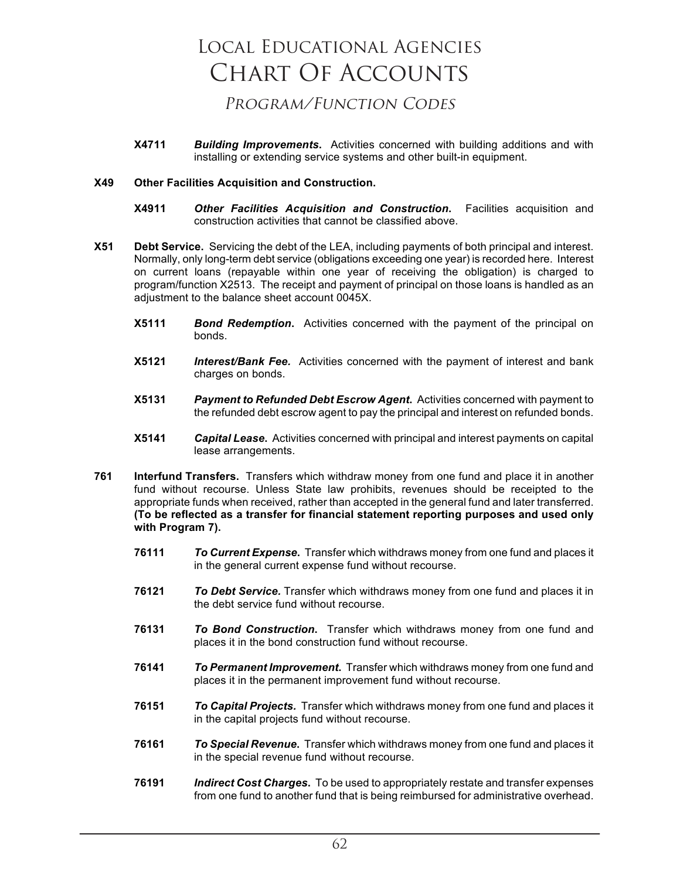**X4711** ***Building Improvements.*** Activities concerned with building additions and with installing or extending service systems and other built-in equipment.

**X49 Other Facilities Acquisition and Construction.**

**X4911** ***Other Facilities Acquisition and Construction.*** Facilities acquisition and construction activities that cannot be classified above.

**X51 Debt Service.** Servicing the debt of the LEA, including payments of both principal and interest. Normally, only long-term debt service (obligations exceeding one year) is recorded here. Interest on current loans (repayable within one year of receiving the obligation) is charged to program/function X2513. The receipt and payment of principal on those loans is handled as an adjustment to the balance sheet account 0045X.

**X5111** ***Bond Redemption.*** Activities concerned with the payment of the principal on bonds.

**X5121** ***Interest/Bank Fee.*** Activities concerned with the payment of interest and bank charges on bonds.

**X5131** ***Payment to Refunded Debt Escrow Agent.*** Activities concerned with payment to the refunded debt escrow agent to pay the principal and interest on refunded bonds.

**X5141** ***Capital Lease.*** Activities concerned with principal and interest payments on capital lease arrangements.

**761 Interfund Transfers.** Transfers which withdraw money from one fund and place it in another fund without recourse. Unless State law prohibits, revenues should be receipted to the appropriate funds when received, rather than accepted in the general fund and later transferred. **(To be reflected as a transfer for financial statement reporting purposes and used only with Program 7).**

**76111** ***To Current Expense.*** Transfer which withdraws money from one fund and places it in the general current expense fund without recourse.

**76121** ***To Debt Service.*** Transfer which withdraws money from one fund and places it in the debt service fund without recourse.

**76131** ***To Bond Construction.*** Transfer which withdraws money from one fund and places it in the bond construction fund without recourse.

**76141** ***To Permanent Improvement.*** Transfer which withdraws money from one fund and places it in the permanent improvement fund without recourse.

**76151** ***To Capital Projects.*** Transfer which withdraws money from one fund and places it in the capital projects fund without recourse.

**76161** ***To Special Revenue.*** Transfer which withdraws money from one fund and places it in the special revenue fund without recourse.

**76191** ***Indirect Cost Charges.*** To be used to appropriately restate and transfer expenses from one fund to another fund that is being reimbursed for administrative overhead.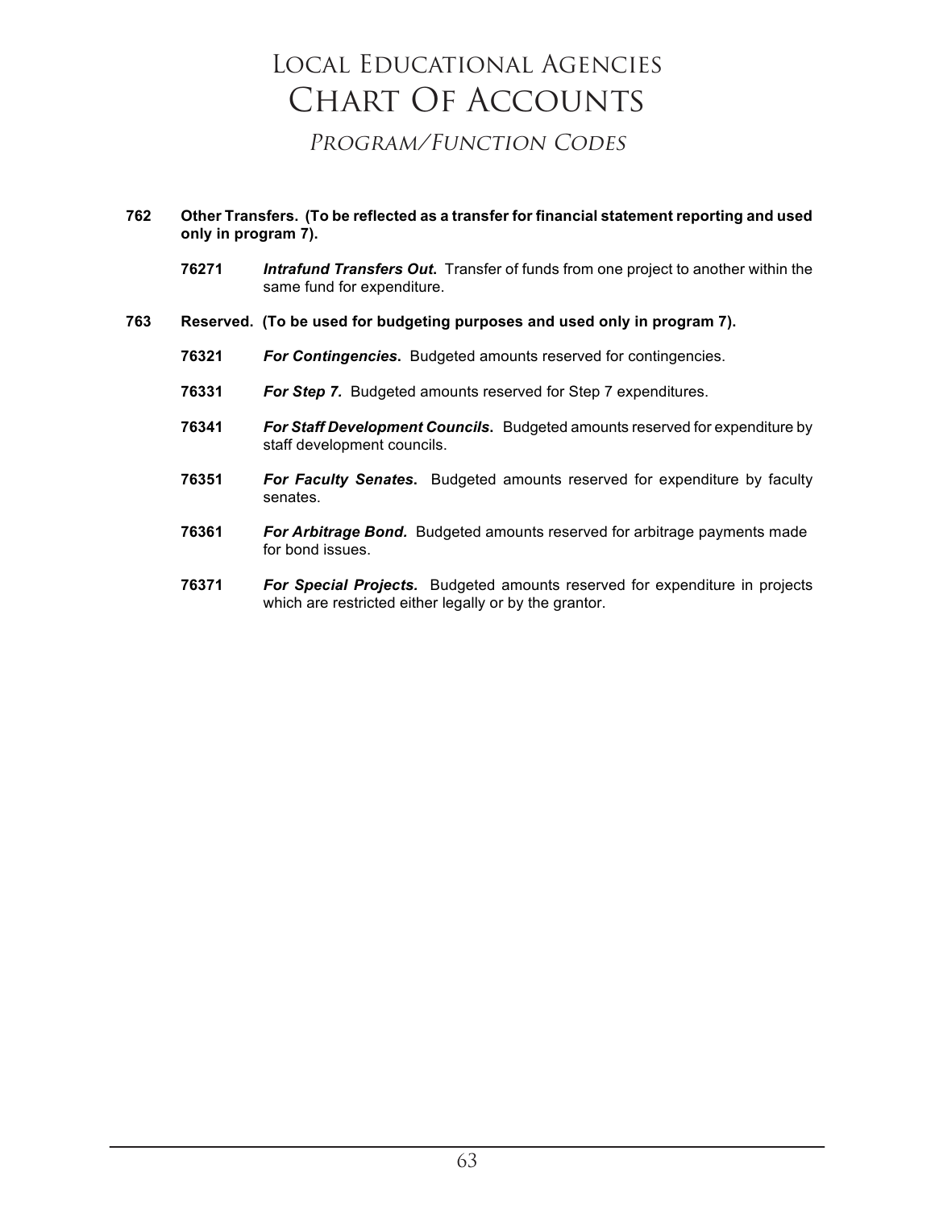**762 Other Transfers. (To be reflected as a transfer for financial statement reporting and used only in program 7).**

**76271** ***Intrafund Transfers Out*****.** Transfer of funds from one project to another within the same fund for expenditure.

**763 Reserved. (To be used for budgeting purposes and used only in program 7).**

**76321** ***For Contingencies*****.** Budgeted amounts reserved for contingencies.

**76331** ***For Step 7.*** Budgeted amounts reserved for Step 7 expenditures.

**76341** ***For Staff Development Councils*****.** Budgeted amounts reserved for expenditure by staff development councils.

**76351** ***For Faculty Senates*****.** Budgeted amounts reserved for expenditure by faculty senates.

**76361** ***For Arbitrage Bond.*** Budgeted amounts reserved for arbitrage payments made for bond issues.

**76371** ***For Special Projects.*** Budgeted amounts reserved for expenditure in projects which are restricted either legally or by the grantor.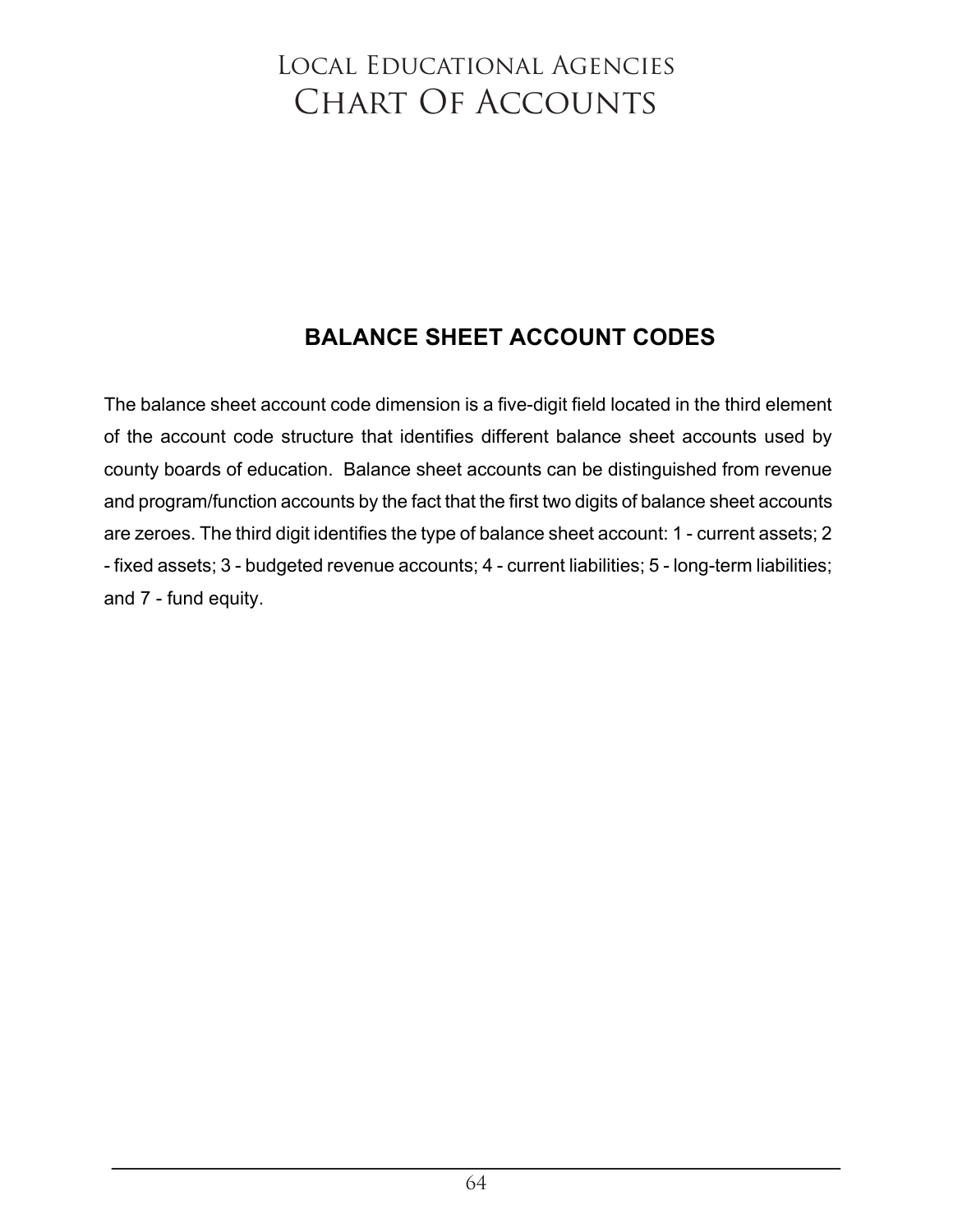## BALANCE SHEET ACCOUNT CODES

The balance sheet account code dimension is a five-digit field located in the third element of the account code structure that identifies different balance sheet accounts used by county boards of education. Balance sheet accounts can be distinguished from revenue and program/function accounts by the fact that the first two digits of balance sheet accounts are zeroes. The third digit identifies the type of balance sheet account: 1 - current assets; 2 - fixed assets; 3 - budgeted revenue accounts; 4 - current liabilities; 5 - long-term liabilities; and 7 - fund equity.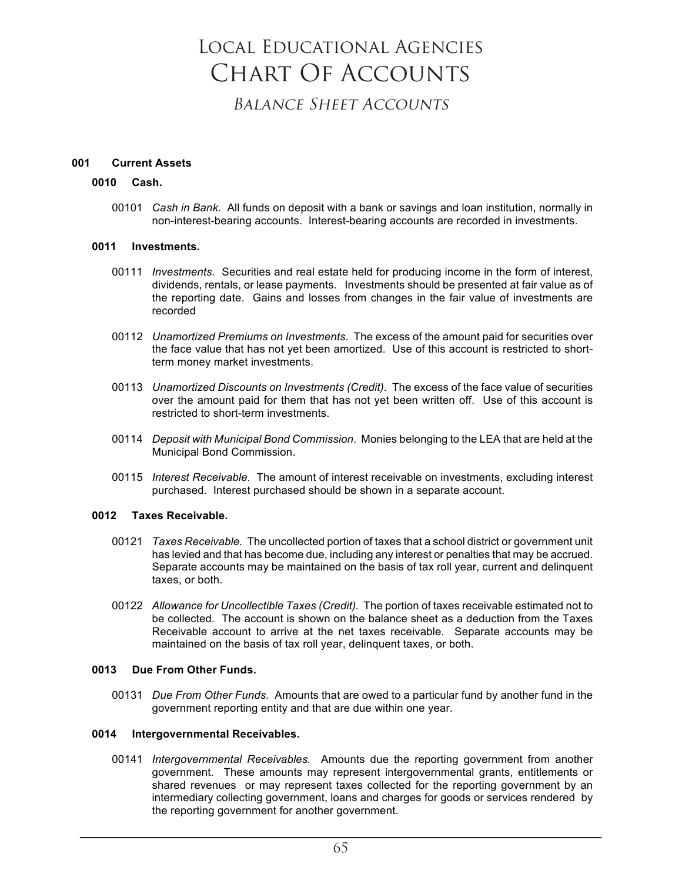# Local Educational Agencies
# Chart Of Accounts
## Balance Sheet Accounts

**001 Current Assets**

**0010 Cash.**

00101 *Cash in Bank.* All funds on deposit with a bank or savings and loan institution, normally in non-interest-bearing accounts. Interest-bearing accounts are recorded in investments.

**0011 Investments.**

00111 *Investments.* Securities and real estate held for producing income in the form of interest, dividends, rentals, or lease payments. Investments should be presented at fair value as of the reporting date. Gains and losses from changes in the fair value of investments are recorded

00112 *Unamortized Premiums on Investments.* The excess of the amount paid for securities over the face value that has not yet been amortized. Use of this account is restricted to short-term money market investments.

00113 *Unamortized Discounts on Investments (Credit).* The excess of the face value of securities over the amount paid for them that has not yet been written off. Use of this account is restricted to short-term investments.

00114 *Deposit with Municipal Bond Commission*. Monies belonging to the LEA that are held at the Municipal Bond Commission.

00115 *Interest Receivable*. The amount of interest receivable on investments, excluding interest purchased. Interest purchased should be shown in a separate account.

**0012 Taxes Receivable.**

00121 *Taxes Receivable.* The uncollected portion of taxes that a school district or government unit has levied and that has become due, including any interest or penalties that may be accrued. Separate accounts may be maintained on the basis of tax roll year, current and delinquent taxes, or both.

00122 *Allowance for Uncollectible Taxes (Credit).* The portion of taxes receivable estimated not to be collected. The account is shown on the balance sheet as a deduction from the Taxes Receivable account to arrive at the net taxes receivable. Separate accounts may be maintained on the basis of tax roll year, delinquent taxes, or both.

**0013 Due From Other Funds.**

00131 *Due From Other Funds.* Amounts that are owed to a particular fund by another fund in the government reporting entity and that are due within one year.

**0014 Intergovernmental Receivables.**

00141 *Intergovernmental Receivables.* Amounts due the reporting government from another government. These amounts may represent intergovernmental grants, entitlements or shared revenues or may represent taxes collected for the reporting government by an intermediary collecting government, loans and charges for goods or services rendered by the reporting government for another government.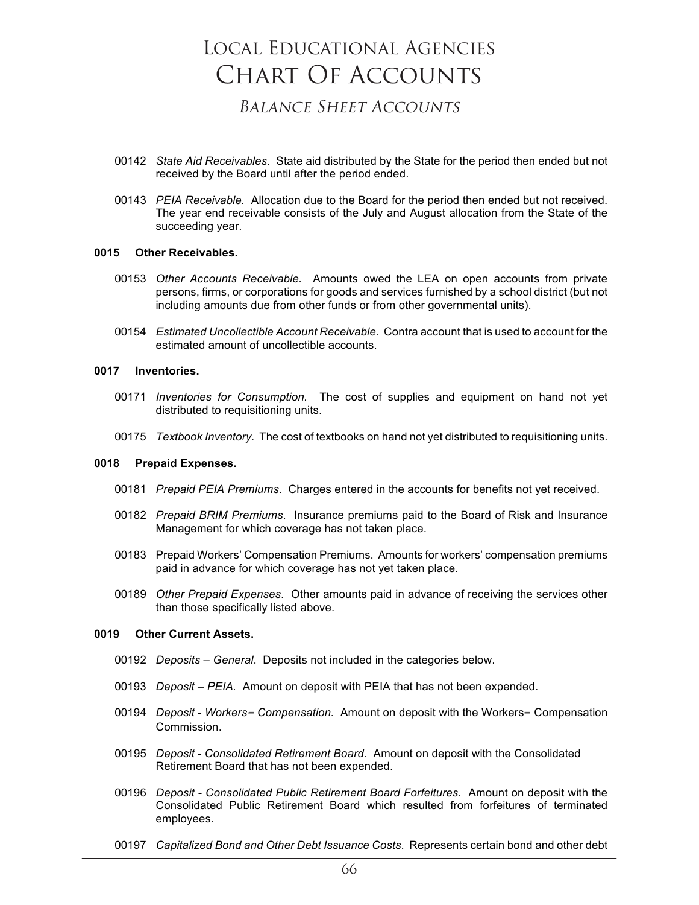# Local Educational Agencies Chart Of Accounts

## *Balance Sheet Accounts*

00142 *State Aid Receivables.* State aid distributed by the State for the period then ended but not received by the Board until after the period ended.

00143 *PEIA Receivable.* Allocation due to the Board for the period then ended but not received. The year end receivable consists of the July and August allocation from the State of the succeeding year.

**0015 Other Receivables.**

00153 *Other Accounts Receivable.* Amounts owed the LEA on open accounts from private persons, firms, or corporations for goods and services furnished by a school district (but not including amounts due from other funds or from other governmental units).

00154 *Estimated Uncollectible Account Receivable.* Contra account that is used to account for the estimated amount of uncollectible accounts.

**0017 Inventories.**

00171 *Inventories for Consumption.* The cost of supplies and equipment on hand not yet distributed to requisitioning units.

00175 *Textbook Inventory.* The cost of textbooks on hand not yet distributed to requisitioning units.

**0018 Prepaid Expenses.**

00181 *Prepaid PEIA Premiums*. Charges entered in the accounts for benefits not yet received.

00182 *Prepaid BRIM Premiums*. Insurance premiums paid to the Board of Risk and Insurance Management for which coverage has not taken place.

00183 Prepaid Workers' Compensation Premiums. Amounts for workers' compensation premiums paid in advance for which coverage has not yet taken place.

00189 *Other Prepaid Expenses*. Other amounts paid in advance of receiving the services other than those specifically listed above.

**0019 Other Current Assets.**

00192 *Deposits – General*. Deposits not included in the categories below.

00193 *Deposit – PEIA.* Amount on deposit with PEIA that has not been expended.

00194 *Deposit - Workers= Compensation.* Amount on deposit with the Workers= Compensation Commission.

00195 *Deposit - Consolidated Retirement Board.* Amount on deposit with the Consolidated Retirement Board that has not been expended.

00196 *Deposit - Consolidated Public Retirement Board Forfeitures.* Amount on deposit with the Consolidated Public Retirement Board which resulted from forfeitures of terminated employees.

00197 *Capitalized Bond and Other Debt Issuance Costs*. Represents certain bond and other debt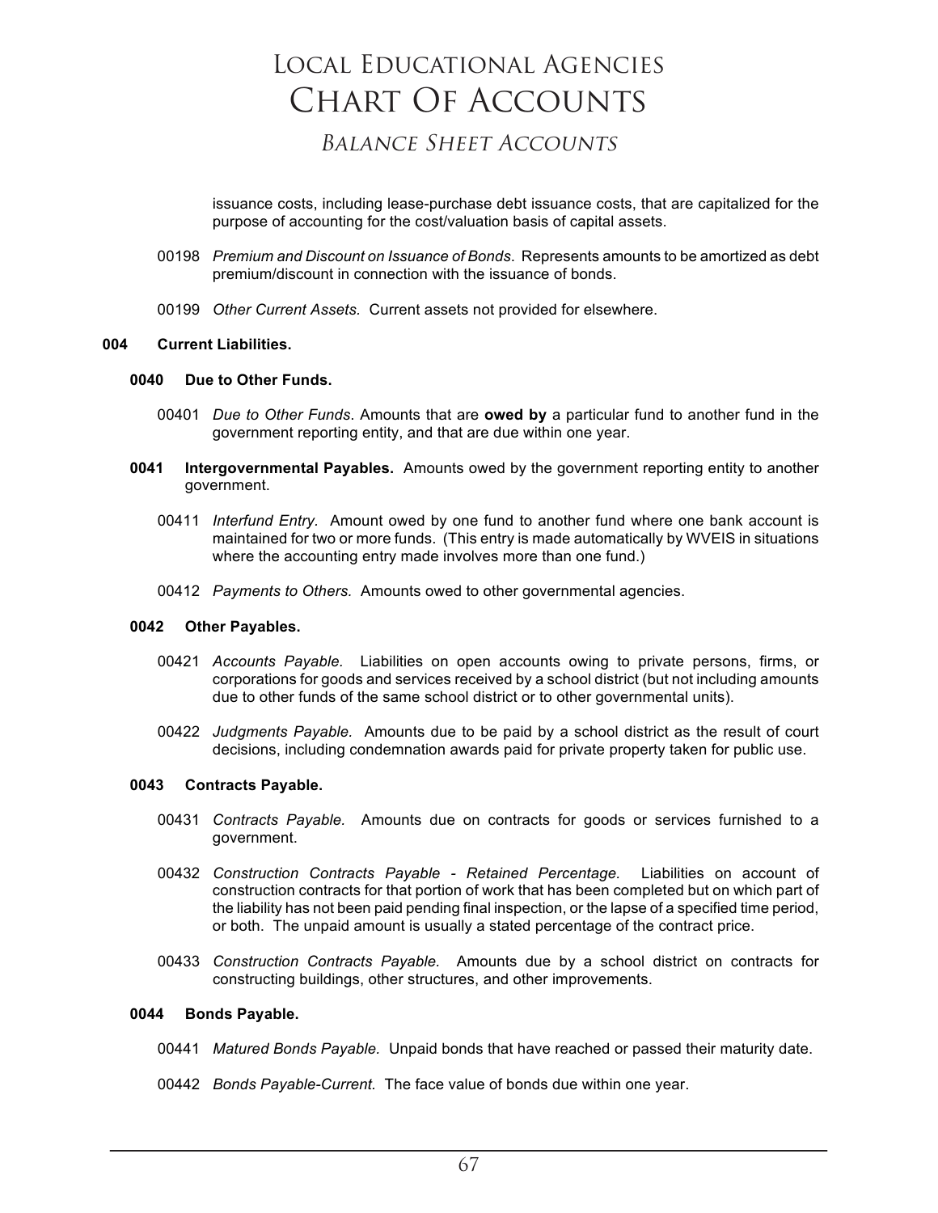issuance costs, including lease-purchase debt issuance costs, that are capitalized for the purpose of accounting for the cost/valuation basis of capital assets.

00198 *Premium and Discount on Issuance of Bonds*. Represents amounts to be amortized as debt premium/discount in connection with the issuance of bonds.

00199 *Other Current Assets.* Current assets not provided for elsewhere.

**004 Current Liabilities.**

**0040 Due to Other Funds.**

00401 *Due to Other Funds*. Amounts that are **owed by** a particular fund to another fund in the government reporting entity, and that are due within one year.

**0041 Intergovernmental Payables.** Amounts owed by the government reporting entity to another government.

00411 *Interfund Entry.* Amount owed by one fund to another fund where one bank account is maintained for two or more funds. (This entry is made automatically by WVEIS in situations where the accounting entry made involves more than one fund.)

00412 *Payments to Others.* Amounts owed to other governmental agencies.

**0042 Other Payables.**

00421 *Accounts Payable.* Liabilities on open accounts owing to private persons, firms, or corporations for goods and services received by a school district (but not including amounts due to other funds of the same school district or to other governmental units).

00422 *Judgments Payable.* Amounts due to be paid by a school district as the result of court decisions, including condemnation awards paid for private property taken for public use.

**0043 Contracts Payable.**

00431 *Contracts Payable.* Amounts due on contracts for goods or services furnished to a government.

00432 *Construction Contracts Payable - Retained Percentage.* Liabilities on account of construction contracts for that portion of work that has been completed but on which part of the liability has not been paid pending final inspection, or the lapse of a specified time period, or both. The unpaid amount is usually a stated percentage of the contract price.

00433 *Construction Contracts Payable.* Amounts due by a school district on contracts for constructing buildings, other structures, and other improvements.

**0044 Bonds Payable.**

00441 *Matured Bonds Payable.* Unpaid bonds that have reached or passed their maturity date.

00442 *Bonds Payable-Current.* The face value of bonds due within one year.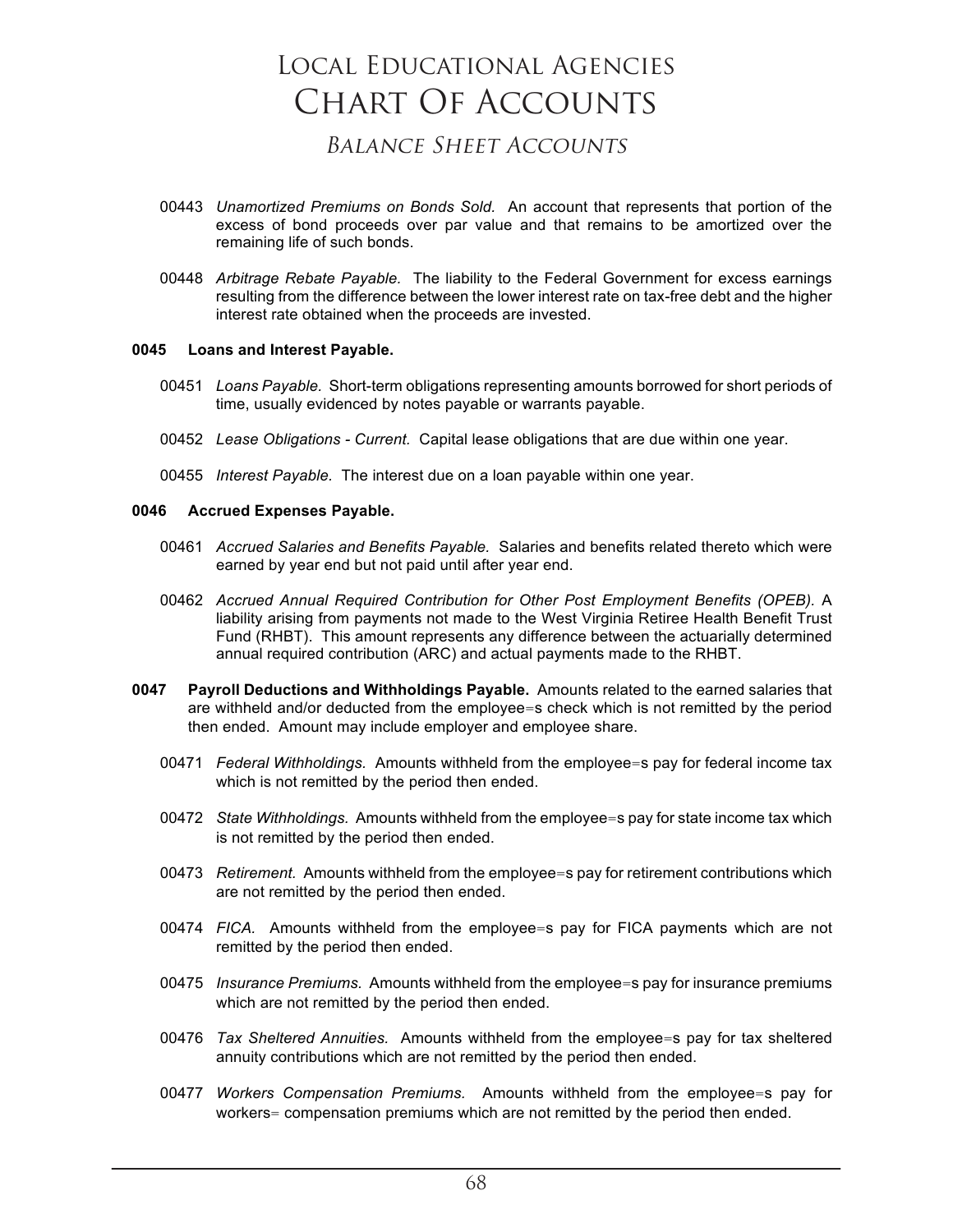# Local Educational Agencies
# Chart Of Accounts
## Balance Sheet Accounts

00443 *Unamortized Premiums on Bonds Sold.* An account that represents that portion of the excess of bond proceeds over par value and that remains to be amortized over the remaining life of such bonds.

00448 *Arbitrage Rebate Payable.* The liability to the Federal Government for excess earnings resulting from the difference between the lower interest rate on tax-free debt and the higher interest rate obtained when the proceeds are invested.

**0045 Loans and Interest Payable.**

00451 *Loans Payable.* Short-term obligations representing amounts borrowed for short periods of time, usually evidenced by notes payable or warrants payable.

00452 *Lease Obligations - Current.* Capital lease obligations that are due within one year.

00455 *Interest Payable.* The interest due on a loan payable within one year.

**0046 Accrued Expenses Payable.**

00461 *Accrued Salaries and Benefits Payable.* Salaries and benefits related thereto which were earned by year end but not paid until after year end.

00462 *Accrued Annual Required Contribution for Other Post Employment Benefits (OPEB).* A liability arising from payments not made to the West Virginia Retiree Health Benefit Trust Fund (RHBT). This amount represents any difference between the actuarially determined annual required contribution (ARC) and actual payments made to the RHBT.

**0047 Payroll Deductions and Withholdings Payable.** Amounts related to the earned salaries that are withheld and/or deducted from the employee=s check which is not remitted by the period then ended. Amount may include employer and employee share.

00471 *Federal Withholdings.* Amounts withheld from the employee=s pay for federal income tax which is not remitted by the period then ended.

00472 *State Withholdings.* Amounts withheld from the employee=s pay for state income tax which is not remitted by the period then ended.

00473 *Retirement.* Amounts withheld from the employee=s pay for retirement contributions which are not remitted by the period then ended.

00474 *FICA.* Amounts withheld from the employee=s pay for FICA payments which are not remitted by the period then ended.

00475 *Insurance Premiums.* Amounts withheld from the employee=s pay for insurance premiums which are not remitted by the period then ended.

00476 *Tax Sheltered Annuities.* Amounts withheld from the employee=s pay for tax sheltered annuity contributions which are not remitted by the period then ended.

00477 *Workers Compensation Premiums.* Amounts withheld from the employee=s pay for workers= compensation premiums which are not remitted by the period then ended.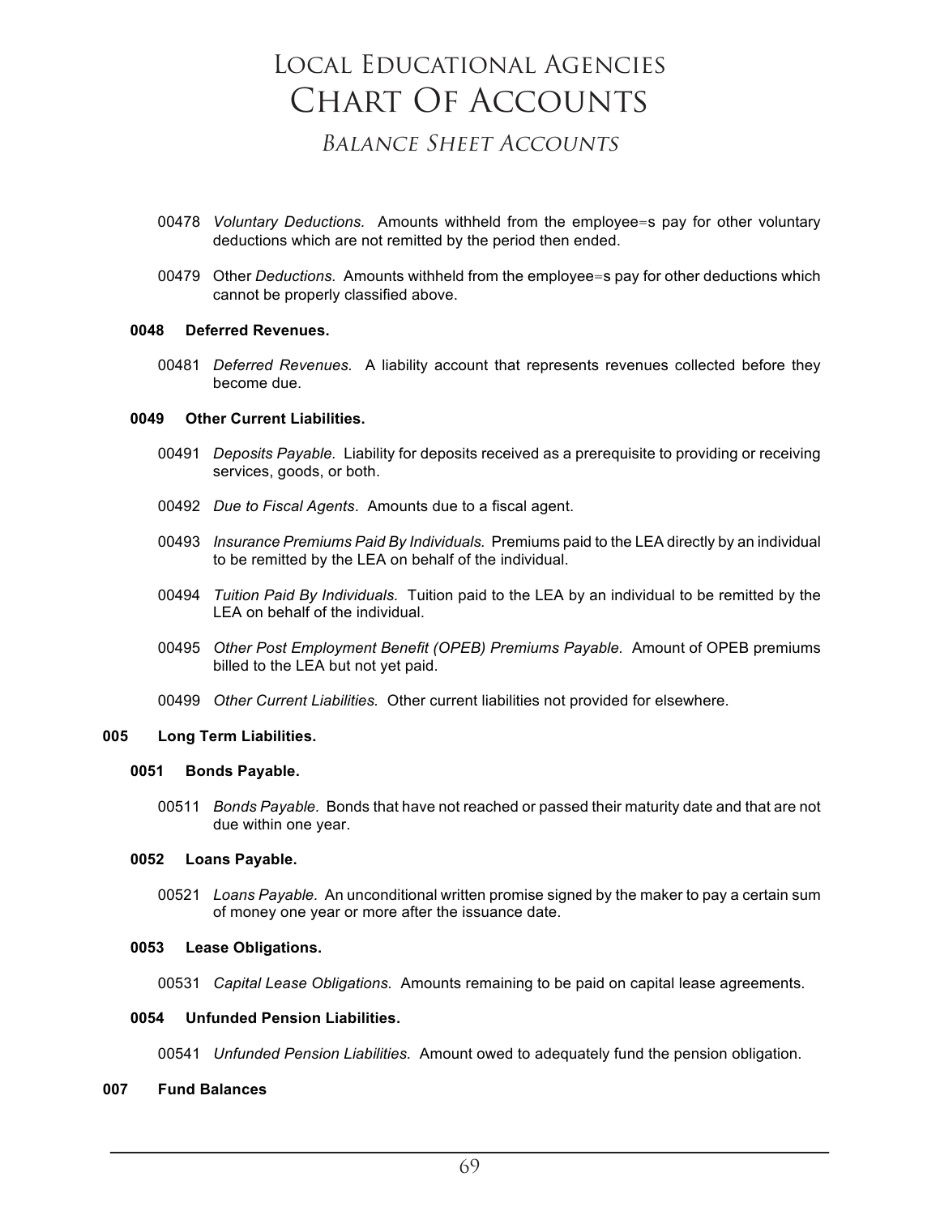00478 *Voluntary Deductions.* Amounts withheld from the employee=s pay for other voluntary deductions which are not remitted by the period then ended.

00479 Other *Deductions.* Amounts withheld from the employee=s pay for other deductions which cannot be properly classified above.

**0048 Deferred Revenues.**

00481 *Deferred Revenues.* A liability account that represents revenues collected before they become due.

**0049 Other Current Liabilities.**

00491 *Deposits Payable.* Liability for deposits received as a prerequisite to providing or receiving services, goods, or both.

00492 *Due to Fiscal Agents*. Amounts due to a fiscal agent.

00493 *Insurance Premiums Paid By Individuals.* Premiums paid to the LEA directly by an individual to be remitted by the LEA on behalf of the individual.

00494 *Tuition Paid By Individuals.* Tuition paid to the LEA by an individual to be remitted by the LEA on behalf of the individual.

00495 *Other Post Employment Benefit (OPEB) Premiums Payable.* Amount of OPEB premiums billed to the LEA but not yet paid.

00499 *Other Current Liabilities.* Other current liabilities not provided for elsewhere.

**005 Long Term Liabilities.**

**0051 Bonds Payable.**

00511 *Bonds Payable.* Bonds that have not reached or passed their maturity date and that are not due within one year.

**0052 Loans Payable.**

00521 *Loans Payable.* An unconditional written promise signed by the maker to pay a certain sum of money one year or more after the issuance date.

**0053 Lease Obligations.**

00531 *Capital Lease Obligations.* Amounts remaining to be paid on capital lease agreements.

**0054 Unfunded Pension Liabilities.**

00541 *Unfunded Pension Liabilities.* Amount owed to adequately fund the pension obligation.

**007 Fund Balances**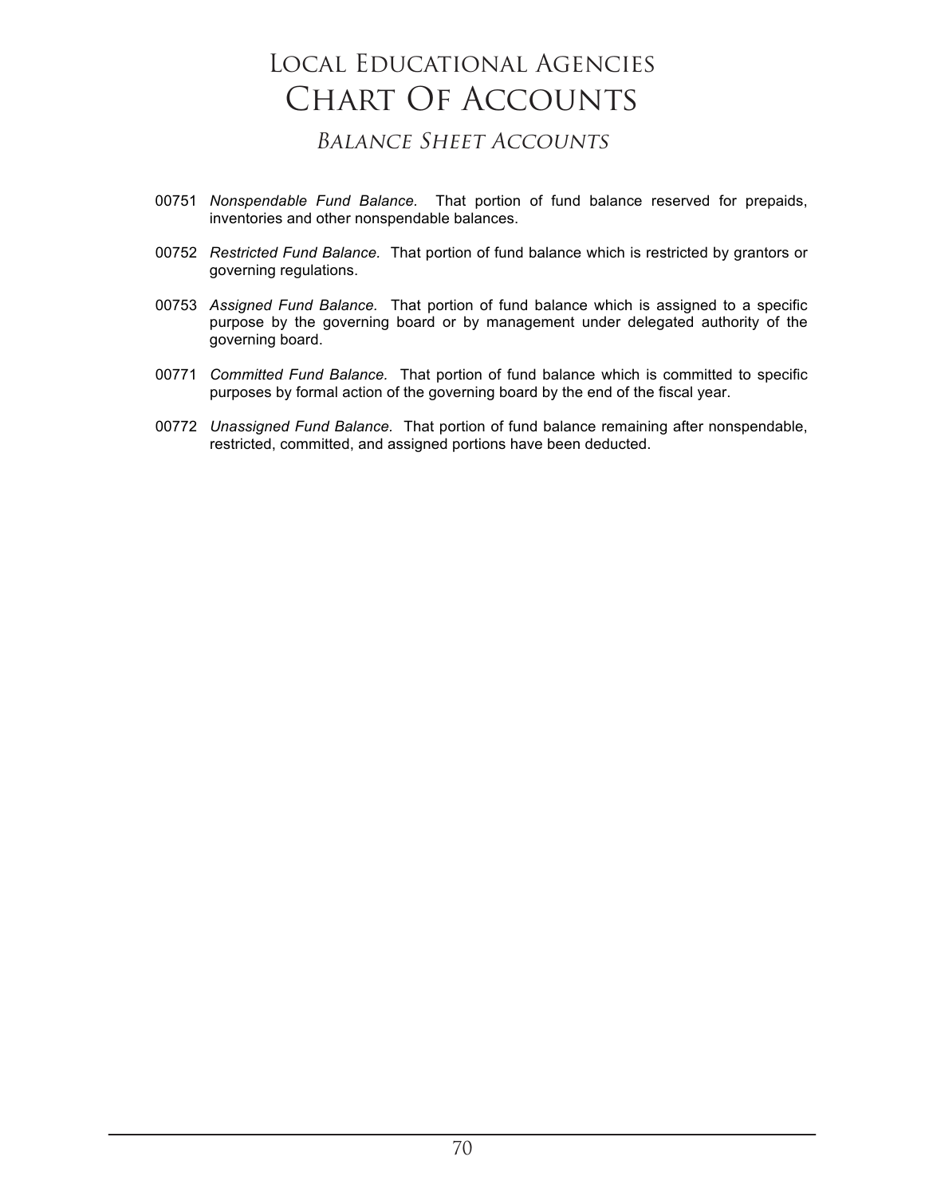# Local Educational Agencies
# Chart Of Accounts
## Balance Sheet Accounts

00751 *Nonspendable Fund Balance*. That portion of fund balance reserved for prepaids, inventories and other nonspendable balances.

00752 *Restricted Fund Balance.* That portion of fund balance which is restricted by grantors or governing regulations.

00753 *Assigned Fund Balance.* That portion of fund balance which is assigned to a specific purpose by the governing board or by management under delegated authority of the governing board.

00771 *Committed Fund Balance.* That portion of fund balance which is committed to specific purposes by formal action of the governing board by the end of the fiscal year.

00772 *Unassigned Fund Balance.* That portion of fund balance remaining after nonspendable, restricted, committed, and assigned portions have been deducted.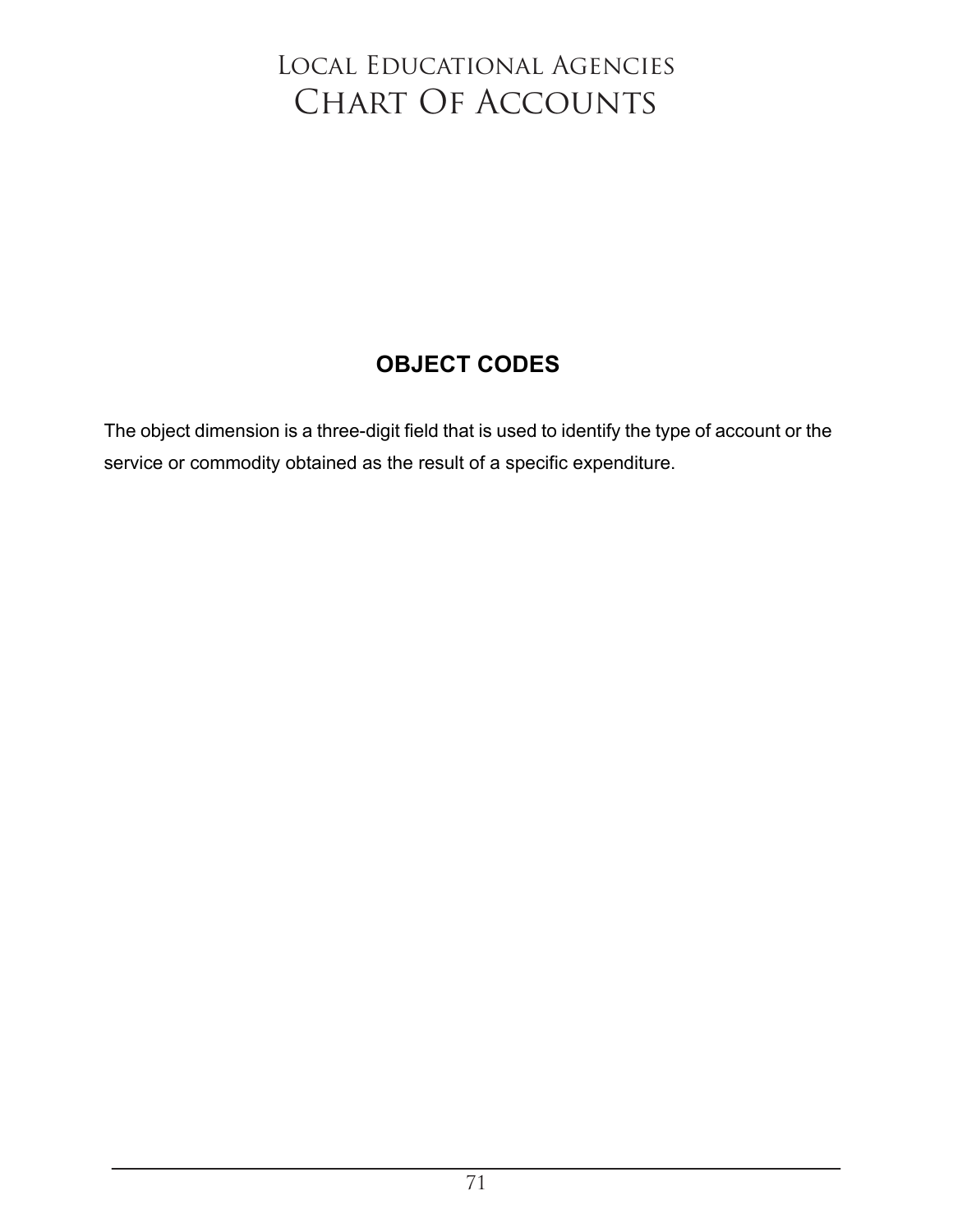## OBJECT CODES

The object dimension is a three-digit field that is used to identify the type of account or the service or commodity obtained as the result of a specific expenditure.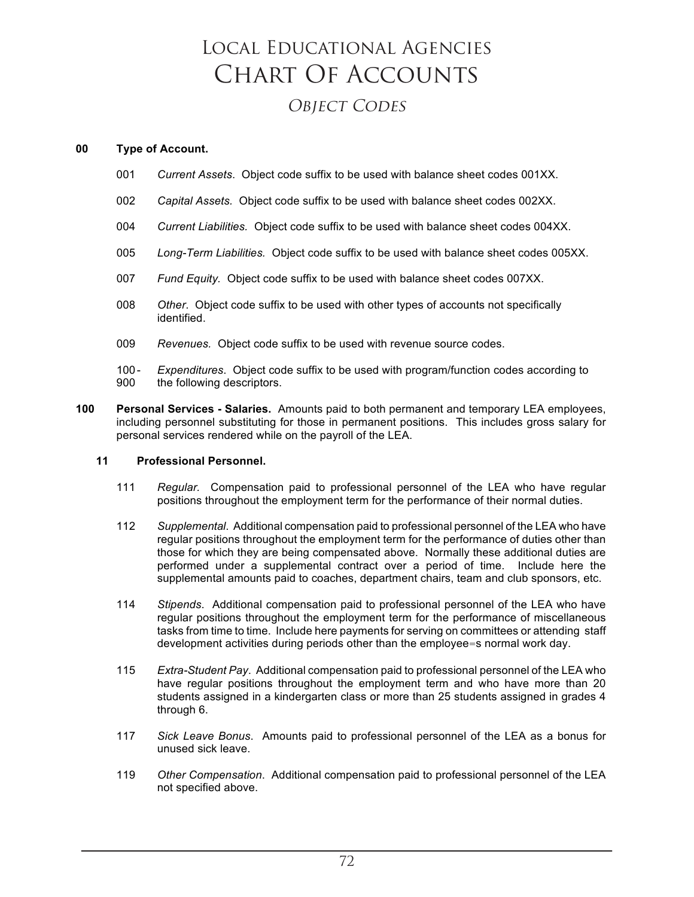# Local Educational Agencies
# Chart Of Accounts
## *Object Codes*

**00 Type of Account.**

001 *Current Assets*. Object code suffix to be used with balance sheet codes 001XX.

002 *Capital Assets.* Object code suffix to be used with balance sheet codes 002XX.

004 *Current Liabilities.* Object code suffix to be used with balance sheet codes 004XX.

005 *Long-Term Liabilities.* Object code suffix to be used with balance sheet codes 005XX.

007 *Fund Equity.* Object code suffix to be used with balance sheet codes 007XX.

008 *Other*. Object code suffix to be used with other types of accounts not specifically identified.

009 *Revenues.* Object code suffix to be used with revenue source codes.

100-900 *Expenditures*. Object code suffix to be used with program/function codes according to the following descriptors.

**100 Personal Services - Salaries.** Amounts paid to both permanent and temporary LEA employees, including personnel substituting for those in permanent positions. This includes gross salary for personal services rendered while on the payroll of the LEA.

**11 Professional Personnel.**

111 *Regular.* Compensation paid to professional personnel of the LEA who have regular positions throughout the employment term for the performance of their normal duties.

112 *Supplemental*. Additional compensation paid to professional personnel of the LEA who have regular positions throughout the employment term for the performance of duties other than those for which they are being compensated above. Normally these additional duties are performed under a supplemental contract over a period of time. Include here the supplemental amounts paid to coaches, department chairs, team and club sponsors, etc.

114 *Stipends*. Additional compensation paid to professional personnel of the LEA who have regular positions throughout the employment term for the performance of miscellaneous tasks from time to time. Include here payments for serving on committees or attending staff development activities during periods other than the employee=s normal work day.

115 *Extra-Student Pay*. Additional compensation paid to professional personnel of the LEA who have regular positions throughout the employment term and who have more than 20 students assigned in a kindergarten class or more than 25 students assigned in grades 4 through 6.

117 *Sick Leave Bonus*. Amounts paid to professional personnel of the LEA as a bonus for unused sick leave.

119 *Other Compensation*. Additional compensation paid to professional personnel of the LEA not specified above.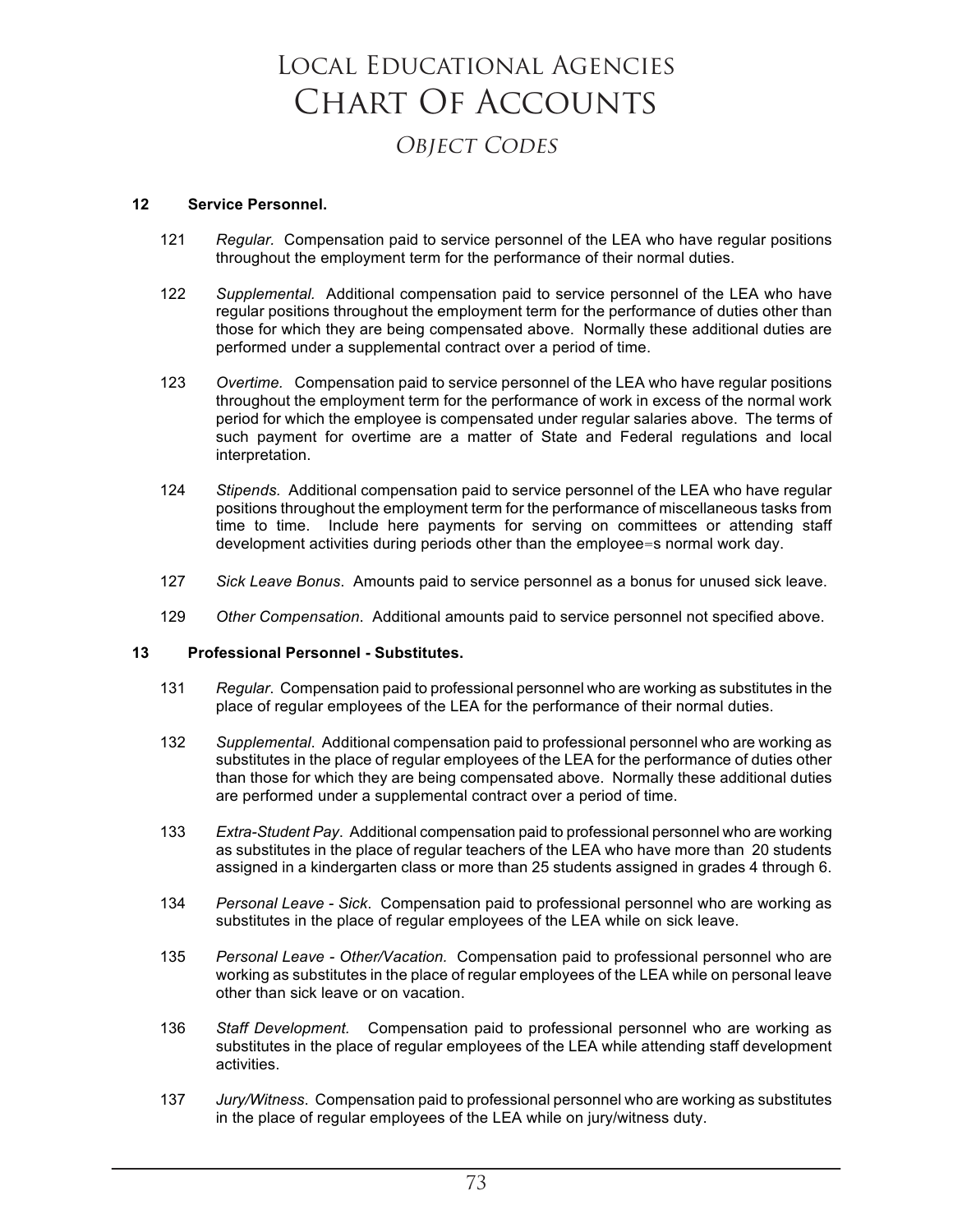# Local Educational Agencies
# Chart Of Accounts
## *Object Codes*

**12 Service Personnel.**

121 *Regular.* Compensation paid to service personnel of the LEA who have regular positions throughout the employment term for the performance of their normal duties.

122 *Supplemental.* Additional compensation paid to service personnel of the LEA who have regular positions throughout the employment term for the performance of duties other than those for which they are being compensated above. Normally these additional duties are performed under a supplemental contract over a period of time.

123 *Overtime.* Compensation paid to service personnel of the LEA who have regular positions throughout the employment term for the performance of work in excess of the normal work period for which the employee is compensated under regular salaries above. The terms of such payment for overtime are a matter of State and Federal regulations and local interpretation.

124 *Stipends.* Additional compensation paid to service personnel of the LEA who have regular positions throughout the employment term for the performance of miscellaneous tasks from time to time. Include here payments for serving on committees or attending staff development activities during periods other than the employee=s normal work day.

127 *Sick Leave Bonus*. Amounts paid to service personnel as a bonus for unused sick leave.

129 *Other Compensation*. Additional amounts paid to service personnel not specified above.

**13 Professional Personnel - Substitutes.**

131 *Regular*. Compensation paid to professional personnel who are working as substitutes in the place of regular employees of the LEA for the performance of their normal duties.

132 *Supplemental*. Additional compensation paid to professional personnel who are working as substitutes in the place of regular employees of the LEA for the performance of duties other than those for which they are being compensated above. Normally these additional duties are performed under a supplemental contract over a period of time.

133 *Extra-Student Pay*. Additional compensation paid to professional personnel who are working as substitutes in the place of regular teachers of the LEA who have more than 20 students assigned in a kindergarten class or more than 25 students assigned in grades 4 through 6.

134 *Personal Leave - Sick*. Compensation paid to professional personnel who are working as substitutes in the place of regular employees of the LEA while on sick leave.

135 *Personal Leave - Other/Vacation.* Compensation paid to professional personnel who are working as substitutes in the place of regular employees of the LEA while on personal leave other than sick leave or on vacation.

136 *Staff Development.* Compensation paid to professional personnel who are working as substitutes in the place of regular employees of the LEA while attending staff development activities.

137 *Jury/Witness*. Compensation paid to professional personnel who are working as substitutes in the place of regular employees of the LEA while on jury/witness duty.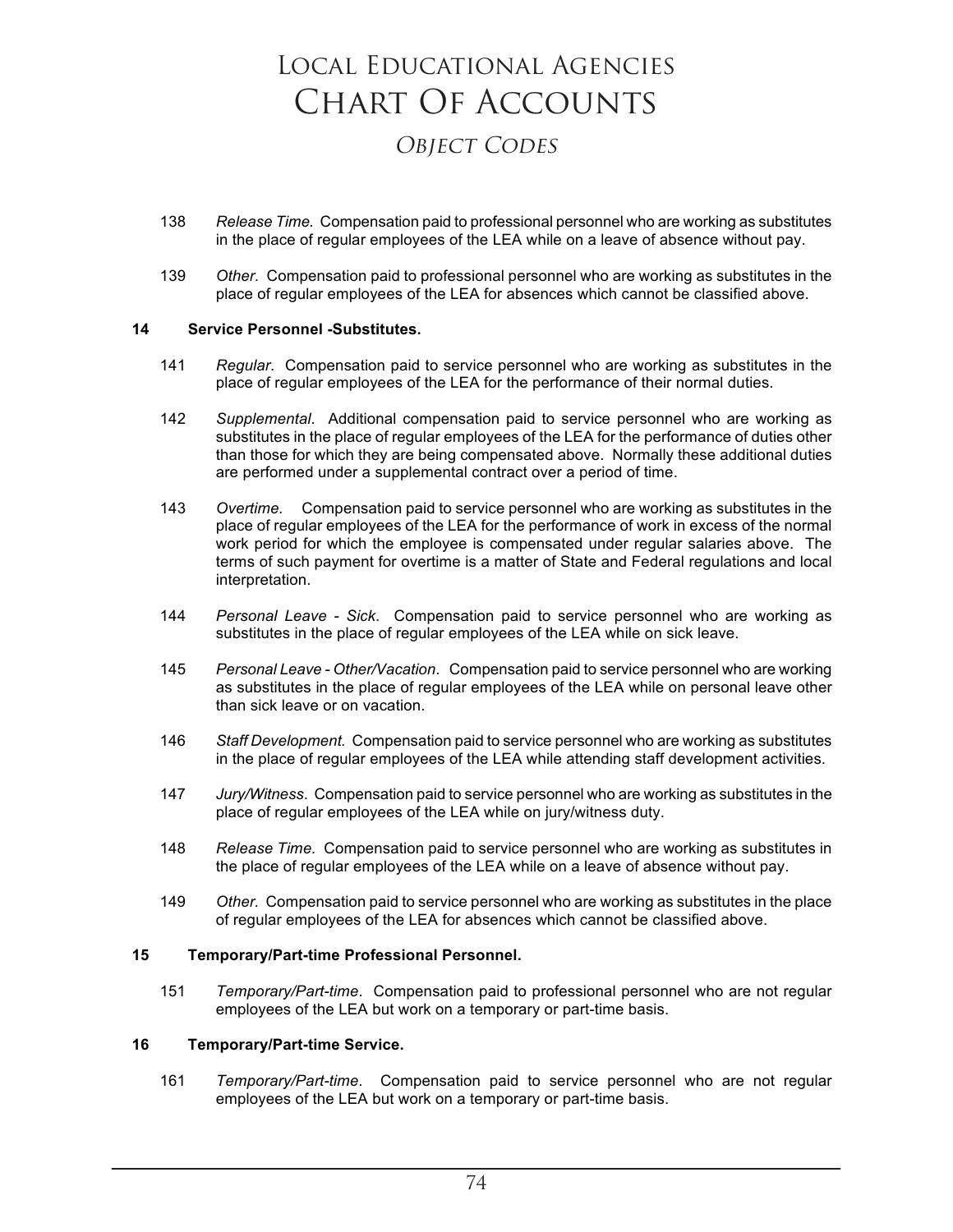138 *Release Time.* Compensation paid to professional personnel who are working as substitutes in the place of regular employees of the LEA while on a leave of absence without pay.

139 *Other.* Compensation paid to professional personnel who are working as substitutes in the place of regular employees of the LEA for absences which cannot be classified above.

**14 Service Personnel -Substitutes.**

141 *Regular*. Compensation paid to service personnel who are working as substitutes in the place of regular employees of the LEA for the performance of their normal duties.

142 *Supplemental*. Additional compensation paid to service personnel who are working as substitutes in the place of regular employees of the LEA for the performance of duties other than those for which they are being compensated above. Normally these additional duties are performed under a supplemental contract over a period of time.

143 *Overtime.* Compensation paid to service personnel who are working as substitutes in the place of regular employees of the LEA for the performance of work in excess of the normal work period for which the employee is compensated under regular salaries above. The terms of such payment for overtime is a matter of State and Federal regulations and local interpretation.

144 *Personal Leave - Sick*. Compensation paid to service personnel who are working as substitutes in the place of regular employees of the LEA while on sick leave.

145 *Personal Leave - Other/Vacation*. Compensation paid to service personnel who are working as substitutes in the place of regular employees of the LEA while on personal leave other than sick leave or on vacation.

146 *Staff Development.* Compensation paid to service personnel who are working as substitutes in the place of regular employees of the LEA while attending staff development activities.

147 *Jury/Witness*. Compensation paid to service personnel who are working as substitutes in the place of regular employees of the LEA while on jury/witness duty.

148 *Release Time.* Compensation paid to service personnel who are working as substitutes in the place of regular employees of the LEA while on a leave of absence without pay.

149 *Other.* Compensation paid to service personnel who are working as substitutes in the place of regular employees of the LEA for absences which cannot be classified above.

**15 Temporary/Part-time Professional Personnel.**

151 *Temporary/Part-time*. Compensation paid to professional personnel who are not regular employees of the LEA but work on a temporary or part-time basis.

**16 Temporary/Part-time Service.**

161 *Temporary/Part-time*. Compensation paid to service personnel who are not regular employees of the LEA but work on a temporary or part-time basis.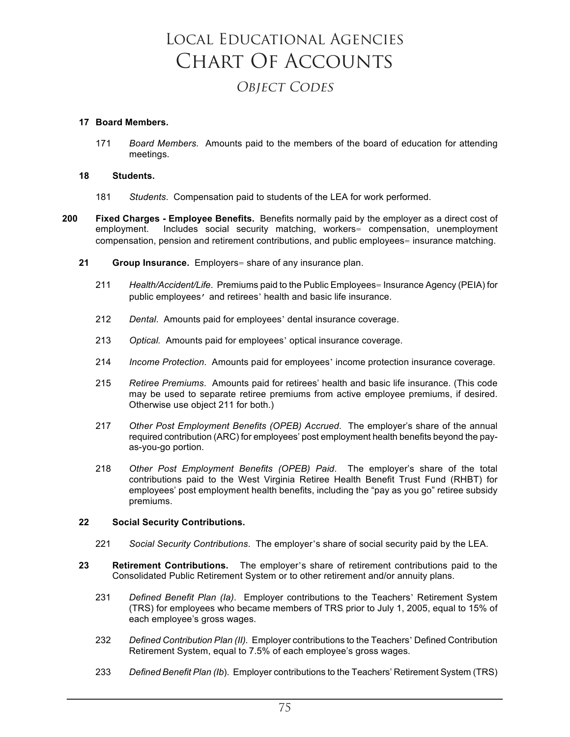# Local Educational Agencies
# Chart Of Accounts
## *Object Codes*

**17 Board Members.**

171 *Board Members*. Amounts paid to the members of the board of education for attending meetings.

**18 Students.**

181 *Students*. Compensation paid to students of the LEA for work performed.

**200 Fixed Charges - Employee Benefits.** Benefits normally paid by the employer as a direct cost of employment. Includes social security matching, workers= compensation, unemployment compensation, pension and retirement contributions, and public employees= insurance matching.

**21 Group Insurance.** Employers= share of any insurance plan.

211 *Health/Accident/Life*. Premiums paid to the Public Employees= Insurance Agency (PEIA) for public employees′ and retirees' health and basic life insurance.

212 *Dental*. Amounts paid for employees' dental insurance coverage.

213 *Optical.* Amounts paid for employees' optical insurance coverage.

214 *Income Protection*. Amounts paid for employees' income protection insurance coverage.

215 *Retiree Premiums*. Amounts paid for retirees' health and basic life insurance. (This code may be used to separate retiree premiums from active employee premiums, if desired. Otherwise use object 211 for both.)

217 *Other Post Employment Benefits (OPEB) Accrued*. The employer's share of the annual required contribution (ARC) for employees' post employment health benefits beyond the pay-as-you-go portion.

218 *Other Post Employment Benefits (OPEB) Paid*. The employer's share of the total contributions paid to the West Virginia Retiree Health Benefit Trust Fund (RHBT) for employees' post employment health benefits, including the "pay as you go" retiree subsidy premiums.

**22 Social Security Contributions.**

221 *Social Security Contributions*. The employer's share of social security paid by the LEA.

**23 Retirement Contributions.** The employer's share of retirement contributions paid to the Consolidated Public Retirement System or to other retirement and/or annuity plans.

231 *Defined Benefit Plan (Ia)*. Employer contributions to the Teachers' Retirement System (TRS) for employees who became members of TRS prior to July 1, 2005, equal to 15% of each employee's gross wages.

232 *Defined Contribution Plan (II)*. Employer contributions to the Teachers' Defined Contribution Retirement System, equal to 7.5% of each employee's gross wages.

233 *Defined Benefit Plan (Ib*). Employer contributions to the Teachers' Retirement System (TRS)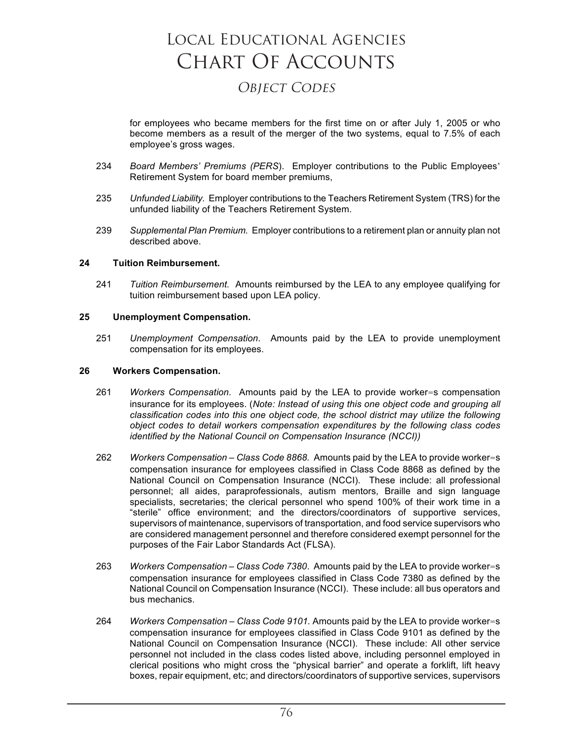for employees who became members for the first time on or after July 1, 2005 or who become members as a result of the merger of the two systems, equal to 7.5% of each employee's gross wages.

234 *Board Members' Premiums (PERS*). Employer contributions to the Public Employees' Retirement System for board member premiums,

235 *Unfunded Liability*. Employer contributions to the Teachers Retirement System (TRS) for the unfunded liability of the Teachers Retirement System.

239 *Supplemental Plan Premium.* Employer contributions to a retirement plan or annuity plan not described above.

**24 Tuition Reimbursement.**

241 *Tuition Reimbursement.* Amounts reimbursed by the LEA to any employee qualifying for tuition reimbursement based upon LEA policy.

**25 Unemployment Compensation.**

251 *Unemployment Compensation*. Amounts paid by the LEA to provide unemployment compensation for its employees.

**26 Workers Compensation.**

261 *Workers Compensation*. Amounts paid by the LEA to provide worker=s compensation insurance for its employees. (*Note: Instead of using this one object code and grouping all classification codes into this one object code, the school district may utilize the following object codes to detail workers compensation expenditures by the following class codes identified by the National Council on Compensation Insurance (NCCI))*

262 *Workers Compensation – Class Code 8868.* Amounts paid by the LEA to provide worker=s compensation insurance for employees classified in Class Code 8868 as defined by the National Council on Compensation Insurance (NCCI). These include: all professional personnel; all aides, paraprofessionals, autism mentors, Braille and sign language specialists, secretaries; the clerical personnel who spend 100% of their work time in a "sterile" office environment; and the directors/coordinators of supportive services, supervisors of maintenance, supervisors of transportation, and food service supervisors who are considered management personnel and therefore considered exempt personnel for the purposes of the Fair Labor Standards Act (FLSA).

263 *Workers Compensation – Class Code 7380*. Amounts paid by the LEA to provide worker=s compensation insurance for employees classified in Class Code 7380 as defined by the National Council on Compensation Insurance (NCCI). These include: all bus operators and bus mechanics.

264 *Workers Compensation – Class Code 9101.* Amounts paid by the LEA to provide worker=s compensation insurance for employees classified in Class Code 9101 as defined by the National Council on Compensation Insurance (NCCI). These include: All other service personnel not included in the class codes listed above, including personnel employed in clerical positions who might cross the "physical barrier" and operate a forklift, lift heavy boxes, repair equipment, etc; and directors/coordinators of supportive services, supervisors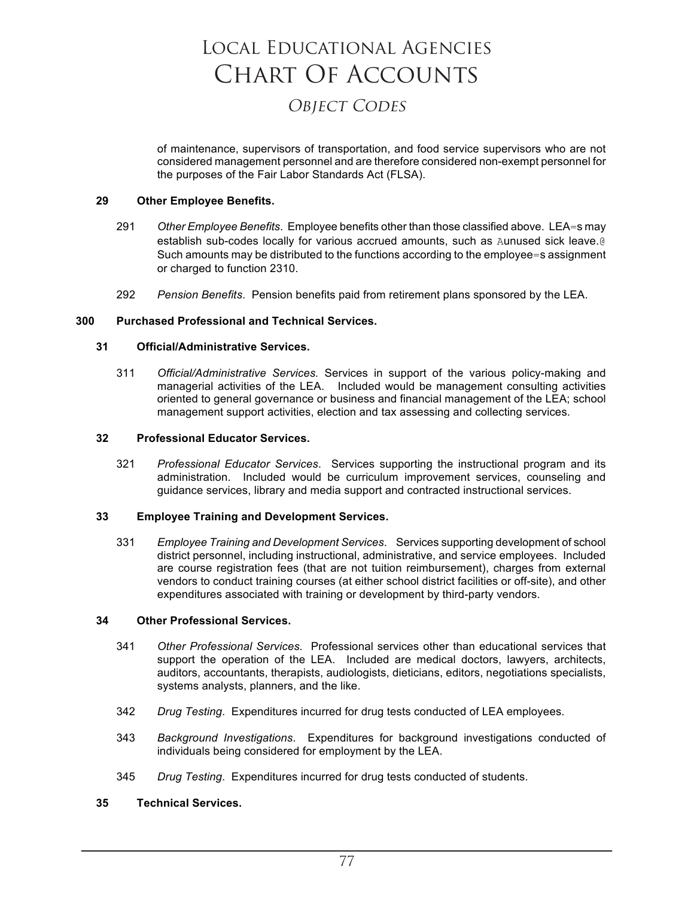of maintenance, supervisors of transportation, and food service supervisors who are not considered management personnel and are therefore considered non-exempt personnel for the purposes of the Fair Labor Standards Act (FLSA).

**29 Other Employee Benefits.**

291 *Other Employee Benefits*. Employee benefits other than those classified above. LEA=s may establish sub-codes locally for various accrued amounts, such as Aunused sick leave.@ Such amounts may be distributed to the functions according to the employee=s assignment or charged to function 2310.

292 *Pension Benefits*. Pension benefits paid from retirement plans sponsored by the LEA.

**300 Purchased Professional and Technical Services.**

**31 Official/Administrative Services.**

311 *Official/Administrative Services.* Services in support of the various policy-making and managerial activities of the LEA. Included would be management consulting activities oriented to general governance or business and financial management of the LEA; school management support activities, election and tax assessing and collecting services.

**32 Professional Educator Services.**

321 *Professional Educator Services*. Services supporting the instructional program and its administration. Included would be curriculum improvement services, counseling and guidance services, library and media support and contracted instructional services.

**33 Employee Training and Development Services.**

331 *Employee Training and Development Services*. Services supporting development of school district personnel, including instructional, administrative, and service employees. Included are course registration fees (that are not tuition reimbursement), charges from external vendors to conduct training courses (at either school district facilities or off-site), and other expenditures associated with training or development by third-party vendors.

**34 Other Professional Services.**

341 *Other Professional Services.* Professional services other than educational services that support the operation of the LEA. Included are medical doctors, lawyers, architects, auditors, accountants, therapists, audiologists, dieticians, editors, negotiations specialists, systems analysts, planners, and the like.

342 *Drug Testing*. Expenditures incurred for drug tests conducted of LEA employees.

343 *Background Investigations*. Expenditures for background investigations conducted of individuals being considered for employment by the LEA.

345 *Drug Testing*. Expenditures incurred for drug tests conducted of students.

**35 Technical Services.**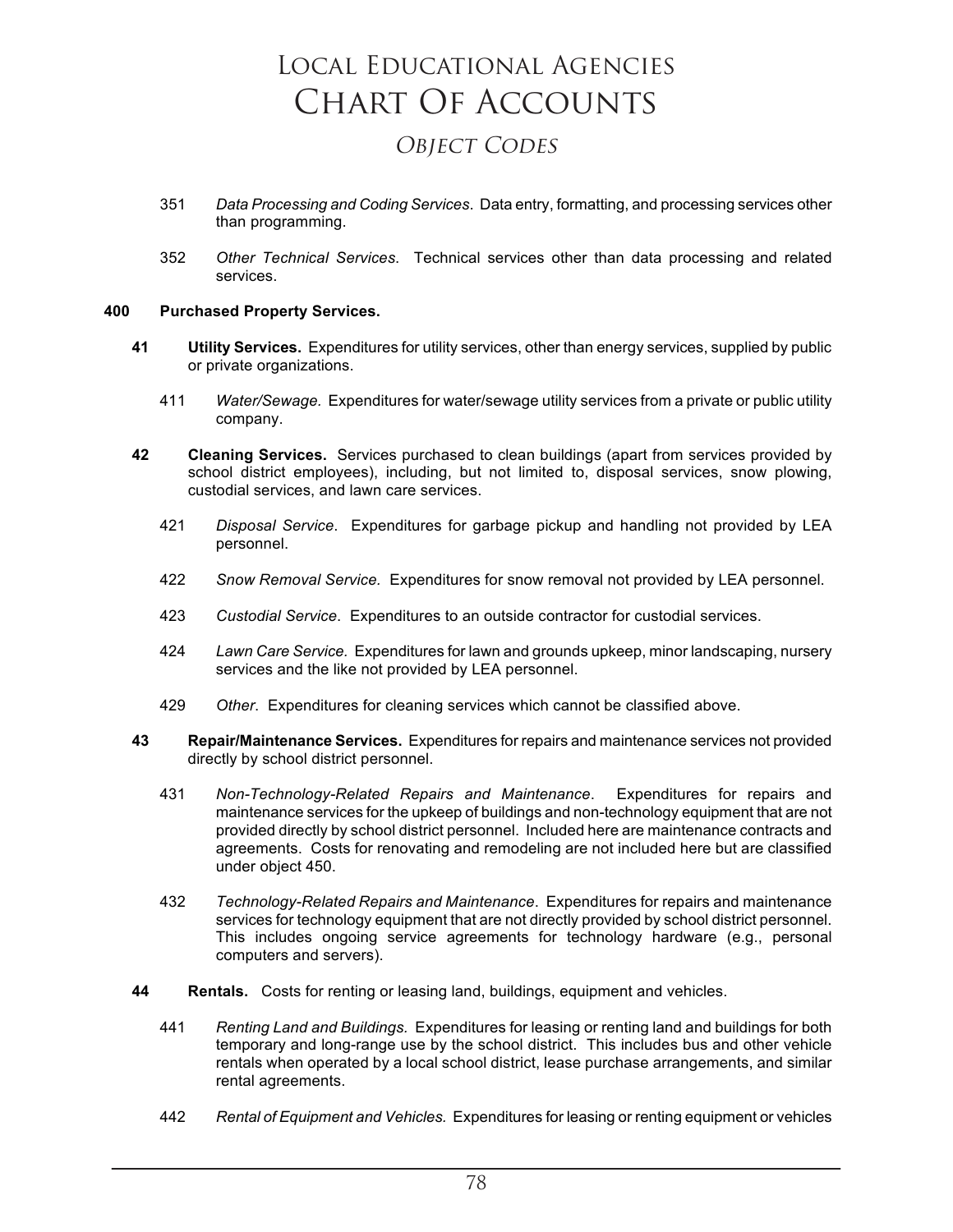351 *Data Processing and Coding Services*. Data entry, formatting, and processing services other than programming.

352 *Other Technical Services*. Technical services other than data processing and related services.

**400 Purchased Property Services.**

**41 Utility Services.** Expenditures for utility services, other than energy services, supplied by public or private organizations.

411 *Water/Sewage.* Expenditures for water/sewage utility services from a private or public utility company.

**42 Cleaning Services.** Services purchased to clean buildings (apart from services provided by school district employees), including, but not limited to, disposal services, snow plowing, custodial services, and lawn care services.

421 *Disposal Service*. Expenditures for garbage pickup and handling not provided by LEA personnel.

422 *Snow Removal Service.* Expenditures for snow removal not provided by LEA personnel.

423 *Custodial Service*. Expenditures to an outside contractor for custodial services.

424 *Lawn Care Service.* Expenditures for lawn and grounds upkeep, minor landscaping, nursery services and the like not provided by LEA personnel.

429 *Other*. Expenditures for cleaning services which cannot be classified above.

**43 Repair/Maintenance Services.** Expenditures for repairs and maintenance services not provided directly by school district personnel.

431 *Non-Technology-Related Repairs and Maintenance*. Expenditures for repairs and maintenance services for the upkeep of buildings and non-technology equipment that are not provided directly by school district personnel. Included here are maintenance contracts and agreements. Costs for renovating and remodeling are not included here but are classified under object 450.

432 *Technology-Related Repairs and Maintenance*. Expenditures for repairs and maintenance services for technology equipment that are not directly provided by school district personnel. This includes ongoing service agreements for technology hardware (e.g., personal computers and servers).

**44 Rentals.** Costs for renting or leasing land, buildings, equipment and vehicles.

441 *Renting Land and Buildings.* Expenditures for leasing or renting land and buildings for both temporary and long-range use by the school district. This includes bus and other vehicle rentals when operated by a local school district, lease purchase arrangements, and similar rental agreements.

442 *Rental of Equipment and Vehicles.* Expenditures for leasing or renting equipment or vehicles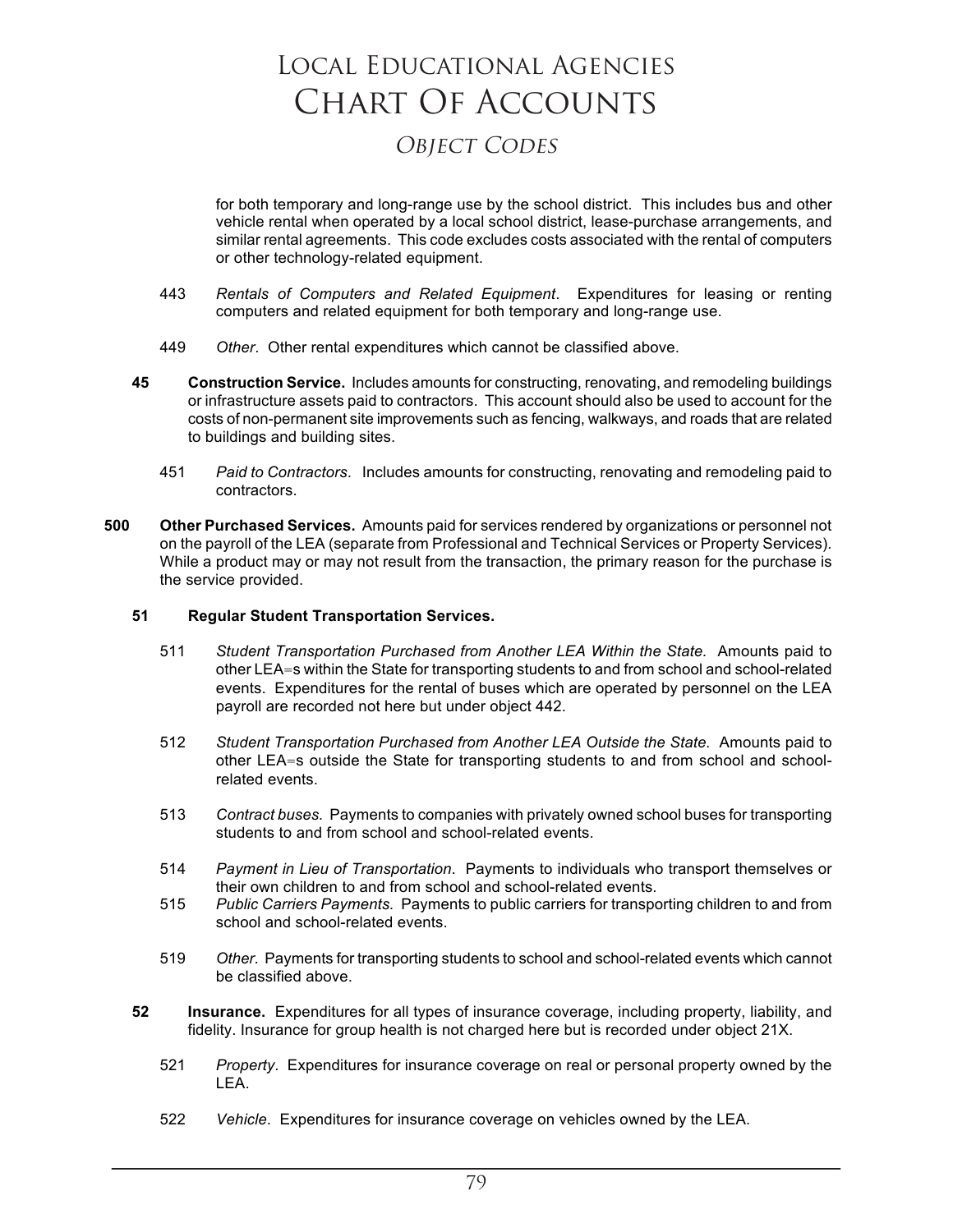for both temporary and long-range use by the school district. This includes bus and other vehicle rental when operated by a local school district, lease-purchase arrangements, and similar rental agreements. This code excludes costs associated with the rental of computers or other technology-related equipment.

443 *Rentals of Computers and Related Equipment*. Expenditures for leasing or renting computers and related equipment for both temporary and long-range use.

449 *Other*. Other rental expenditures which cannot be classified above.

**45 Construction Service.** Includes amounts for constructing, renovating, and remodeling buildings or infrastructure assets paid to contractors. This account should also be used to account for the costs of non-permanent site improvements such as fencing, walkways, and roads that are related to buildings and building sites.

451 *Paid to Contractors*. Includes amounts for constructing, renovating and remodeling paid to contractors.

**500 Other Purchased Services.** Amounts paid for services rendered by organizations or personnel not on the payroll of the LEA (separate from Professional and Technical Services or Property Services). While a product may or may not result from the transaction, the primary reason for the purchase is the service provided.

**51 Regular Student Transportation Services.**

511 *Student Transportation Purchased from Another LEA Within the State.* Amounts paid to other LEA=s within the State for transporting students to and from school and school-related events. Expenditures for the rental of buses which are operated by personnel on the LEA payroll are recorded not here but under object 442.

512 *Student Transportation Purchased from Another LEA Outside the State.* Amounts paid to other LEA=s outside the State for transporting students to and from school and school-related events.

513 *Contract buses.* Payments to companies with privately owned school buses for transporting students to and from school and school-related events.

514 *Payment in Lieu of Transportation*. Payments to individuals who transport themselves or their own children to and from school and school-related events.

515 *Public Carriers Payments.* Payments to public carriers for transporting children to and from school and school-related events.

519 *Other*. Payments for transporting students to school and school-related events which cannot be classified above.

**52 Insurance.** Expenditures for all types of insurance coverage, including property, liability, and fidelity. Insurance for group health is not charged here but is recorded under object 21X.

521 *Property*. Expenditures for insurance coverage on real or personal property owned by the LEA.

522 *Vehicle*. Expenditures for insurance coverage on vehicles owned by the LEA.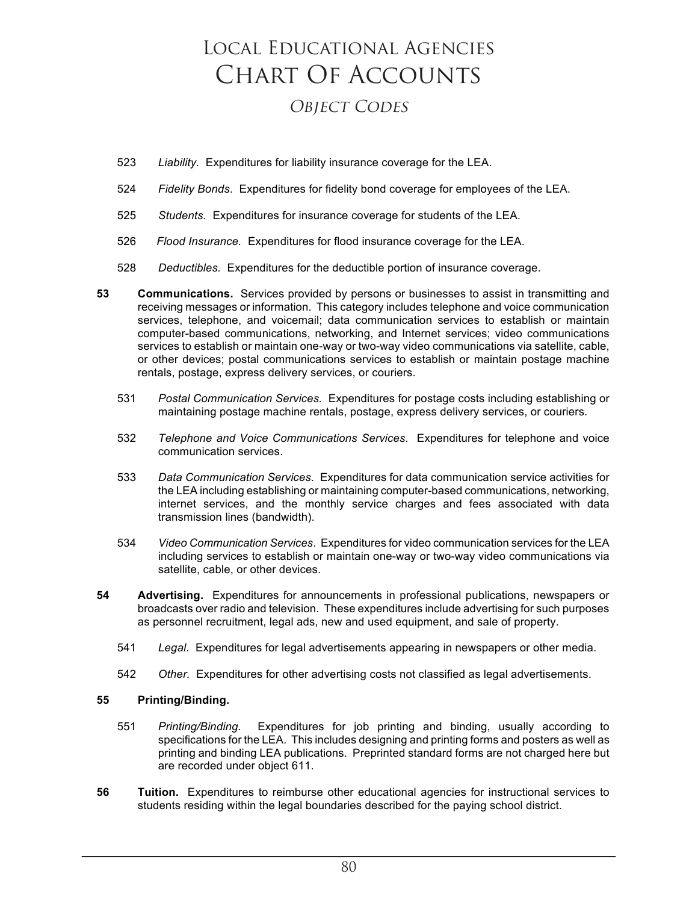523 *Liability.* Expenditures for liability insurance coverage for the LEA.

524 *Fidelity Bonds*. Expenditures for fidelity bond coverage for employees of the LEA.

525 *Students.* Expenditures for insurance coverage for students of the LEA.

526 *Flood Insurance.* Expenditures for flood insurance coverage for the LEA.

528 *Deductibles.* Expenditures for the deductible portion of insurance coverage.

**53 Communications.** Services provided by persons or businesses to assist in transmitting and receiving messages or information. This category includes telephone and voice communication services, telephone, and voicemail; data communication services to establish or maintain computer-based communications, networking, and Internet services; video communications services to establish or maintain one-way or two-way video communications via satellite, cable, or other devices; postal communications services to establish or maintain postage machine rentals, postage, express delivery services, or couriers.

531 *Postal Communication Services.* Expenditures for postage costs including establishing or maintaining postage machine rentals, postage, express delivery services, or couriers.

532 *Telephone and Voice Communications Services*. Expenditures for telephone and voice communication services.

533 *Data Communication Services*. Expenditures for data communication service activities for the LEA including establishing or maintaining computer-based communications, networking, internet services, and the monthly service charges and fees associated with data transmission lines (bandwidth).

534 *Video Communication Services*. Expenditures for video communication services for the LEA including services to establish or maintain one-way or two-way video communications via satellite, cable, or other devices.

**54 Advertising.** Expenditures for announcements in professional publications, newspapers or broadcasts over radio and television. These expenditures include advertising for such purposes as personnel recruitment, legal ads, new and used equipment, and sale of property.

541 *Legal*. Expenditures for legal advertisements appearing in newspapers or other media.

542 *Other.* Expenditures for other advertising costs not classified as legal advertisements.

**55 Printing/Binding.**

551 *Printing/Binding.* Expenditures for job printing and binding, usually according to specifications for the LEA. This includes designing and printing forms and posters as well as printing and binding LEA publications. Preprinted standard forms are not charged here but are recorded under object 611.

**56 Tuition.** Expenditures to reimburse other educational agencies for instructional services to students residing within the legal boundaries described for the paying school district.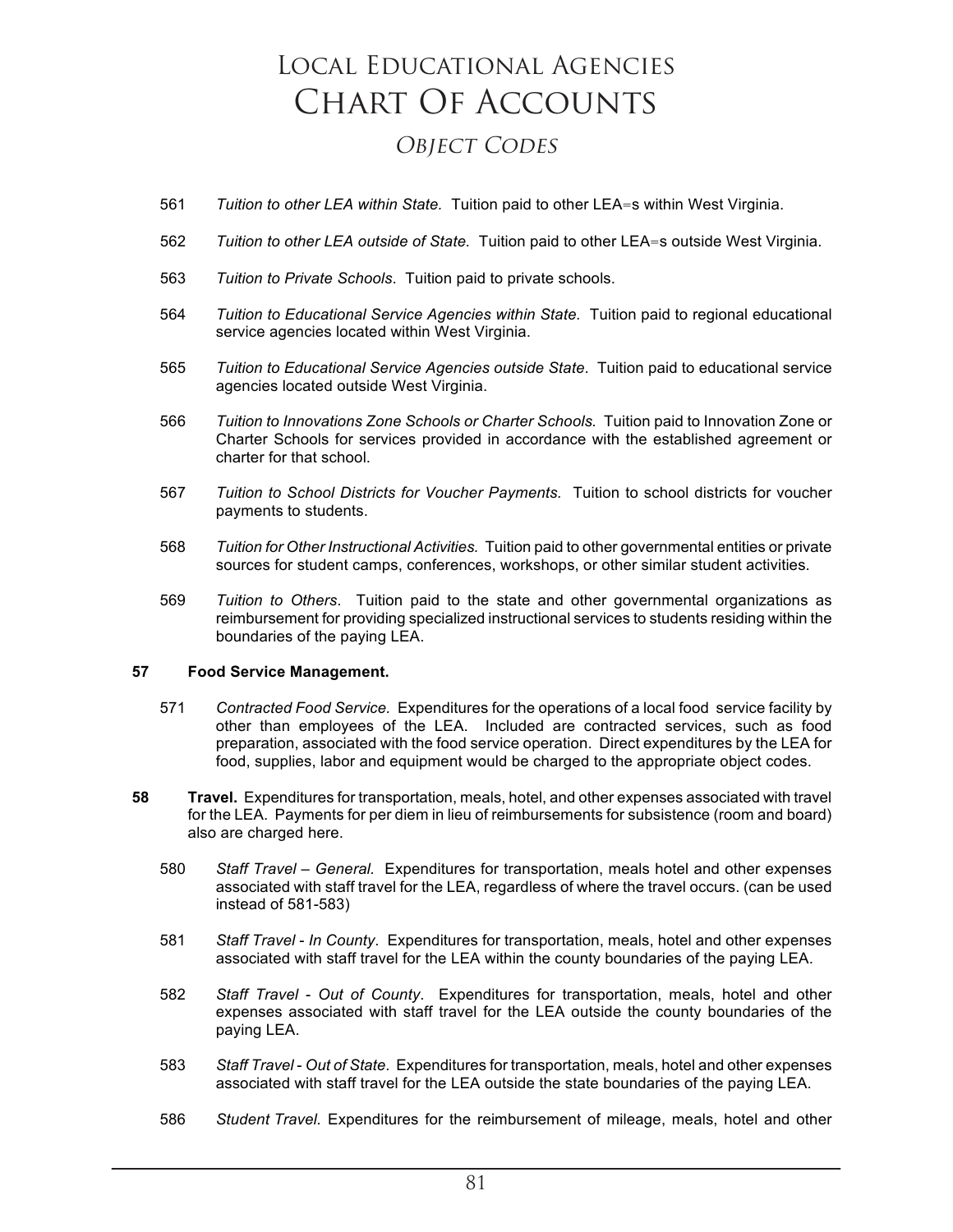# Local Educational Agencies
# Chart Of Accounts
## Object Codes

561 *Tuition to other LEA within State.* Tuition paid to other LEA=s within West Virginia.

562 *Tuition to other LEA outside of State.* Tuition paid to other LEA=s outside West Virginia.

563 *Tuition to Private Schools*. Tuition paid to private schools.

564 *Tuition to Educational Service Agencies within State.* Tuition paid to regional educational service agencies located within West Virginia.

565 *Tuition to Educational Service Agencies outside State*. Tuition paid to educational service agencies located outside West Virginia.

566 *Tuition to Innovations Zone Schools or Charter Schools.* Tuition paid to Innovation Zone or Charter Schools for services provided in accordance with the established agreement or charter for that school.

567 *Tuition to School Districts for Voucher Payments.* Tuition to school districts for voucher payments to students.

568 *Tuition for Other Instructional Activities.* Tuition paid to other governmental entities or private sources for student camps, conferences, workshops, or other similar student activities.

569 *Tuition to Others*. Tuition paid to the state and other governmental organizations as reimbursement for providing specialized instructional services to students residing within the boundaries of the paying LEA.

**57 Food Service Management.**

571 *Contracted Food Service.* Expenditures for the operations of a local food service facility by other than employees of the LEA. Included are contracted services, such as food preparation, associated with the food service operation. Direct expenditures by the LEA for food, supplies, labor and equipment would be charged to the appropriate object codes.

**58 Travel.** Expenditures for transportation, meals, hotel, and other expenses associated with travel for the LEA. Payments for per diem in lieu of reimbursements for subsistence (room and board) also are charged here.

580 *Staff Travel – General.* Expenditures for transportation, meals hotel and other expenses associated with staff travel for the LEA, regardless of where the travel occurs. (can be used instead of 581-583)

581 *Staff Travel - In County*. Expenditures for transportation, meals, hotel and other expenses associated with staff travel for the LEA within the county boundaries of the paying LEA.

582 *Staff Travel - Out of County*. Expenditures for transportation, meals, hotel and other expenses associated with staff travel for the LEA outside the county boundaries of the paying LEA.

583 *Staff Travel - Out of State*. Expenditures for transportation, meals, hotel and other expenses associated with staff travel for the LEA outside the state boundaries of the paying LEA.

586 *Student Travel.* Expenditures for the reimbursement of mileage, meals, hotel and other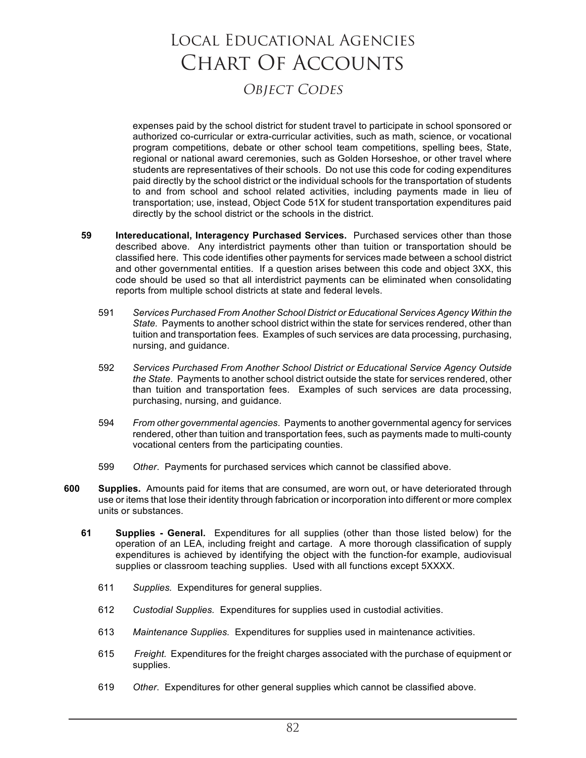expenses paid by the school district for student travel to participate in school sponsored or authorized co-curricular or extra-curricular activities, such as math, science, or vocational program competitions, debate or other school team competitions, spelling bees, State, regional or national award ceremonies, such as Golden Horseshoe, or other travel where students are representatives of their schools. Do not use this code for coding expenditures paid directly by the school district or the individual schools for the transportation of students to and from school and school related activities, including payments made in lieu of transportation; use, instead, Object Code 51X for student transportation expenditures paid directly by the school district or the schools in the district.

**59 Intereducational, Interagency Purchased Services.** Purchased services other than those described above. Any interdistrict payments other than tuition or transportation should be classified here. This code identifies other payments for services made between a school district and other governmental entities. If a question arises between this code and object 3XX, this code should be used so that all interdistrict payments can be eliminated when consolidating reports from multiple school districts at state and federal levels.

591 *Services Purchased From Another School District or Educational Services Agency Within the State.* Payments to another school district within the state for services rendered, other than tuition and transportation fees. Examples of such services are data processing, purchasing, nursing, and guidance.

592 *Services Purchased From Another School District or Educational Service Agency Outside the State.* Payments to another school district outside the state for services rendered, other than tuition and transportation fees. Examples of such services are data processing, purchasing, nursing, and guidance.

594 *From other governmental agencies*. Payments to another governmental agency for services rendered, other than tuition and transportation fees, such as payments made to multi-county vocational centers from the participating counties.

599 *Other*. Payments for purchased services which cannot be classified above.

**600 Supplies.** Amounts paid for items that are consumed, are worn out, or have deteriorated through use or items that lose their identity through fabrication or incorporation into different or more complex units or substances.

**61 Supplies - General.** Expenditures for all supplies (other than those listed below) for the operation of an LEA, including freight and cartage. A more thorough classification of supply expenditures is achieved by identifying the object with the function-for example, audiovisual supplies or classroom teaching supplies. Used with all functions except 5XXXX.

611 *Supplies.* Expenditures for general supplies.

612 *Custodial Supplies.* Expenditures for supplies used in custodial activities.

613 *Maintenance Supplies.* Expenditures for supplies used in maintenance activities.

615 *Freight.* Expenditures for the freight charges associated with the purchase of equipment or supplies.

619 *Other*. Expenditures for other general supplies which cannot be classified above.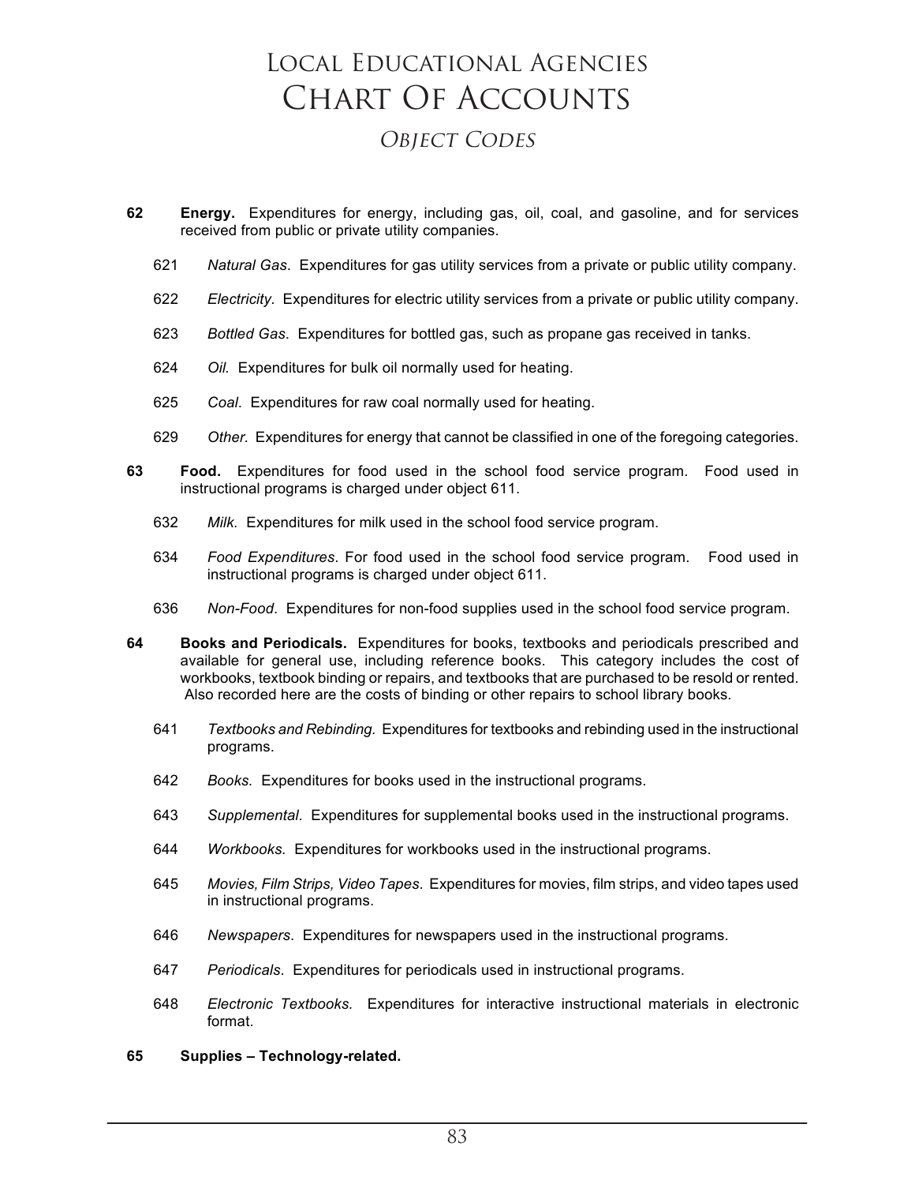# Local Educational Agencies
# Chart Of Accounts
## *Object Codes*

**62 Energy.** Expenditures for energy, including gas, oil, coal, and gasoline, and for services received from public or private utility companies.

621 *Natural Gas*. Expenditures for gas utility services from a private or public utility company.

622 *Electricity.* Expenditures for electric utility services from a private or public utility company.

623 *Bottled Gas*. Expenditures for bottled gas, such as propane gas received in tanks.

624 *Oil.* Expenditures for bulk oil normally used for heating.

625 *Coal*. Expenditures for raw coal normally used for heating.

629 *Other.* Expenditures for energy that cannot be classified in one of the foregoing categories.

**63 Food.** Expenditures for food used in the school food service program. Food used in instructional programs is charged under object 611.

632 *Milk*. Expenditures for milk used in the school food service program.

634 *Food Expenditures*. For food used in the school food service program. Food used in instructional programs is charged under object 611.

636 *Non-Food*. Expenditures for non-food supplies used in the school food service program.

**64 Books and Periodicals.** Expenditures for books, textbooks and periodicals prescribed and available for general use, including reference books. This category includes the cost of workbooks, textbook binding or repairs, and textbooks that are purchased to be resold or rented. Also recorded here are the costs of binding or other repairs to school library books.

641 *Textbooks and Rebinding.* Expenditures for textbooks and rebinding used in the instructional programs.

642 *Books.* Expenditures for books used in the instructional programs.

643 *Supplemental*. Expenditures for supplemental books used in the instructional programs.

644 *Workbooks.* Expenditures for workbooks used in the instructional programs.

645 *Movies, Film Strips, Video Tapes*. Expenditures for movies, film strips, and video tapes used in instructional programs.

646 *Newspapers*. Expenditures for newspapers used in the instructional programs.

647 *Periodicals*. Expenditures for periodicals used in instructional programs.

648 *Electronic Textbooks.* Expenditures for interactive instructional materials in electronic format.

**65 Supplies – Technology-related.**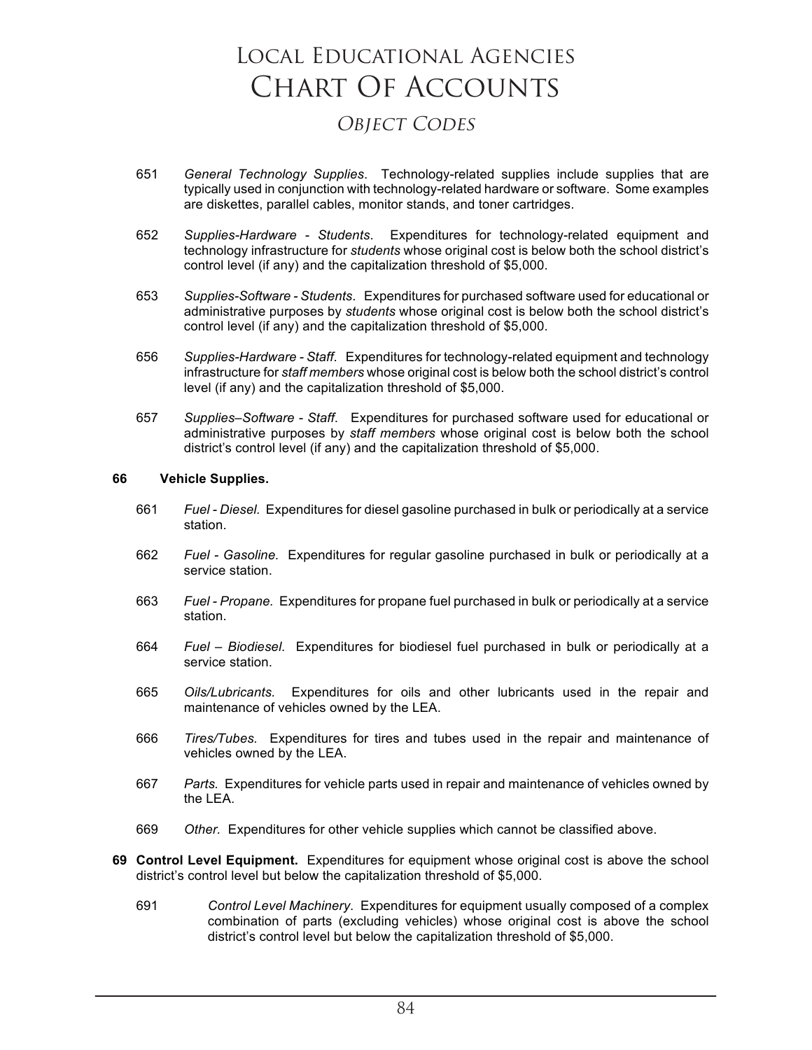651 *General Technology Supplies*. Technology-related supplies include supplies that are typically used in conjunction with technology-related hardware or software. Some examples are diskettes, parallel cables, monitor stands, and toner cartridges.

652 *Supplies-Hardware - Students*. Expenditures for technology-related equipment and technology infrastructure for *students* whose original cost is below both the school district's control level (if any) and the capitalization threshold of $5,000.

653 *Supplies-Software - Students*. Expenditures for purchased software used for educational or administrative purposes by *students* whose original cost is below both the school district's control level (if any) and the capitalization threshold of $5,000.

656 *Supplies-Hardware - Staff*. Expenditures for technology-related equipment and technology infrastructure for *staff members* whose original cost is below both the school district's control level (if any) and the capitalization threshold of $5,000.

657 *Supplies–Software - Staff*. Expenditures for purchased software used for educational or administrative purposes by *staff members* whose original cost is below both the school district's control level (if any) and the capitalization threshold of $5,000.

**66 Vehicle Supplies.**

661 *Fuel - Diesel.* Expenditures for diesel gasoline purchased in bulk or periodically at a service station.

662 *Fuel - Gasoline.* Expenditures for regular gasoline purchased in bulk or periodically at a service station.

663 *Fuel - Propane.* Expenditures for propane fuel purchased in bulk or periodically at a service station.

664 *Fuel – Biodiesel*. Expenditures for biodiesel fuel purchased in bulk or periodically at a service station.

665 *Oils/Lubricants.* Expenditures for oils and other lubricants used in the repair and maintenance of vehicles owned by the LEA.

666 *Tires/Tubes.* Expenditures for tires and tubes used in the repair and maintenance of vehicles owned by the LEA.

667 *Parts.* Expenditures for vehicle parts used in repair and maintenance of vehicles owned by the LEA.

669 *Other.* Expenditures for other vehicle supplies which cannot be classified above.

**69 Control Level Equipment.** Expenditures for equipment whose original cost is above the school district's control level but below the capitalization threshold of $5,000.

691 *Control Level Machinery*. Expenditures for equipment usually composed of a complex combination of parts (excluding vehicles) whose original cost is above the school district's control level but below the capitalization threshold of $5,000.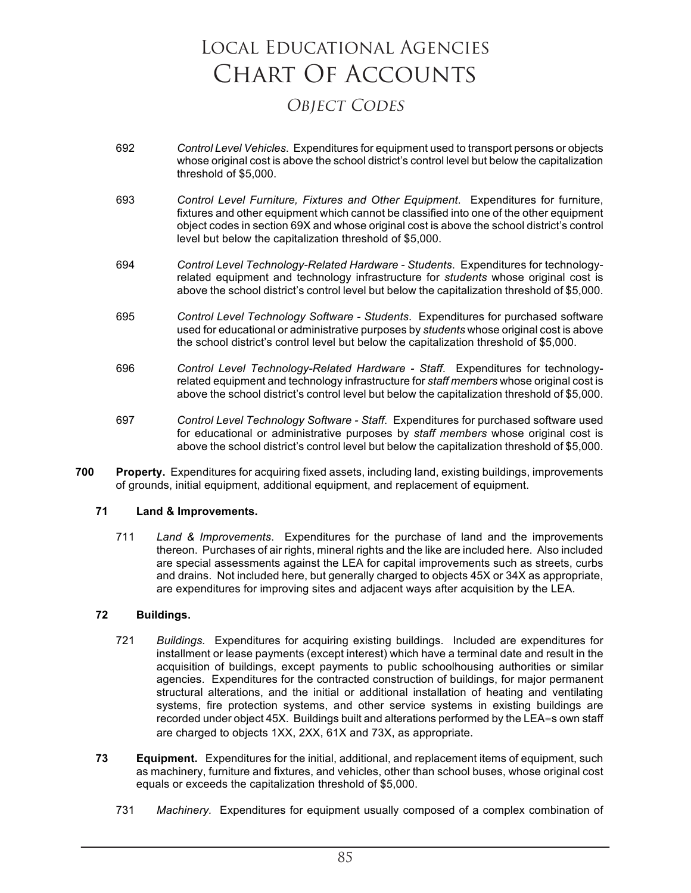692 *Control Level Vehicles*. Expenditures for equipment used to transport persons or objects whose original cost is above the school district's control level but below the capitalization threshold of $5,000.

693 *Control Level Furniture, Fixtures and Other Equipment*. Expenditures for furniture, fixtures and other equipment which cannot be classified into one of the other equipment object codes in section 69X and whose original cost is above the school district's control level but below the capitalization threshold of $5,000.

694 *Control Level Technology-Related Hardware - Students*. Expenditures for technology-related equipment and technology infrastructure for *students* whose original cost is above the school district's control level but below the capitalization threshold of $5,000.

695 *Control Level Technology Software - Students*. Expenditures for purchased software used for educational or administrative purposes by *students* whose original cost is above the school district's control level but below the capitalization threshold of $5,000.

696 *Control Level Technology-Related Hardware - Staff*. Expenditures for technology-related equipment and technology infrastructure for *staff members* whose original cost is above the school district's control level but below the capitalization threshold of $5,000.

697 *Control Level Technology Software - Staff*. Expenditures for purchased software used for educational or administrative purposes by *staff members* whose original cost is above the school district's control level but below the capitalization threshold of $5,000.

**700 Property.** Expenditures for acquiring fixed assets, including land, existing buildings, improvements of grounds, initial equipment, additional equipment, and replacement of equipment.

**71 Land & Improvements.**

711 *Land & Improvements*. Expenditures for the purchase of land and the improvements thereon. Purchases of air rights, mineral rights and the like are included here. Also included are special assessments against the LEA for capital improvements such as streets, curbs and drains. Not included here, but generally charged to objects 45X or 34X as appropriate, are expenditures for improving sites and adjacent ways after acquisition by the LEA.

**72 Buildings.**

721 *Buildings.* Expenditures for acquiring existing buildings. Included are expenditures for installment or lease payments (except interest) which have a terminal date and result in the acquisition of buildings, except payments to public schoolhousing authorities or similar agencies. Expenditures for the contracted construction of buildings, for major permanent structural alterations, and the initial or additional installation of heating and ventilating systems, fire protection systems, and other service systems in existing buildings are recorded under object 45X. Buildings built and alterations performed by the LEA=s own staff are charged to objects 1XX, 2XX, 61X and 73X, as appropriate.

**73 Equipment.** Expenditures for the initial, additional, and replacement items of equipment, such as machinery, furniture and fixtures, and vehicles, other than school buses, whose original cost equals or exceeds the capitalization threshold of $5,000.

731 *Machinery.* Expenditures for equipment usually composed of a complex combination of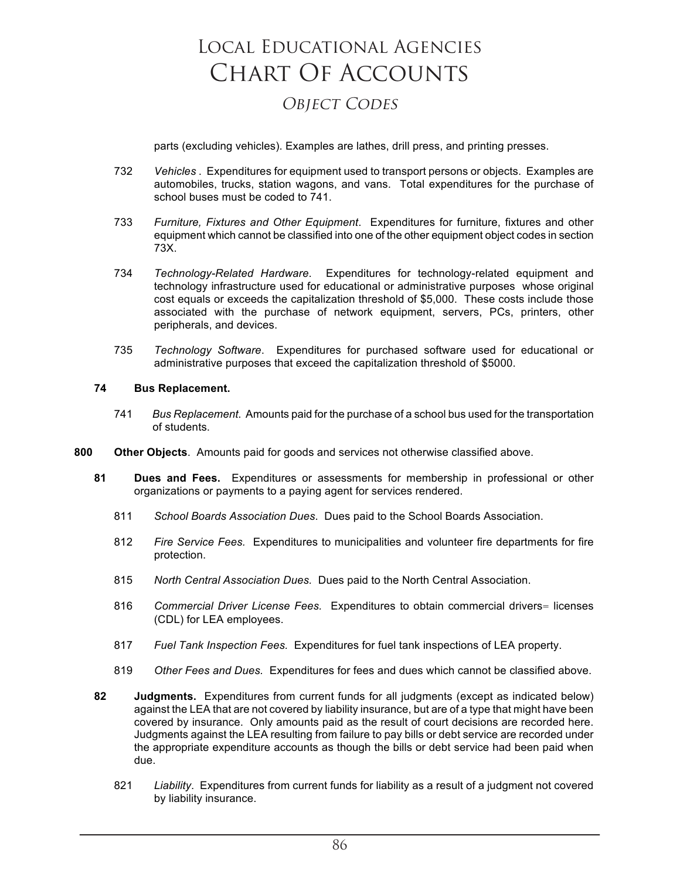parts (excluding vehicles). Examples are lathes, drill press, and printing presses.

732 *Vehicles* . Expenditures for equipment used to transport persons or objects. Examples are automobiles, trucks, station wagons, and vans. Total expenditures for the purchase of school buses must be coded to 741.

733 *Furniture, Fixtures and Other Equipment*. Expenditures for furniture, fixtures and other equipment which cannot be classified into one of the other equipment object codes in section 73X.

734 *Technology-Related Hardware*. Expenditures for technology-related equipment and technology infrastructure used for educational or administrative purposes whose original cost equals or exceeds the capitalization threshold of $5,000. These costs include those associated with the purchase of network equipment, servers, PCs, printers, other peripherals, and devices.

735 *Technology Software*. Expenditures for purchased software used for educational or administrative purposes that exceed the capitalization threshold of $5000.

**74 Bus Replacement.**

741 *Bus Replacement*. Amounts paid for the purchase of a school bus used for the transportation of students.

**800 Other Objects**. Amounts paid for goods and services not otherwise classified above.

**81 Dues and Fees.** Expenditures or assessments for membership in professional or other organizations or payments to a paying agent for services rendered.

811 *School Boards Association Dues*. Dues paid to the School Boards Association.

812 *Fire Service Fees.* Expenditures to municipalities and volunteer fire departments for fire protection.

815 *North Central Association Dues.* Dues paid to the North Central Association.

816 *Commercial Driver License Fees.* Expenditures to obtain commercial drivers= licenses (CDL) for LEA employees.

817 *Fuel Tank Inspection Fees.* Expenditures for fuel tank inspections of LEA property.

819 *Other Fees and Dues.* Expenditures for fees and dues which cannot be classified above.

**82 Judgments.** Expenditures from current funds for all judgments (except as indicated below) against the LEA that are not covered by liability insurance, but are of a type that might have been covered by insurance. Only amounts paid as the result of court decisions are recorded here. Judgments against the LEA resulting from failure to pay bills or debt service are recorded under the appropriate expenditure accounts as though the bills or debt service had been paid when due.

821 *Liability*. Expenditures from current funds for liability as a result of a judgment not covered by liability insurance.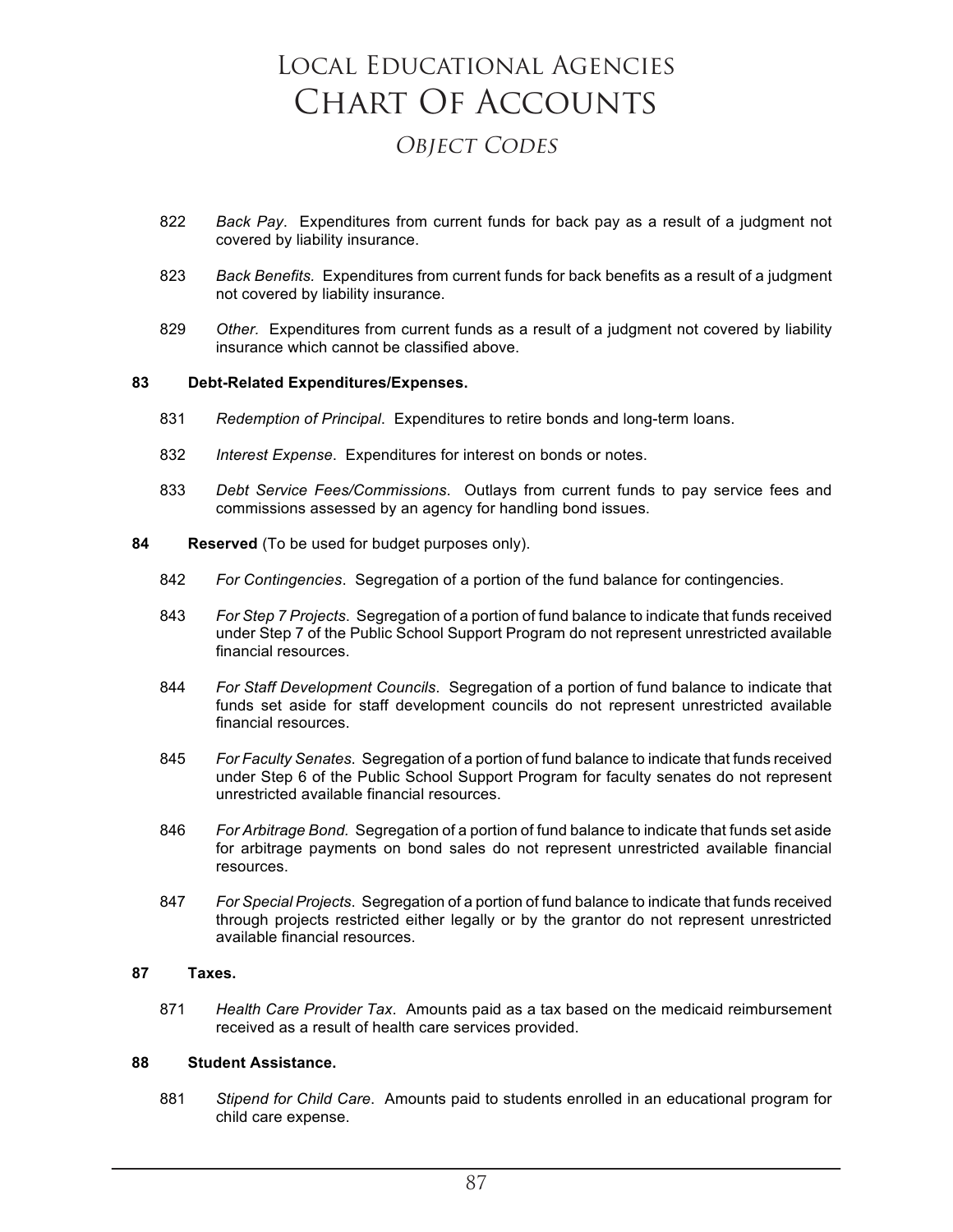822 *Back Pay*. Expenditures from current funds for back pay as a result of a judgment not covered by liability insurance.

823 *Back Benefits.* Expenditures from current funds for back benefits as a result of a judgment not covered by liability insurance.

829 *Other*. Expenditures from current funds as a result of a judgment not covered by liability insurance which cannot be classified above.

**83 Debt-Related Expenditures/Expenses.**

831 *Redemption of Principal*. Expenditures to retire bonds and long-term loans.

832 *Interest Expense*. Expenditures for interest on bonds or notes.

833 *Debt Service Fees/Commissions*. Outlays from current funds to pay service fees and commissions assessed by an agency for handling bond issues.

**84 Reserved** (To be used for budget purposes only).

842 *For Contingencies*. Segregation of a portion of the fund balance for contingencies.

843 *For Step 7 Projects*. Segregation of a portion of fund balance to indicate that funds received under Step 7 of the Public School Support Program do not represent unrestricted available financial resources.

844 *For Staff Development Councils*. Segregation of a portion of fund balance to indicate that funds set aside for staff development councils do not represent unrestricted available financial resources.

845 *For Faculty Senates*. Segregation of a portion of fund balance to indicate that funds received under Step 6 of the Public School Support Program for faculty senates do not represent unrestricted available financial resources.

846 *For Arbitrage Bond.* Segregation of a portion of fund balance to indicate that funds set aside for arbitrage payments on bond sales do not represent unrestricted available financial resources.

847 *For Special Projects*. Segregation of a portion of fund balance to indicate that funds received through projects restricted either legally or by the grantor do not represent unrestricted available financial resources.

**87 Taxes.**

871 *Health Care Provider Tax*. Amounts paid as a tax based on the medicaid reimbursement received as a result of health care services provided.

**88 Student Assistance.**

881 *Stipend for Child Care*. Amounts paid to students enrolled in an educational program for child care expense.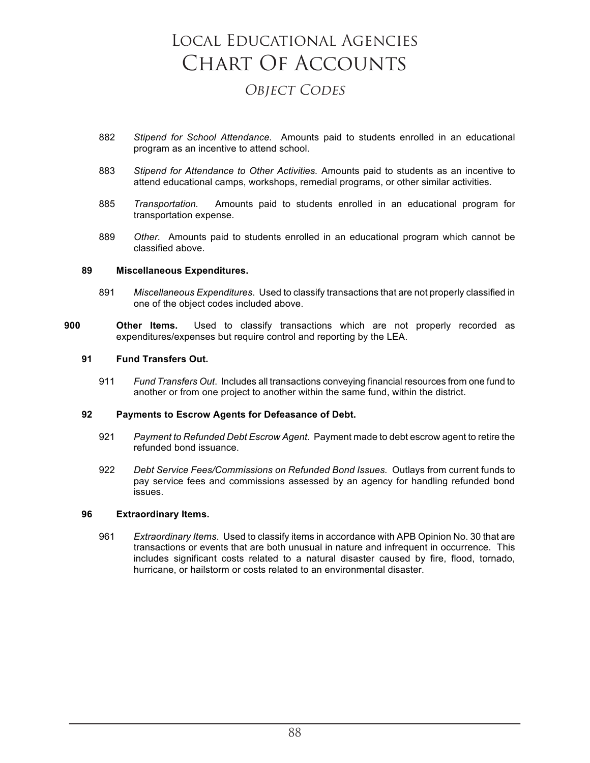882 *Stipend for School Attendance.* Amounts paid to students enrolled in an educational program as an incentive to attend school.

883 *Stipend for Attendance to Other Activities.* Amounts paid to students as an incentive to attend educational camps, workshops, remedial programs, or other similar activities.

885 *Transportation.* Amounts paid to students enrolled in an educational program for transportation expense.

889 *Other.* Amounts paid to students enrolled in an educational program which cannot be classified above.

**89 Miscellaneous Expenditures.**

891 *Miscellaneous Expenditures*. Used to classify transactions that are not properly classified in one of the object codes included above.

**900 Other Items.** Used to classify transactions which are not properly recorded as expenditures/expenses but require control and reporting by the LEA.

**91 Fund Transfers Out.**

911 *Fund Transfers Out*. Includes all transactions conveying financial resources from one fund to another or from one project to another within the same fund, within the district.

**92 Payments to Escrow Agents for Defeasance of Debt.**

921 *Payment to Refunded Debt Escrow Agent*. Payment made to debt escrow agent to retire the refunded bond issuance.

922 *Debt Service Fees/Commissions on Refunded Bond Issues.* Outlays from current funds to pay service fees and commissions assessed by an agency for handling refunded bond issues.

**96 Extraordinary Items.**

961 *Extraordinary Items*. Used to classify items in accordance with APB Opinion No. 30 that are transactions or events that are both unusual in nature and infrequent in occurrence. This includes significant costs related to a natural disaster caused by fire, flood, tornado, hurricane, or hailstorm or costs related to an environmental disaster.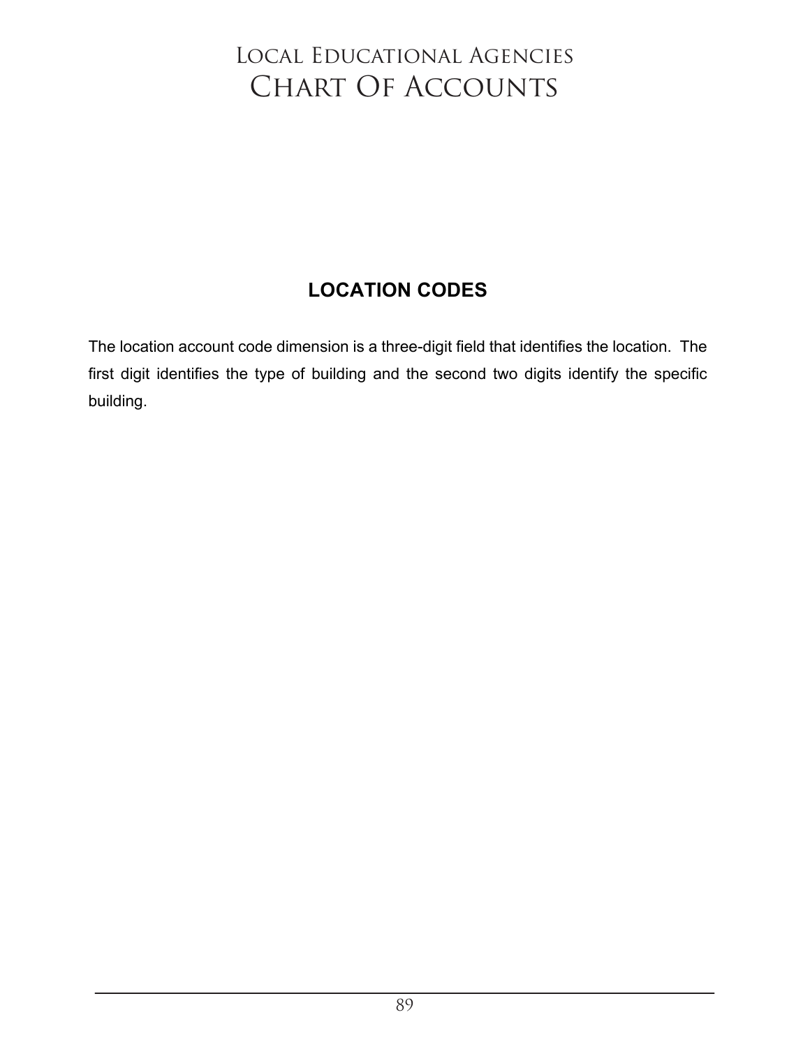## LOCATION CODES

The location account code dimension is a three-digit field that identifies the location. The first digit identifies the type of building and the second two digits identify the specific building.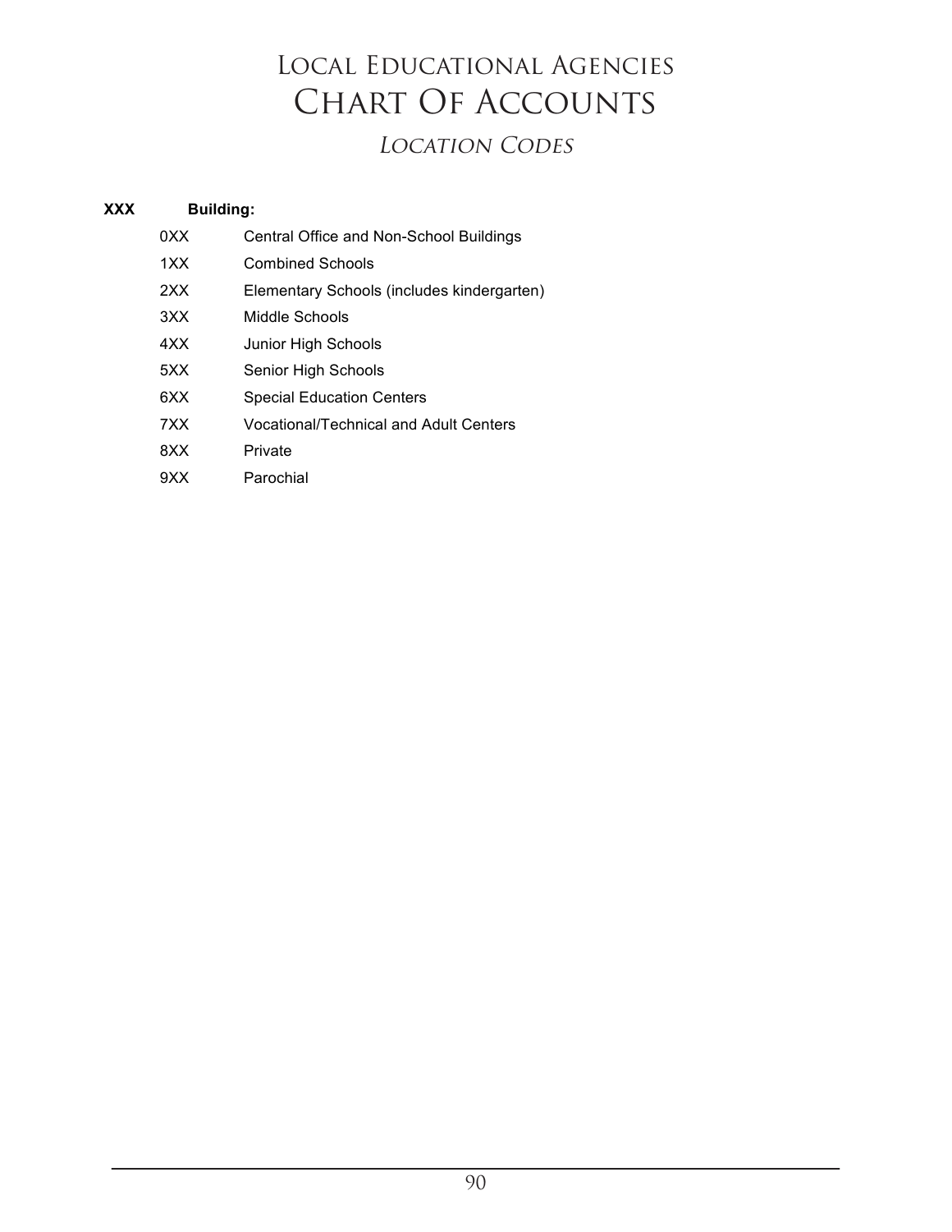# Local Educational Agencies
# Chart Of Accounts

## *Location Codes*

**XXX Building:**

| | |
|---|---|
| 0XX | Central Office and Non-School Buildings |
| 1XX | Combined Schools |
| 2XX | Elementary Schools (includes kindergarten) |
| 3XX | Middle Schools |
| 4XX | Junior High Schools |
| 5XX | Senior High Schools |
| 6XX | Special Education Centers |
| 7XX | Vocational/Technical and Adult Centers |
| 8XX | Private |
| 9XX | Parochial |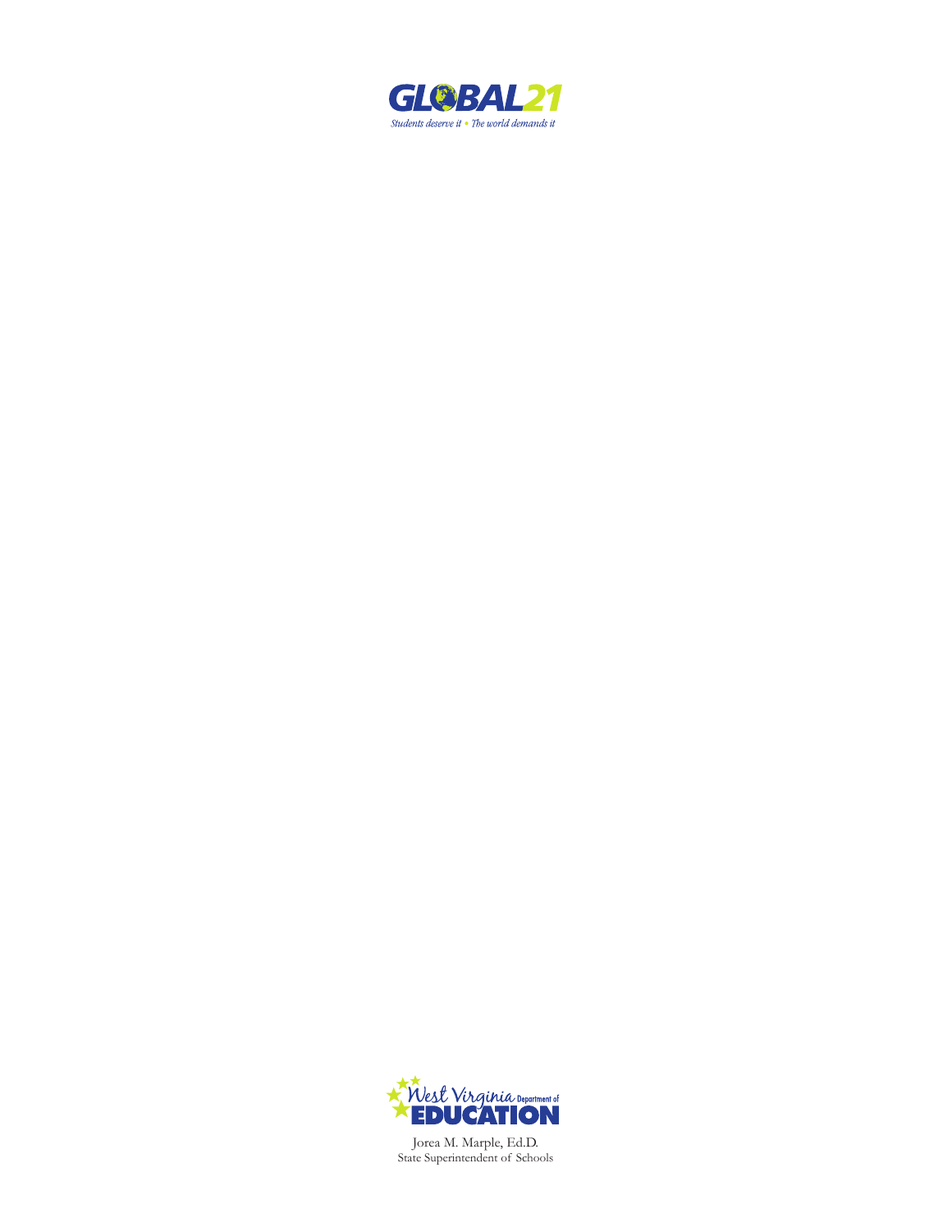GLOBAL21

*Students deserve it • The world demands it*

West Virginia Department of EDUCATION

Jorea M. Marple, Ed.D.
State Superintendent of Schools